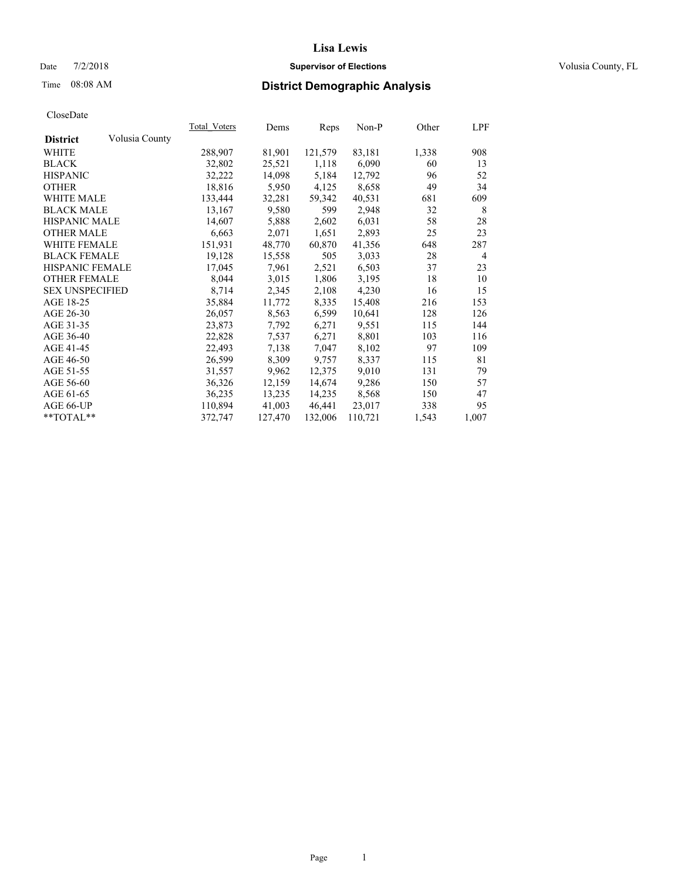# Lisa Lewis

Date 7/2/2018 **Supervisor of Elections** Volusia County, FL

Time 08:08 AM **District Demographic Analysis**

CloseDate

| District | Volusia County | Total_Voters | Dems | Reps | Non-P | Other | LPF |
|---|---|---|---|---|---|---|---|
| WHITE | | 288,907 | 81,901 | 121,579 | 83,181 | 1,338 | 908 |
| BLACK | | 32,802 | 25,521 | 1,118 | 6,090 | 60 | 13 |
| HISPANIC | | 32,222 | 14,098 | 5,184 | 12,792 | 96 | 52 |
| OTHER | | 18,816 | 5,950 | 4,125 | 8,658 | 49 | 34 |
| WHITE MALE | | 133,444 | 32,281 | 59,342 | 40,531 | 681 | 609 |
| BLACK MALE | | 13,167 | 9,580 | 599 | 2,948 | 32 | 8 |
| HISPANIC MALE | | 14,607 | 5,888 | 2,602 | 6,031 | 58 | 28 |
| OTHER MALE | | 6,663 | 2,071 | 1,651 | 2,893 | 25 | 23 |
| WHITE FEMALE | | 151,931 | 48,770 | 60,870 | 41,356 | 648 | 287 |
| BLACK FEMALE | | 19,128 | 15,558 | 505 | 3,033 | 28 | 4 |
| HISPANIC FEMALE | | 17,045 | 7,961 | 2,521 | 6,503 | 37 | 23 |
| OTHER FEMALE | | 8,044 | 3,015 | 1,806 | 3,195 | 18 | 10 |
| SEX UNSPECIFIED | | 8,714 | 2,345 | 2,108 | 4,230 | 16 | 15 |
| AGE 18-25 | | 35,884 | 11,772 | 8,335 | 15,408 | 216 | 153 |
| AGE 26-30 | | 26,057 | 8,563 | 6,599 | 10,641 | 128 | 126 |
| AGE 31-35 | | 23,873 | 7,792 | 6,271 | 9,551 | 115 | 144 |
| AGE 36-40 | | 22,828 | 7,537 | 6,271 | 8,801 | 103 | 116 |
| AGE 41-45 | | 22,493 | 7,138 | 7,047 | 8,102 | 97 | 109 |
| AGE 46-50 | | 26,599 | 8,309 | 9,757 | 8,337 | 115 | 81 |
| AGE 51-55 | | 31,557 | 9,962 | 12,375 | 9,010 | 131 | 79 |
| AGE 56-60 | | 36,326 | 12,159 | 14,674 | 9,286 | 150 | 57 |
| AGE 61-65 | | 36,235 | 13,235 | 14,235 | 8,568 | 150 | 47 |
| AGE 66-UP | | 110,894 | 41,003 | 46,441 | 23,017 | 338 | 95 |
| **TOTAL** | | 372,747 | 127,470 | 132,006 | 110,721 | 1,543 | 1,007 |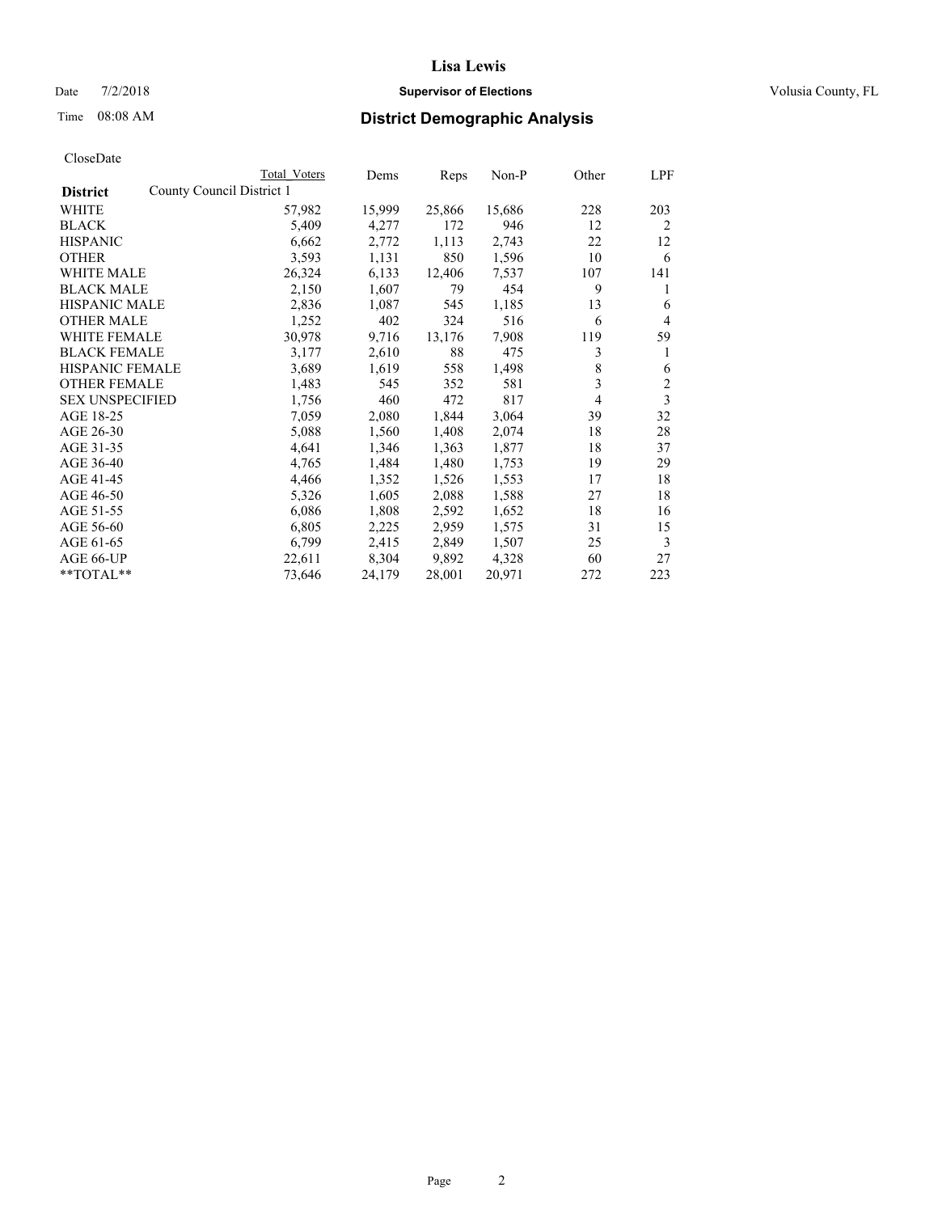# Lisa Lewis

Date 7/2/2018 **Supervisor of Elections** Volusia County, FL

Time 08:08 AM **District Demographic Analysis**

CloseDate

| District | County Council District 1 Total Voters | Dems | Reps | Non-P | Other | LPF |
|---|---|---|---|---|---|---|
| WHITE | 57,982 | 15,999 | 25,866 | 15,686 | 228 | 203 |
| BLACK | 5,409 | 4,277 | 172 | 946 | 12 | 2 |
| HISPANIC | 6,662 | 2,772 | 1,113 | 2,743 | 22 | 12 |
| OTHER | 3,593 | 1,131 | 850 | 1,596 | 10 | 6 |
| WHITE MALE | 26,324 | 6,133 | 12,406 | 7,537 | 107 | 141 |
| BLACK MALE | 2,150 | 1,607 | 79 | 454 | 9 | 1 |
| HISPANIC MALE | 2,836 | 1,087 | 545 | 1,185 | 13 | 6 |
| OTHER MALE | 1,252 | 402 | 324 | 516 | 6 | 4 |
| WHITE FEMALE | 30,978 | 9,716 | 13,176 | 7,908 | 119 | 59 |
| BLACK FEMALE | 3,177 | 2,610 | 88 | 475 | 3 | 1 |
| HISPANIC FEMALE | 3,689 | 1,619 | 558 | 1,498 | 8 | 6 |
| OTHER FEMALE | 1,483 | 545 | 352 | 581 | 3 | 2 |
| SEX UNSPECIFIED | 1,756 | 460 | 472 | 817 | 4 | 3 |
| AGE 18-25 | 7,059 | 2,080 | 1,844 | 3,064 | 39 | 32 |
| AGE 26-30 | 5,088 | 1,560 | 1,408 | 2,074 | 18 | 28 |
| AGE 31-35 | 4,641 | 1,346 | 1,363 | 1,877 | 18 | 37 |
| AGE 36-40 | 4,765 | 1,484 | 1,480 | 1,753 | 19 | 29 |
| AGE 41-45 | 4,466 | 1,352 | 1,526 | 1,553 | 17 | 18 |
| AGE 46-50 | 5,326 | 1,605 | 2,088 | 1,588 | 27 | 18 |
| AGE 51-55 | 6,086 | 1,808 | 2,592 | 1,652 | 18 | 16 |
| AGE 56-60 | 6,805 | 2,225 | 2,959 | 1,575 | 31 | 15 |
| AGE 61-65 | 6,799 | 2,415 | 2,849 | 1,507 | 25 | 3 |
| AGE 66-UP | 22,611 | 8,304 | 9,892 | 4,328 | 60 | 27 |
| **TOTAL** | 73,646 | 24,179 | 28,001 | 20,971 | 272 | 223 |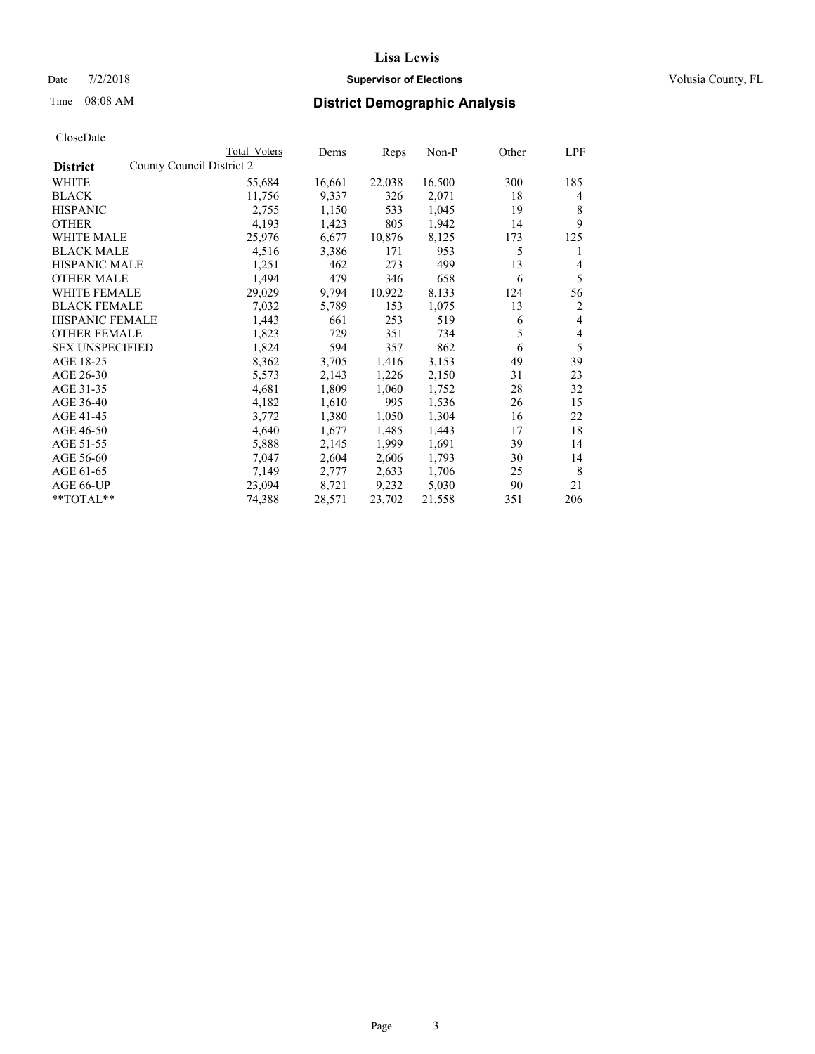# Lisa Lewis

Date 7/2/2018 **Supervisor of Elections** Volusia County, FL

Time 08:08 AM

## District Demographic Analysis

CloseDate

| District | Total Voters | Dems | Reps | Non-P | Other | LPF |
|---|---|---|---|---|---|---|
| County Council District 2 | | | | | | |
| WHITE | 55,684 | 16,661 | 22,038 | 16,500 | 300 | 185 |
| BLACK | 11,756 | 9,337 | 326 | 2,071 | 18 | 4 |
| HISPANIC | 2,755 | 1,150 | 533 | 1,045 | 19 | 8 |
| OTHER | 4,193 | 1,423 | 805 | 1,942 | 14 | 9 |
| WHITE MALE | 25,976 | 6,677 | 10,876 | 8,125 | 173 | 125 |
| BLACK MALE | 4,516 | 3,386 | 171 | 953 | 5 | 1 |
| HISPANIC MALE | 1,251 | 462 | 273 | 499 | 13 | 4 |
| OTHER MALE | 1,494 | 479 | 346 | 658 | 6 | 5 |
| WHITE FEMALE | 29,029 | 9,794 | 10,922 | 8,133 | 124 | 56 |
| BLACK FEMALE | 7,032 | 5,789 | 153 | 1,075 | 13 | 2 |
| HISPANIC FEMALE | 1,443 | 661 | 253 | 519 | 6 | 4 |
| OTHER FEMALE | 1,823 | 729 | 351 | 734 | 5 | 4 |
| SEX UNSPECIFIED | 1,824 | 594 | 357 | 862 | 6 | 5 |
| AGE 18-25 | 8,362 | 3,705 | 1,416 | 3,153 | 49 | 39 |
| AGE 26-30 | 5,573 | 2,143 | 1,226 | 2,150 | 31 | 23 |
| AGE 31-35 | 4,681 | 1,809 | 1,060 | 1,752 | 28 | 32 |
| AGE 36-40 | 4,182 | 1,610 | 995 | 1,536 | 26 | 15 |
| AGE 41-45 | 3,772 | 1,380 | 1,050 | 1,304 | 16 | 22 |
| AGE 46-50 | 4,640 | 1,677 | 1,485 | 1,443 | 17 | 18 |
| AGE 51-55 | 5,888 | 2,145 | 1,999 | 1,691 | 39 | 14 |
| AGE 56-60 | 7,047 | 2,604 | 2,606 | 1,793 | 30 | 14 |
| AGE 61-65 | 7,149 | 2,777 | 2,633 | 1,706 | 25 | 8 |
| AGE 66-UP | 23,094 | 8,721 | 9,232 | 5,030 | 90 | 21 |
| **TOTAL** | 74,388 | 28,571 | 23,702 | 21,558 | 351 | 206 |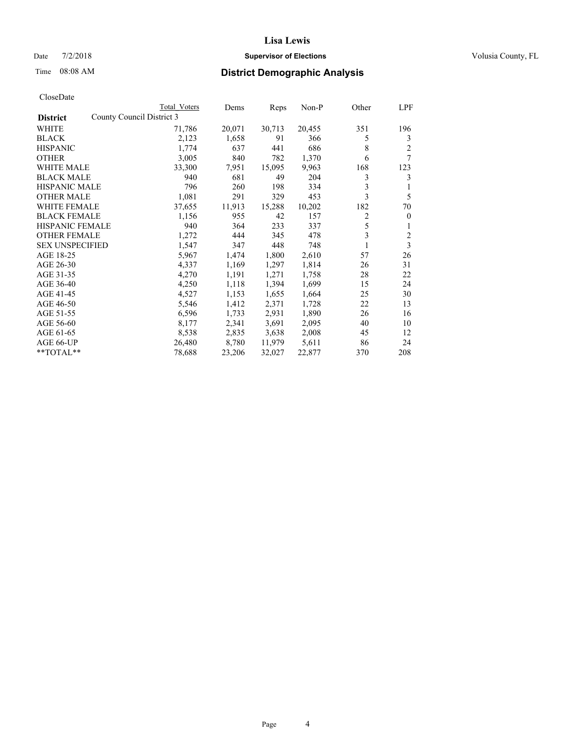# Lisa Lewis

Date 7/2/2018 **Supervisor of Elections** Volusia County, FL

Time 08:08 AM **District Demographic Analysis**

CloseDate

| District | County Council District 3 | Total Voters | Dems | Reps | Non-P | Other | LPF |
|---|---|---|---|---|---|---|---|
| WHITE | | 71,786 | 20,071 | 30,713 | 20,455 | 351 | 196 |
| BLACK | | 2,123 | 1,658 | 91 | 366 | 5 | 3 |
| HISPANIC | | 1,774 | 637 | 441 | 686 | 8 | 2 |
| OTHER | | 3,005 | 840 | 782 | 1,370 | 6 | 7 |
| WHITE MALE | | 33,300 | 7,951 | 15,095 | 9,963 | 168 | 123 |
| BLACK MALE | | 940 | 681 | 49 | 204 | 3 | 3 |
| HISPANIC MALE | | 796 | 260 | 198 | 334 | 3 | 1 |
| OTHER MALE | | 1,081 | 291 | 329 | 453 | 3 | 5 |
| WHITE FEMALE | | 37,655 | 11,913 | 15,288 | 10,202 | 182 | 70 |
| BLACK FEMALE | | 1,156 | 955 | 42 | 157 | 2 | 0 |
| HISPANIC FEMALE | | 940 | 364 | 233 | 337 | 5 | 1 |
| OTHER FEMALE | | 1,272 | 444 | 345 | 478 | 3 | 2 |
| SEX UNSPECIFIED | | 1,547 | 347 | 448 | 748 | 1 | 3 |
| AGE 18-25 | | 5,967 | 1,474 | 1,800 | 2,610 | 57 | 26 |
| AGE 26-30 | | 4,337 | 1,169 | 1,297 | 1,814 | 26 | 31 |
| AGE 31-35 | | 4,270 | 1,191 | 1,271 | 1,758 | 28 | 22 |
| AGE 36-40 | | 4,250 | 1,118 | 1,394 | 1,699 | 15 | 24 |
| AGE 41-45 | | 4,527 | 1,153 | 1,655 | 1,664 | 25 | 30 |
| AGE 46-50 | | 5,546 | 1,412 | 2,371 | 1,728 | 22 | 13 |
| AGE 51-55 | | 6,596 | 1,733 | 2,931 | 1,890 | 26 | 16 |
| AGE 56-60 | | 8,177 | 2,341 | 3,691 | 2,095 | 40 | 10 |
| AGE 61-65 | | 8,538 | 2,835 | 3,638 | 2,008 | 45 | 12 |
| AGE 66-UP | | 26,480 | 8,780 | 11,979 | 5,611 | 86 | 24 |
| **TOTAL** | | 78,688 | 23,206 | 32,027 | 22,877 | 370 | 208 |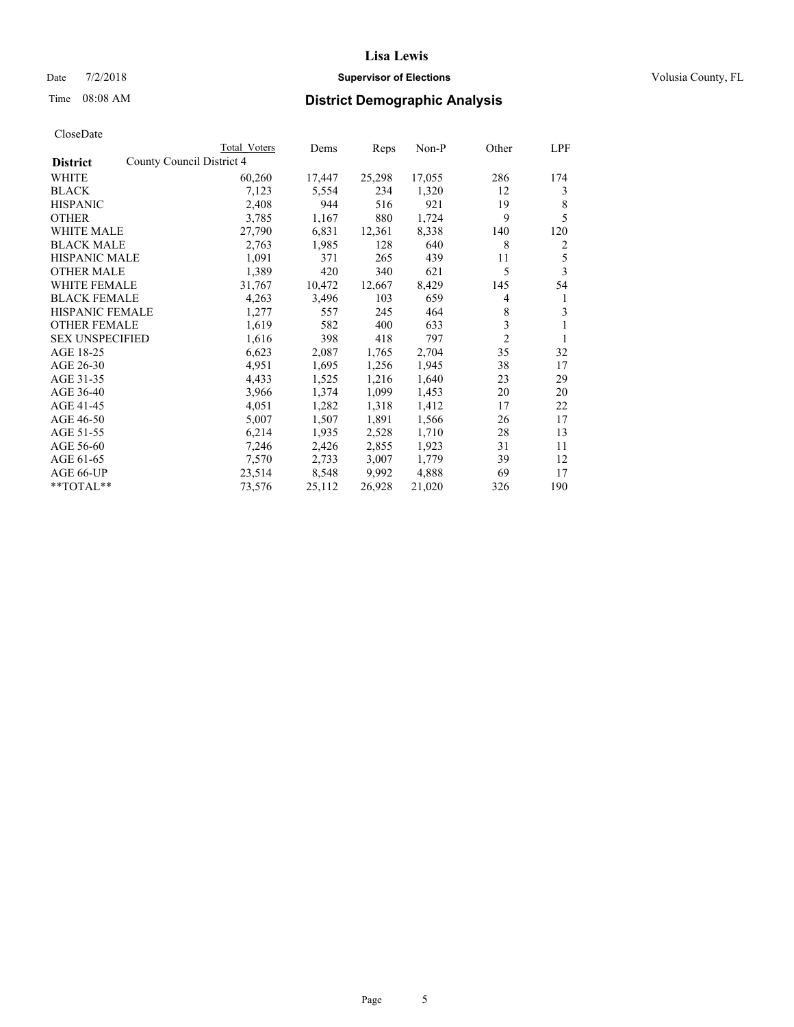Lisa Lewis

Date 7/2/2018 **Supervisor of Elections** Volusia County, FL

Time 08:08 AM **District Demographic Analysis**

CloseDate

| **District** | County Council District 4 | Total Voters | Dems | Reps | Non-P | Other | LPF |
|---|---|---|---|---|---|---|---|
| WHITE | | 60,260 | 17,447 | 25,298 | 17,055 | 286 | 174 |
| BLACK | | 7,123 | 5,554 | 234 | 1,320 | 12 | 3 |
| HISPANIC | | 2,408 | 944 | 516 | 921 | 19 | 8 |
| OTHER | | 3,785 | 1,167 | 880 | 1,724 | 9 | 5 |
| WHITE MALE | | 27,790 | 6,831 | 12,361 | 8,338 | 140 | 120 |
| BLACK MALE | | 2,763 | 1,985 | 128 | 640 | 8 | 2 |
| HISPANIC MALE | | 1,091 | 371 | 265 | 439 | 11 | 5 |
| OTHER MALE | | 1,389 | 420 | 340 | 621 | 5 | 3 |
| WHITE FEMALE | | 31,767 | 10,472 | 12,667 | 8,429 | 145 | 54 |
| BLACK FEMALE | | 4,263 | 3,496 | 103 | 659 | 4 | 1 |
| HISPANIC FEMALE | | 1,277 | 557 | 245 | 464 | 8 | 3 |
| OTHER FEMALE | | 1,619 | 582 | 400 | 633 | 3 | 1 |
| SEX UNSPECIFIED | | 1,616 | 398 | 418 | 797 | 2 | 1 |
| AGE 18-25 | | 6,623 | 2,087 | 1,765 | 2,704 | 35 | 32 |
| AGE 26-30 | | 4,951 | 1,695 | 1,256 | 1,945 | 38 | 17 |
| AGE 31-35 | | 4,433 | 1,525 | 1,216 | 1,640 | 23 | 29 |
| AGE 36-40 | | 3,966 | 1,374 | 1,099 | 1,453 | 20 | 20 |
| AGE 41-45 | | 4,051 | 1,282 | 1,318 | 1,412 | 17 | 22 |
| AGE 46-50 | | 5,007 | 1,507 | 1,891 | 1,566 | 26 | 17 |
| AGE 51-55 | | 6,214 | 1,935 | 2,528 | 1,710 | 28 | 13 |
| AGE 56-60 | | 7,246 | 2,426 | 2,855 | 1,923 | 31 | 11 |
| AGE 61-65 | | 7,570 | 2,733 | 3,007 | 1,779 | 39 | 12 |
| AGE 66-UP | | 23,514 | 8,548 | 9,992 | 4,888 | 69 | 17 |
| **TOTAL** | | 73,576 | 25,112 | 26,928 | 21,020 | 326 | 190 |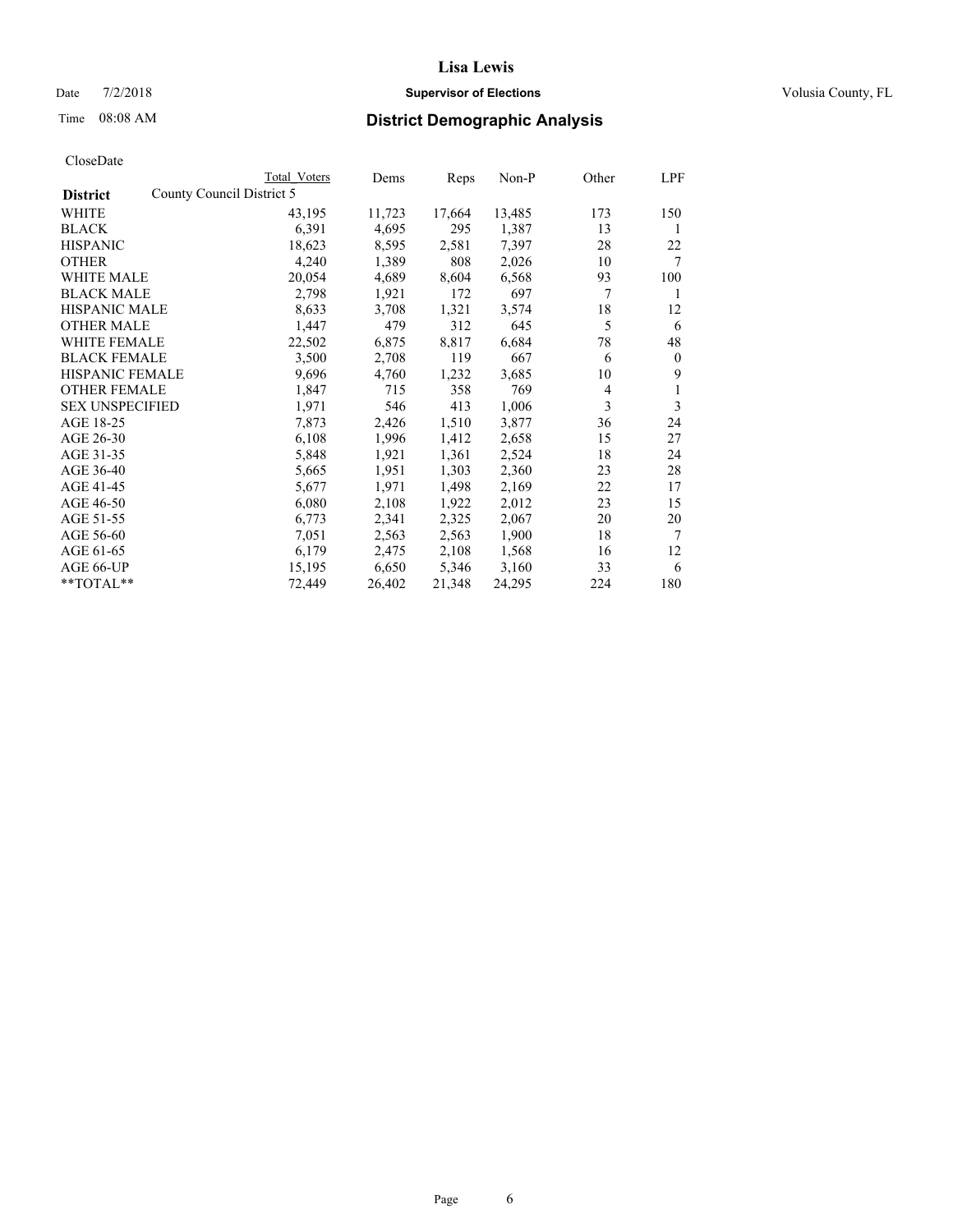Lisa Lewis

Date 7/2/2018 **Supervisor of Elections** Volusia County, FL

Time 08:08 AM **District Demographic Analysis**

CloseDate

| District | Total Voters | Dems | Reps | Non-P | Other | LPF |
|---|---|---|---|---|---|---|
| County Council District 5 | | | | | | |
| WHITE | 43,195 | 11,723 | 17,664 | 13,485 | 173 | 150 |
| BLACK | 6,391 | 4,695 | 295 | 1,387 | 13 | 1 |
| HISPANIC | 18,623 | 8,595 | 2,581 | 7,397 | 28 | 22 |
| OTHER | 4,240 | 1,389 | 808 | 2,026 | 10 | 7 |
| WHITE MALE | 20,054 | 4,689 | 8,604 | 6,568 | 93 | 100 |
| BLACK MALE | 2,798 | 1,921 | 172 | 697 | 7 | 1 |
| HISPANIC MALE | 8,633 | 3,708 | 1,321 | 3,574 | 18 | 12 |
| OTHER MALE | 1,447 | 479 | 312 | 645 | 5 | 6 |
| WHITE FEMALE | 22,502 | 6,875 | 8,817 | 6,684 | 78 | 48 |
| BLACK FEMALE | 3,500 | 2,708 | 119 | 667 | 6 | 0 |
| HISPANIC FEMALE | 9,696 | 4,760 | 1,232 | 3,685 | 10 | 9 |
| OTHER FEMALE | 1,847 | 715 | 358 | 769 | 4 | 1 |
| SEX UNSPECIFIED | 1,971 | 546 | 413 | 1,006 | 3 | 3 |
| AGE 18-25 | 7,873 | 2,426 | 1,510 | 3,877 | 36 | 24 |
| AGE 26-30 | 6,108 | 1,996 | 1,412 | 2,658 | 15 | 27 |
| AGE 31-35 | 5,848 | 1,921 | 1,361 | 2,524 | 18 | 24 |
| AGE 36-40 | 5,665 | 1,951 | 1,303 | 2,360 | 23 | 28 |
| AGE 41-45 | 5,677 | 1,971 | 1,498 | 2,169 | 22 | 17 |
| AGE 46-50 | 6,080 | 2,108 | 1,922 | 2,012 | 23 | 15 |
| AGE 51-55 | 6,773 | 2,341 | 2,325 | 2,067 | 20 | 20 |
| AGE 56-60 | 7,051 | 2,563 | 2,563 | 1,900 | 18 | 7 |
| AGE 61-65 | 6,179 | 2,475 | 2,108 | 1,568 | 16 | 12 |
| AGE 66-UP | 15,195 | 6,650 | 5,346 | 3,160 | 33 | 6 |
| **TOTAL** | 72,449 | 26,402 | 21,348 | 24,295 | 224 | 180 |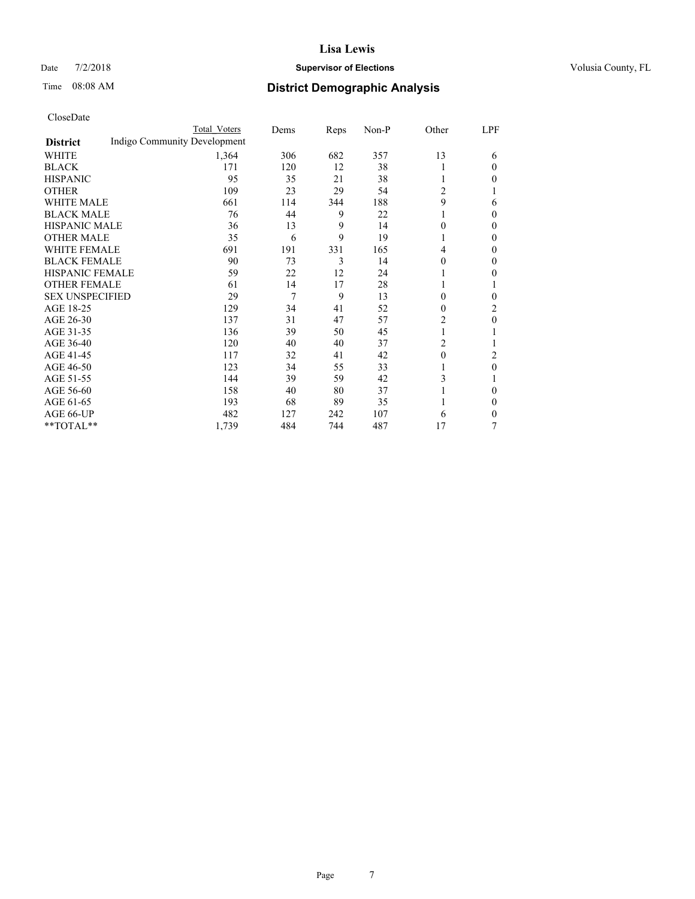# Lisa Lewis

Date 7/2/2018 **Supervisor of Elections** Volusia County, FL

Time 08:08 AM **District Demographic Analysis**

CloseDate

| District | Total Voters | Dems | Reps | Non-P | Other | LPF |
|---|---|---|---|---|---|---|
| Indigo Community Development | | | | | | |
| WHITE | 1,364 | 306 | 682 | 357 | 13 | 6 |
| BLACK | 171 | 120 | 12 | 38 | 1 | 0 |
| HISPANIC | 95 | 35 | 21 | 38 | 1 | 0 |
| OTHER | 109 | 23 | 29 | 54 | 2 | 1 |
| WHITE MALE | 661 | 114 | 344 | 188 | 9 | 6 |
| BLACK MALE | 76 | 44 | 9 | 22 | 1 | 0 |
| HISPANIC MALE | 36 | 13 | 9 | 14 | 0 | 0 |
| OTHER MALE | 35 | 6 | 9 | 19 | 1 | 0 |
| WHITE FEMALE | 691 | 191 | 331 | 165 | 4 | 0 |
| BLACK FEMALE | 90 | 73 | 3 | 14 | 0 | 0 |
| HISPANIC FEMALE | 59 | 22 | 12 | 24 | 1 | 0 |
| OTHER FEMALE | 61 | 14 | 17 | 28 | 1 | 1 |
| SEX UNSPECIFIED | 29 | 7 | 9 | 13 | 0 | 0 |
| AGE 18-25 | 129 | 34 | 41 | 52 | 0 | 2 |
| AGE 26-30 | 137 | 31 | 47 | 57 | 2 | 0 |
| AGE 31-35 | 136 | 39 | 50 | 45 | 1 | 1 |
| AGE 36-40 | 120 | 40 | 40 | 37 | 2 | 1 |
| AGE 41-45 | 117 | 32 | 41 | 42 | 0 | 2 |
| AGE 46-50 | 123 | 34 | 55 | 33 | 1 | 0 |
| AGE 51-55 | 144 | 39 | 59 | 42 | 3 | 1 |
| AGE 56-60 | 158 | 40 | 80 | 37 | 1 | 0 |
| AGE 61-65 | 193 | 68 | 89 | 35 | 1 | 0 |
| AGE 66-UP | 482 | 127 | 242 | 107 | 6 | 0 |
| **TOTAL** | 1,739 | 484 | 744 | 487 | 17 | 7 |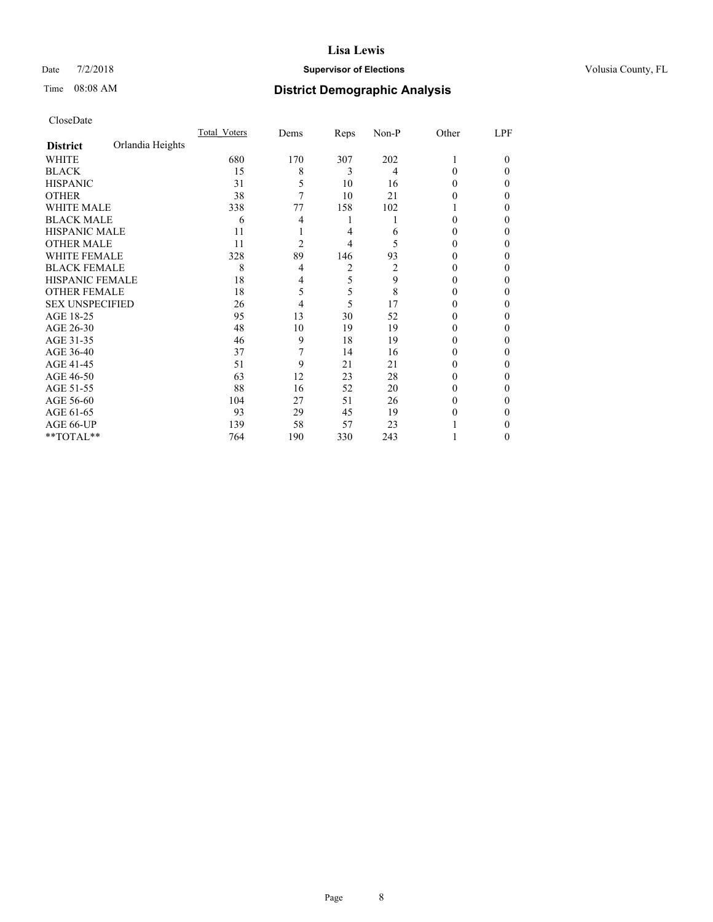# Lisa Lewis

Date 7/2/2018 **Supervisor of Elections** Volusia County, FL

Time 08:08 AM **District Demographic Analysis**

CloseDate

| | Total_Voters | Dems | Reps | Non-P | Other | LPF |
|---|---|---|---|---|---|---|
| **District** Orlandia Heights | | | | | | |
| WHITE | 680 | 170 | 307 | 202 | 1 | 0 |
| BLACK | 15 | 8 | 3 | 4 | 0 | 0 |
| HISPANIC | 31 | 5 | 10 | 16 | 0 | 0 |
| OTHER | 38 | 7 | 10 | 21 | 0 | 0 |
| WHITE MALE | 338 | 77 | 158 | 102 | 1 | 0 |
| BLACK MALE | 6 | 4 | 1 | 1 | 0 | 0 |
| HISPANIC MALE | 11 | 1 | 4 | 6 | 0 | 0 |
| OTHER MALE | 11 | 2 | 4 | 5 | 0 | 0 |
| WHITE FEMALE | 328 | 89 | 146 | 93 | 0 | 0 |
| BLACK FEMALE | 8 | 4 | 2 | 2 | 0 | 0 |
| HISPANIC FEMALE | 18 | 4 | 5 | 9 | 0 | 0 |
| OTHER FEMALE | 18 | 5 | 5 | 8 | 0 | 0 |
| SEX UNSPECIFIED | 26 | 4 | 5 | 17 | 0 | 0 |
| AGE 18-25 | 95 | 13 | 30 | 52 | 0 | 0 |
| AGE 26-30 | 48 | 10 | 19 | 19 | 0 | 0 |
| AGE 31-35 | 46 | 9 | 18 | 19 | 0 | 0 |
| AGE 36-40 | 37 | 7 | 14 | 16 | 0 | 0 |
| AGE 41-45 | 51 | 9 | 21 | 21 | 0 | 0 |
| AGE 46-50 | 63 | 12 | 23 | 28 | 0 | 0 |
| AGE 51-55 | 88 | 16 | 52 | 20 | 0 | 0 |
| AGE 56-60 | 104 | 27 | 51 | 26 | 0 | 0 |
| AGE 61-65 | 93 | 29 | 45 | 19 | 0 | 0 |
| AGE 66-UP | 139 | 58 | 57 | 23 | 1 | 0 |
| **TOTAL** | 764 | 190 | 330 | 243 | 1 | 0 |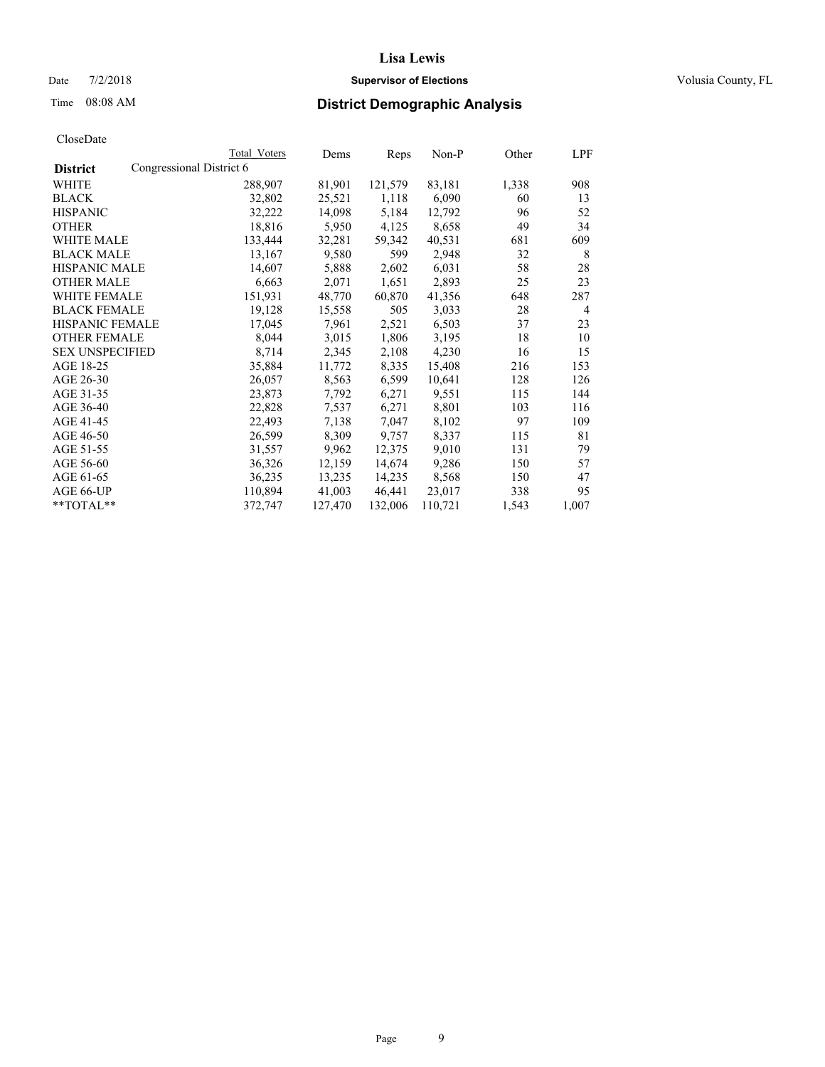# Lisa Lewis

Date 7/2/2018 **Supervisor of Elections** Volusia County, FL

Time 08:08 AM **District Demographic Analysis**

CloseDate

| **District** | Total Voters | Dems | Reps | Non-P | Other | LPF |
|---|---|---|---|---|---|---|
| Congressional District 6 | | | | | | |
| WHITE | 288,907 | 81,901 | 121,579 | 83,181 | 1,338 | 908 |
| BLACK | 32,802 | 25,521 | 1,118 | 6,090 | 60 | 13 |
| HISPANIC | 32,222 | 14,098 | 5,184 | 12,792 | 96 | 52 |
| OTHER | 18,816 | 5,950 | 4,125 | 8,658 | 49 | 34 |
| WHITE MALE | 133,444 | 32,281 | 59,342 | 40,531 | 681 | 609 |
| BLACK MALE | 13,167 | 9,580 | 599 | 2,948 | 32 | 8 |
| HISPANIC MALE | 14,607 | 5,888 | 2,602 | 6,031 | 58 | 28 |
| OTHER MALE | 6,663 | 2,071 | 1,651 | 2,893 | 25 | 23 |
| WHITE FEMALE | 151,931 | 48,770 | 60,870 | 41,356 | 648 | 287 |
| BLACK FEMALE | 19,128 | 15,558 | 505 | 3,033 | 28 | 4 |
| HISPANIC FEMALE | 17,045 | 7,961 | 2,521 | 6,503 | 37 | 23 |
| OTHER FEMALE | 8,044 | 3,015 | 1,806 | 3,195 | 18 | 10 |
| SEX UNSPECIFIED | 8,714 | 2,345 | 2,108 | 4,230 | 16 | 15 |
| AGE 18-25 | 35,884 | 11,772 | 8,335 | 15,408 | 216 | 153 |
| AGE 26-30 | 26,057 | 8,563 | 6,599 | 10,641 | 128 | 126 |
| AGE 31-35 | 23,873 | 7,792 | 6,271 | 9,551 | 115 | 144 |
| AGE 36-40 | 22,828 | 7,537 | 6,271 | 8,801 | 103 | 116 |
| AGE 41-45 | 22,493 | 7,138 | 7,047 | 8,102 | 97 | 109 |
| AGE 46-50 | 26,599 | 8,309 | 9,757 | 8,337 | 115 | 81 |
| AGE 51-55 | 31,557 | 9,962 | 12,375 | 9,010 | 131 | 79 |
| AGE 56-60 | 36,326 | 12,159 | 14,674 | 9,286 | 150 | 57 |
| AGE 61-65 | 36,235 | 13,235 | 14,235 | 8,568 | 150 | 47 |
| AGE 66-UP | 110,894 | 41,003 | 46,441 | 23,017 | 338 | 95 |
| **TOTAL** | 372,747 | 127,470 | 132,006 | 110,721 | 1,543 | 1,007 |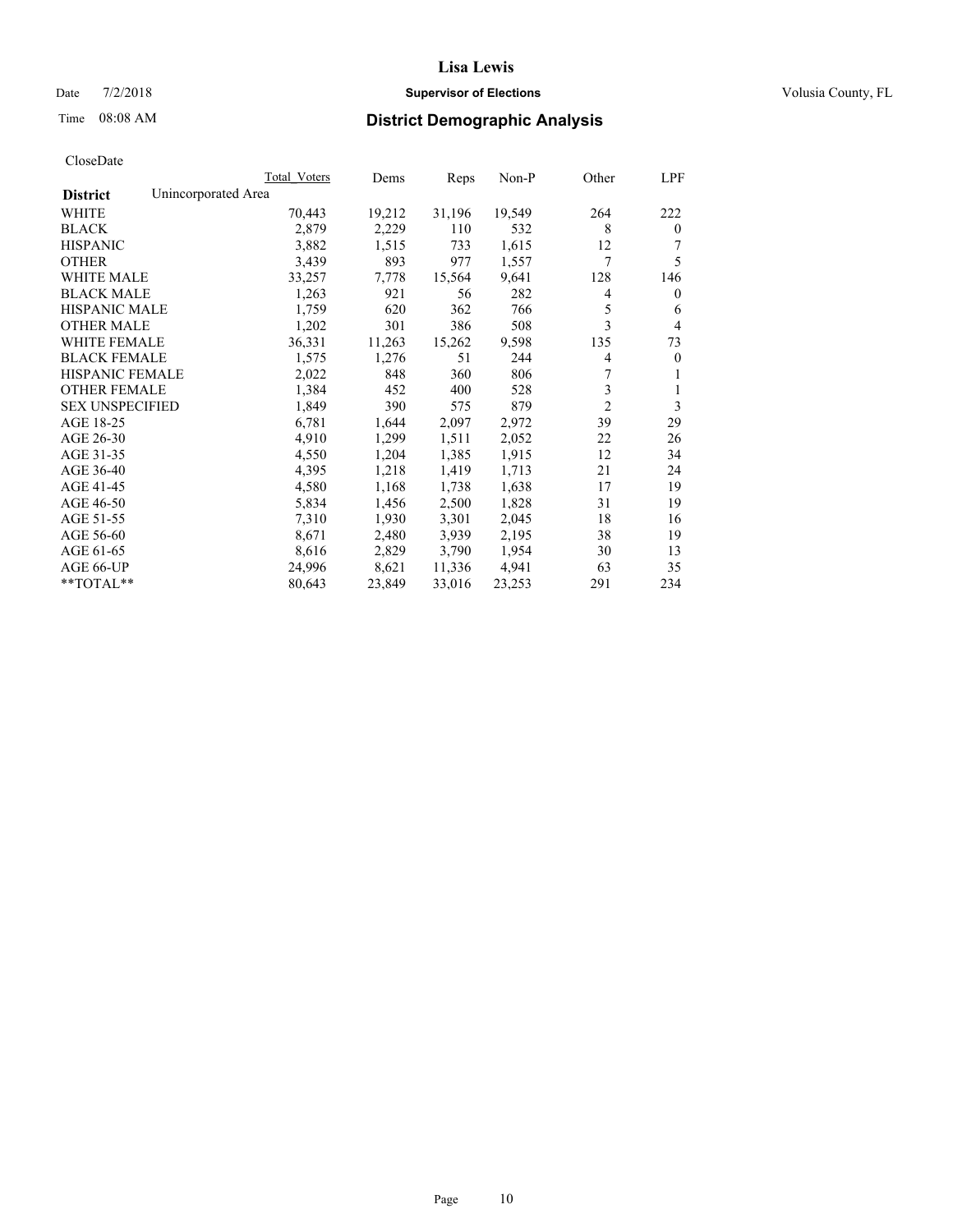# Lisa Lewis

Date 7/2/2018 **Supervisor of Elections** Volusia County, FL

Time 08:08 AM **District Demographic Analysis**

CloseDate

| | Total Voters | Dems | Reps | Non-P | Other | LPF |
|---|---|---|---|---|---|---|
| **District** Unincorporated Area | | | | | | |
| WHITE | 70,443 | 19,212 | 31,196 | 19,549 | 264 | 222 |
| BLACK | 2,879 | 2,229 | 110 | 532 | 8 | 0 |
| HISPANIC | 3,882 | 1,515 | 733 | 1,615 | 12 | 7 |
| OTHER | 3,439 | 893 | 977 | 1,557 | 7 | 5 |
| WHITE MALE | 33,257 | 7,778 | 15,564 | 9,641 | 128 | 146 |
| BLACK MALE | 1,263 | 921 | 56 | 282 | 4 | 0 |
| HISPANIC MALE | 1,759 | 620 | 362 | 766 | 5 | 6 |
| OTHER MALE | 1,202 | 301 | 386 | 508 | 3 | 4 |
| WHITE FEMALE | 36,331 | 11,263 | 15,262 | 9,598 | 135 | 73 |
| BLACK FEMALE | 1,575 | 1,276 | 51 | 244 | 4 | 0 |
| HISPANIC FEMALE | 2,022 | 848 | 360 | 806 | 7 | 1 |
| OTHER FEMALE | 1,384 | 452 | 400 | 528 | 3 | 1 |
| SEX UNSPECIFIED | 1,849 | 390 | 575 | 879 | 2 | 3 |
| AGE 18-25 | 6,781 | 1,644 | 2,097 | 2,972 | 39 | 29 |
| AGE 26-30 | 4,910 | 1,299 | 1,511 | 2,052 | 22 | 26 |
| AGE 31-35 | 4,550 | 1,204 | 1,385 | 1,915 | 12 | 34 |
| AGE 36-40 | 4,395 | 1,218 | 1,419 | 1,713 | 21 | 24 |
| AGE 41-45 | 4,580 | 1,168 | 1,738 | 1,638 | 17 | 19 |
| AGE 46-50 | 5,834 | 1,456 | 2,500 | 1,828 | 31 | 19 |
| AGE 51-55 | 7,310 | 1,930 | 3,301 | 2,045 | 18 | 16 |
| AGE 56-60 | 8,671 | 2,480 | 3,939 | 2,195 | 38 | 19 |
| AGE 61-65 | 8,616 | 2,829 | 3,790 | 1,954 | 30 | 13 |
| AGE 66-UP | 24,996 | 8,621 | 11,336 | 4,941 | 63 | 35 |
| **TOTAL** | 80,643 | 23,849 | 33,016 | 23,253 | 291 | 234 |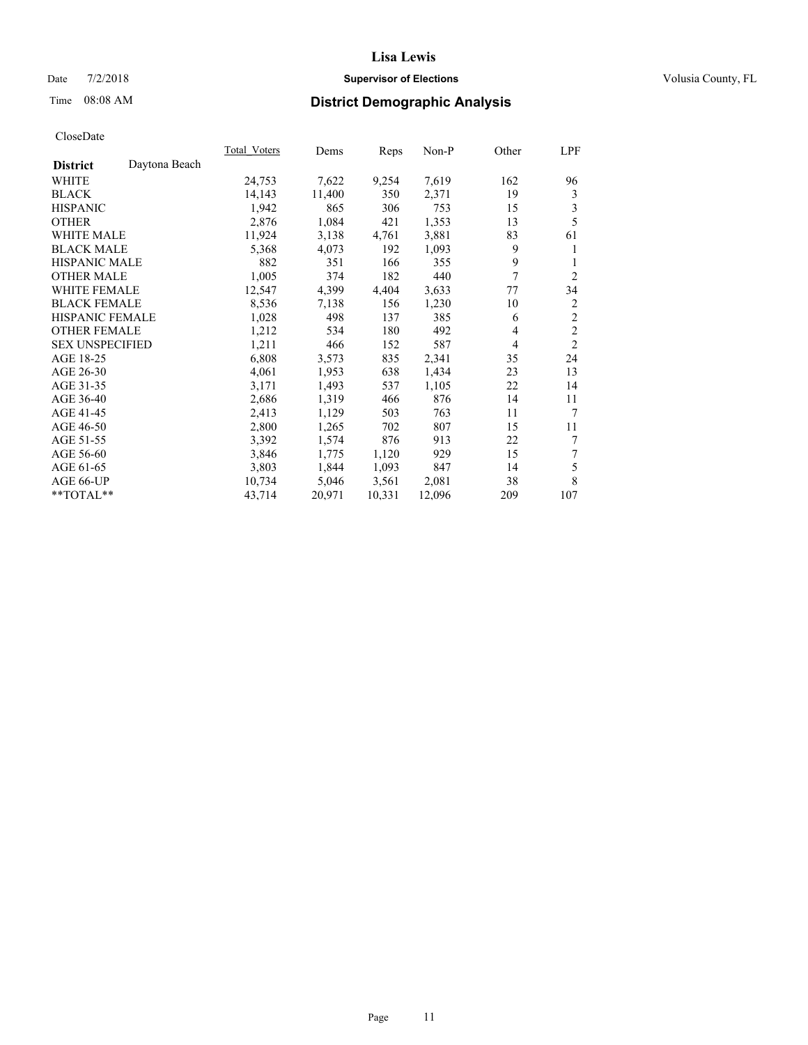# Lisa Lewis

Date 7/2/2018 **Supervisor of Elections** Volusia County, FL

Time 08:08 AM **District Demographic Analysis**

CloseDate

| | Total_Voters | Dems | Reps | Non-P | Other | LPF |
|---|---|---|---|---|---|---|
| **District** Daytona Beach | | | | | | |
| WHITE | 24,753 | 7,622 | 9,254 | 7,619 | 162 | 96 |
| BLACK | 14,143 | 11,400 | 350 | 2,371 | 19 | 3 |
| HISPANIC | 1,942 | 865 | 306 | 753 | 15 | 3 |
| OTHER | 2,876 | 1,084 | 421 | 1,353 | 13 | 5 |
| WHITE MALE | 11,924 | 3,138 | 4,761 | 3,881 | 83 | 61 |
| BLACK MALE | 5,368 | 4,073 | 192 | 1,093 | 9 | 1 |
| HISPANIC MALE | 882 | 351 | 166 | 355 | 9 | 1 |
| OTHER MALE | 1,005 | 374 | 182 | 440 | 7 | 2 |
| WHITE FEMALE | 12,547 | 4,399 | 4,404 | 3,633 | 77 | 34 |
| BLACK FEMALE | 8,536 | 7,138 | 156 | 1,230 | 10 | 2 |
| HISPANIC FEMALE | 1,028 | 498 | 137 | 385 | 6 | 2 |
| OTHER FEMALE | 1,212 | 534 | 180 | 492 | 4 | 2 |
| SEX UNSPECIFIED | 1,211 | 466 | 152 | 587 | 4 | 2 |
| AGE 18-25 | 6,808 | 3,573 | 835 | 2,341 | 35 | 24 |
| AGE 26-30 | 4,061 | 1,953 | 638 | 1,434 | 23 | 13 |
| AGE 31-35 | 3,171 | 1,493 | 537 | 1,105 | 22 | 14 |
| AGE 36-40 | 2,686 | 1,319 | 466 | 876 | 14 | 11 |
| AGE 41-45 | 2,413 | 1,129 | 503 | 763 | 11 | 7 |
| AGE 46-50 | 2,800 | 1,265 | 702 | 807 | 15 | 11 |
| AGE 51-55 | 3,392 | 1,574 | 876 | 913 | 22 | 7 |
| AGE 56-60 | 3,846 | 1,775 | 1,120 | 929 | 15 | 7 |
| AGE 61-65 | 3,803 | 1,844 | 1,093 | 847 | 14 | 5 |
| AGE 66-UP | 10,734 | 5,046 | 3,561 | 2,081 | 38 | 8 |
| **TOTAL** | 43,714 | 20,971 | 10,331 | 12,096 | 209 | 107 |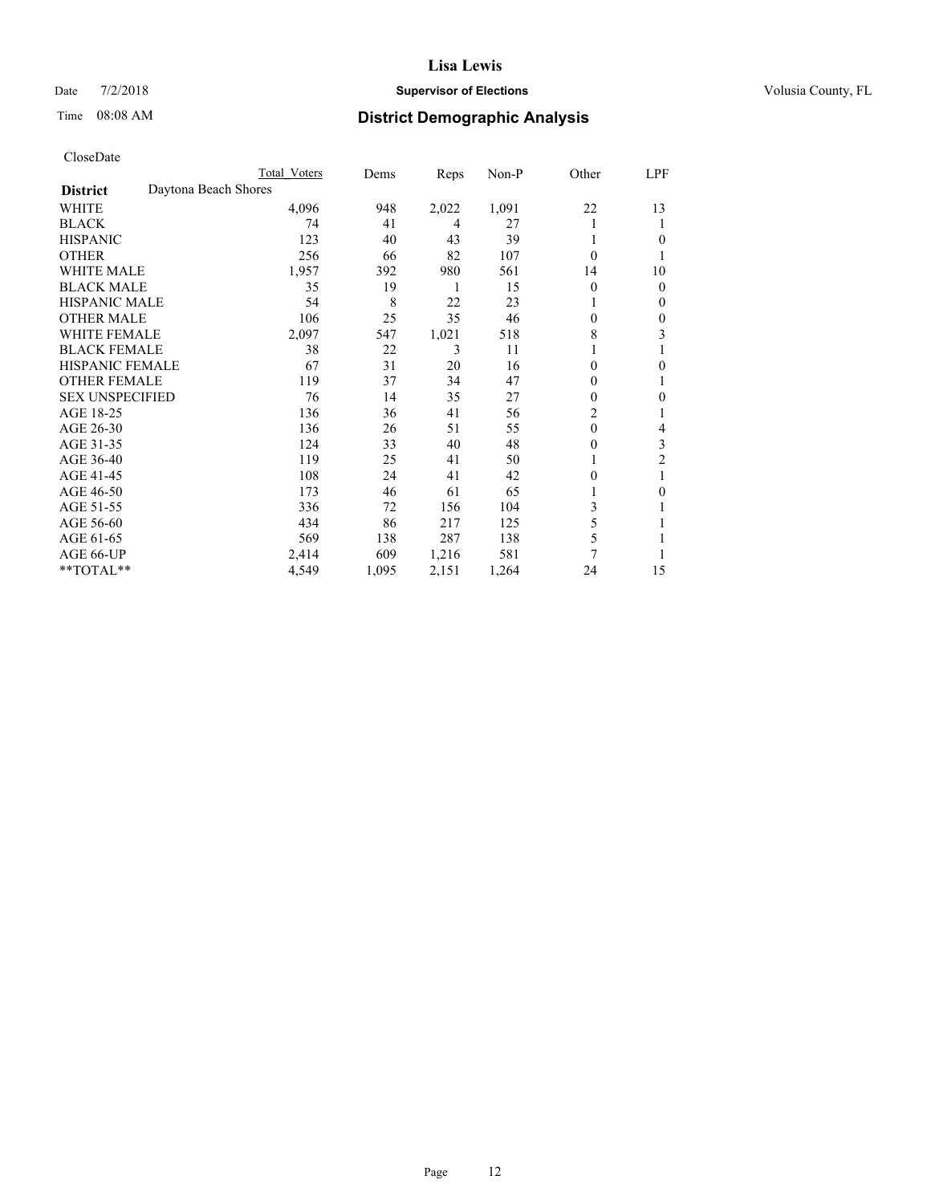# Lisa Lewis

Date 7/2/2018 **Supervisor of Elections** Volusia County, FL

Time 08:08 AM **District Demographic Analysis**

CloseDate

| | Total Voters | Dems | Reps | Non-P | Other | LPF |
|---|---|---|---|---|---|---|
| **District** Daytona Beach Shores | | | | | | |
| WHITE | 4,096 | 948 | 2,022 | 1,091 | 22 | 13 |
| BLACK | 74 | 41 | 4 | 27 | 1 | 1 |
| HISPANIC | 123 | 40 | 43 | 39 | 1 | 0 |
| OTHER | 256 | 66 | 82 | 107 | 0 | 1 |
| WHITE MALE | 1,957 | 392 | 980 | 561 | 14 | 10 |
| BLACK MALE | 35 | 19 | 1 | 15 | 0 | 0 |
| HISPANIC MALE | 54 | 8 | 22 | 23 | 1 | 0 |
| OTHER MALE | 106 | 25 | 35 | 46 | 0 | 0 |
| WHITE FEMALE | 2,097 | 547 | 1,021 | 518 | 8 | 3 |
| BLACK FEMALE | 38 | 22 | 3 | 11 | 1 | 1 |
| HISPANIC FEMALE | 67 | 31 | 20 | 16 | 0 | 0 |
| OTHER FEMALE | 119 | 37 | 34 | 47 | 0 | 1 |
| SEX UNSPECIFIED | 76 | 14 | 35 | 27 | 0 | 0 |
| AGE 18-25 | 136 | 36 | 41 | 56 | 2 | 1 |
| AGE 26-30 | 136 | 26 | 51 | 55 | 0 | 4 |
| AGE 31-35 | 124 | 33 | 40 | 48 | 0 | 3 |
| AGE 36-40 | 119 | 25 | 41 | 50 | 1 | 2 |
| AGE 41-45 | 108 | 24 | 41 | 42 | 0 | 1 |
| AGE 46-50 | 173 | 46 | 61 | 65 | 1 | 0 |
| AGE 51-55 | 336 | 72 | 156 | 104 | 3 | 1 |
| AGE 56-60 | 434 | 86 | 217 | 125 | 5 | 1 |
| AGE 61-65 | 569 | 138 | 287 | 138 | 5 | 1 |
| AGE 66-UP | 2,414 | 609 | 1,216 | 581 | 7 | 1 |
| **TOTAL** | 4,549 | 1,095 | 2,151 | 1,264 | 24 | 15 |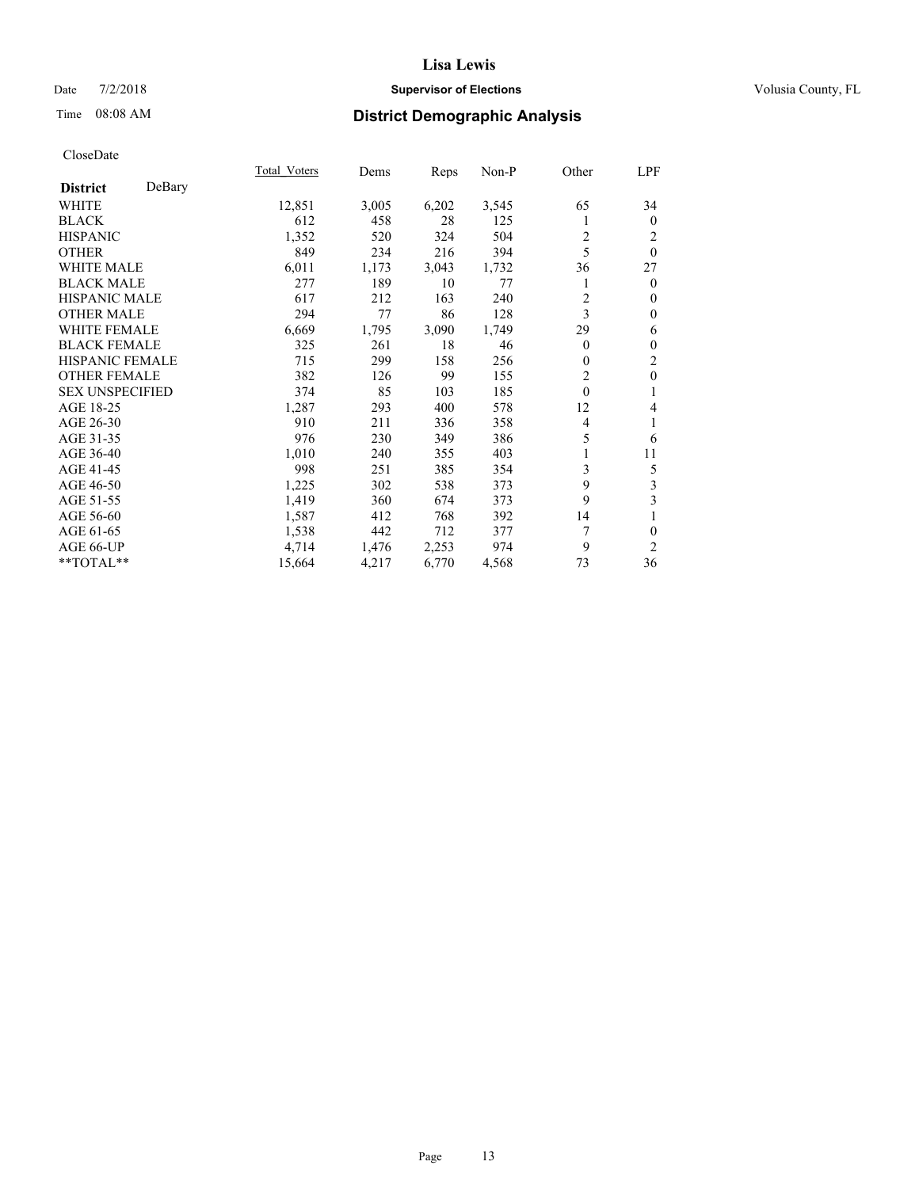CloseDate

| District DeBary | Total_Voters | Dems | Reps | Non-P | Other | LPF |
|---|---|---|---|---|---|---|
| WHITE | 12,851 | 3,005 | 6,202 | 3,545 | 65 | 34 |
| BLACK | 612 | 458 | 28 | 125 | 1 | 0 |
| HISPANIC | 1,352 | 520 | 324 | 504 | 2 | 2 |
| OTHER | 849 | 234 | 216 | 394 | 5 | 0 |
| WHITE MALE | 6,011 | 1,173 | 3,043 | 1,732 | 36 | 27 |
| BLACK MALE | 277 | 189 | 10 | 77 | 1 | 0 |
| HISPANIC MALE | 617 | 212 | 163 | 240 | 2 | 0 |
| OTHER MALE | 294 | 77 | 86 | 128 | 3 | 0 |
| WHITE FEMALE | 6,669 | 1,795 | 3,090 | 1,749 | 29 | 6 |
| BLACK FEMALE | 325 | 261 | 18 | 46 | 0 | 0 |
| HISPANIC FEMALE | 715 | 299 | 158 | 256 | 0 | 2 |
| OTHER FEMALE | 382 | 126 | 99 | 155 | 2 | 0 |
| SEX UNSPECIFIED | 374 | 85 | 103 | 185 | 0 | 1 |
| AGE 18-25 | 1,287 | 293 | 400 | 578 | 12 | 4 |
| AGE 26-30 | 910 | 211 | 336 | 358 | 4 | 1 |
| AGE 31-35 | 976 | 230 | 349 | 386 | 5 | 6 |
| AGE 36-40 | 1,010 | 240 | 355 | 403 | 1 | 11 |
| AGE 41-45 | 998 | 251 | 385 | 354 | 3 | 5 |
| AGE 46-50 | 1,225 | 302 | 538 | 373 | 9 | 3 |
| AGE 51-55 | 1,419 | 360 | 674 | 373 | 9 | 3 |
| AGE 56-60 | 1,587 | 412 | 768 | 392 | 14 | 1 |
| AGE 61-65 | 1,538 | 442 | 712 | 377 | 7 | 0 |
| AGE 66-UP | 4,714 | 1,476 | 2,253 | 974 | 9 | 2 |
| **TOTAL** | 15,664 | 4,217 | 6,770 | 4,568 | 73 | 36 |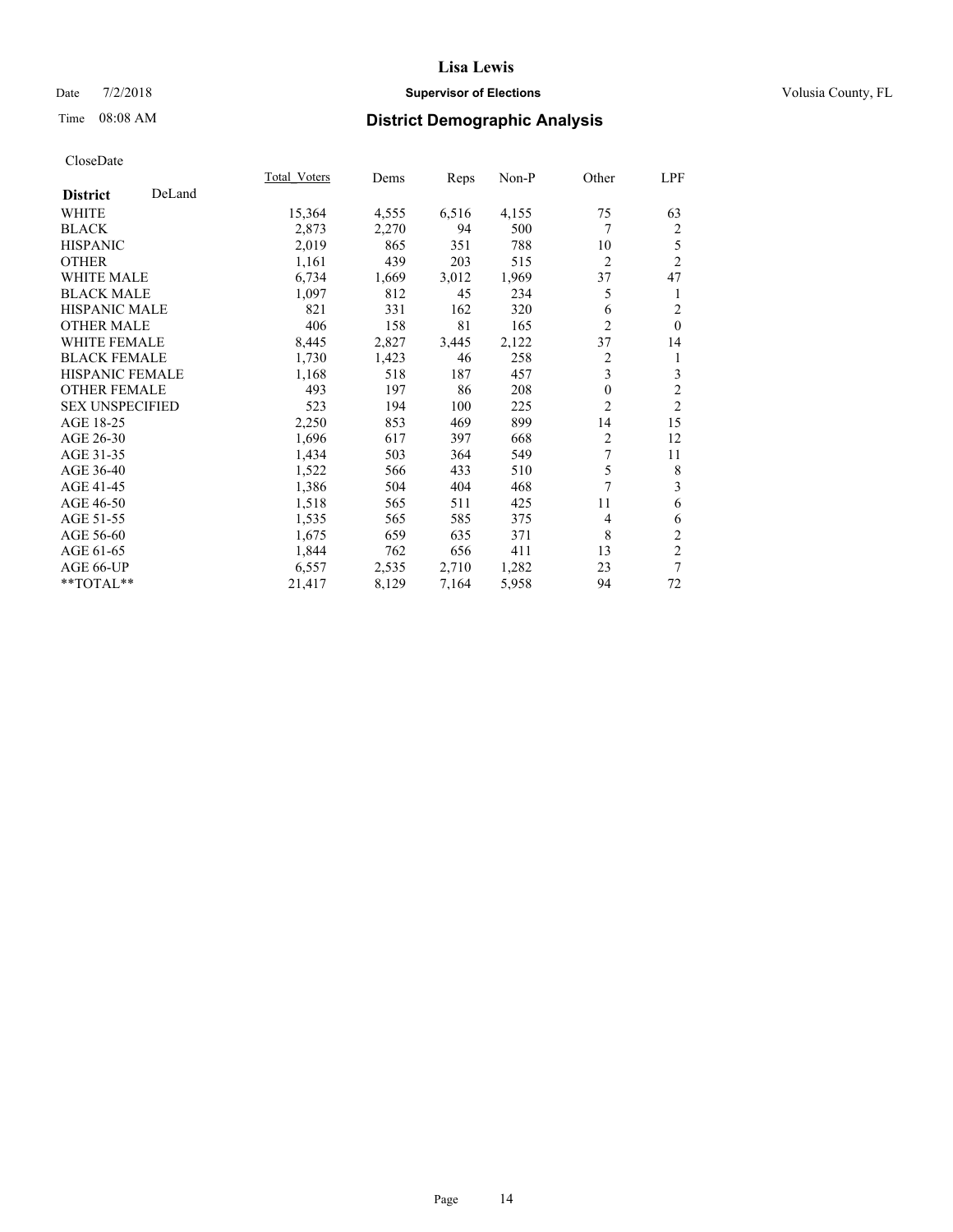# Lisa Lewis

Date 7/2/2018 **Supervisor of Elections** Volusia County, FL

Time 08:08 AM **District Demographic Analysis**

CloseDate

| **District** DeLand | Total_Voters | Dems | Reps | Non-P | Other | LPF |
|---|---|---|---|---|---|---|
| WHITE | 15,364 | 4,555 | 6,516 | 4,155 | 75 | 63 |
| BLACK | 2,873 | 2,270 | 94 | 500 | 7 | 2 |
| HISPANIC | 2,019 | 865 | 351 | 788 | 10 | 5 |
| OTHER | 1,161 | 439 | 203 | 515 | 2 | 2 |
| WHITE MALE | 6,734 | 1,669 | 3,012 | 1,969 | 37 | 47 |
| BLACK MALE | 1,097 | 812 | 45 | 234 | 5 | 1 |
| HISPANIC MALE | 821 | 331 | 162 | 320 | 6 | 2 |
| OTHER MALE | 406 | 158 | 81 | 165 | 2 | 0 |
| WHITE FEMALE | 8,445 | 2,827 | 3,445 | 2,122 | 37 | 14 |
| BLACK FEMALE | 1,730 | 1,423 | 46 | 258 | 2 | 1 |
| HISPANIC FEMALE | 1,168 | 518 | 187 | 457 | 3 | 3 |
| OTHER FEMALE | 493 | 197 | 86 | 208 | 0 | 2 |
| SEX UNSPECIFIED | 523 | 194 | 100 | 225 | 2 | 2 |
| AGE 18-25 | 2,250 | 853 | 469 | 899 | 14 | 15 |
| AGE 26-30 | 1,696 | 617 | 397 | 668 | 2 | 12 |
| AGE 31-35 | 1,434 | 503 | 364 | 549 | 7 | 11 |
| AGE 36-40 | 1,522 | 566 | 433 | 510 | 5 | 8 |
| AGE 41-45 | 1,386 | 504 | 404 | 468 | 7 | 3 |
| AGE 46-50 | 1,518 | 565 | 511 | 425 | 11 | 6 |
| AGE 51-55 | 1,535 | 565 | 585 | 375 | 4 | 6 |
| AGE 56-60 | 1,675 | 659 | 635 | 371 | 8 | 2 |
| AGE 61-65 | 1,844 | 762 | 656 | 411 | 13 | 2 |
| AGE 66-UP | 6,557 | 2,535 | 2,710 | 1,282 | 23 | 7 |
| **TOTAL** | 21,417 | 8,129 | 7,164 | 5,958 | 94 | 72 |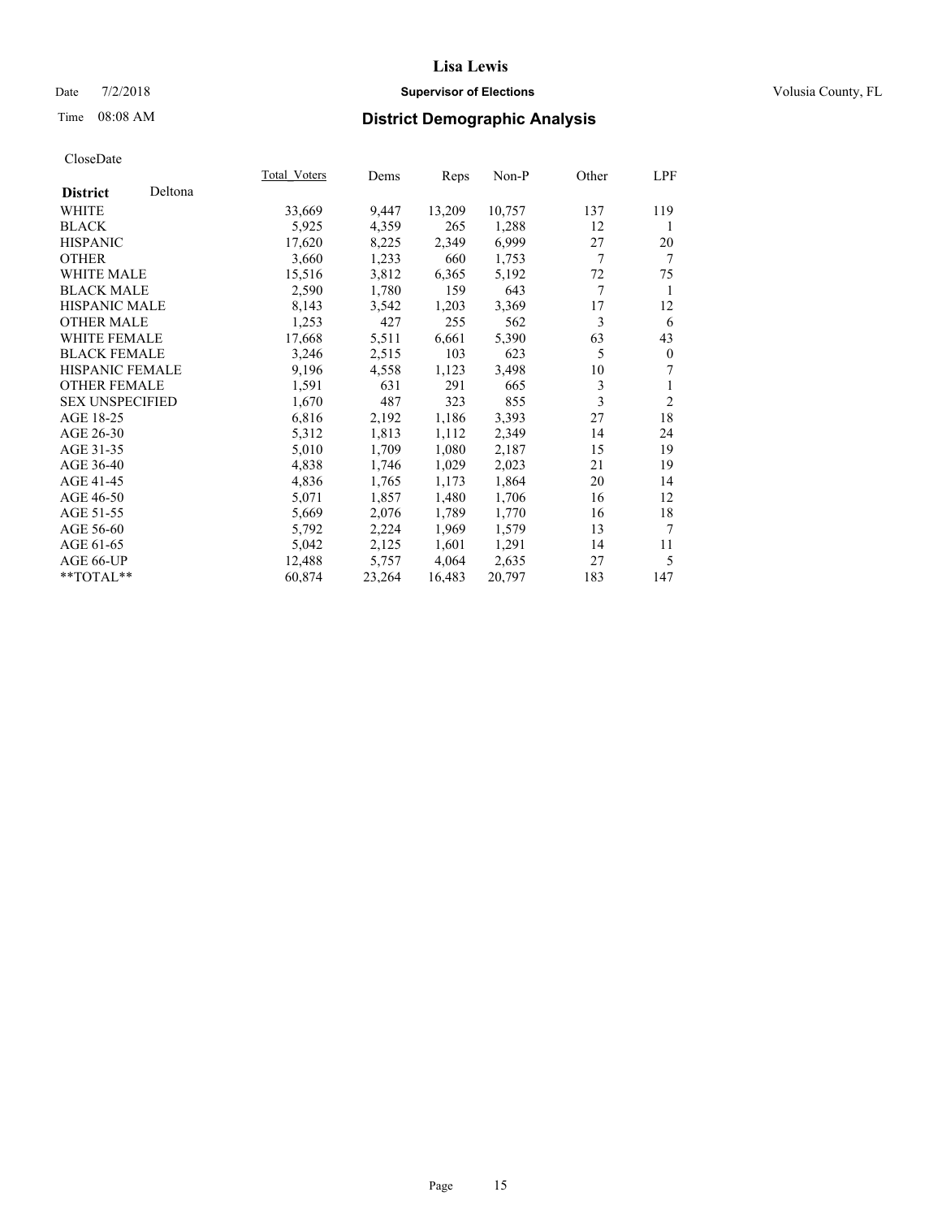# Lisa Lewis

Date 7/2/2018 **Supervisor of Elections** Volusia County, FL

Time 08:08 AM **District Demographic Analysis**

CloseDate

| District Deltona | Total_Voters | Dems | Reps | Non-P | Other | LPF |
|---|---|---|---|---|---|---|
| WHITE | 33,669 | 9,447 | 13,209 | 10,757 | 137 | 119 |
| BLACK | 5,925 | 4,359 | 265 | 1,288 | 12 | 1 |
| HISPANIC | 17,620 | 8,225 | 2,349 | 6,999 | 27 | 20 |
| OTHER | 3,660 | 1,233 | 660 | 1,753 | 7 | 7 |
| WHITE MALE | 15,516 | 3,812 | 6,365 | 5,192 | 72 | 75 |
| BLACK MALE | 2,590 | 1,780 | 159 | 643 | 7 | 1 |
| HISPANIC MALE | 8,143 | 3,542 | 1,203 | 3,369 | 17 | 12 |
| OTHER MALE | 1,253 | 427 | 255 | 562 | 3 | 6 |
| WHITE FEMALE | 17,668 | 5,511 | 6,661 | 5,390 | 63 | 43 |
| BLACK FEMALE | 3,246 | 2,515 | 103 | 623 | 5 | 0 |
| HISPANIC FEMALE | 9,196 | 4,558 | 1,123 | 3,498 | 10 | 7 |
| OTHER FEMALE | 1,591 | 631 | 291 | 665 | 3 | 1 |
| SEX UNSPECIFIED | 1,670 | 487 | 323 | 855 | 3 | 2 |
| AGE 18-25 | 6,816 | 2,192 | 1,186 | 3,393 | 27 | 18 |
| AGE 26-30 | 5,312 | 1,813 | 1,112 | 2,349 | 14 | 24 |
| AGE 31-35 | 5,010 | 1,709 | 1,080 | 2,187 | 15 | 19 |
| AGE 36-40 | 4,838 | 1,746 | 1,029 | 2,023 | 21 | 19 |
| AGE 41-45 | 4,836 | 1,765 | 1,173 | 1,864 | 20 | 14 |
| AGE 46-50 | 5,071 | 1,857 | 1,480 | 1,706 | 16 | 12 |
| AGE 51-55 | 5,669 | 2,076 | 1,789 | 1,770 | 16 | 18 |
| AGE 56-60 | 5,792 | 2,224 | 1,969 | 1,579 | 13 | 7 |
| AGE 61-65 | 5,042 | 2,125 | 1,601 | 1,291 | 14 | 11 |
| AGE 66-UP | 12,488 | 5,757 | 4,064 | 2,635 | 27 | 5 |
| **TOTAL** | 60,874 | 23,264 | 16,483 | 20,797 | 183 | 147 |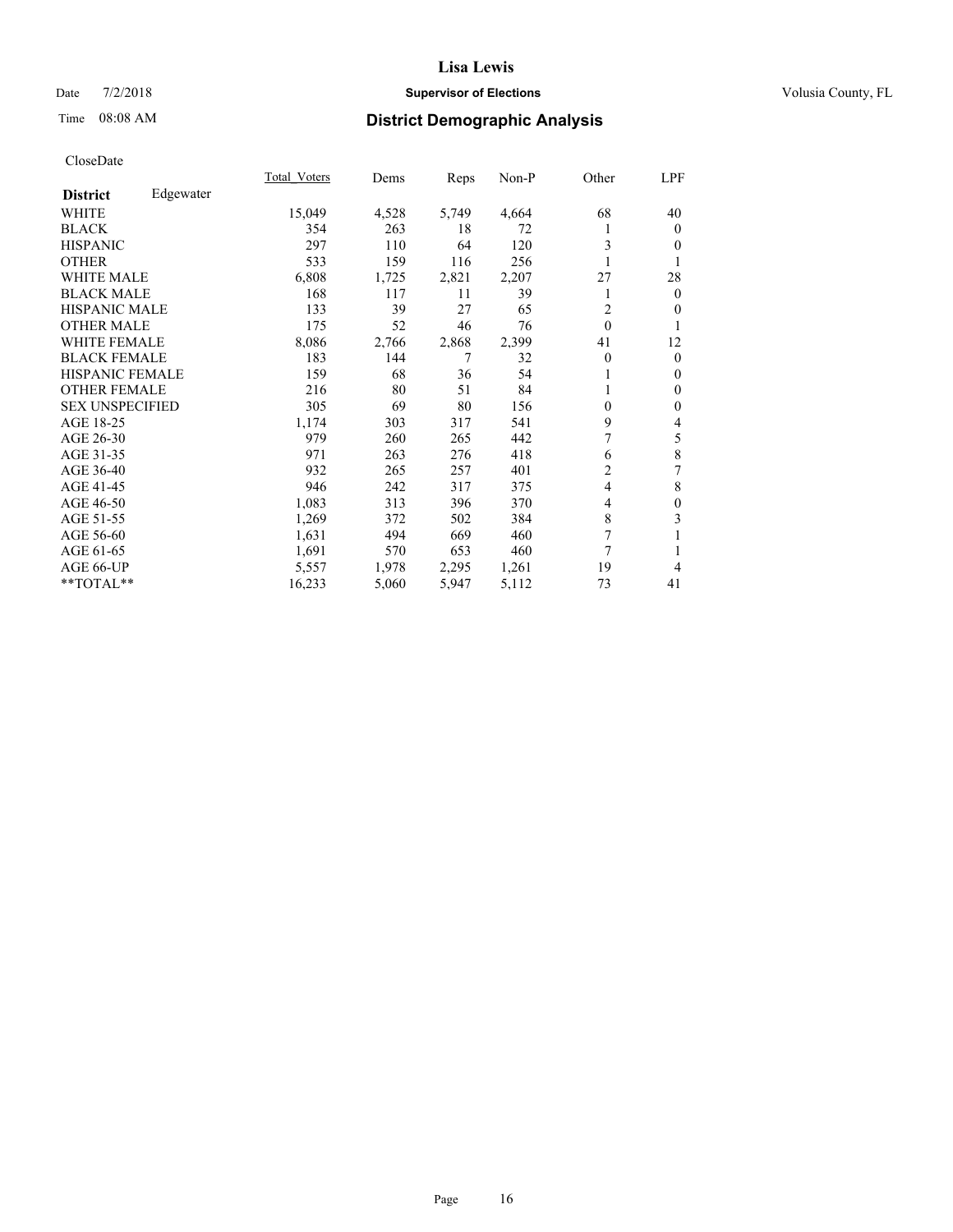CloseDate

| District | Edgewater | Total_Voters | Dems | Reps | Non-P | Other | LPF |
|---|---|---|---|---|---|---|---|
| WHITE | | 15,049 | 4,528 | 5,749 | 4,664 | 68 | 40 |
| BLACK | | 354 | 263 | 18 | 72 | 1 | 0 |
| HISPANIC | | 297 | 110 | 64 | 120 | 3 | 0 |
| OTHER | | 533 | 159 | 116 | 256 | 1 | 1 |
| WHITE MALE | | 6,808 | 1,725 | 2,821 | 2,207 | 27 | 28 |
| BLACK MALE | | 168 | 117 | 11 | 39 | 1 | 0 |
| HISPANIC MALE | | 133 | 39 | 27 | 65 | 2 | 0 |
| OTHER MALE | | 175 | 52 | 46 | 76 | 0 | 1 |
| WHITE FEMALE | | 8,086 | 2,766 | 2,868 | 2,399 | 41 | 12 |
| BLACK FEMALE | | 183 | 144 | 7 | 32 | 0 | 0 |
| HISPANIC FEMALE | | 159 | 68 | 36 | 54 | 1 | 0 |
| OTHER FEMALE | | 216 | 80 | 51 | 84 | 1 | 0 |
| SEX UNSPECIFIED | | 305 | 69 | 80 | 156 | 0 | 0 |
| AGE 18-25 | | 1,174 | 303 | 317 | 541 | 9 | 4 |
| AGE 26-30 | | 979 | 260 | 265 | 442 | 7 | 5 |
| AGE 31-35 | | 971 | 263 | 276 | 418 | 6 | 8 |
| AGE 36-40 | | 932 | 265 | 257 | 401 | 2 | 7 |
| AGE 41-45 | | 946 | 242 | 317 | 375 | 4 | 8 |
| AGE 46-50 | | 1,083 | 313 | 396 | 370 | 4 | 0 |
| AGE 51-55 | | 1,269 | 372 | 502 | 384 | 8 | 3 |
| AGE 56-60 | | 1,631 | 494 | 669 | 460 | 7 | 1 |
| AGE 61-65 | | 1,691 | 570 | 653 | 460 | 7 | 1 |
| AGE 66-UP | | 5,557 | 1,978 | 2,295 | 1,261 | 19 | 4 |
| **TOTAL** | | 16,233 | 5,060 | 5,947 | 5,112 | 73 | 41 |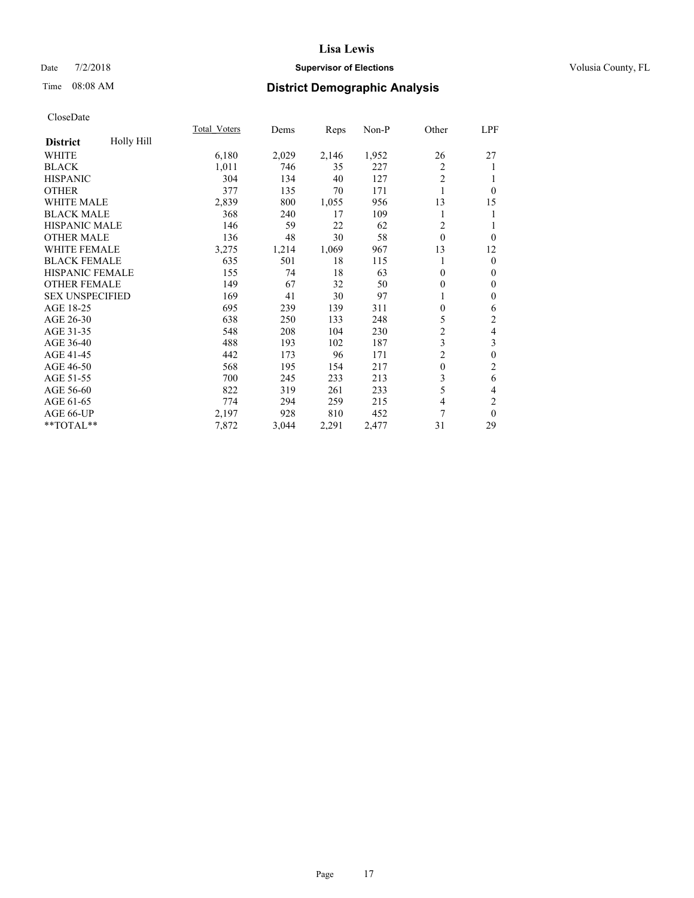# Lisa Lewis

Date 7/2/2018 **Supervisor of Elections** Volusia County, FL

Time 08:08 AM **District Demographic Analysis**

CloseDate

| **District** Holly Hill | Total_Voters | Dems | Reps | Non-P | Other | LPF |
|---|---|---|---|---|---|---|
| WHITE | 6,180 | 2,029 | 2,146 | 1,952 | 26 | 27 |
| BLACK | 1,011 | 746 | 35 | 227 | 2 | 1 |
| HISPANIC | 304 | 134 | 40 | 127 | 2 | 1 |
| OTHER | 377 | 135 | 70 | 171 | 1 | 0 |
| WHITE MALE | 2,839 | 800 | 1,055 | 956 | 13 | 15 |
| BLACK MALE | 368 | 240 | 17 | 109 | 1 | 1 |
| HISPANIC MALE | 146 | 59 | 22 | 62 | 2 | 1 |
| OTHER MALE | 136 | 48 | 30 | 58 | 0 | 0 |
| WHITE FEMALE | 3,275 | 1,214 | 1,069 | 967 | 13 | 12 |
| BLACK FEMALE | 635 | 501 | 18 | 115 | 1 | 0 |
| HISPANIC FEMALE | 155 | 74 | 18 | 63 | 0 | 0 |
| OTHER FEMALE | 149 | 67 | 32 | 50 | 0 | 0 |
| SEX UNSPECIFIED | 169 | 41 | 30 | 97 | 1 | 0 |
| AGE 18-25 | 695 | 239 | 139 | 311 | 0 | 6 |
| AGE 26-30 | 638 | 250 | 133 | 248 | 5 | 2 |
| AGE 31-35 | 548 | 208 | 104 | 230 | 2 | 4 |
| AGE 36-40 | 488 | 193 | 102 | 187 | 3 | 3 |
| AGE 41-45 | 442 | 173 | 96 | 171 | 2 | 0 |
| AGE 46-50 | 568 | 195 | 154 | 217 | 0 | 2 |
| AGE 51-55 | 700 | 245 | 233 | 213 | 3 | 6 |
| AGE 56-60 | 822 | 319 | 261 | 233 | 5 | 4 |
| AGE 61-65 | 774 | 294 | 259 | 215 | 4 | 2 |
| AGE 66-UP | 2,197 | 928 | 810 | 452 | 7 | 0 |
| **TOTAL** | 7,872 | 3,044 | 2,291 | 2,477 | 31 | 29 |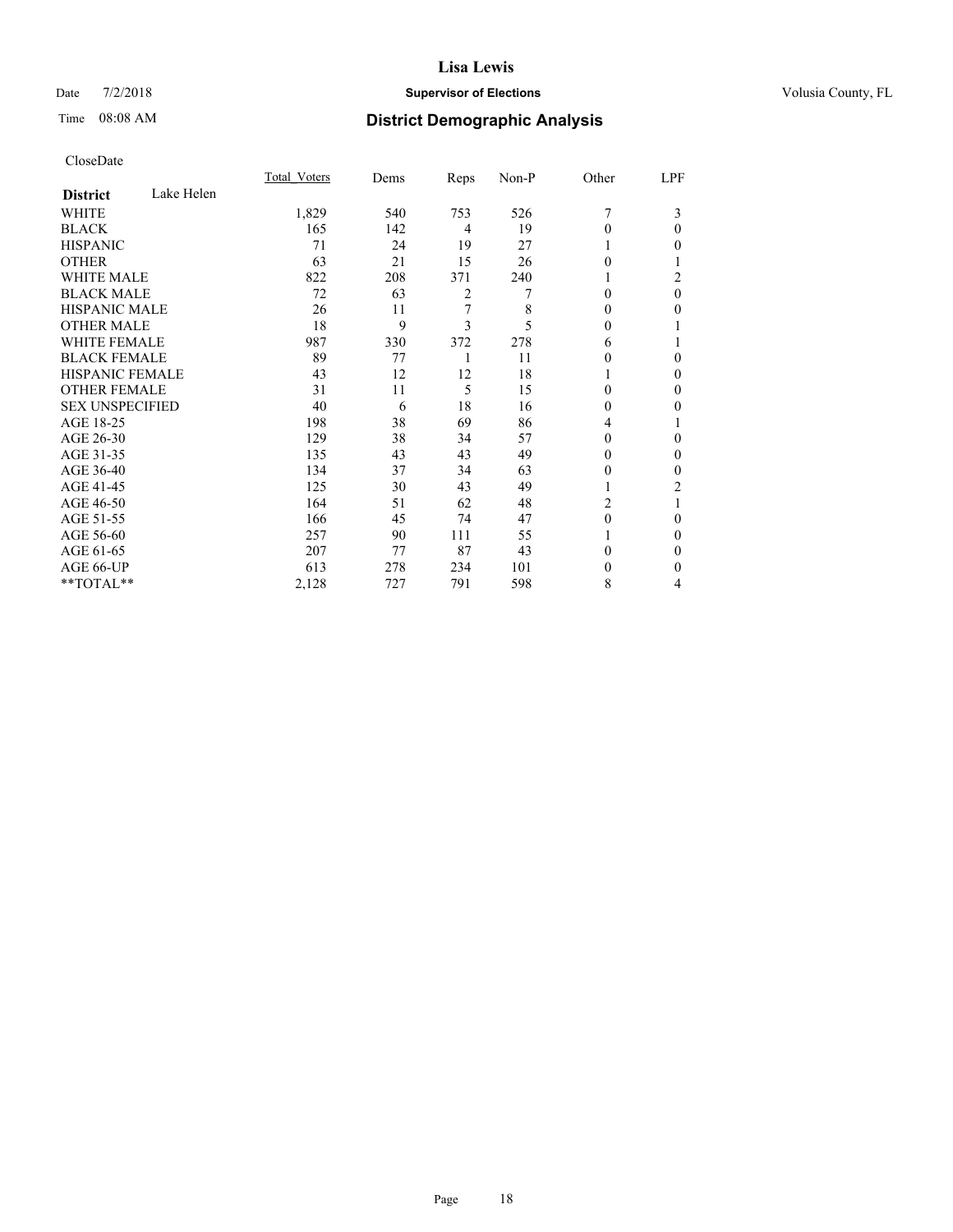# Lisa Lewis

Date 7/2/2018 **Supervisor of Elections** Volusia County, FL

Time 08:08 AM **District Demographic Analysis**

CloseDate

| **District** Lake Helen | Total_Voters | Dems | Reps | Non-P | Other | LPF |
|---|---|---|---|---|---|---|
| WHITE | 1,829 | 540 | 753 | 526 | 7 | 3 |
| BLACK | 165 | 142 | 4 | 19 | 0 | 0 |
| HISPANIC | 71 | 24 | 19 | 27 | 1 | 0 |
| OTHER | 63 | 21 | 15 | 26 | 0 | 1 |
| WHITE MALE | 822 | 208 | 371 | 240 | 1 | 2 |
| BLACK MALE | 72 | 63 | 2 | 7 | 0 | 0 |
| HISPANIC MALE | 26 | 11 | 7 | 8 | 0 | 0 |
| OTHER MALE | 18 | 9 | 3 | 5 | 0 | 1 |
| WHITE FEMALE | 987 | 330 | 372 | 278 | 6 | 1 |
| BLACK FEMALE | 89 | 77 | 1 | 11 | 0 | 0 |
| HISPANIC FEMALE | 43 | 12 | 12 | 18 | 1 | 0 |
| OTHER FEMALE | 31 | 11 | 5 | 15 | 0 | 0 |
| SEX UNSPECIFIED | 40 | 6 | 18 | 16 | 0 | 0 |
| AGE 18-25 | 198 | 38 | 69 | 86 | 4 | 1 |
| AGE 26-30 | 129 | 38 | 34 | 57 | 0 | 0 |
| AGE 31-35 | 135 | 43 | 43 | 49 | 0 | 0 |
| AGE 36-40 | 134 | 37 | 34 | 63 | 0 | 0 |
| AGE 41-45 | 125 | 30 | 43 | 49 | 1 | 2 |
| AGE 46-50 | 164 | 51 | 62 | 48 | 2 | 1 |
| AGE 51-55 | 166 | 45 | 74 | 47 | 0 | 0 |
| AGE 56-60 | 257 | 90 | 111 | 55 | 1 | 0 |
| AGE 61-65 | 207 | 77 | 87 | 43 | 0 | 0 |
| AGE 66-UP | 613 | 278 | 234 | 101 | 0 | 0 |
| **TOTAL** | 2,128 | 727 | 791 | 598 | 8 | 4 |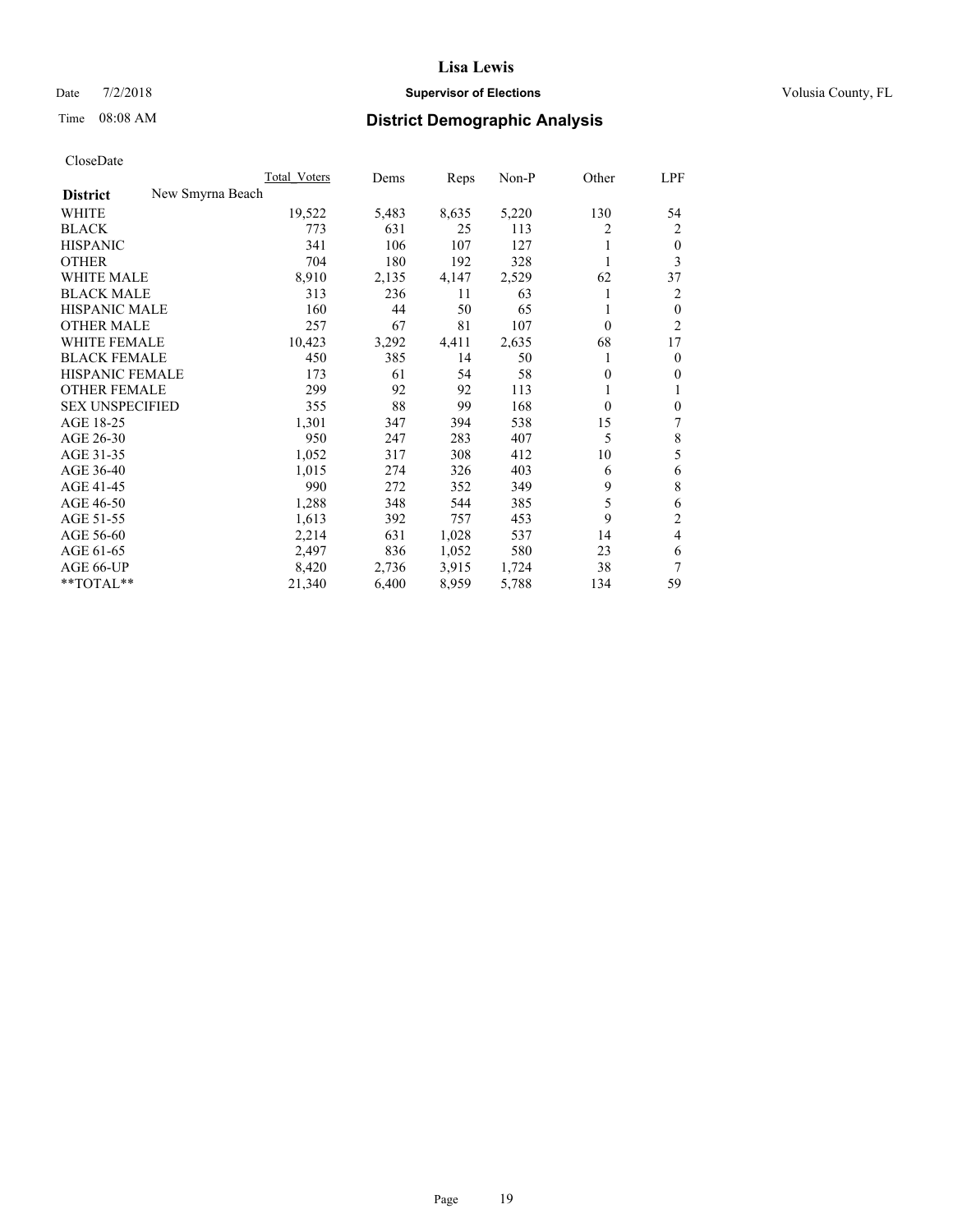# Lisa Lewis

Date 7/2/2018 **Supervisor of Elections** Volusia County, FL

Time 08:08 AM **District Demographic Analysis**

CloseDate

| | Total_Voters | Dems | Reps | Non-P | Other | LPF |
|---|---|---|---|---|---|---|
| **District** New Smyrna Beach | | | | | | |
| WHITE | 19,522 | 5,483 | 8,635 | 5,220 | 130 | 54 |
| BLACK | 773 | 631 | 25 | 113 | 2 | 2 |
| HISPANIC | 341 | 106 | 107 | 127 | 1 | 0 |
| OTHER | 704 | 180 | 192 | 328 | 1 | 3 |
| WHITE MALE | 8,910 | 2,135 | 4,147 | 2,529 | 62 | 37 |
| BLACK MALE | 313 | 236 | 11 | 63 | 1 | 2 |
| HISPANIC MALE | 160 | 44 | 50 | 65 | 1 | 0 |
| OTHER MALE | 257 | 67 | 81 | 107 | 0 | 2 |
| WHITE FEMALE | 10,423 | 3,292 | 4,411 | 2,635 | 68 | 17 |
| BLACK FEMALE | 450 | 385 | 14 | 50 | 1 | 0 |
| HISPANIC FEMALE | 173 | 61 | 54 | 58 | 0 | 0 |
| OTHER FEMALE | 299 | 92 | 92 | 113 | 1 | 1 |
| SEX UNSPECIFIED | 355 | 88 | 99 | 168 | 0 | 0 |
| AGE 18-25 | 1,301 | 347 | 394 | 538 | 15 | 7 |
| AGE 26-30 | 950 | 247 | 283 | 407 | 5 | 8 |
| AGE 31-35 | 1,052 | 317 | 308 | 412 | 10 | 5 |
| AGE 36-40 | 1,015 | 274 | 326 | 403 | 6 | 6 |
| AGE 41-45 | 990 | 272 | 352 | 349 | 9 | 8 |
| AGE 46-50 | 1,288 | 348 | 544 | 385 | 5 | 6 |
| AGE 51-55 | 1,613 | 392 | 757 | 453 | 9 | 2 |
| AGE 56-60 | 2,214 | 631 | 1,028 | 537 | 14 | 4 |
| AGE 61-65 | 2,497 | 836 | 1,052 | 580 | 23 | 6 |
| AGE 66-UP | 8,420 | 2,736 | 3,915 | 1,724 | 38 | 7 |
| **TOTAL** | 21,340 | 6,400 | 8,959 | 5,788 | 134 | 59 |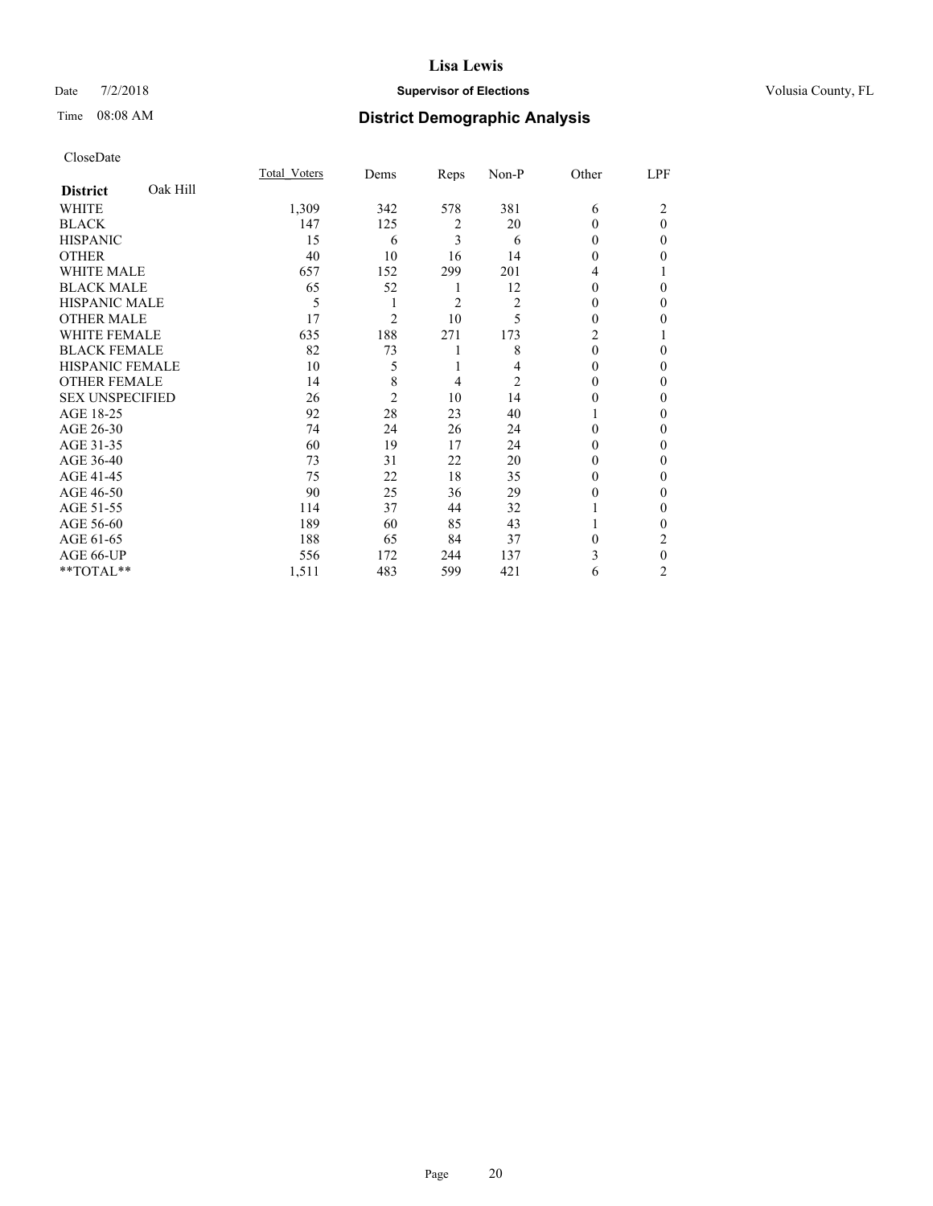# Lisa Lewis

Date 7/2/2018 **Supervisor of Elections** Volusia County, FL

Time 08:08 AM **District Demographic Analysis**

CloseDate

| | Total_Voters | Dems | Reps | Non-P | Other | LPF |
|---|---|---|---|---|---|---|
| **District** Oak Hill | | | | | | |
| WHITE | 1,309 | 342 | 578 | 381 | 6 | 2 |
| BLACK | 147 | 125 | 2 | 20 | 0 | 0 |
| HISPANIC | 15 | 6 | 3 | 6 | 0 | 0 |
| OTHER | 40 | 10 | 16 | 14 | 0 | 0 |
| WHITE MALE | 657 | 152 | 299 | 201 | 4 | 1 |
| BLACK MALE | 65 | 52 | 1 | 12 | 0 | 0 |
| HISPANIC MALE | 5 | 1 | 2 | 2 | 0 | 0 |
| OTHER MALE | 17 | 2 | 10 | 5 | 0 | 0 |
| WHITE FEMALE | 635 | 188 | 271 | 173 | 2 | 1 |
| BLACK FEMALE | 82 | 73 | 1 | 8 | 0 | 0 |
| HISPANIC FEMALE | 10 | 5 | 1 | 4 | 0 | 0 |
| OTHER FEMALE | 14 | 8 | 4 | 2 | 0 | 0 |
| SEX UNSPECIFIED | 26 | 2 | 10 | 14 | 0 | 0 |
| AGE 18-25 | 92 | 28 | 23 | 40 | 1 | 0 |
| AGE 26-30 | 74 | 24 | 26 | 24 | 0 | 0 |
| AGE 31-35 | 60 | 19 | 17 | 24 | 0 | 0 |
| AGE 36-40 | 73 | 31 | 22 | 20 | 0 | 0 |
| AGE 41-45 | 75 | 22 | 18 | 35 | 0 | 0 |
| AGE 46-50 | 90 | 25 | 36 | 29 | 0 | 0 |
| AGE 51-55 | 114 | 37 | 44 | 32 | 1 | 0 |
| AGE 56-60 | 189 | 60 | 85 | 43 | 1 | 0 |
| AGE 61-65 | 188 | 65 | 84 | 37 | 0 | 2 |
| AGE 66-UP | 556 | 172 | 244 | 137 | 3 | 0 |
| **TOTAL** | 1,511 | 483 | 599 | 421 | 6 | 2 |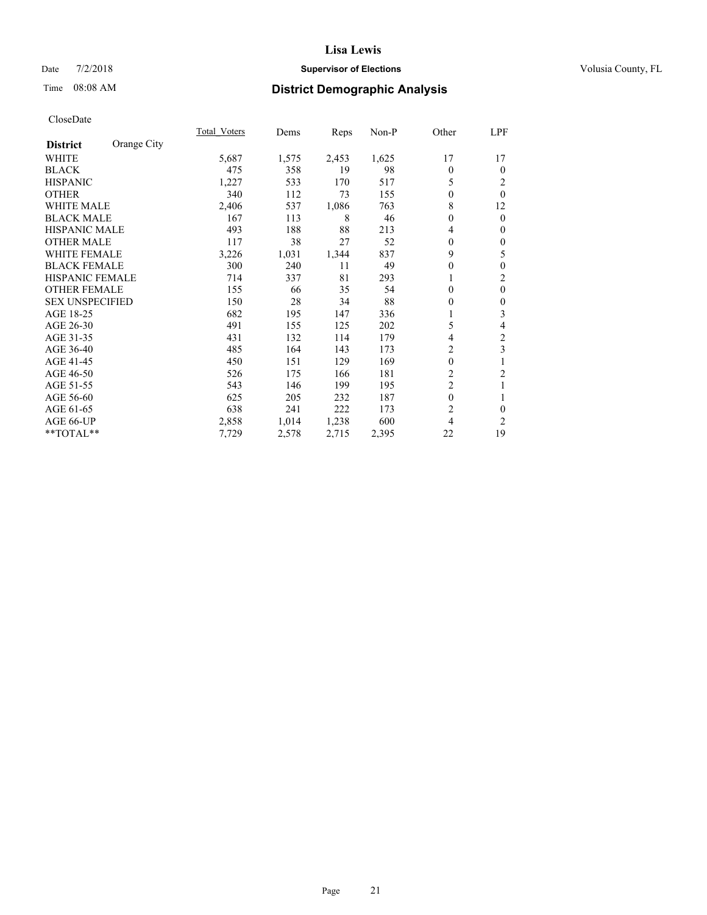Date 7/2/2018

Time 08:08 AM

# Lisa Lewis

## Supervisor of Elections

Volusia County, FL

## District Demographic Analysis

CloseDate

| District | Orange City | Total_Voters | Dems | Reps | Non-P | Other | LPF |
|---|---|---|---|---|---|---|---|
| WHITE | | 5,687 | 1,575 | 2,453 | 1,625 | 17 | 17 |
| BLACK | | 475 | 358 | 19 | 98 | 0 | 0 |
| HISPANIC | | 1,227 | 533 | 170 | 517 | 5 | 2 |
| OTHER | | 340 | 112 | 73 | 155 | 0 | 0 |
| WHITE MALE | | 2,406 | 537 | 1,086 | 763 | 8 | 12 |
| BLACK MALE | | 167 | 113 | 8 | 46 | 0 | 0 |
| HISPANIC MALE | | 493 | 188 | 88 | 213 | 4 | 0 |
| OTHER MALE | | 117 | 38 | 27 | 52 | 0 | 0 |
| WHITE FEMALE | | 3,226 | 1,031 | 1,344 | 837 | 9 | 5 |
| BLACK FEMALE | | 300 | 240 | 11 | 49 | 0 | 0 |
| HISPANIC FEMALE | | 714 | 337 | 81 | 293 | 1 | 2 |
| OTHER FEMALE | | 155 | 66 | 35 | 54 | 0 | 0 |
| SEX UNSPECIFIED | | 150 | 28 | 34 | 88 | 0 | 0 |
| AGE 18-25 | | 682 | 195 | 147 | 336 | 1 | 3 |
| AGE 26-30 | | 491 | 155 | 125 | 202 | 5 | 4 |
| AGE 31-35 | | 431 | 132 | 114 | 179 | 4 | 2 |
| AGE 36-40 | | 485 | 164 | 143 | 173 | 2 | 3 |
| AGE 41-45 | | 450 | 151 | 129 | 169 | 0 | 1 |
| AGE 46-50 | | 526 | 175 | 166 | 181 | 2 | 2 |
| AGE 51-55 | | 543 | 146 | 199 | 195 | 2 | 1 |
| AGE 56-60 | | 625 | 205 | 232 | 187 | 0 | 1 |
| AGE 61-65 | | 638 | 241 | 222 | 173 | 2 | 0 |
| AGE 66-UP | | 2,858 | 1,014 | 1,238 | 600 | 4 | 2 |
| **TOTAL** | | 7,729 | 2,578 | 2,715 | 2,395 | 22 | 19 |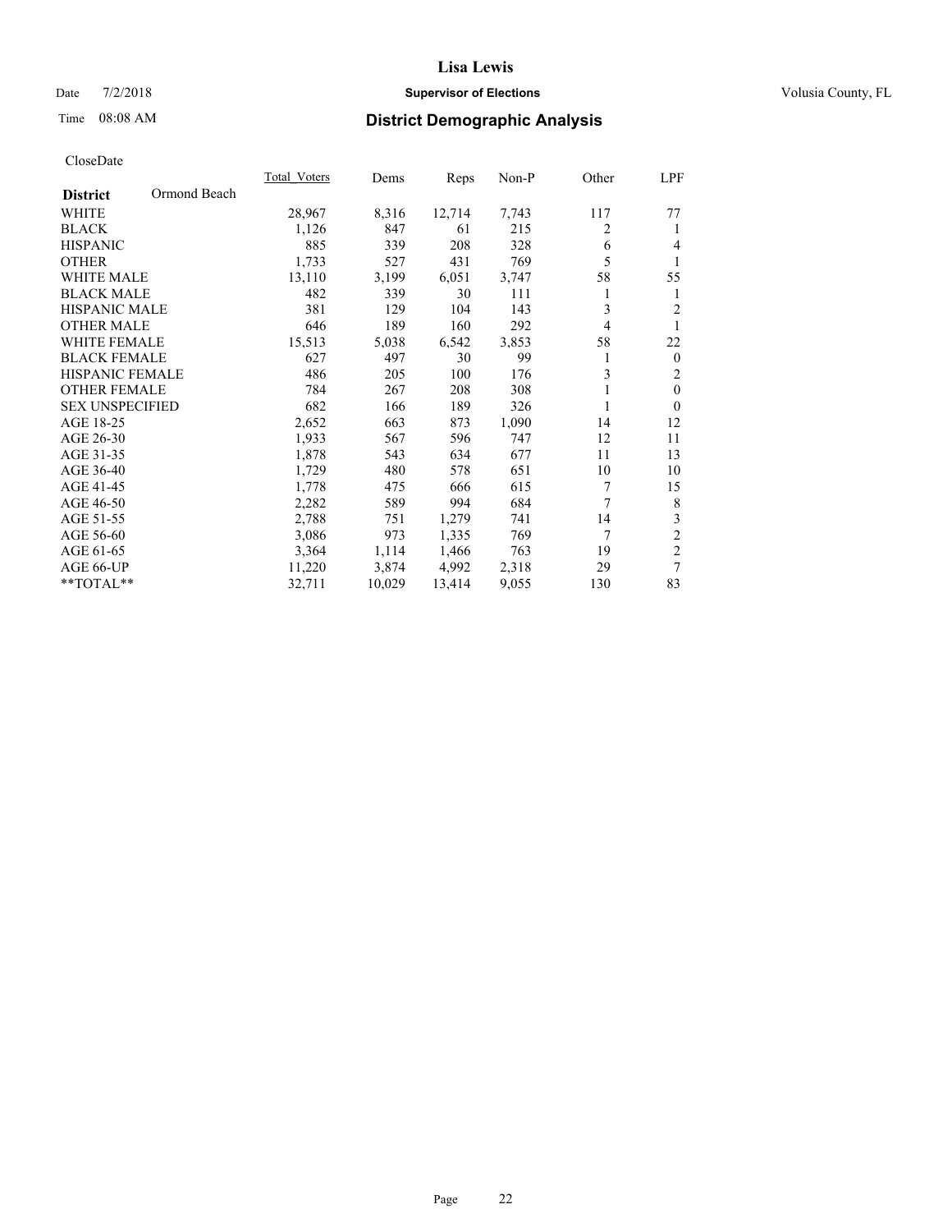# Lisa Lewis

Date 7/2/2018 **Supervisor of Elections** Volusia County, FL

Time 08:08 AM **District Demographic Analysis**

CloseDate

| | Total_Voters | Dems | Reps | Non-P | Other | LPF |
|---|---|---|---|---|---|---|
| **District** Ormond Beach | | | | | | |
| WHITE | 28,967 | 8,316 | 12,714 | 7,743 | 117 | 77 |
| BLACK | 1,126 | 847 | 61 | 215 | 2 | 1 |
| HISPANIC | 885 | 339 | 208 | 328 | 6 | 4 |
| OTHER | 1,733 | 527 | 431 | 769 | 5 | 1 |
| WHITE MALE | 13,110 | 3,199 | 6,051 | 3,747 | 58 | 55 |
| BLACK MALE | 482 | 339 | 30 | 111 | 1 | 1 |
| HISPANIC MALE | 381 | 129 | 104 | 143 | 3 | 2 |
| OTHER MALE | 646 | 189 | 160 | 292 | 4 | 1 |
| WHITE FEMALE | 15,513 | 5,038 | 6,542 | 3,853 | 58 | 22 |
| BLACK FEMALE | 627 | 497 | 30 | 99 | 1 | 0 |
| HISPANIC FEMALE | 486 | 205 | 100 | 176 | 3 | 2 |
| OTHER FEMALE | 784 | 267 | 208 | 308 | 1 | 0 |
| SEX UNSPECIFIED | 682 | 166 | 189 | 326 | 1 | 0 |
| AGE 18-25 | 2,652 | 663 | 873 | 1,090 | 14 | 12 |
| AGE 26-30 | 1,933 | 567 | 596 | 747 | 12 | 11 |
| AGE 31-35 | 1,878 | 543 | 634 | 677 | 11 | 13 |
| AGE 36-40 | 1,729 | 480 | 578 | 651 | 10 | 10 |
| AGE 41-45 | 1,778 | 475 | 666 | 615 | 7 | 15 |
| AGE 46-50 | 2,282 | 589 | 994 | 684 | 7 | 8 |
| AGE 51-55 | 2,788 | 751 | 1,279 | 741 | 14 | 3 |
| AGE 56-60 | 3,086 | 973 | 1,335 | 769 | 7 | 2 |
| AGE 61-65 | 3,364 | 1,114 | 1,466 | 763 | 19 | 2 |
| AGE 66-UP | 11,220 | 3,874 | 4,992 | 2,318 | 29 | 7 |
| **TOTAL** | 32,711 | 10,029 | 13,414 | 9,055 | 130 | 83 |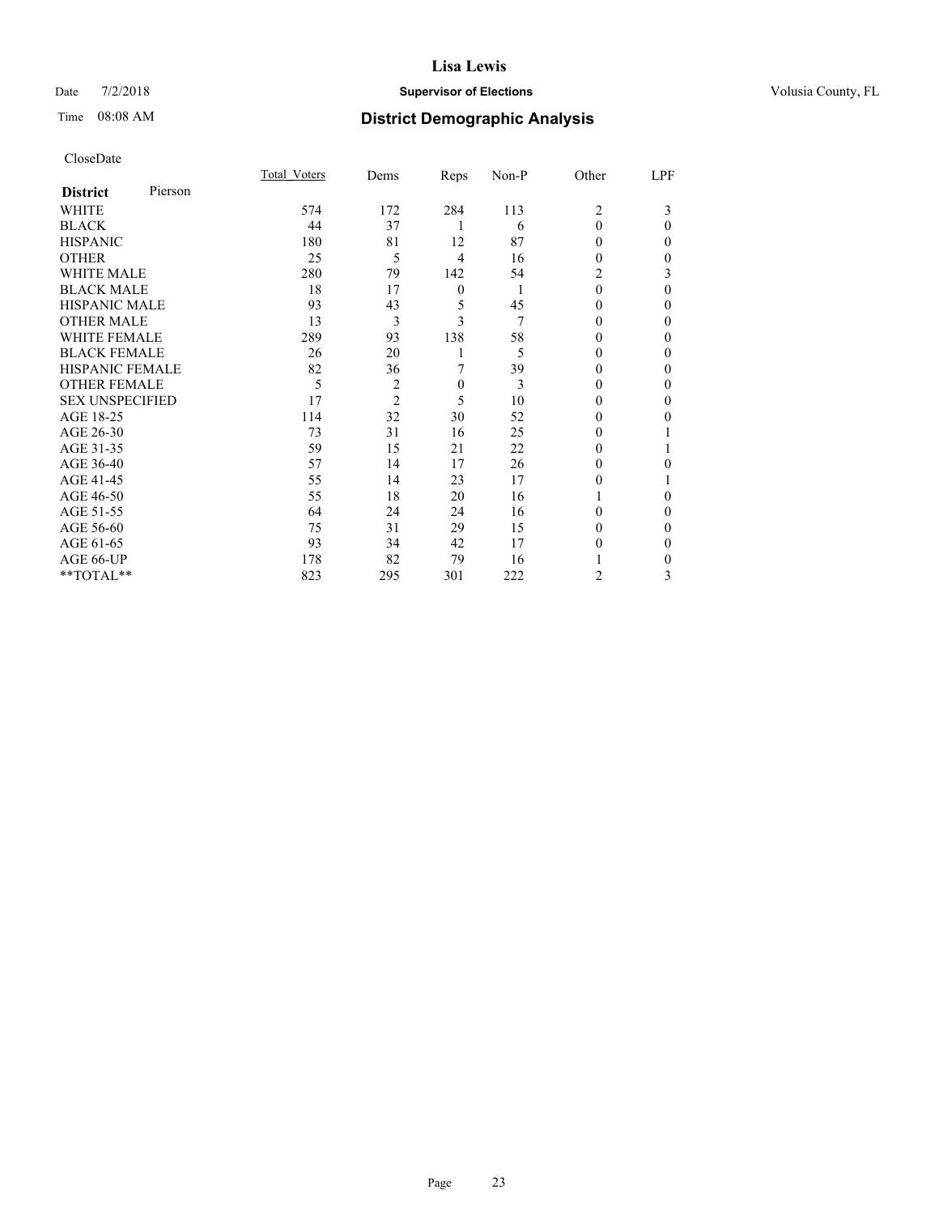# Lisa Lewis

Date 7/2/2018 **Supervisor of Elections** Volusia County, FL

Time 08:08 AM **District Demographic Analysis**

CloseDate

| **District** Pierson | Total_Voters | Dems | Reps | Non-P | Other | LPF |
|---|---|---|---|---|---|---|
| WHITE | 574 | 172 | 284 | 113 | 2 | 3 |
| BLACK | 44 | 37 | 1 | 6 | 0 | 0 |
| HISPANIC | 180 | 81 | 12 | 87 | 0 | 0 |
| OTHER | 25 | 5 | 4 | 16 | 0 | 0 |
| WHITE MALE | 280 | 79 | 142 | 54 | 2 | 3 |
| BLACK MALE | 18 | 17 | 0 | 1 | 0 | 0 |
| HISPANIC MALE | 93 | 43 | 5 | 45 | 0 | 0 |
| OTHER MALE | 13 | 3 | 3 | 7 | 0 | 0 |
| WHITE FEMALE | 289 | 93 | 138 | 58 | 0 | 0 |
| BLACK FEMALE | 26 | 20 | 1 | 5 | 0 | 0 |
| HISPANIC FEMALE | 82 | 36 | 7 | 39 | 0 | 0 |
| OTHER FEMALE | 5 | 2 | 0 | 3 | 0 | 0 |
| SEX UNSPECIFIED | 17 | 2 | 5 | 10 | 0 | 0 |
| AGE 18-25 | 114 | 32 | 30 | 52 | 0 | 0 |
| AGE 26-30 | 73 | 31 | 16 | 25 | 0 | 1 |
| AGE 31-35 | 59 | 15 | 21 | 22 | 0 | 1 |
| AGE 36-40 | 57 | 14 | 17 | 26 | 0 | 0 |
| AGE 41-45 | 55 | 14 | 23 | 17 | 0 | 1 |
| AGE 46-50 | 55 | 18 | 20 | 16 | 1 | 0 |
| AGE 51-55 | 64 | 24 | 24 | 16 | 0 | 0 |
| AGE 56-60 | 75 | 31 | 29 | 15 | 0 | 0 |
| AGE 61-65 | 93 | 34 | 42 | 17 | 0 | 0 |
| AGE 66-UP | 178 | 82 | 79 | 16 | 1 | 0 |
| **TOTAL** | 823 | 295 | 301 | 222 | 2 | 3 |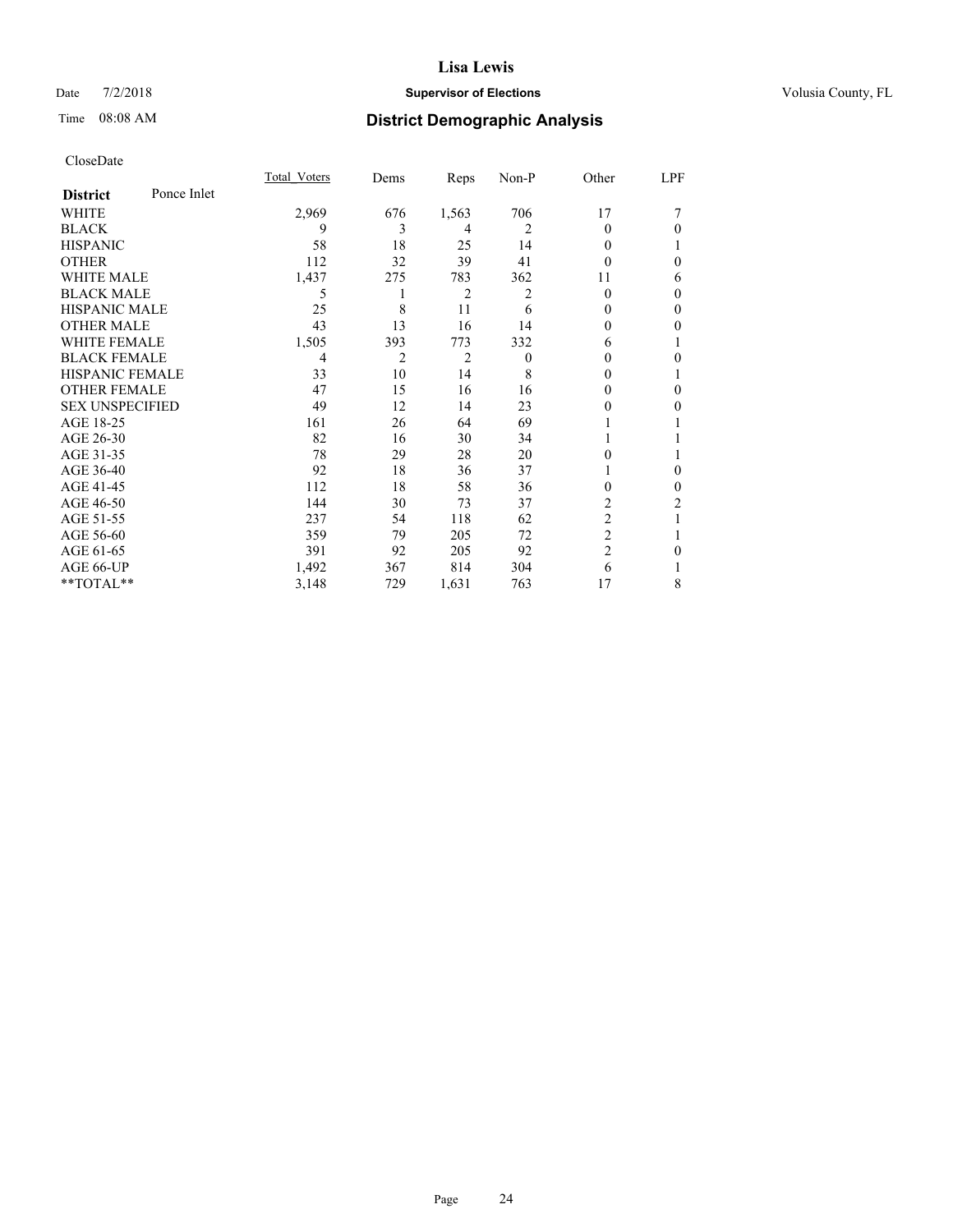# Lisa Lewis

Date 7/2/2018 **Supervisor of Elections** Volusia County, FL

Time 08:08 AM **District Demographic Analysis**

CloseDate

| District: Ponce Inlet | Total_Voters | Dems | Reps | Non-P | Other | LPF |
|---|---|---|---|---|---|---|
| WHITE | 2,969 | 676 | 1,563 | 706 | 17 | 7 |
| BLACK | 9 | 3 | 4 | 2 | 0 | 0 |
| HISPANIC | 58 | 18 | 25 | 14 | 0 | 1 |
| OTHER | 112 | 32 | 39 | 41 | 0 | 0 |
| WHITE MALE | 1,437 | 275 | 783 | 362 | 11 | 6 |
| BLACK MALE | 5 | 1 | 2 | 2 | 0 | 0 |
| HISPANIC MALE | 25 | 8 | 11 | 6 | 0 | 0 |
| OTHER MALE | 43 | 13 | 16 | 14 | 0 | 0 |
| WHITE FEMALE | 1,505 | 393 | 773 | 332 | 6 | 1 |
| BLACK FEMALE | 4 | 2 | 2 | 0 | 0 | 0 |
| HISPANIC FEMALE | 33 | 10 | 14 | 8 | 0 | 1 |
| OTHER FEMALE | 47 | 15 | 16 | 16 | 0 | 0 |
| SEX UNSPECIFIED | 49 | 12 | 14 | 23 | 0 | 0 |
| AGE 18-25 | 161 | 26 | 64 | 69 | 1 | 1 |
| AGE 26-30 | 82 | 16 | 30 | 34 | 1 | 1 |
| AGE 31-35 | 78 | 29 | 28 | 20 | 0 | 1 |
| AGE 36-40 | 92 | 18 | 36 | 37 | 1 | 0 |
| AGE 41-45 | 112 | 18 | 58 | 36 | 0 | 0 |
| AGE 46-50 | 144 | 30 | 73 | 37 | 2 | 2 |
| AGE 51-55 | 237 | 54 | 118 | 62 | 2 | 1 |
| AGE 56-60 | 359 | 79 | 205 | 72 | 2 | 1 |
| AGE 61-65 | 391 | 92 | 205 | 92 | 2 | 0 |
| AGE 66-UP | 1,492 | 367 | 814 | 304 | 6 | 1 |
| **TOTAL** | 3,148 | 729 | 1,631 | 763 | 17 | 8 |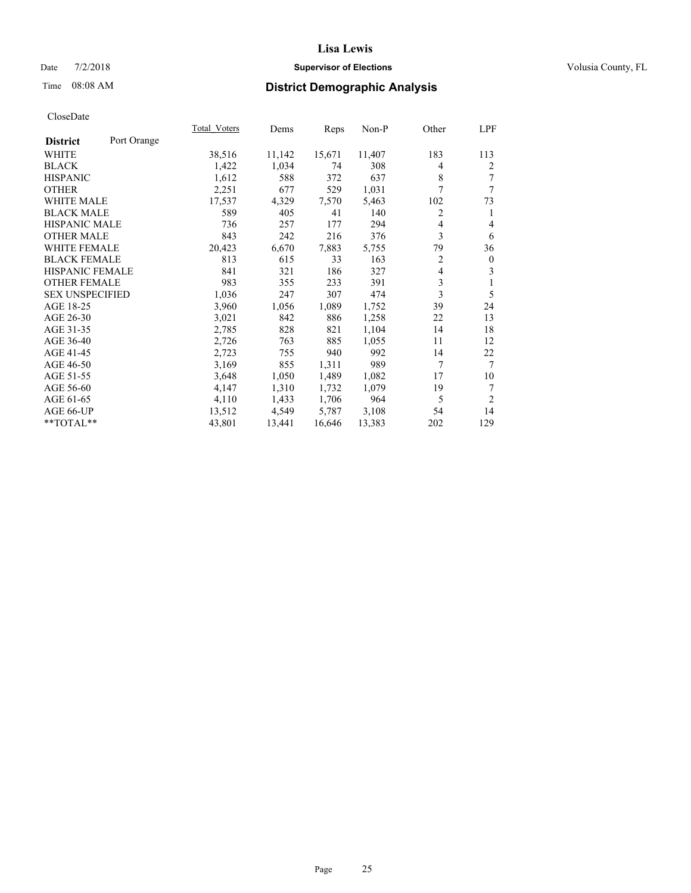# Lisa Lewis

Date 7/2/2018 **Supervisor of Elections** Volusia County, FL

Time 08:08 AM **District Demographic Analysis**

CloseDate

| District | Port Orange | Total_Voters | Dems | Reps | Non-P | Other | LPF |
|---|---|---|---|---|---|---|---|
| WHITE | | 38,516 | 11,142 | 15,671 | 11,407 | 183 | 113 |
| BLACK | | 1,422 | 1,034 | 74 | 308 | 4 | 2 |
| HISPANIC | | 1,612 | 588 | 372 | 637 | 8 | 7 |
| OTHER | | 2,251 | 677 | 529 | 1,031 | 7 | 7 |
| WHITE MALE | | 17,537 | 4,329 | 7,570 | 5,463 | 102 | 73 |
| BLACK MALE | | 589 | 405 | 41 | 140 | 2 | 1 |
| HISPANIC MALE | | 736 | 257 | 177 | 294 | 4 | 4 |
| OTHER MALE | | 843 | 242 | 216 | 376 | 3 | 6 |
| WHITE FEMALE | | 20,423 | 6,670 | 7,883 | 5,755 | 79 | 36 |
| BLACK FEMALE | | 813 | 615 | 33 | 163 | 2 | 0 |
| HISPANIC FEMALE | | 841 | 321 | 186 | 327 | 4 | 3 |
| OTHER FEMALE | | 983 | 355 | 233 | 391 | 3 | 1 |
| SEX UNSPECIFIED | | 1,036 | 247 | 307 | 474 | 3 | 5 |
| AGE 18-25 | | 3,960 | 1,056 | 1,089 | 1,752 | 39 | 24 |
| AGE 26-30 | | 3,021 | 842 | 886 | 1,258 | 22 | 13 |
| AGE 31-35 | | 2,785 | 828 | 821 | 1,104 | 14 | 18 |
| AGE 36-40 | | 2,726 | 763 | 885 | 1,055 | 11 | 12 |
| AGE 41-45 | | 2,723 | 755 | 940 | 992 | 14 | 22 |
| AGE 46-50 | | 3,169 | 855 | 1,311 | 989 | 7 | 7 |
| AGE 51-55 | | 3,648 | 1,050 | 1,489 | 1,082 | 17 | 10 |
| AGE 56-60 | | 4,147 | 1,310 | 1,732 | 1,079 | 19 | 7 |
| AGE 61-65 | | 4,110 | 1,433 | 1,706 | 964 | 5 | 2 |
| AGE 66-UP | | 13,512 | 4,549 | 5,787 | 3,108 | 54 | 14 |
| **TOTAL** | | 43,801 | 13,441 | 16,646 | 13,383 | 202 | 129 |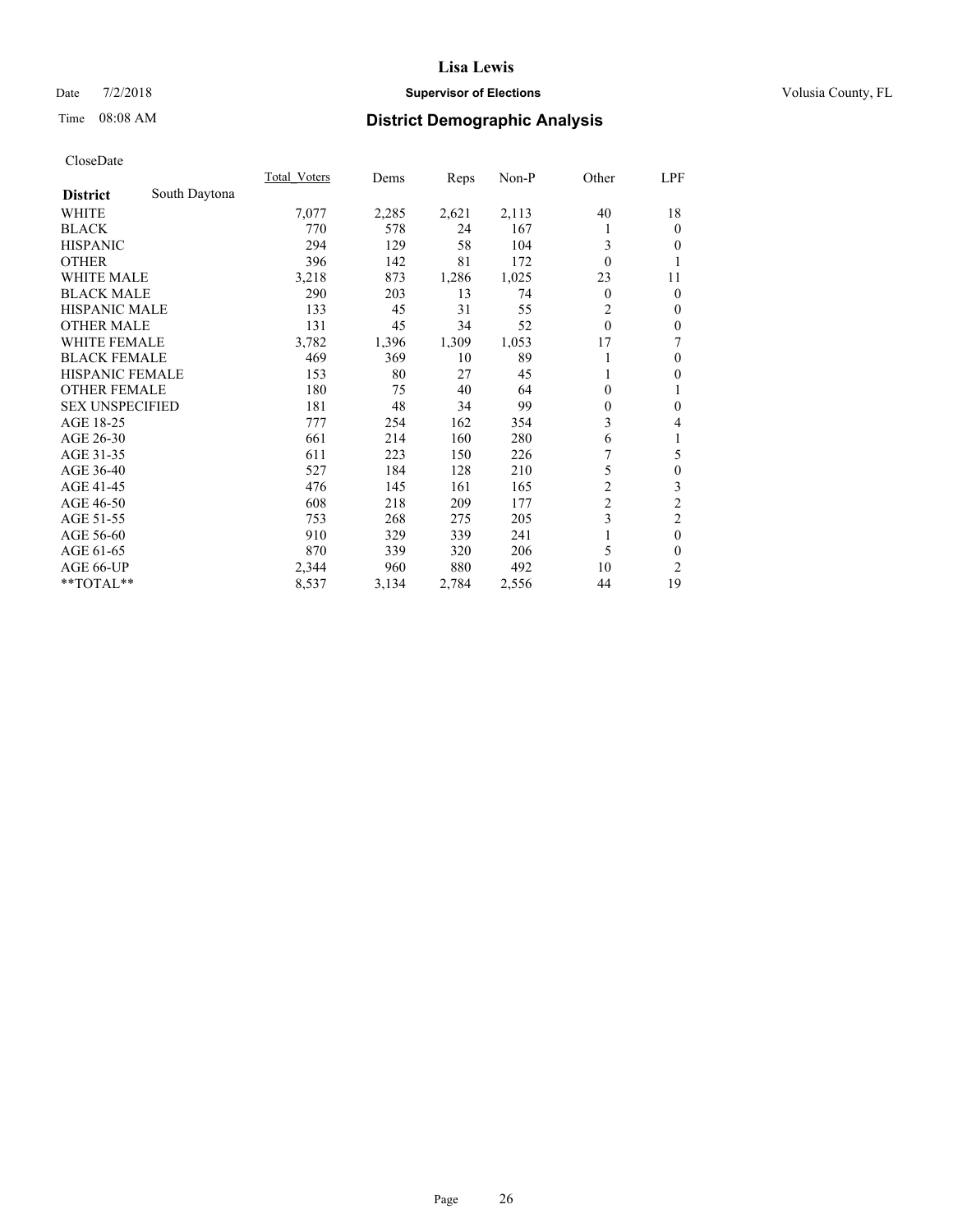**Lisa Lewis**

Date 7/2/2018 **Supervisor of Elections** Volusia County, FL

Time 08:08 AM **District Demographic Analysis**

CloseDate

| **District** South Daytona | Total_Voters | Dems | Reps | Non-P | Other | LPF |
|---|---|---|---|---|---|---|
| WHITE | 7,077 | 2,285 | 2,621 | 2,113 | 40 | 18 |
| BLACK | 770 | 578 | 24 | 167 | 1 | 0 |
| HISPANIC | 294 | 129 | 58 | 104 | 3 | 0 |
| OTHER | 396 | 142 | 81 | 172 | 0 | 1 |
| WHITE MALE | 3,218 | 873 | 1,286 | 1,025 | 23 | 11 |
| BLACK MALE | 290 | 203 | 13 | 74 | 0 | 0 |
| HISPANIC MALE | 133 | 45 | 31 | 55 | 2 | 0 |
| OTHER MALE | 131 | 45 | 34 | 52 | 0 | 0 |
| WHITE FEMALE | 3,782 | 1,396 | 1,309 | 1,053 | 17 | 7 |
| BLACK FEMALE | 469 | 369 | 10 | 89 | 1 | 0 |
| HISPANIC FEMALE | 153 | 80 | 27 | 45 | 1 | 0 |
| OTHER FEMALE | 180 | 75 | 40 | 64 | 0 | 1 |
| SEX UNSPECIFIED | 181 | 48 | 34 | 99 | 0 | 0 |
| AGE 18-25 | 777 | 254 | 162 | 354 | 3 | 4 |
| AGE 26-30 | 661 | 214 | 160 | 280 | 6 | 1 |
| AGE 31-35 | 611 | 223 | 150 | 226 | 7 | 5 |
| AGE 36-40 | 527 | 184 | 128 | 210 | 5 | 0 |
| AGE 41-45 | 476 | 145 | 161 | 165 | 2 | 3 |
| AGE 46-50 | 608 | 218 | 209 | 177 | 2 | 2 |
| AGE 51-55 | 753 | 268 | 275 | 205 | 3 | 2 |
| AGE 56-60 | 910 | 329 | 339 | 241 | 1 | 0 |
| AGE 61-65 | 870 | 339 | 320 | 206 | 5 | 0 |
| AGE 66-UP | 2,344 | 960 | 880 | 492 | 10 | 2 |
| **TOTAL** | 8,537 | 3,134 | 2,784 | 2,556 | 44 | 19 |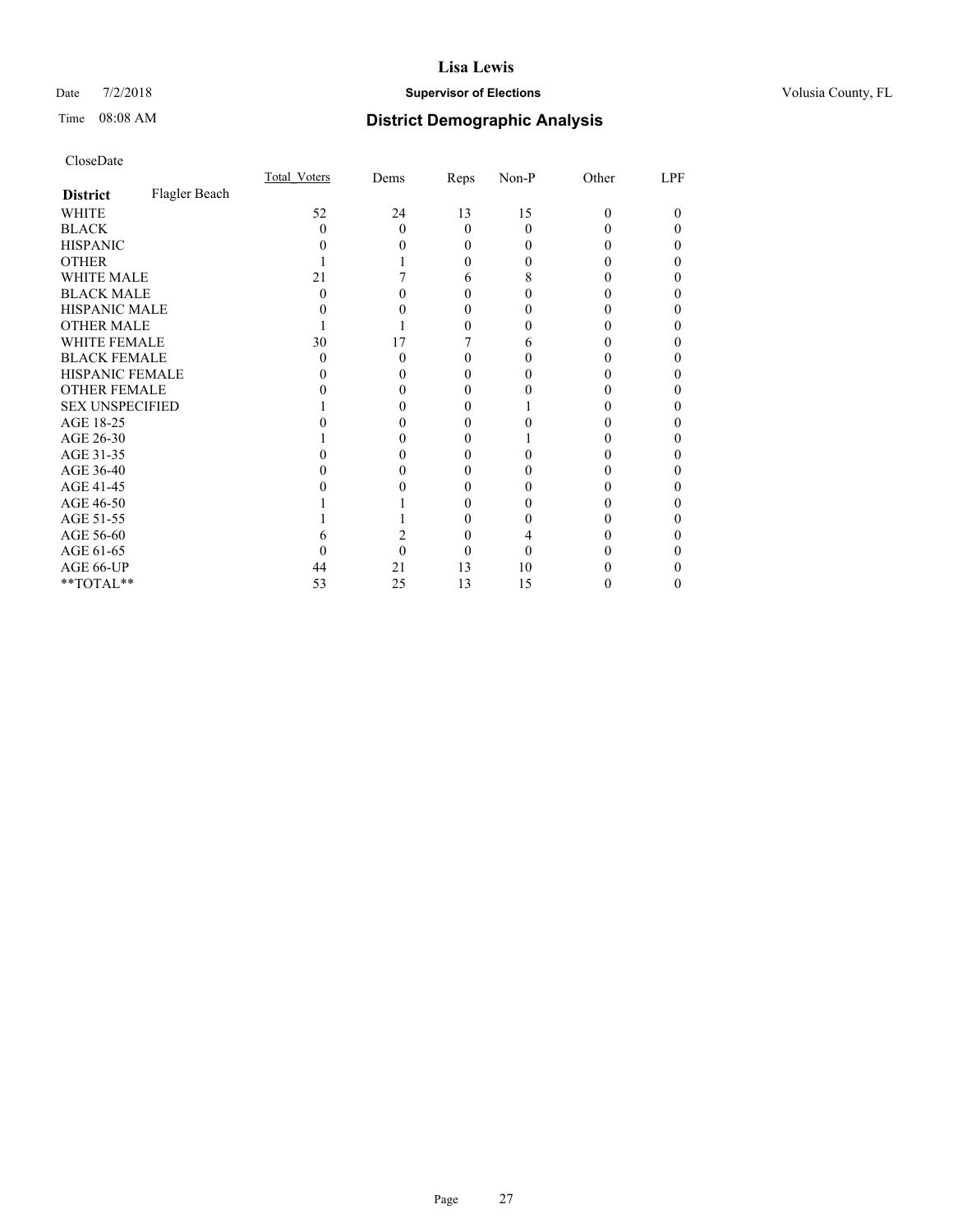# Lisa Lewis

Date 7/2/2018 **Supervisor of Elections** Volusia County, FL

Time 08:08 AM **District Demographic Analysis**

CloseDate

| **District** Flagler Beach | Total_Voters | Dems | Reps | Non-P | Other | LPF |
|---|---|---|---|---|---|---|
| WHITE | 52 | 24 | 13 | 15 | 0 | 0 |
| BLACK | 0 | 0 | 0 | 0 | 0 | 0 |
| HISPANIC | 0 | 0 | 0 | 0 | 0 | 0 |
| OTHER | 1 | 1 | 0 | 0 | 0 | 0 |
| WHITE MALE | 21 | 7 | 6 | 8 | 0 | 0 |
| BLACK MALE | 0 | 0 | 0 | 0 | 0 | 0 |
| HISPANIC MALE | 0 | 0 | 0 | 0 | 0 | 0 |
| OTHER MALE | 1 | 1 | 0 | 0 | 0 | 0 |
| WHITE FEMALE | 30 | 17 | 7 | 6 | 0 | 0 |
| BLACK FEMALE | 0 | 0 | 0 | 0 | 0 | 0 |
| HISPANIC FEMALE | 0 | 0 | 0 | 0 | 0 | 0 |
| OTHER FEMALE | 0 | 0 | 0 | 0 | 0 | 0 |
| SEX UNSPECIFIED | 1 | 0 | 0 | 1 | 0 | 0 |
| AGE 18-25 | 0 | 0 | 0 | 0 | 0 | 0 |
| AGE 26-30 | 1 | 0 | 0 | 1 | 0 | 0 |
| AGE 31-35 | 0 | 0 | 0 | 0 | 0 | 0 |
| AGE 36-40 | 0 | 0 | 0 | 0 | 0 | 0 |
| AGE 41-45 | 0 | 0 | 0 | 0 | 0 | 0 |
| AGE 46-50 | 1 | 1 | 0 | 0 | 0 | 0 |
| AGE 51-55 | 1 | 1 | 0 | 0 | 0 | 0 |
| AGE 56-60 | 6 | 2 | 0 | 4 | 0 | 0 |
| AGE 61-65 | 0 | 0 | 0 | 0 | 0 | 0 |
| AGE 66-UP | 44 | 21 | 13 | 10 | 0 | 0 |
| **TOTAL** | 53 | 25 | 13 | 15 | 0 | 0 |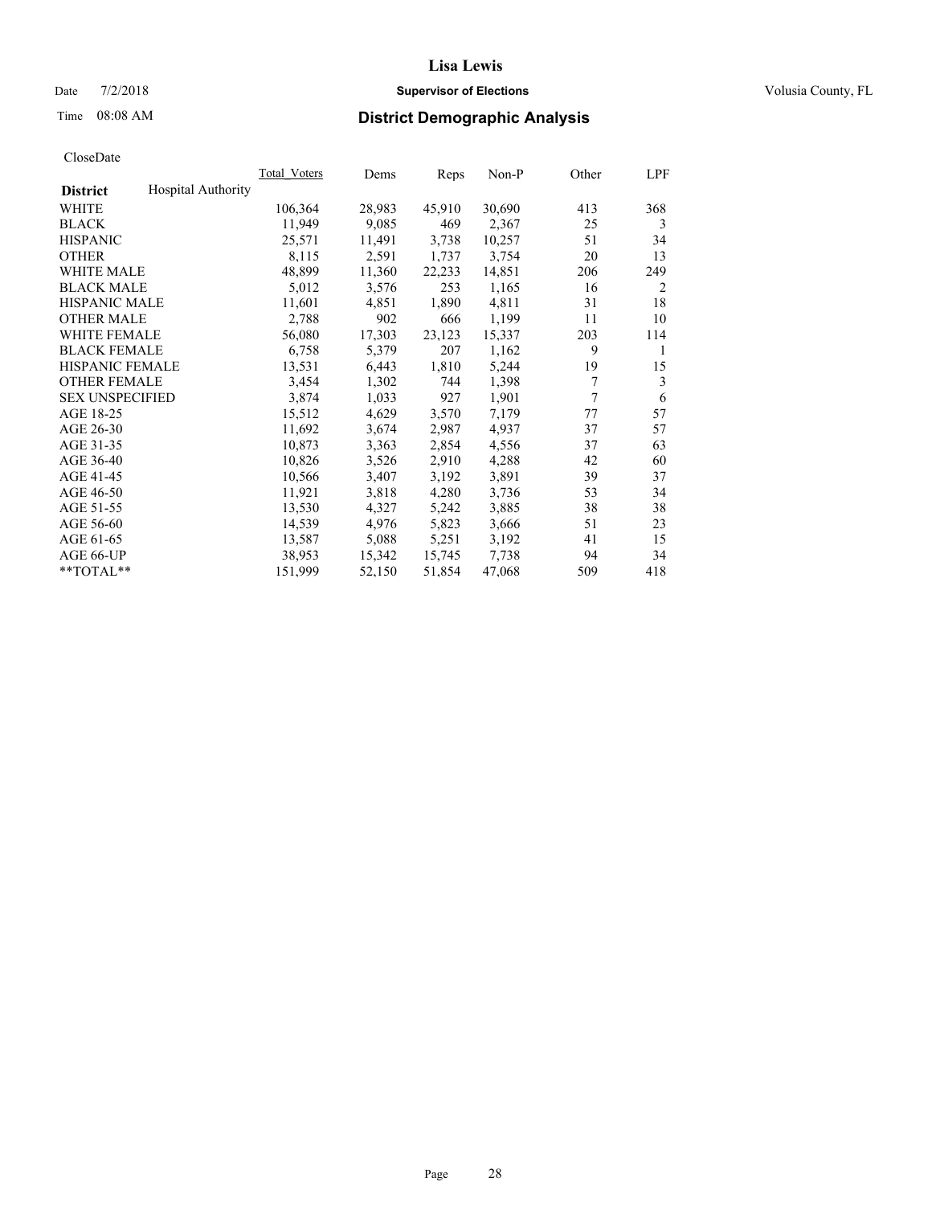# Lisa Lewis

Date 7/2/2018 **Supervisor of Elections** Volusia County, FL

Time 08:08 AM **District Demographic Analysis**

CloseDate

| District | Hospital Authority | Total_Voters | Dems | Reps | Non-P | Other | LPF |
|---|---|---|---|---|---|---|---|
| WHITE | | 106,364 | 28,983 | 45,910 | 30,690 | 413 | 368 |
| BLACK | | 11,949 | 9,085 | 469 | 2,367 | 25 | 3 |
| HISPANIC | | 25,571 | 11,491 | 3,738 | 10,257 | 51 | 34 |
| OTHER | | 8,115 | 2,591 | 1,737 | 3,754 | 20 | 13 |
| WHITE MALE | | 48,899 | 11,360 | 22,233 | 14,851 | 206 | 249 |
| BLACK MALE | | 5,012 | 3,576 | 253 | 1,165 | 16 | 2 |
| HISPANIC MALE | | 11,601 | 4,851 | 1,890 | 4,811 | 31 | 18 |
| OTHER MALE | | 2,788 | 902 | 666 | 1,199 | 11 | 10 |
| WHITE FEMALE | | 56,080 | 17,303 | 23,123 | 15,337 | 203 | 114 |
| BLACK FEMALE | | 6,758 | 5,379 | 207 | 1,162 | 9 | 1 |
| HISPANIC FEMALE | | 13,531 | 6,443 | 1,810 | 5,244 | 19 | 15 |
| OTHER FEMALE | | 3,454 | 1,302 | 744 | 1,398 | 7 | 3 |
| SEX UNSPECIFIED | | 3,874 | 1,033 | 927 | 1,901 | 7 | 6 |
| AGE 18-25 | | 15,512 | 4,629 | 3,570 | 7,179 | 77 | 57 |
| AGE 26-30 | | 11,692 | 3,674 | 2,987 | 4,937 | 37 | 57 |
| AGE 31-35 | | 10,873 | 3,363 | 2,854 | 4,556 | 37 | 63 |
| AGE 36-40 | | 10,826 | 3,526 | 2,910 | 4,288 | 42 | 60 |
| AGE 41-45 | | 10,566 | 3,407 | 3,192 | 3,891 | 39 | 37 |
| AGE 46-50 | | 11,921 | 3,818 | 4,280 | 3,736 | 53 | 34 |
| AGE 51-55 | | 13,530 | 4,327 | 5,242 | 3,885 | 38 | 38 |
| AGE 56-60 | | 14,539 | 4,976 | 5,823 | 3,666 | 51 | 23 |
| AGE 61-65 | | 13,587 | 5,088 | 5,251 | 3,192 | 41 | 15 |
| AGE 66-UP | | 38,953 | 15,342 | 15,745 | 7,738 | 94 | 34 |
| **TOTAL** | | 151,999 | 52,150 | 51,854 | 47,068 | 509 | 418 |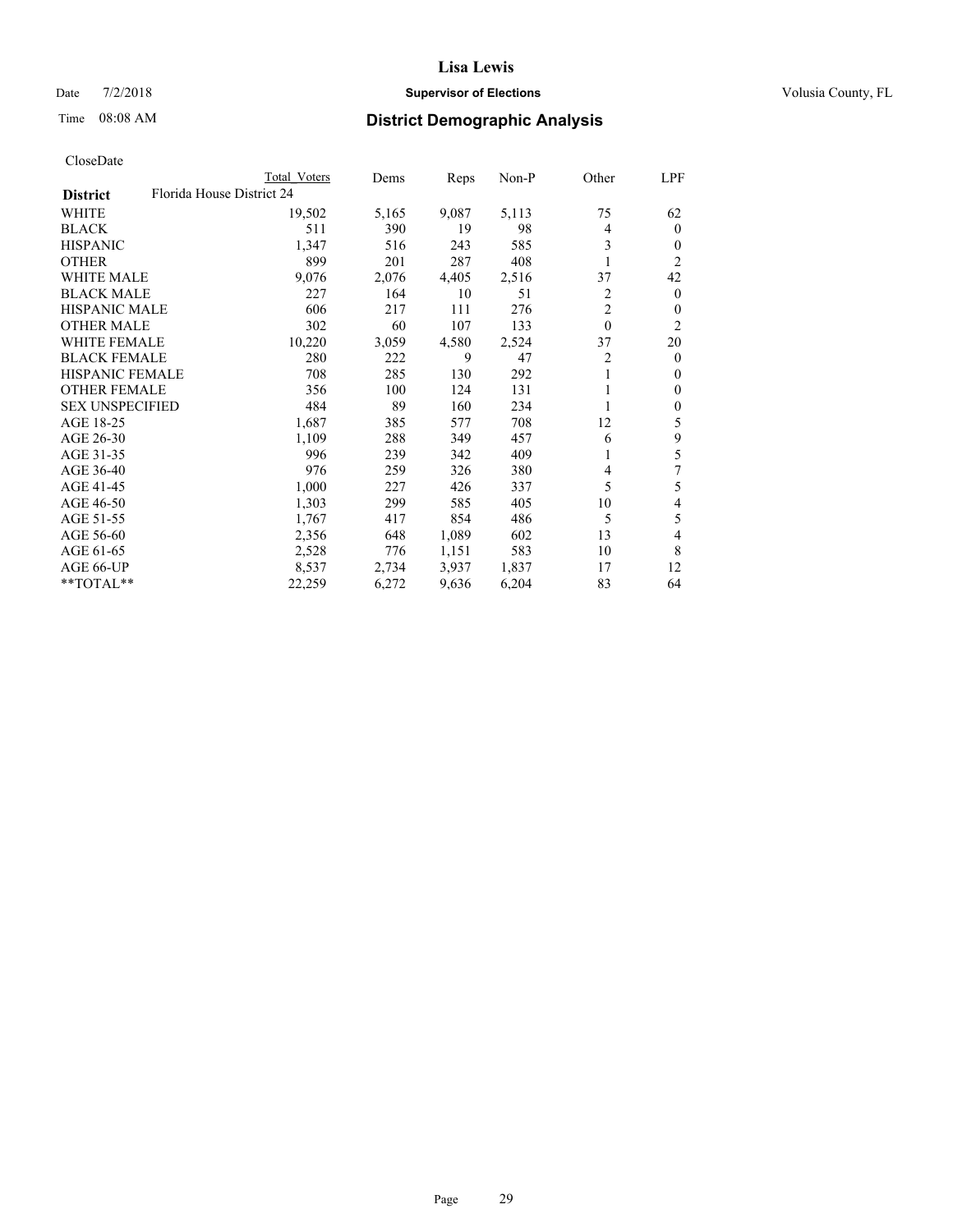# Lisa Lewis

Date 7/2/2018 **Supervisor of Elections** Volusia County, FL

Time 08:08 AM **District Demographic Analysis**

CloseDate

| | Total Voters | Dems | Reps | Non-P | Other | LPF |
|---|---|---|---|---|---|---|
| **District** Florida House District 24 | | | | | | |
| WHITE | 19,502 | 5,165 | 9,087 | 5,113 | 75 | 62 |
| BLACK | 511 | 390 | 19 | 98 | 4 | 0 |
| HISPANIC | 1,347 | 516 | 243 | 585 | 3 | 0 |
| OTHER | 899 | 201 | 287 | 408 | 1 | 2 |
| WHITE MALE | 9,076 | 2,076 | 4,405 | 2,516 | 37 | 42 |
| BLACK MALE | 227 | 164 | 10 | 51 | 2 | 0 |
| HISPANIC MALE | 606 | 217 | 111 | 276 | 2 | 0 |
| OTHER MALE | 302 | 60 | 107 | 133 | 0 | 2 |
| WHITE FEMALE | 10,220 | 3,059 | 4,580 | 2,524 | 37 | 20 |
| BLACK FEMALE | 280 | 222 | 9 | 47 | 2 | 0 |
| HISPANIC FEMALE | 708 | 285 | 130 | 292 | 1 | 0 |
| OTHER FEMALE | 356 | 100 | 124 | 131 | 1 | 0 |
| SEX UNSPECIFIED | 484 | 89 | 160 | 234 | 1 | 0 |
| AGE 18-25 | 1,687 | 385 | 577 | 708 | 12 | 5 |
| AGE 26-30 | 1,109 | 288 | 349 | 457 | 6 | 9 |
| AGE 31-35 | 996 | 239 | 342 | 409 | 1 | 5 |
| AGE 36-40 | 976 | 259 | 326 | 380 | 4 | 7 |
| AGE 41-45 | 1,000 | 227 | 426 | 337 | 5 | 5 |
| AGE 46-50 | 1,303 | 299 | 585 | 405 | 10 | 4 |
| AGE 51-55 | 1,767 | 417 | 854 | 486 | 5 | 5 |
| AGE 56-60 | 2,356 | 648 | 1,089 | 602 | 13 | 4 |
| AGE 61-65 | 2,528 | 776 | 1,151 | 583 | 10 | 8 |
| AGE 66-UP | 8,537 | 2,734 | 3,937 | 1,837 | 17 | 12 |
| **TOTAL** | 22,259 | 6,272 | 9,636 | 6,204 | 83 | 64 |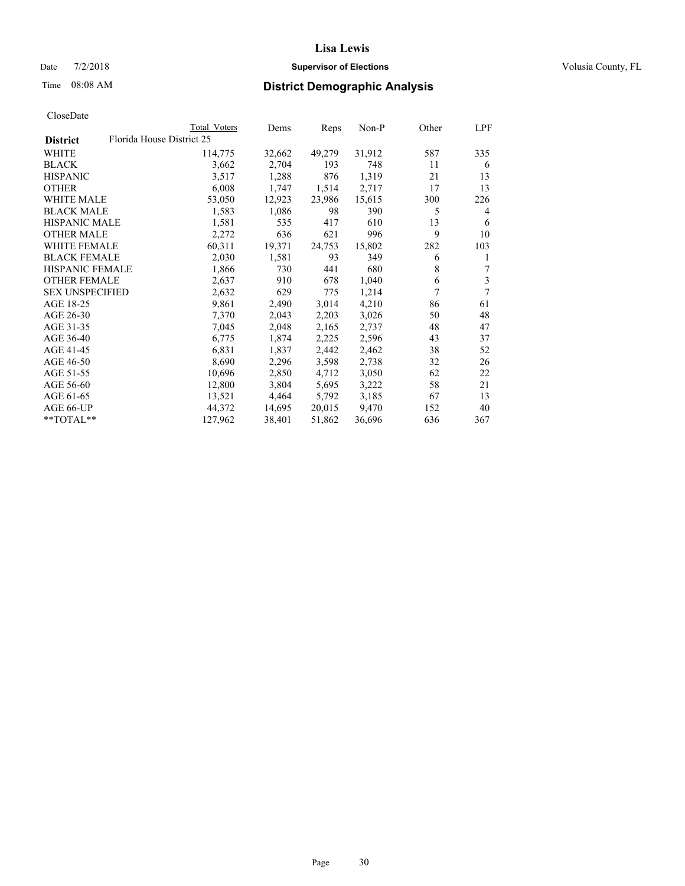# Lisa Lewis

Date 7/2/2018 **Supervisor of Elections** Volusia County, FL

Time 08:08 AM **District Demographic Analysis**

CloseDate

| | Total Voters | Dems | Reps | Non-P | Other | LPF |
|---|---|---|---|---|---|---|
| **District** Florida House District 25 | | | | | | |
| WHITE | 114,775 | 32,662 | 49,279 | 31,912 | 587 | 335 |
| BLACK | 3,662 | 2,704 | 193 | 748 | 11 | 6 |
| HISPANIC | 3,517 | 1,288 | 876 | 1,319 | 21 | 13 |
| OTHER | 6,008 | 1,747 | 1,514 | 2,717 | 17 | 13 |
| WHITE MALE | 53,050 | 12,923 | 23,986 | 15,615 | 300 | 226 |
| BLACK MALE | 1,583 | 1,086 | 98 | 390 | 5 | 4 |
| HISPANIC MALE | 1,581 | 535 | 417 | 610 | 13 | 6 |
| OTHER MALE | 2,272 | 636 | 621 | 996 | 9 | 10 |
| WHITE FEMALE | 60,311 | 19,371 | 24,753 | 15,802 | 282 | 103 |
| BLACK FEMALE | 2,030 | 1,581 | 93 | 349 | 6 | 1 |
| HISPANIC FEMALE | 1,866 | 730 | 441 | 680 | 8 | 7 |
| OTHER FEMALE | 2,637 | 910 | 678 | 1,040 | 6 | 3 |
| SEX UNSPECIFIED | 2,632 | 629 | 775 | 1,214 | 7 | 7 |
| AGE 18-25 | 9,861 | 2,490 | 3,014 | 4,210 | 86 | 61 |
| AGE 26-30 | 7,370 | 2,043 | 2,203 | 3,026 | 50 | 48 |
| AGE 31-35 | 7,045 | 2,048 | 2,165 | 2,737 | 48 | 47 |
| AGE 36-40 | 6,775 | 1,874 | 2,225 | 2,596 | 43 | 37 |
| AGE 41-45 | 6,831 | 1,837 | 2,442 | 2,462 | 38 | 52 |
| AGE 46-50 | 8,690 | 2,296 | 3,598 | 2,738 | 32 | 26 |
| AGE 51-55 | 10,696 | 2,850 | 4,712 | 3,050 | 62 | 22 |
| AGE 56-60 | 12,800 | 3,804 | 5,695 | 3,222 | 58 | 21 |
| AGE 61-65 | 13,521 | 4,464 | 5,792 | 3,185 | 67 | 13 |
| AGE 66-UP | 44,372 | 14,695 | 20,015 | 9,470 | 152 | 40 |
| **TOTAL** | 127,962 | 38,401 | 51,862 | 36,696 | 636 | 367 |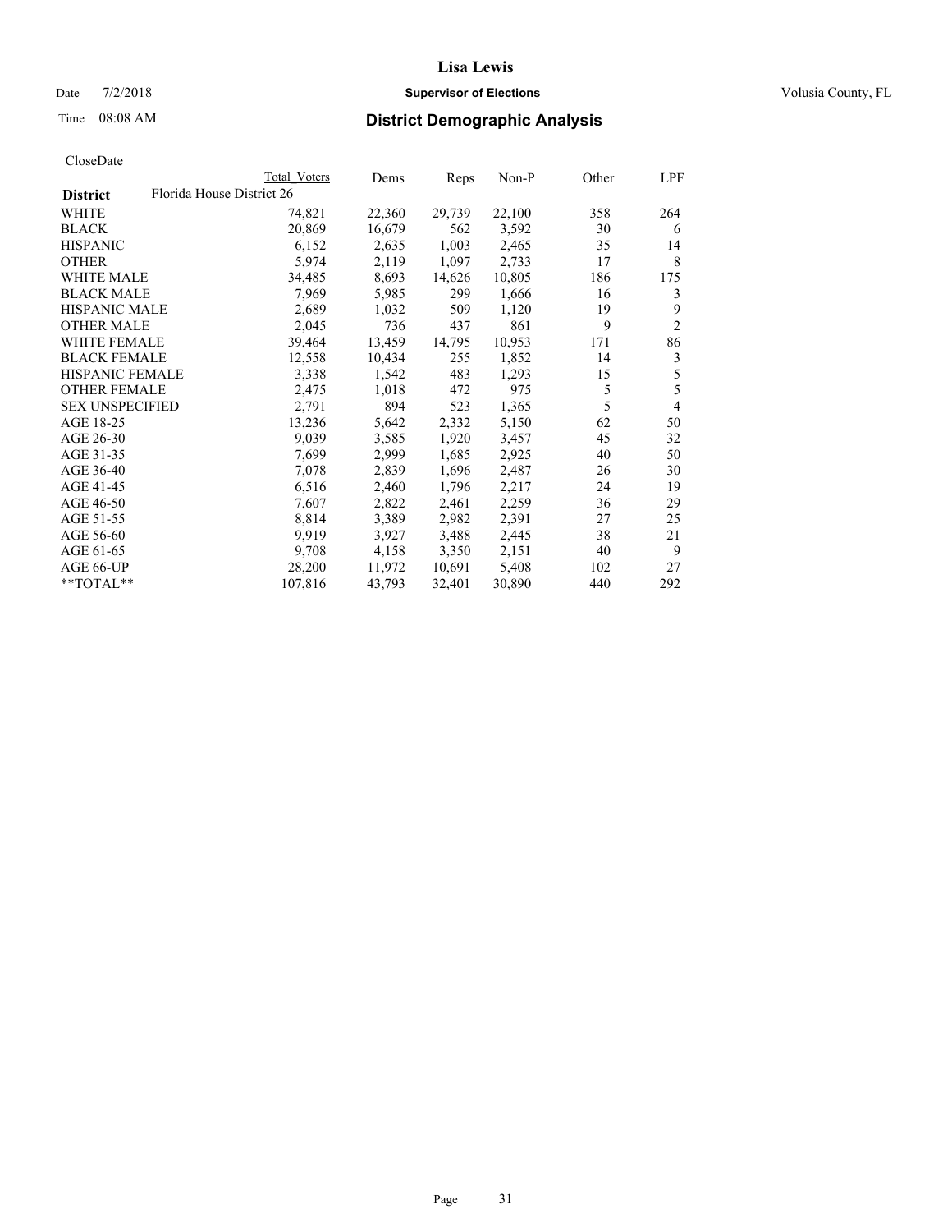# Lisa Lewis

Date 7/2/2018 **Supervisor of Elections** Volusia County, FL

Time 08:08 AM **District Demographic Analysis**

CloseDate

| District | Florida House District 26 | Total Voters | Dems | Reps | Non-P | Other | LPF |
|---|---|---|---|---|---|---|---|
| WHITE | | 74,821 | 22,360 | 29,739 | 22,100 | 358 | 264 |
| BLACK | | 20,869 | 16,679 | 562 | 3,592 | 30 | 6 |
| HISPANIC | | 6,152 | 2,635 | 1,003 | 2,465 | 35 | 14 |
| OTHER | | 5,974 | 2,119 | 1,097 | 2,733 | 17 | 8 |
| WHITE MALE | | 34,485 | 8,693 | 14,626 | 10,805 | 186 | 175 |
| BLACK MALE | | 7,969 | 5,985 | 299 | 1,666 | 16 | 3 |
| HISPANIC MALE | | 2,689 | 1,032 | 509 | 1,120 | 19 | 9 |
| OTHER MALE | | 2,045 | 736 | 437 | 861 | 9 | 2 |
| WHITE FEMALE | | 39,464 | 13,459 | 14,795 | 10,953 | 171 | 86 |
| BLACK FEMALE | | 12,558 | 10,434 | 255 | 1,852 | 14 | 3 |
| HISPANIC FEMALE | | 3,338 | 1,542 | 483 | 1,293 | 15 | 5 |
| OTHER FEMALE | | 2,475 | 1,018 | 472 | 975 | 5 | 5 |
| SEX UNSPECIFIED | | 2,791 | 894 | 523 | 1,365 | 5 | 4 |
| AGE 18-25 | | 13,236 | 5,642 | 2,332 | 5,150 | 62 | 50 |
| AGE 26-30 | | 9,039 | 3,585 | 1,920 | 3,457 | 45 | 32 |
| AGE 31-35 | | 7,699 | 2,999 | 1,685 | 2,925 | 40 | 50 |
| AGE 36-40 | | 7,078 | 2,839 | 1,696 | 2,487 | 26 | 30 |
| AGE 41-45 | | 6,516 | 2,460 | 1,796 | 2,217 | 24 | 19 |
| AGE 46-50 | | 7,607 | 2,822 | 2,461 | 2,259 | 36 | 29 |
| AGE 51-55 | | 8,814 | 3,389 | 2,982 | 2,391 | 27 | 25 |
| AGE 56-60 | | 9,919 | 3,927 | 3,488 | 2,445 | 38 | 21 |
| AGE 61-65 | | 9,708 | 4,158 | 3,350 | 2,151 | 40 | 9 |
| AGE 66-UP | | 28,200 | 11,972 | 10,691 | 5,408 | 102 | 27 |
| **TOTAL** | | 107,816 | 43,793 | 32,401 | 30,890 | 440 | 292 |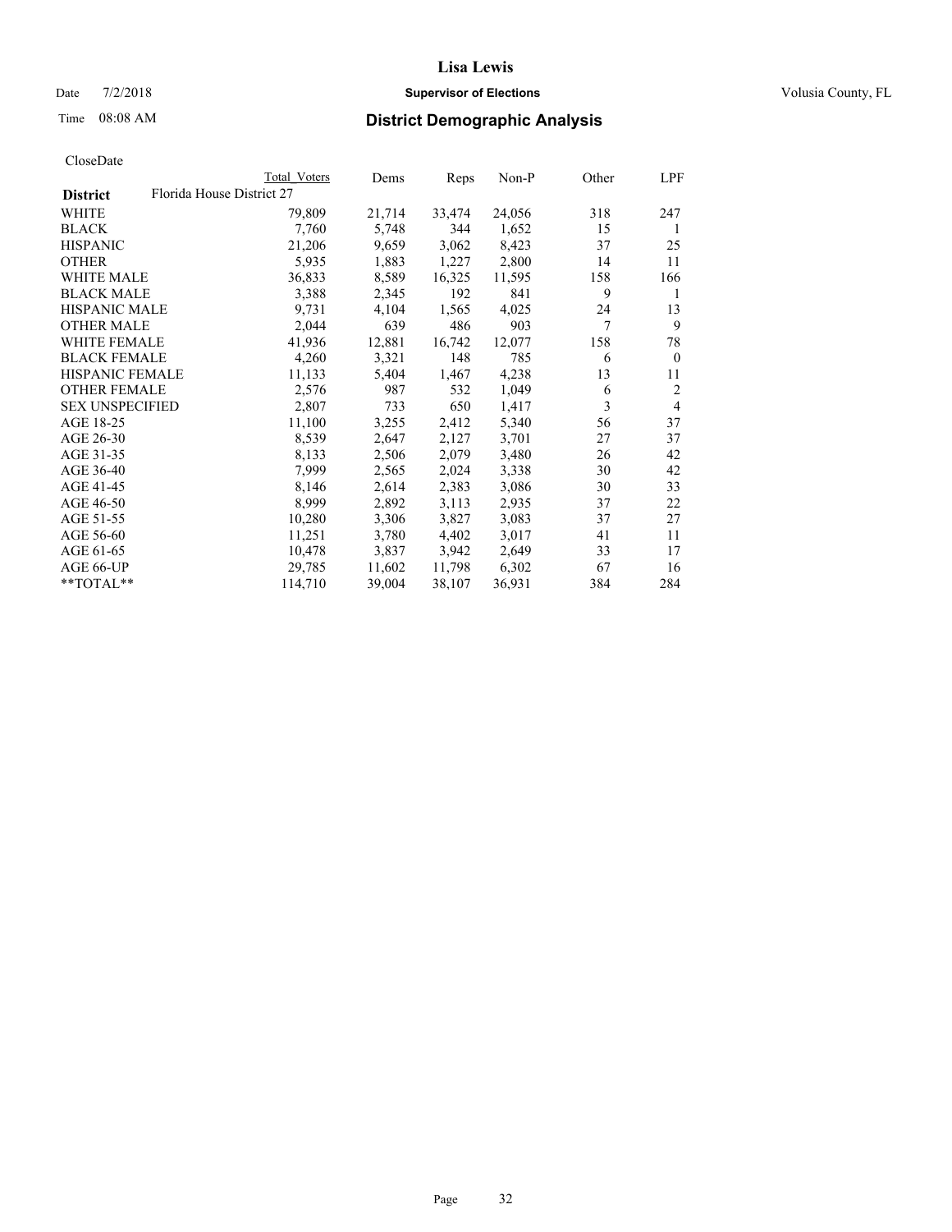# District Demographic Analysis

Supervisor of Elections

Lisa Lewis

Volusia County, FL

Date 7/2/2018

Time 08:08 AM

CloseDate

| District | Total Voters | Dems | Reps | Non-P | Other | LPF |
|---|---|---|---|---|---|---|
| Florida House District 27 | | | | | | |
| WHITE | 79,809 | 21,714 | 33,474 | 24,056 | 318 | 247 |
| BLACK | 7,760 | 5,748 | 344 | 1,652 | 15 | 1 |
| HISPANIC | 21,206 | 9,659 | 3,062 | 8,423 | 37 | 25 |
| OTHER | 5,935 | 1,883 | 1,227 | 2,800 | 14 | 11 |
| WHITE MALE | 36,833 | 8,589 | 16,325 | 11,595 | 158 | 166 |
| BLACK MALE | 3,388 | 2,345 | 192 | 841 | 9 | 1 |
| HISPANIC MALE | 9,731 | 4,104 | 1,565 | 4,025 | 24 | 13 |
| OTHER MALE | 2,044 | 639 | 486 | 903 | 7 | 9 |
| WHITE FEMALE | 41,936 | 12,881 | 16,742 | 12,077 | 158 | 78 |
| BLACK FEMALE | 4,260 | 3,321 | 148 | 785 | 6 | 0 |
| HISPANIC FEMALE | 11,133 | 5,404 | 1,467 | 4,238 | 13 | 11 |
| OTHER FEMALE | 2,576 | 987 | 532 | 1,049 | 6 | 2 |
| SEX UNSPECIFIED | 2,807 | 733 | 650 | 1,417 | 3 | 4 |
| AGE 18-25 | 11,100 | 3,255 | 2,412 | 5,340 | 56 | 37 |
| AGE 26-30 | 8,539 | 2,647 | 2,127 | 3,701 | 27 | 37 |
| AGE 31-35 | 8,133 | 2,506 | 2,079 | 3,480 | 26 | 42 |
| AGE 36-40 | 7,999 | 2,565 | 2,024 | 3,338 | 30 | 42 |
| AGE 41-45 | 8,146 | 2,614 | 2,383 | 3,086 | 30 | 33 |
| AGE 46-50 | 8,999 | 2,892 | 3,113 | 2,935 | 37 | 22 |
| AGE 51-55 | 10,280 | 3,306 | 3,827 | 3,083 | 37 | 27 |
| AGE 56-60 | 11,251 | 3,780 | 4,402 | 3,017 | 41 | 11 |
| AGE 61-65 | 10,478 | 3,837 | 3,942 | 2,649 | 33 | 17 |
| AGE 66-UP | 29,785 | 11,602 | 11,798 | 6,302 | 67 | 16 |
| **TOTAL** | 114,710 | 39,004 | 38,107 | 36,931 | 384 | 284 |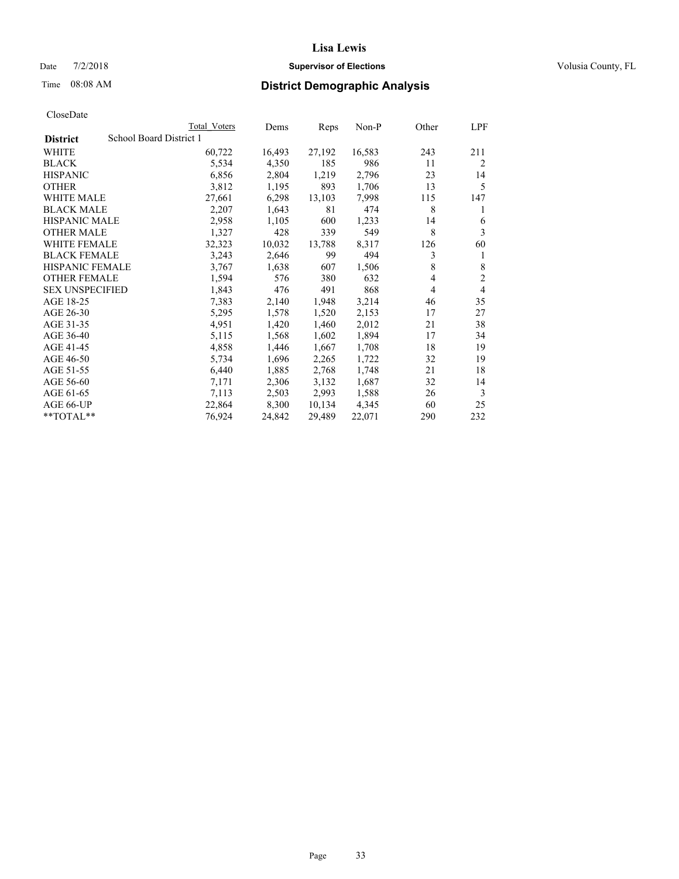CloseDate

| District | School Board District 1 | Total Voters | Dems | Reps | Non-P | Other | LPF |
|---|---|---|---|---|---|---|---|
| WHITE | | 60,722 | 16,493 | 27,192 | 16,583 | 243 | 211 |
| BLACK | | 5,534 | 4,350 | 185 | 986 | 11 | 2 |
| HISPANIC | | 6,856 | 2,804 | 1,219 | 2,796 | 23 | 14 |
| OTHER | | 3,812 | 1,195 | 893 | 1,706 | 13 | 5 |
| WHITE MALE | | 27,661 | 6,298 | 13,103 | 7,998 | 115 | 147 |
| BLACK MALE | | 2,207 | 1,643 | 81 | 474 | 8 | 1 |
| HISPANIC MALE | | 2,958 | 1,105 | 600 | 1,233 | 14 | 6 |
| OTHER MALE | | 1,327 | 428 | 339 | 549 | 8 | 3 |
| WHITE FEMALE | | 32,323 | 10,032 | 13,788 | 8,317 | 126 | 60 |
| BLACK FEMALE | | 3,243 | 2,646 | 99 | 494 | 3 | 1 |
| HISPANIC FEMALE | | 3,767 | 1,638 | 607 | 1,506 | 8 | 8 |
| OTHER FEMALE | | 1,594 | 576 | 380 | 632 | 4 | 2 |
| SEX UNSPECIFIED | | 1,843 | 476 | 491 | 868 | 4 | 4 |
| AGE 18-25 | | 7,383 | 2,140 | 1,948 | 3,214 | 46 | 35 |
| AGE 26-30 | | 5,295 | 1,578 | 1,520 | 2,153 | 17 | 27 |
| AGE 31-35 | | 4,951 | 1,420 | 1,460 | 2,012 | 21 | 38 |
| AGE 36-40 | | 5,115 | 1,568 | 1,602 | 1,894 | 17 | 34 |
| AGE 41-45 | | 4,858 | 1,446 | 1,667 | 1,708 | 18 | 19 |
| AGE 46-50 | | 5,734 | 1,696 | 2,265 | 1,722 | 32 | 19 |
| AGE 51-55 | | 6,440 | 1,885 | 2,768 | 1,748 | 21 | 18 |
| AGE 56-60 | | 7,171 | 2,306 | 3,132 | 1,687 | 32 | 14 |
| AGE 61-65 | | 7,113 | 2,503 | 2,993 | 1,588 | 26 | 3 |
| AGE 66-UP | | 22,864 | 8,300 | 10,134 | 4,345 | 60 | 25 |
| **TOTAL** | | 76,924 | 24,842 | 29,489 | 22,071 | 290 | 232 |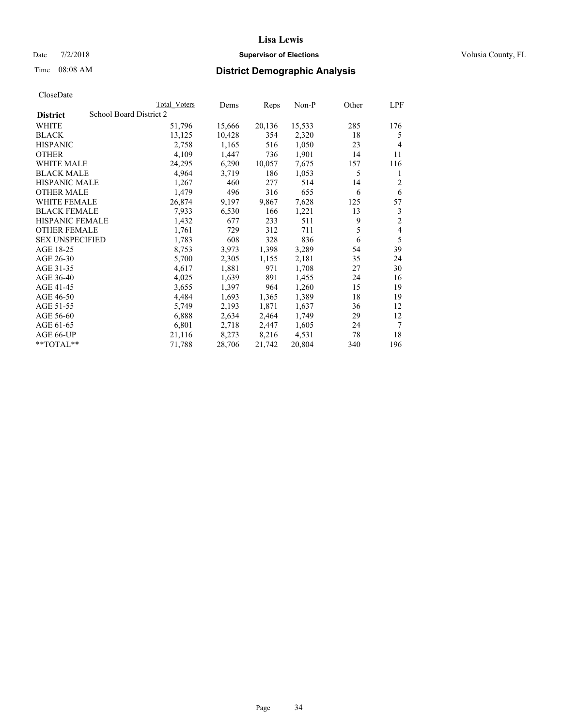# Lisa Lewis

Date 7/2/2018 **Supervisor of Elections** Volusia County, FL

Time 08:08 AM **District Demographic Analysis**

CloseDate

| | Total Voters | Dems | Reps | Non-P | Other | LPF |
|---|---|---|---|---|---|---|
| **District** School Board District 2 | | | | | | |
| WHITE | 51,796 | 15,666 | 20,136 | 15,533 | 285 | 176 |
| BLACK | 13,125 | 10,428 | 354 | 2,320 | 18 | 5 |
| HISPANIC | 2,758 | 1,165 | 516 | 1,050 | 23 | 4 |
| OTHER | 4,109 | 1,447 | 736 | 1,901 | 14 | 11 |
| WHITE MALE | 24,295 | 6,290 | 10,057 | 7,675 | 157 | 116 |
| BLACK MALE | 4,964 | 3,719 | 186 | 1,053 | 5 | 1 |
| HISPANIC MALE | 1,267 | 460 | 277 | 514 | 14 | 2 |
| OTHER MALE | 1,479 | 496 | 316 | 655 | 6 | 6 |
| WHITE FEMALE | 26,874 | 9,197 | 9,867 | 7,628 | 125 | 57 |
| BLACK FEMALE | 7,933 | 6,530 | 166 | 1,221 | 13 | 3 |
| HISPANIC FEMALE | 1,432 | 677 | 233 | 511 | 9 | 2 |
| OTHER FEMALE | 1,761 | 729 | 312 | 711 | 5 | 4 |
| SEX UNSPECIFIED | 1,783 | 608 | 328 | 836 | 6 | 5 |
| AGE 18-25 | 8,753 | 3,973 | 1,398 | 3,289 | 54 | 39 |
| AGE 26-30 | 5,700 | 2,305 | 1,155 | 2,181 | 35 | 24 |
| AGE 31-35 | 4,617 | 1,881 | 971 | 1,708 | 27 | 30 |
| AGE 36-40 | 4,025 | 1,639 | 891 | 1,455 | 24 | 16 |
| AGE 41-45 | 3,655 | 1,397 | 964 | 1,260 | 15 | 19 |
| AGE 46-50 | 4,484 | 1,693 | 1,365 | 1,389 | 18 | 19 |
| AGE 51-55 | 5,749 | 2,193 | 1,871 | 1,637 | 36 | 12 |
| AGE 56-60 | 6,888 | 2,634 | 2,464 | 1,749 | 29 | 12 |
| AGE 61-65 | 6,801 | 2,718 | 2,447 | 1,605 | 24 | 7 |
| AGE 66-UP | 21,116 | 8,273 | 8,216 | 4,531 | 78 | 18 |
| **TOTAL** | 71,788 | 28,706 | 21,742 | 20,804 | 340 | 196 |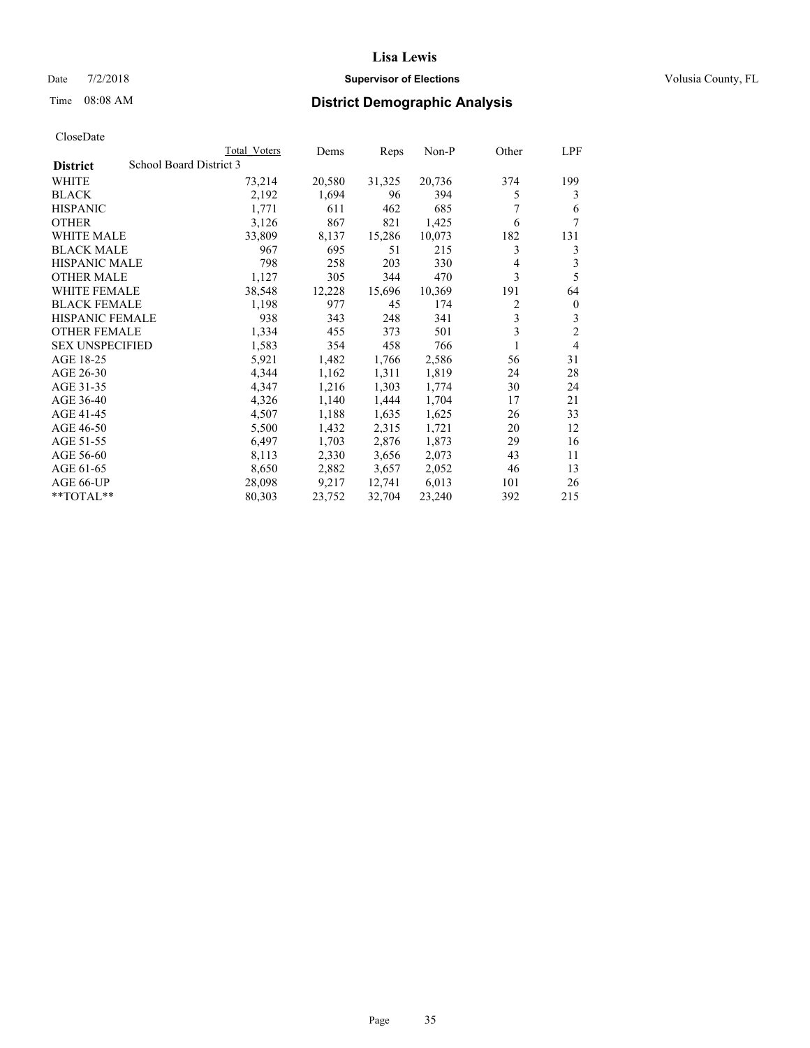# Lisa Lewis

Date 7/2/2018 **Supervisor of Elections** Volusia County, FL

Time 08:08 AM **District Demographic Analysis**

CloseDate

| **District** School Board District 3 | Total Voters | Dems | Reps | Non-P | Other | LPF |
|---|---|---|---|---|---|---|
| WHITE | 73,214 | 20,580 | 31,325 | 20,736 | 374 | 199 |
| BLACK | 2,192 | 1,694 | 96 | 394 | 5 | 3 |
| HISPANIC | 1,771 | 611 | 462 | 685 | 7 | 6 |
| OTHER | 3,126 | 867 | 821 | 1,425 | 6 | 7 |
| WHITE MALE | 33,809 | 8,137 | 15,286 | 10,073 | 182 | 131 |
| BLACK MALE | 967 | 695 | 51 | 215 | 3 | 3 |
| HISPANIC MALE | 798 | 258 | 203 | 330 | 4 | 3 |
| OTHER MALE | 1,127 | 305 | 344 | 470 | 3 | 5 |
| WHITE FEMALE | 38,548 | 12,228 | 15,696 | 10,369 | 191 | 64 |
| BLACK FEMALE | 1,198 | 977 | 45 | 174 | 2 | 0 |
| HISPANIC FEMALE | 938 | 343 | 248 | 341 | 3 | 3 |
| OTHER FEMALE | 1,334 | 455 | 373 | 501 | 3 | 2 |
| SEX UNSPECIFIED | 1,583 | 354 | 458 | 766 | 1 | 4 |
| AGE 18-25 | 5,921 | 1,482 | 1,766 | 2,586 | 56 | 31 |
| AGE 26-30 | 4,344 | 1,162 | 1,311 | 1,819 | 24 | 28 |
| AGE 31-35 | 4,347 | 1,216 | 1,303 | 1,774 | 30 | 24 |
| AGE 36-40 | 4,326 | 1,140 | 1,444 | 1,704 | 17 | 21 |
| AGE 41-45 | 4,507 | 1,188 | 1,635 | 1,625 | 26 | 33 |
| AGE 46-50 | 5,500 | 1,432 | 2,315 | 1,721 | 20 | 12 |
| AGE 51-55 | 6,497 | 1,703 | 2,876 | 1,873 | 29 | 16 |
| AGE 56-60 | 8,113 | 2,330 | 3,656 | 2,073 | 43 | 11 |
| AGE 61-65 | 8,650 | 2,882 | 3,657 | 2,052 | 46 | 13 |
| AGE 66-UP | 28,098 | 9,217 | 12,741 | 6,013 | 101 | 26 |
| **TOTAL** | 80,303 | 23,752 | 32,704 | 23,240 | 392 | 215 |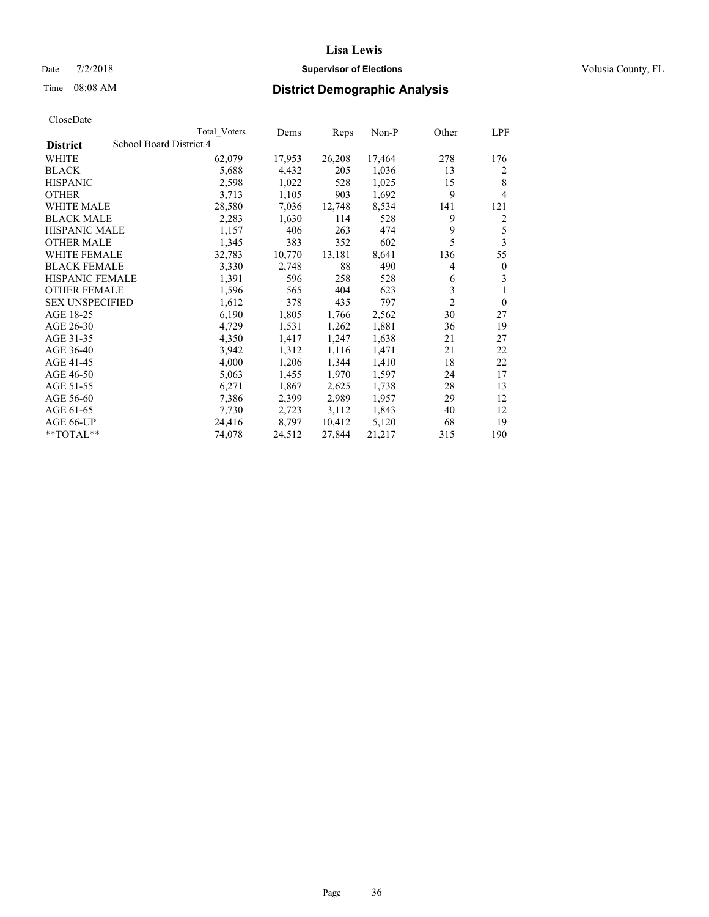# Lisa Lewis

Date 7/2/2018 **Supervisor of Elections** Volusia County, FL

Time 08:08 AM **District Demographic Analysis**

CloseDate

| District | Total Voters | Dems | Reps | Non-P | Other | LPF |
|---|---|---|---|---|---|---|
| School Board District 4 | | | | | | |
| WHITE | 62,079 | 17,953 | 26,208 | 17,464 | 278 | 176 |
| BLACK | 5,688 | 4,432 | 205 | 1,036 | 13 | 2 |
| HISPANIC | 2,598 | 1,022 | 528 | 1,025 | 15 | 8 |
| OTHER | 3,713 | 1,105 | 903 | 1,692 | 9 | 4 |
| WHITE MALE | 28,580 | 7,036 | 12,748 | 8,534 | 141 | 121 |
| BLACK MALE | 2,283 | 1,630 | 114 | 528 | 9 | 2 |
| HISPANIC MALE | 1,157 | 406 | 263 | 474 | 9 | 5 |
| OTHER MALE | 1,345 | 383 | 352 | 602 | 5 | 3 |
| WHITE FEMALE | 32,783 | 10,770 | 13,181 | 8,641 | 136 | 55 |
| BLACK FEMALE | 3,330 | 2,748 | 88 | 490 | 4 | 0 |
| HISPANIC FEMALE | 1,391 | 596 | 258 | 528 | 6 | 3 |
| OTHER FEMALE | 1,596 | 565 | 404 | 623 | 3 | 1 |
| SEX UNSPECIFIED | 1,612 | 378 | 435 | 797 | 2 | 0 |
| AGE 18-25 | 6,190 | 1,805 | 1,766 | 2,562 | 30 | 27 |
| AGE 26-30 | 4,729 | 1,531 | 1,262 | 1,881 | 36 | 19 |
| AGE 31-35 | 4,350 | 1,417 | 1,247 | 1,638 | 21 | 27 |
| AGE 36-40 | 3,942 | 1,312 | 1,116 | 1,471 | 21 | 22 |
| AGE 41-45 | 4,000 | 1,206 | 1,344 | 1,410 | 18 | 22 |
| AGE 46-50 | 5,063 | 1,455 | 1,970 | 1,597 | 24 | 17 |
| AGE 51-55 | 6,271 | 1,867 | 2,625 | 1,738 | 28 | 13 |
| AGE 56-60 | 7,386 | 2,399 | 2,989 | 1,957 | 29 | 12 |
| AGE 61-65 | 7,730 | 2,723 | 3,112 | 1,843 | 40 | 12 |
| AGE 66-UP | 24,416 | 8,797 | 10,412 | 5,120 | 68 | 19 |
| **TOTAL** | 74,078 | 24,512 | 27,844 | 21,217 | 315 | 190 |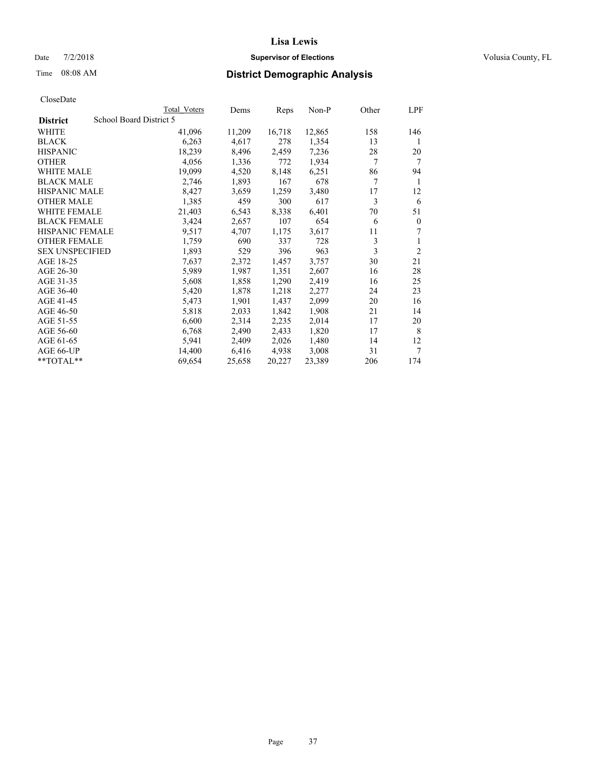# District Demographic Analysis

CloseDate

**District**: School Board District 5

| | Total Voters | Dems | Reps | Non-P | Other | LPF |
|---|---|---|---|---|---|---|
| WHITE | 41,096 | 11,209 | 16,718 | 12,865 | 158 | 146 |
| BLACK | 6,263 | 4,617 | 278 | 1,354 | 13 | 1 |
| HISPANIC | 18,239 | 8,496 | 2,459 | 7,236 | 28 | 20 |
| OTHER | 4,056 | 1,336 | 772 | 1,934 | 7 | 7 |
| WHITE MALE | 19,099 | 4,520 | 8,148 | 6,251 | 86 | 94 |
| BLACK MALE | 2,746 | 1,893 | 167 | 678 | 7 | 1 |
| HISPANIC MALE | 8,427 | 3,659 | 1,259 | 3,480 | 17 | 12 |
| OTHER MALE | 1,385 | 459 | 300 | 617 | 3 | 6 |
| WHITE FEMALE | 21,403 | 6,543 | 8,338 | 6,401 | 70 | 51 |
| BLACK FEMALE | 3,424 | 2,657 | 107 | 654 | 6 | 0 |
| HISPANIC FEMALE | 9,517 | 4,707 | 1,175 | 3,617 | 11 | 7 |
| OTHER FEMALE | 1,759 | 690 | 337 | 728 | 3 | 1 |
| SEX UNSPECIFIED | 1,893 | 529 | 396 | 963 | 3 | 2 |
| AGE 18-25 | 7,637 | 2,372 | 1,457 | 3,757 | 30 | 21 |
| AGE 26-30 | 5,989 | 1,987 | 1,351 | 2,607 | 16 | 28 |
| AGE 31-35 | 5,608 | 1,858 | 1,290 | 2,419 | 16 | 25 |
| AGE 36-40 | 5,420 | 1,878 | 1,218 | 2,277 | 24 | 23 |
| AGE 41-45 | 5,473 | 1,901 | 1,437 | 2,099 | 20 | 16 |
| AGE 46-50 | 5,818 | 2,033 | 1,842 | 1,908 | 21 | 14 |
| AGE 51-55 | 6,600 | 2,314 | 2,235 | 2,014 | 17 | 20 |
| AGE 56-60 | 6,768 | 2,490 | 2,433 | 1,820 | 17 | 8 |
| AGE 61-65 | 5,941 | 2,409 | 2,026 | 1,480 | 14 | 12 |
| AGE 66-UP | 14,400 | 6,416 | 4,938 | 3,008 | 31 | 7 |
| **TOTAL** | 69,654 | 25,658 | 20,227 | 23,389 | 206 | 174 |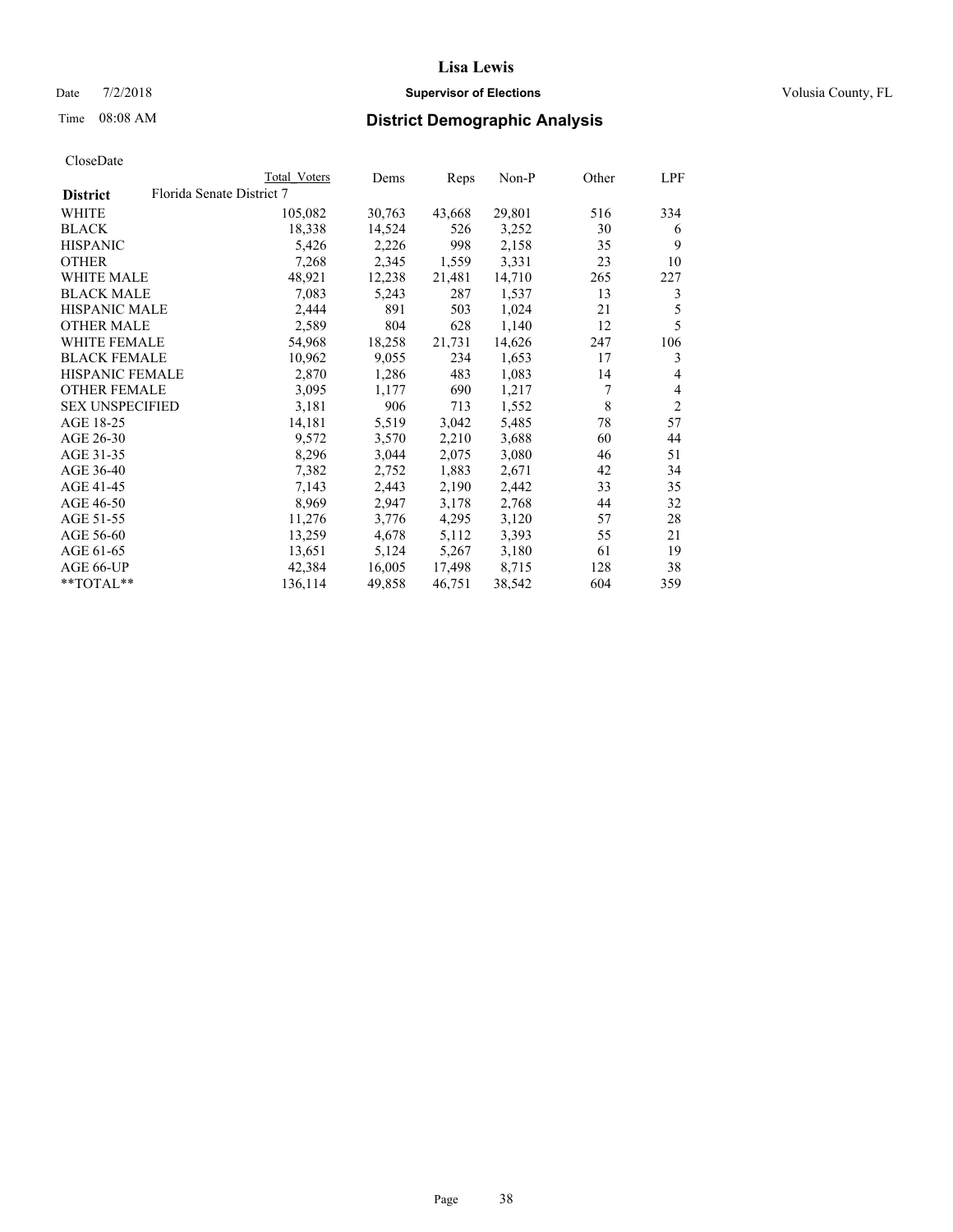# Lisa Lewis

Date 7/2/2018 **Supervisor of Elections** Volusia County, FL

Time 08:08 AM **District Demographic Analysis**

CloseDate

| | Total Voters | Dems | Reps | Non-P | Other | LPF |
|---|---|---|---|---|---|---|
| **District** Florida Senate District 7 | | | | | | |
| WHITE | 105,082 | 30,763 | 43,668 | 29,801 | 516 | 334 |
| BLACK | 18,338 | 14,524 | 526 | 3,252 | 30 | 6 |
| HISPANIC | 5,426 | 2,226 | 998 | 2,158 | 35 | 9 |
| OTHER | 7,268 | 2,345 | 1,559 | 3,331 | 23 | 10 |
| WHITE MALE | 48,921 | 12,238 | 21,481 | 14,710 | 265 | 227 |
| BLACK MALE | 7,083 | 5,243 | 287 | 1,537 | 13 | 3 |
| HISPANIC MALE | 2,444 | 891 | 503 | 1,024 | 21 | 5 |
| OTHER MALE | 2,589 | 804 | 628 | 1,140 | 12 | 5 |
| WHITE FEMALE | 54,968 | 18,258 | 21,731 | 14,626 | 247 | 106 |
| BLACK FEMALE | 10,962 | 9,055 | 234 | 1,653 | 17 | 3 |
| HISPANIC FEMALE | 2,870 | 1,286 | 483 | 1,083 | 14 | 4 |
| OTHER FEMALE | 3,095 | 1,177 | 690 | 1,217 | 7 | 4 |
| SEX UNSPECIFIED | 3,181 | 906 | 713 | 1,552 | 8 | 2 |
| AGE 18-25 | 14,181 | 5,519 | 3,042 | 5,485 | 78 | 57 |
| AGE 26-30 | 9,572 | 3,570 | 2,210 | 3,688 | 60 | 44 |
| AGE 31-35 | 8,296 | 3,044 | 2,075 | 3,080 | 46 | 51 |
| AGE 36-40 | 7,382 | 2,752 | 1,883 | 2,671 | 42 | 34 |
| AGE 41-45 | 7,143 | 2,443 | 2,190 | 2,442 | 33 | 35 |
| AGE 46-50 | 8,969 | 2,947 | 3,178 | 2,768 | 44 | 32 |
| AGE 51-55 | 11,276 | 3,776 | 4,295 | 3,120 | 57 | 28 |
| AGE 56-60 | 13,259 | 4,678 | 5,112 | 3,393 | 55 | 21 |
| AGE 61-65 | 13,651 | 5,124 | 5,267 | 3,180 | 61 | 19 |
| AGE 66-UP | 42,384 | 16,005 | 17,498 | 8,715 | 128 | 38 |
| **TOTAL** | 136,114 | 49,858 | 46,751 | 38,542 | 604 | 359 |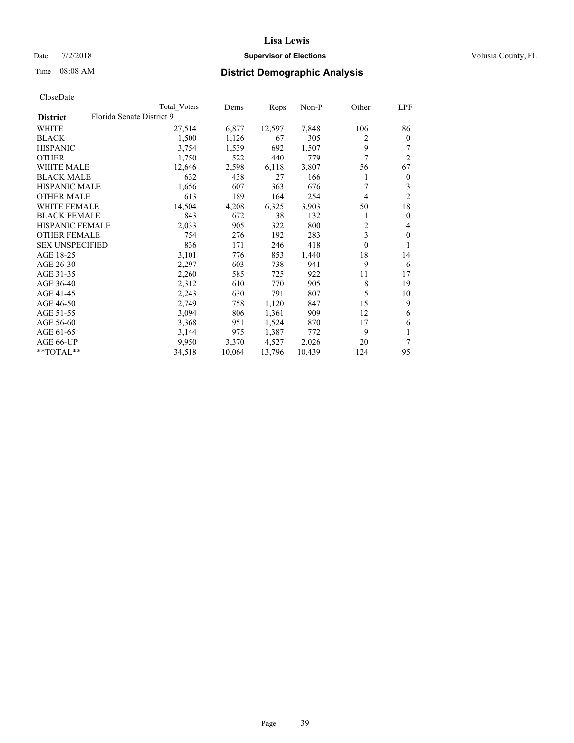# District Demographic Analysis

CloseDate

| District | Total Voters | Dems | Reps | Non-P | Other | LPF |
|---|---|---|---|---|---|---|
| Florida Senate District 9 | | | | | | |
| WHITE | 27,514 | 6,877 | 12,597 | 7,848 | 106 | 86 |
| BLACK | 1,500 | 1,126 | 67 | 305 | 2 | 0 |
| HISPANIC | 3,754 | 1,539 | 692 | 1,507 | 9 | 7 |
| OTHER | 1,750 | 522 | 440 | 779 | 7 | 2 |
| WHITE MALE | 12,646 | 2,598 | 6,118 | 3,807 | 56 | 67 |
| BLACK MALE | 632 | 438 | 27 | 166 | 1 | 0 |
| HISPANIC MALE | 1,656 | 607 | 363 | 676 | 7 | 3 |
| OTHER MALE | 613 | 189 | 164 | 254 | 4 | 2 |
| WHITE FEMALE | 14,504 | 4,208 | 6,325 | 3,903 | 50 | 18 |
| BLACK FEMALE | 843 | 672 | 38 | 132 | 1 | 0 |
| HISPANIC FEMALE | 2,033 | 905 | 322 | 800 | 2 | 4 |
| OTHER FEMALE | 754 | 276 | 192 | 283 | 3 | 0 |
| SEX UNSPECIFIED | 836 | 171 | 246 | 418 | 0 | 1 |
| AGE 18-25 | 3,101 | 776 | 853 | 1,440 | 18 | 14 |
| AGE 26-30 | 2,297 | 603 | 738 | 941 | 9 | 6 |
| AGE 31-35 | 2,260 | 585 | 725 | 922 | 11 | 17 |
| AGE 36-40 | 2,312 | 610 | 770 | 905 | 8 | 19 |
| AGE 41-45 | 2,243 | 630 | 791 | 807 | 5 | 10 |
| AGE 46-50 | 2,749 | 758 | 1,120 | 847 | 15 | 9 |
| AGE 51-55 | 3,094 | 806 | 1,361 | 909 | 12 | 6 |
| AGE 56-60 | 3,368 | 951 | 1,524 | 870 | 17 | 6 |
| AGE 61-65 | 3,144 | 975 | 1,387 | 772 | 9 | 1 |
| AGE 66-UP | 9,950 | 3,370 | 4,527 | 2,026 | 20 | 7 |
| **TOTAL** | 34,518 | 10,064 | 13,796 | 10,439 | 124 | 95 |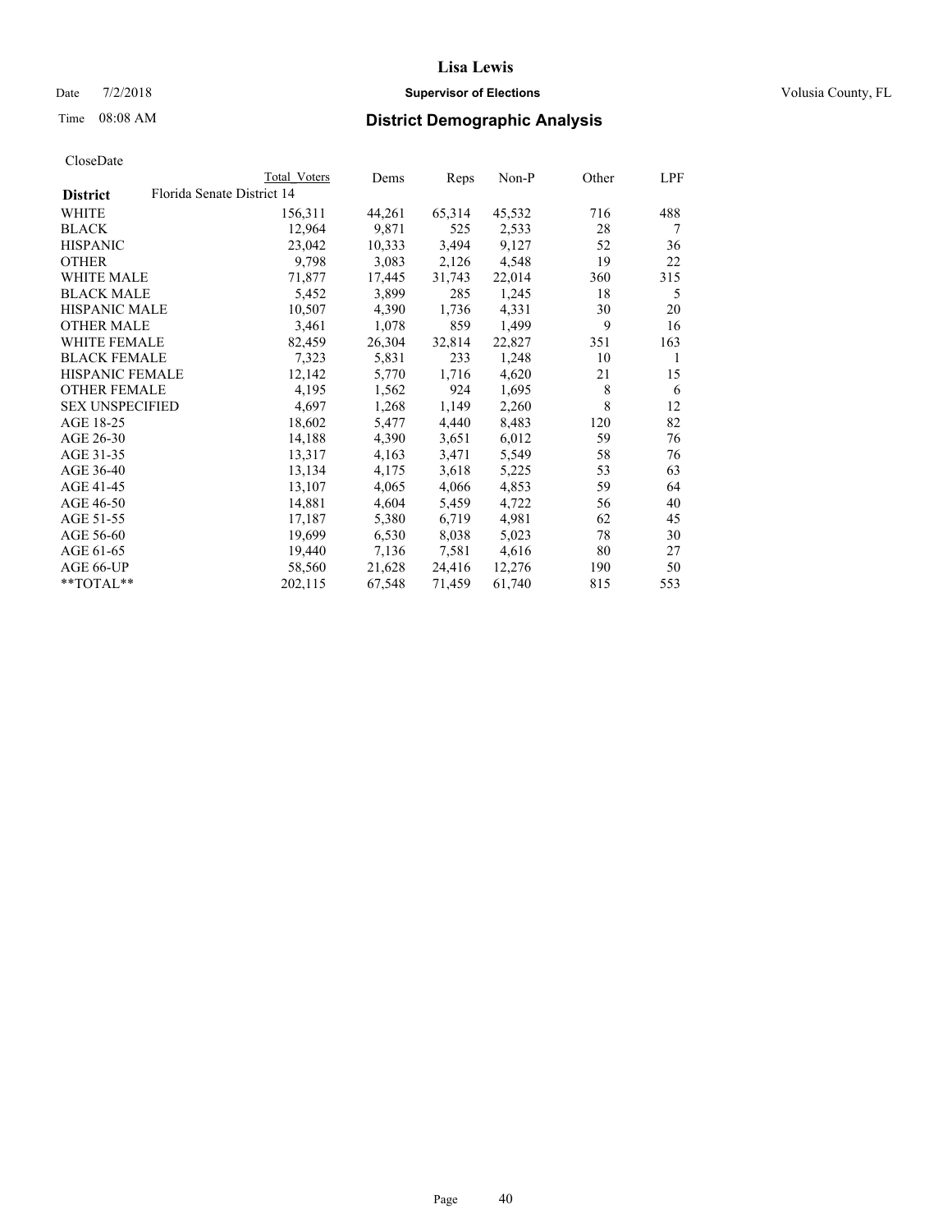# Lisa Lewis

Date 7/2/2018 **Supervisor of Elections** Volusia County, FL

Time 08:08 AM **District Demographic Analysis**

CloseDate

| | Total Voters | Dems | Reps | Non-P | Other | LPF |
|---|---|---|---|---|---|---|
| **District** Florida Senate District 14 | | | | | | |
| WHITE | 156,311 | 44,261 | 65,314 | 45,532 | 716 | 488 |
| BLACK | 12,964 | 9,871 | 525 | 2,533 | 28 | 7 |
| HISPANIC | 23,042 | 10,333 | 3,494 | 9,127 | 52 | 36 |
| OTHER | 9,798 | 3,083 | 2,126 | 4,548 | 19 | 22 |
| WHITE MALE | 71,877 | 17,445 | 31,743 | 22,014 | 360 | 315 |
| BLACK MALE | 5,452 | 3,899 | 285 | 1,245 | 18 | 5 |
| HISPANIC MALE | 10,507 | 4,390 | 1,736 | 4,331 | 30 | 20 |
| OTHER MALE | 3,461 | 1,078 | 859 | 1,499 | 9 | 16 |
| WHITE FEMALE | 82,459 | 26,304 | 32,814 | 22,827 | 351 | 163 |
| BLACK FEMALE | 7,323 | 5,831 | 233 | 1,248 | 10 | 1 |
| HISPANIC FEMALE | 12,142 | 5,770 | 1,716 | 4,620 | 21 | 15 |
| OTHER FEMALE | 4,195 | 1,562 | 924 | 1,695 | 8 | 6 |
| SEX UNSPECIFIED | 4,697 | 1,268 | 1,149 | 2,260 | 8 | 12 |
| AGE 18-25 | 18,602 | 5,477 | 4,440 | 8,483 | 120 | 82 |
| AGE 26-30 | 14,188 | 4,390 | 3,651 | 6,012 | 59 | 76 |
| AGE 31-35 | 13,317 | 4,163 | 3,471 | 5,549 | 58 | 76 |
| AGE 36-40 | 13,134 | 4,175 | 3,618 | 5,225 | 53 | 63 |
| AGE 41-45 | 13,107 | 4,065 | 4,066 | 4,853 | 59 | 64 |
| AGE 46-50 | 14,881 | 4,604 | 5,459 | 4,722 | 56 | 40 |
| AGE 51-55 | 17,187 | 5,380 | 6,719 | 4,981 | 62 | 45 |
| AGE 56-60 | 19,699 | 6,530 | 8,038 | 5,023 | 78 | 30 |
| AGE 61-65 | 19,440 | 7,136 | 7,581 | 4,616 | 80 | 27 |
| AGE 66-UP | 58,560 | 21,628 | 24,416 | 12,276 | 190 | 50 |
| **TOTAL** | 202,115 | 67,548 | 71,459 | 61,740 | 815 | 553 |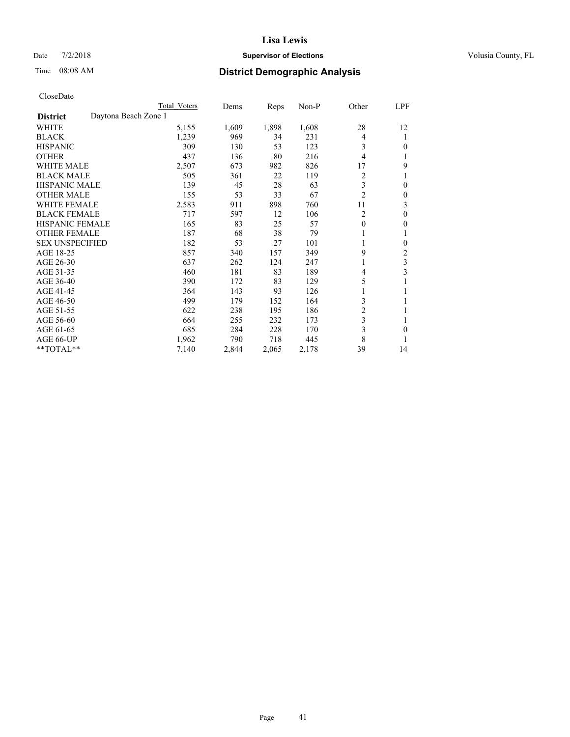# Lisa Lewis

Date 7/2/2018 **Supervisor of Elections** Volusia County, FL

Time 08:08 AM **District Demographic Analysis**

CloseDate

| District | Daytona Beach Zone 1 | Total Voters | Dems | Reps | Non-P | Other | LPF |
|---|---|---|---|---|---|---|---|
| WHITE | | 5,155 | 1,609 | 1,898 | 1,608 | 28 | 12 |
| BLACK | | 1,239 | 969 | 34 | 231 | 4 | 1 |
| HISPANIC | | 309 | 130 | 53 | 123 | 3 | 0 |
| OTHER | | 437 | 136 | 80 | 216 | 4 | 1 |
| WHITE MALE | | 2,507 | 673 | 982 | 826 | 17 | 9 |
| BLACK MALE | | 505 | 361 | 22 | 119 | 2 | 1 |
| HISPANIC MALE | | 139 | 45 | 28 | 63 | 3 | 0 |
| OTHER MALE | | 155 | 53 | 33 | 67 | 2 | 0 |
| WHITE FEMALE | | 2,583 | 911 | 898 | 760 | 11 | 3 |
| BLACK FEMALE | | 717 | 597 | 12 | 106 | 2 | 0 |
| HISPANIC FEMALE | | 165 | 83 | 25 | 57 | 0 | 0 |
| OTHER FEMALE | | 187 | 68 | 38 | 79 | 1 | 1 |
| SEX UNSPECIFIED | | 182 | 53 | 27 | 101 | 1 | 0 |
| AGE 18-25 | | 857 | 340 | 157 | 349 | 9 | 2 |
| AGE 26-30 | | 637 | 262 | 124 | 247 | 1 | 3 |
| AGE 31-35 | | 460 | 181 | 83 | 189 | 4 | 3 |
| AGE 36-40 | | 390 | 172 | 83 | 129 | 5 | 1 |
| AGE 41-45 | | 364 | 143 | 93 | 126 | 1 | 1 |
| AGE 46-50 | | 499 | 179 | 152 | 164 | 3 | 1 |
| AGE 51-55 | | 622 | 238 | 195 | 186 | 2 | 1 |
| AGE 56-60 | | 664 | 255 | 232 | 173 | 3 | 1 |
| AGE 61-65 | | 685 | 284 | 228 | 170 | 3 | 0 |
| AGE 66-UP | | 1,962 | 790 | 718 | 445 | 8 | 1 |
| **TOTAL** | | 7,140 | 2,844 | 2,065 | 2,178 | 39 | 14 |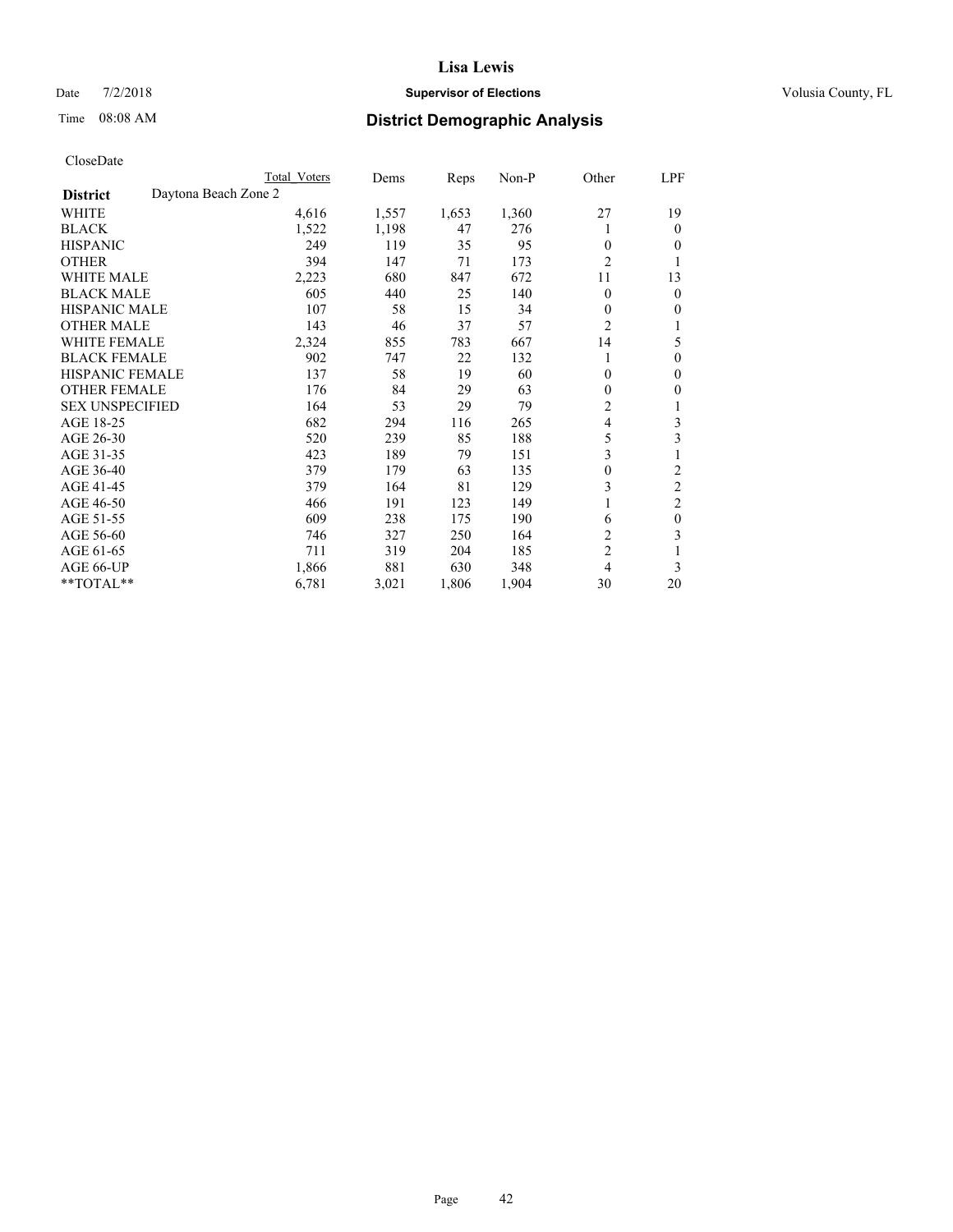# Lisa Lewis

Date 7/2/2018 **Supervisor of Elections** Volusia County, FL

Time 08:08 AM **District Demographic Analysis**

CloseDate

| District | Total Voters | Dems | Reps | Non-P | Other | LPF |
|---|---|---|---|---|---|---|
| **Daytona Beach Zone 2** | | | | | | |
| WHITE | 4,616 | 1,557 | 1,653 | 1,360 | 27 | 19 |
| BLACK | 1,522 | 1,198 | 47 | 276 | 1 | 0 |
| HISPANIC | 249 | 119 | 35 | 95 | 0 | 0 |
| OTHER | 394 | 147 | 71 | 173 | 2 | 1 |
| WHITE MALE | 2,223 | 680 | 847 | 672 | 11 | 13 |
| BLACK MALE | 605 | 440 | 25 | 140 | 0 | 0 |
| HISPANIC MALE | 107 | 58 | 15 | 34 | 0 | 0 |
| OTHER MALE | 143 | 46 | 37 | 57 | 2 | 1 |
| WHITE FEMALE | 2,324 | 855 | 783 | 667 | 14 | 5 |
| BLACK FEMALE | 902 | 747 | 22 | 132 | 1 | 0 |
| HISPANIC FEMALE | 137 | 58 | 19 | 60 | 0 | 0 |
| OTHER FEMALE | 176 | 84 | 29 | 63 | 0 | 0 |
| SEX UNSPECIFIED | 164 | 53 | 29 | 79 | 2 | 1 |
| AGE 18-25 | 682 | 294 | 116 | 265 | 4 | 3 |
| AGE 26-30 | 520 | 239 | 85 | 188 | 5 | 3 |
| AGE 31-35 | 423 | 189 | 79 | 151 | 3 | 1 |
| AGE 36-40 | 379 | 179 | 63 | 135 | 0 | 2 |
| AGE 41-45 | 379 | 164 | 81 | 129 | 3 | 2 |
| AGE 46-50 | 466 | 191 | 123 | 149 | 1 | 2 |
| AGE 51-55 | 609 | 238 | 175 | 190 | 6 | 0 |
| AGE 56-60 | 746 | 327 | 250 | 164 | 2 | 3 |
| AGE 61-65 | 711 | 319 | 204 | 185 | 2 | 1 |
| AGE 66-UP | 1,866 | 881 | 630 | 348 | 4 | 3 |
| **TOTAL** | 6,781 | 3,021 | 1,806 | 1,904 | 30 | 20 |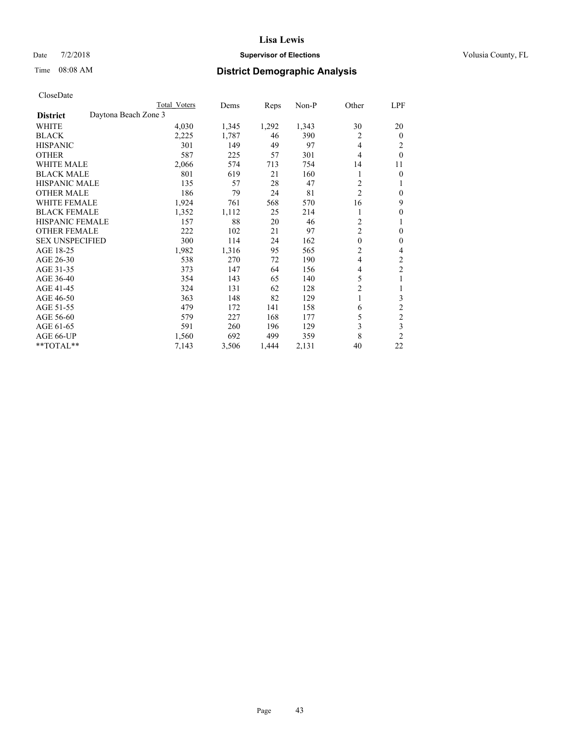# District Demographic Analysis

CloseDate

| | Total Voters | Dems | Reps | Non-P | Other | LPF |
|---|---|---|---|---|---|---|
| **District** Daytona Beach Zone 3 | | | | | | |
| WHITE | 4,030 | 1,345 | 1,292 | 1,343 | 30 | 20 |
| BLACK | 2,225 | 1,787 | 46 | 390 | 2 | 0 |
| HISPANIC | 301 | 149 | 49 | 97 | 4 | 2 |
| OTHER | 587 | 225 | 57 | 301 | 4 | 0 |
| WHITE MALE | 2,066 | 574 | 713 | 754 | 14 | 11 |
| BLACK MALE | 801 | 619 | 21 | 160 | 1 | 0 |
| HISPANIC MALE | 135 | 57 | 28 | 47 | 2 | 1 |
| OTHER MALE | 186 | 79 | 24 | 81 | 2 | 0 |
| WHITE FEMALE | 1,924 | 761 | 568 | 570 | 16 | 9 |
| BLACK FEMALE | 1,352 | 1,112 | 25 | 214 | 1 | 0 |
| HISPANIC FEMALE | 157 | 88 | 20 | 46 | 2 | 1 |
| OTHER FEMALE | 222 | 102 | 21 | 97 | 2 | 0 |
| SEX UNSPECIFIED | 300 | 114 | 24 | 162 | 0 | 0 |
| AGE 18-25 | 1,982 | 1,316 | 95 | 565 | 2 | 4 |
| AGE 26-30 | 538 | 270 | 72 | 190 | 4 | 2 |
| AGE 31-35 | 373 | 147 | 64 | 156 | 4 | 2 |
| AGE 36-40 | 354 | 143 | 65 | 140 | 5 | 1 |
| AGE 41-45 | 324 | 131 | 62 | 128 | 2 | 1 |
| AGE 46-50 | 363 | 148 | 82 | 129 | 1 | 3 |
| AGE 51-55 | 479 | 172 | 141 | 158 | 6 | 2 |
| AGE 56-60 | 579 | 227 | 168 | 177 | 5 | 2 |
| AGE 61-65 | 591 | 260 | 196 | 129 | 3 | 3 |
| AGE 66-UP | 1,560 | 692 | 499 | 359 | 8 | 2 |
| **TOTAL** | 7,143 | 3,506 | 1,444 | 2,131 | 40 | 22 |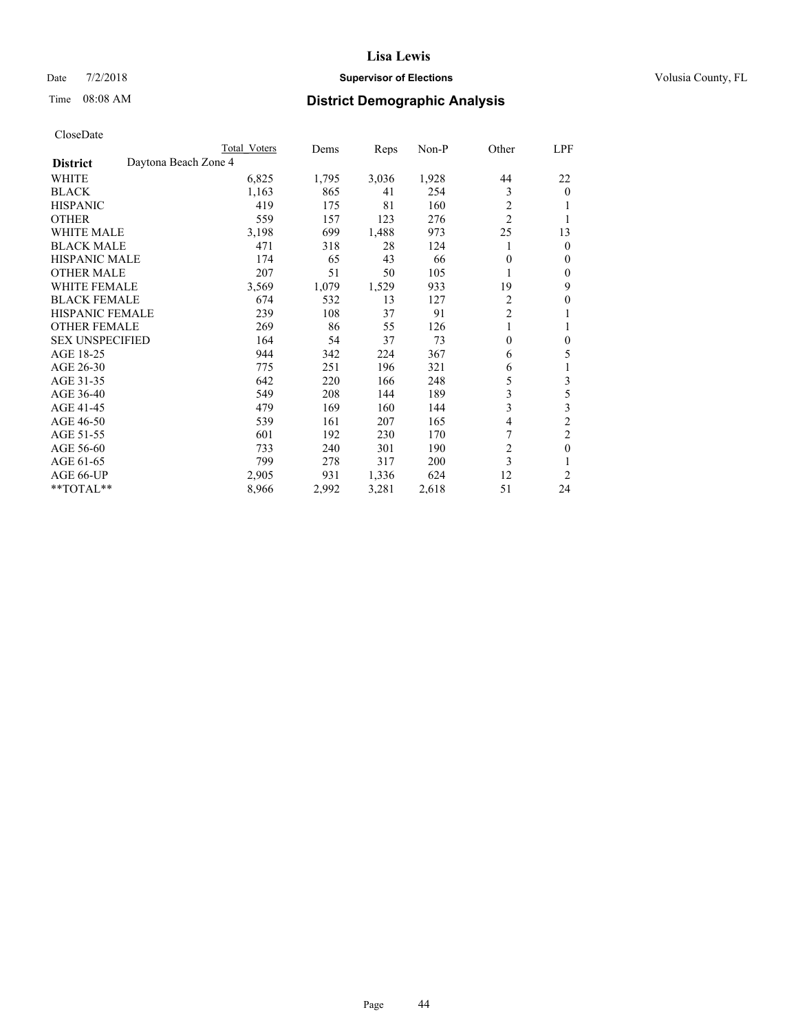# Lisa Lewis

Date 7/2/2018 **Supervisor of Elections** Volusia County, FL

Time 08:08 AM **District Demographic Analysis**

CloseDate

| **District** | Daytona Beach Zone 4 | Total Voters | Dems | Reps | Non-P | Other | LPF |
|---|---|---|---|---|---|---|---|
| WHITE | | 6,825 | 1,795 | 3,036 | 1,928 | 44 | 22 |
| BLACK | | 1,163 | 865 | 41 | 254 | 3 | 0 |
| HISPANIC | | 419 | 175 | 81 | 160 | 2 | 1 |
| OTHER | | 559 | 157 | 123 | 276 | 2 | 1 |
| WHITE MALE | | 3,198 | 699 | 1,488 | 973 | 25 | 13 |
| BLACK MALE | | 471 | 318 | 28 | 124 | 1 | 0 |
| HISPANIC MALE | | 174 | 65 | 43 | 66 | 0 | 0 |
| OTHER MALE | | 207 | 51 | 50 | 105 | 1 | 0 |
| WHITE FEMALE | | 3,569 | 1,079 | 1,529 | 933 | 19 | 9 |
| BLACK FEMALE | | 674 | 532 | 13 | 127 | 2 | 0 |
| HISPANIC FEMALE | | 239 | 108 | 37 | 91 | 2 | 1 |
| OTHER FEMALE | | 269 | 86 | 55 | 126 | 1 | 1 |
| SEX UNSPECIFIED | | 164 | 54 | 37 | 73 | 0 | 0 |
| AGE 18-25 | | 944 | 342 | 224 | 367 | 6 | 5 |
| AGE 26-30 | | 775 | 251 | 196 | 321 | 6 | 1 |
| AGE 31-35 | | 642 | 220 | 166 | 248 | 5 | 3 |
| AGE 36-40 | | 549 | 208 | 144 | 189 | 3 | 5 |
| AGE 41-45 | | 479 | 169 | 160 | 144 | 3 | 3 |
| AGE 46-50 | | 539 | 161 | 207 | 165 | 4 | 2 |
| AGE 51-55 | | 601 | 192 | 230 | 170 | 7 | 2 |
| AGE 56-60 | | 733 | 240 | 301 | 190 | 2 | 0 |
| AGE 61-65 | | 799 | 278 | 317 | 200 | 3 | 1 |
| AGE 66-UP | | 2,905 | 931 | 1,336 | 624 | 12 | 2 |
| **TOTAL** | | 8,966 | 2,992 | 3,281 | 2,618 | 51 | 24 |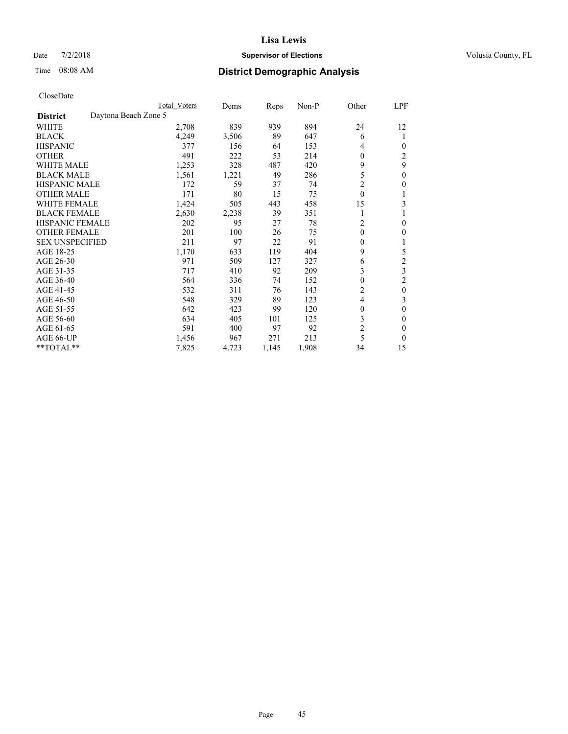# Lisa Lewis

Date 7/2/2018 **Supervisor of Elections** Volusia County, FL

Time 08:08 AM **District Demographic Analysis**

CloseDate

| | Total Voters | Dems | Reps | Non-P | Other | LPF |
|---|---|---|---|---|---|---|
| **District** Daytona Beach Zone 5 | | | | | | |
| WHITE | 2,708 | 839 | 939 | 894 | 24 | 12 |
| BLACK | 4,249 | 3,506 | 89 | 647 | 6 | 1 |
| HISPANIC | 377 | 156 | 64 | 153 | 4 | 0 |
| OTHER | 491 | 222 | 53 | 214 | 0 | 2 |
| WHITE MALE | 1,253 | 328 | 487 | 420 | 9 | 9 |
| BLACK MALE | 1,561 | 1,221 | 49 | 286 | 5 | 0 |
| HISPANIC MALE | 172 | 59 | 37 | 74 | 2 | 0 |
| OTHER MALE | 171 | 80 | 15 | 75 | 0 | 1 |
| WHITE FEMALE | 1,424 | 505 | 443 | 458 | 15 | 3 |
| BLACK FEMALE | 2,630 | 2,238 | 39 | 351 | 1 | 1 |
| HISPANIC FEMALE | 202 | 95 | 27 | 78 | 2 | 0 |
| OTHER FEMALE | 201 | 100 | 26 | 75 | 0 | 0 |
| SEX UNSPECIFIED | 211 | 97 | 22 | 91 | 0 | 1 |
| AGE 18-25 | 1,170 | 633 | 119 | 404 | 9 | 5 |
| AGE 26-30 | 971 | 509 | 127 | 327 | 6 | 2 |
| AGE 31-35 | 717 | 410 | 92 | 209 | 3 | 3 |
| AGE 36-40 | 564 | 336 | 74 | 152 | 0 | 2 |
| AGE 41-45 | 532 | 311 | 76 | 143 | 2 | 0 |
| AGE 46-50 | 548 | 329 | 89 | 123 | 4 | 3 |
| AGE 51-55 | 642 | 423 | 99 | 120 | 0 | 0 |
| AGE 56-60 | 634 | 405 | 101 | 125 | 3 | 0 |
| AGE 61-65 | 591 | 400 | 97 | 92 | 2 | 0 |
| AGE 66-UP | 1,456 | 967 | 271 | 213 | 5 | 0 |
| **TOTAL** | 7,825 | 4,723 | 1,145 | 1,908 | 34 | 15 |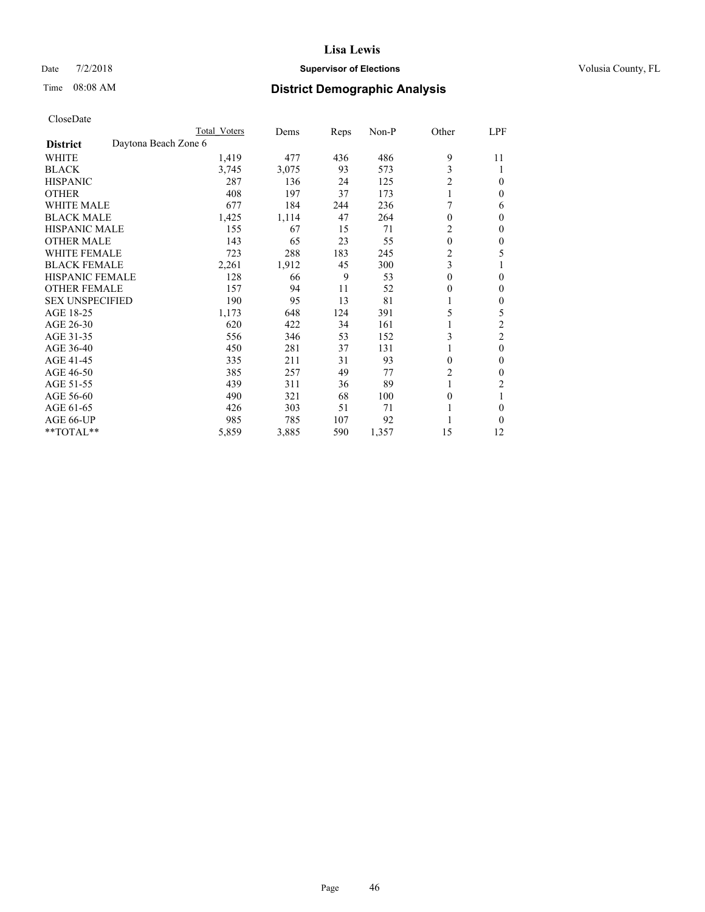# Lisa Lewis

Date 7/2/2018 **Supervisor of Elections** Volusia County, FL

Time 08:08 AM **District Demographic Analysis**

CloseDate

| **District** Daytona Beach Zone 6 | Total Voters | Dems | Reps | Non-P | Other | LPF |
|---|---|---|---|---|---|---|
| WHITE | 1,419 | 477 | 436 | 486 | 9 | 11 |
| BLACK | 3,745 | 3,075 | 93 | 573 | 3 | 1 |
| HISPANIC | 287 | 136 | 24 | 125 | 2 | 0 |
| OTHER | 408 | 197 | 37 | 173 | 1 | 0 |
| WHITE MALE | 677 | 184 | 244 | 236 | 7 | 6 |
| BLACK MALE | 1,425 | 1,114 | 47 | 264 | 0 | 0 |
| HISPANIC MALE | 155 | 67 | 15 | 71 | 2 | 0 |
| OTHER MALE | 143 | 65 | 23 | 55 | 0 | 0 |
| WHITE FEMALE | 723 | 288 | 183 | 245 | 2 | 5 |
| BLACK FEMALE | 2,261 | 1,912 | 45 | 300 | 3 | 1 |
| HISPANIC FEMALE | 128 | 66 | 9 | 53 | 0 | 0 |
| OTHER FEMALE | 157 | 94 | 11 | 52 | 0 | 0 |
| SEX UNSPECIFIED | 190 | 95 | 13 | 81 | 1 | 0 |
| AGE 18-25 | 1,173 | 648 | 124 | 391 | 5 | 5 |
| AGE 26-30 | 620 | 422 | 34 | 161 | 1 | 2 |
| AGE 31-35 | 556 | 346 | 53 | 152 | 3 | 2 |
| AGE 36-40 | 450 | 281 | 37 | 131 | 1 | 0 |
| AGE 41-45 | 335 | 211 | 31 | 93 | 0 | 0 |
| AGE 46-50 | 385 | 257 | 49 | 77 | 2 | 0 |
| AGE 51-55 | 439 | 311 | 36 | 89 | 1 | 2 |
| AGE 56-60 | 490 | 321 | 68 | 100 | 0 | 1 |
| AGE 61-65 | 426 | 303 | 51 | 71 | 1 | 0 |
| AGE 66-UP | 985 | 785 | 107 | 92 | 1 | 0 |
| **TOTAL** | 5,859 | 3,885 | 590 | 1,357 | 15 | 12 |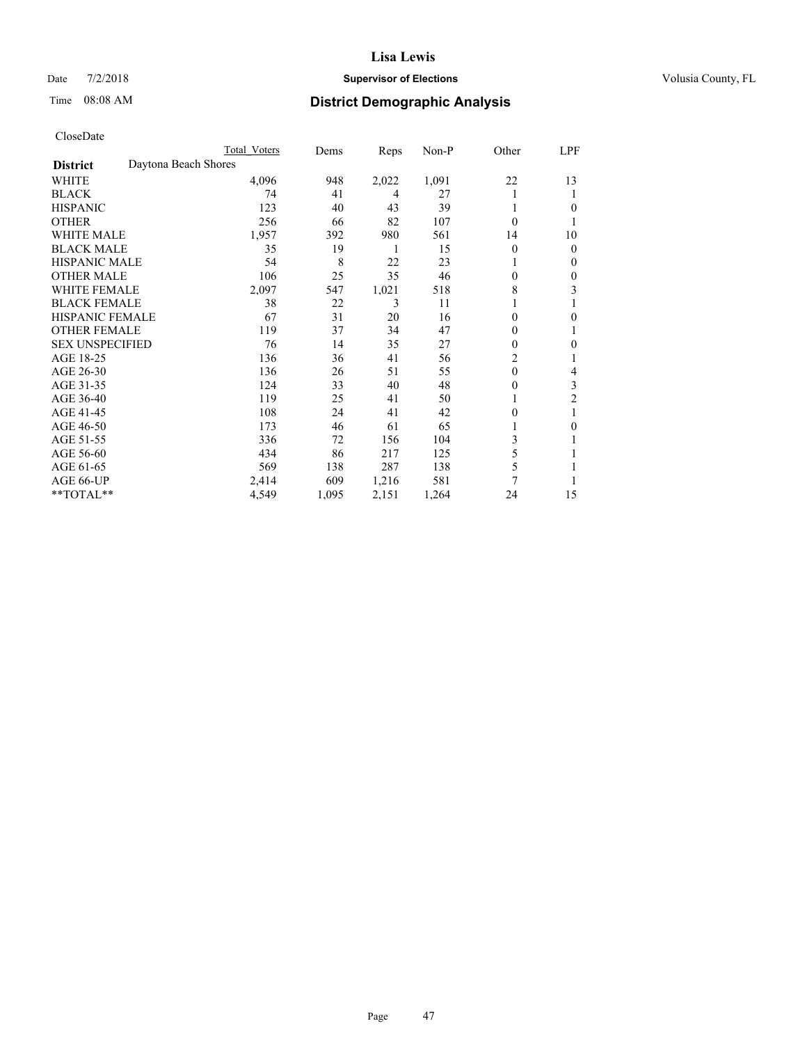# District Demographic Analysis

CloseDate

| District | Total Voters | Dems | Reps | Non-P | Other | LPF |
|---|---|---|---|---|---|---|
| **Daytona Beach Shores** | | | | | | |
| WHITE | 4,096 | 948 | 2,022 | 1,091 | 22 | 13 |
| BLACK | 74 | 41 | 4 | 27 | 1 | 1 |
| HISPANIC | 123 | 40 | 43 | 39 | 1 | 0 |
| OTHER | 256 | 66 | 82 | 107 | 0 | 1 |
| WHITE MALE | 1,957 | 392 | 980 | 561 | 14 | 10 |
| BLACK MALE | 35 | 19 | 1 | 15 | 0 | 0 |
| HISPANIC MALE | 54 | 8 | 22 | 23 | 1 | 0 |
| OTHER MALE | 106 | 25 | 35 | 46 | 0 | 0 |
| WHITE FEMALE | 2,097 | 547 | 1,021 | 518 | 8 | 3 |
| BLACK FEMALE | 38 | 22 | 3 | 11 | 1 | 1 |
| HISPANIC FEMALE | 67 | 31 | 20 | 16 | 0 | 0 |
| OTHER FEMALE | 119 | 37 | 34 | 47 | 0 | 1 |
| SEX UNSPECIFIED | 76 | 14 | 35 | 27 | 0 | 0 |
| AGE 18-25 | 136 | 36 | 41 | 56 | 2 | 1 |
| AGE 26-30 | 136 | 26 | 51 | 55 | 0 | 4 |
| AGE 31-35 | 124 | 33 | 40 | 48 | 0 | 3 |
| AGE 36-40 | 119 | 25 | 41 | 50 | 1 | 2 |
| AGE 41-45 | 108 | 24 | 41 | 42 | 0 | 1 |
| AGE 46-50 | 173 | 46 | 61 | 65 | 1 | 0 |
| AGE 51-55 | 336 | 72 | 156 | 104 | 3 | 1 |
| AGE 56-60 | 434 | 86 | 217 | 125 | 5 | 1 |
| AGE 61-65 | 569 | 138 | 287 | 138 | 5 | 1 |
| AGE 66-UP | 2,414 | 609 | 1,216 | 581 | 7 | 1 |
| **TOTAL** | 4,549 | 1,095 | 2,151 | 1,264 | 24 | 15 |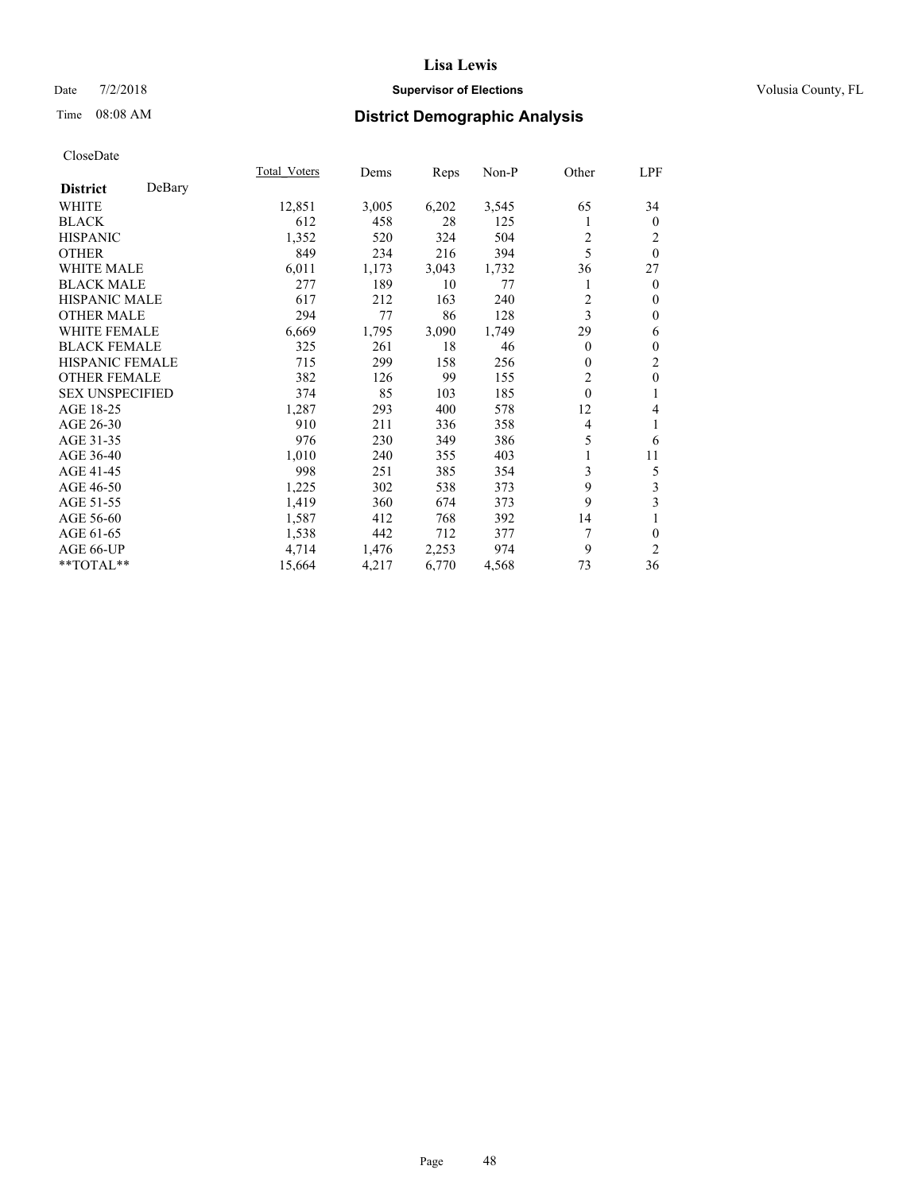# Lisa Lewis

Date 7/2/2018 **Supervisor of Elections** Volusia County, FL

Time 08:08 AM **District Demographic Analysis**

CloseDate

| **District** DeBary | Total_Voters | Dems | Reps | Non-P | Other | LPF |
|---|---|---|---|---|---|---|
| WHITE | 12,851 | 3,005 | 6,202 | 3,545 | 65 | 34 |
| BLACK | 612 | 458 | 28 | 125 | 1 | 0 |
| HISPANIC | 1,352 | 520 | 324 | 504 | 2 | 2 |
| OTHER | 849 | 234 | 216 | 394 | 5 | 0 |
| WHITE MALE | 6,011 | 1,173 | 3,043 | 1,732 | 36 | 27 |
| BLACK MALE | 277 | 189 | 10 | 77 | 1 | 0 |
| HISPANIC MALE | 617 | 212 | 163 | 240 | 2 | 0 |
| OTHER MALE | 294 | 77 | 86 | 128 | 3 | 0 |
| WHITE FEMALE | 6,669 | 1,795 | 3,090 | 1,749 | 29 | 6 |
| BLACK FEMALE | 325 | 261 | 18 | 46 | 0 | 0 |
| HISPANIC FEMALE | 715 | 299 | 158 | 256 | 0 | 2 |
| OTHER FEMALE | 382 | 126 | 99 | 155 | 2 | 0 |
| SEX UNSPECIFIED | 374 | 85 | 103 | 185 | 0 | 1 |
| AGE 18-25 | 1,287 | 293 | 400 | 578 | 12 | 4 |
| AGE 26-30 | 910 | 211 | 336 | 358 | 4 | 1 |
| AGE 31-35 | 976 | 230 | 349 | 386 | 5 | 6 |
| AGE 36-40 | 1,010 | 240 | 355 | 403 | 1 | 11 |
| AGE 41-45 | 998 | 251 | 385 | 354 | 3 | 5 |
| AGE 46-50 | 1,225 | 302 | 538 | 373 | 9 | 3 |
| AGE 51-55 | 1,419 | 360 | 674 | 373 | 9 | 3 |
| AGE 56-60 | 1,587 | 412 | 768 | 392 | 14 | 1 |
| AGE 61-65 | 1,538 | 442 | 712 | 377 | 7 | 0 |
| AGE 66-UP | 4,714 | 1,476 | 2,253 | 974 | 9 | 2 |
| **TOTAL** | 15,664 | 4,217 | 6,770 | 4,568 | 73 | 36 |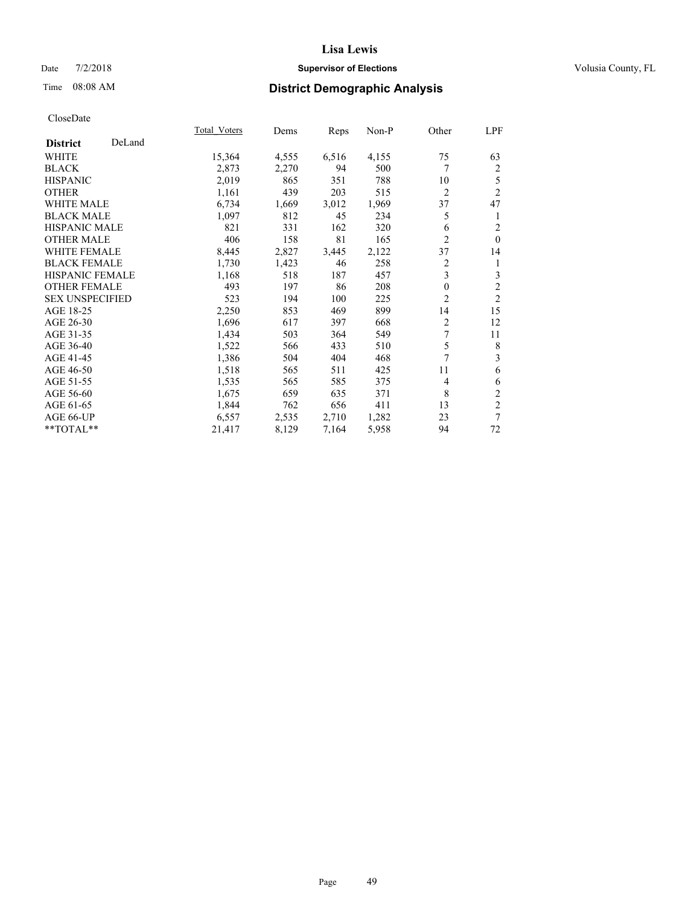**Lisa Lewis**

Date 7/2/2018 **Supervisor of Elections** Volusia County, FL

Time 08:08 AM **District Demographic Analysis**

CloseDate

| District DeLand | Total_Voters | Dems | Reps | Non-P | Other | LPF |
|---|---|---|---|---|---|---|
| WHITE | 15,364 | 4,555 | 6,516 | 4,155 | 75 | 63 |
| BLACK | 2,873 | 2,270 | 94 | 500 | 7 | 2 |
| HISPANIC | 2,019 | 865 | 351 | 788 | 10 | 5 |
| OTHER | 1,161 | 439 | 203 | 515 | 2 | 2 |
| WHITE MALE | 6,734 | 1,669 | 3,012 | 1,969 | 37 | 47 |
| BLACK MALE | 1,097 | 812 | 45 | 234 | 5 | 1 |
| HISPANIC MALE | 821 | 331 | 162 | 320 | 6 | 2 |
| OTHER MALE | 406 | 158 | 81 | 165 | 2 | 0 |
| WHITE FEMALE | 8,445 | 2,827 | 3,445 | 2,122 | 37 | 14 |
| BLACK FEMALE | 1,730 | 1,423 | 46 | 258 | 2 | 1 |
| HISPANIC FEMALE | 1,168 | 518 | 187 | 457 | 3 | 3 |
| OTHER FEMALE | 493 | 197 | 86 | 208 | 0 | 2 |
| SEX UNSPECIFIED | 523 | 194 | 100 | 225 | 2 | 2 |
| AGE 18-25 | 2,250 | 853 | 469 | 899 | 14 | 15 |
| AGE 26-30 | 1,696 | 617 | 397 | 668 | 2 | 12 |
| AGE 31-35 | 1,434 | 503 | 364 | 549 | 7 | 11 |
| AGE 36-40 | 1,522 | 566 | 433 | 510 | 5 | 8 |
| AGE 41-45 | 1,386 | 504 | 404 | 468 | 7 | 3 |
| AGE 46-50 | 1,518 | 565 | 511 | 425 | 11 | 6 |
| AGE 51-55 | 1,535 | 565 | 585 | 375 | 4 | 6 |
| AGE 56-60 | 1,675 | 659 | 635 | 371 | 8 | 2 |
| AGE 61-65 | 1,844 | 762 | 656 | 411 | 13 | 2 |
| AGE 66-UP | 6,557 | 2,535 | 2,710 | 1,282 | 23 | 7 |
| **TOTAL** | 21,417 | 8,129 | 7,164 | 5,958 | 94 | 72 |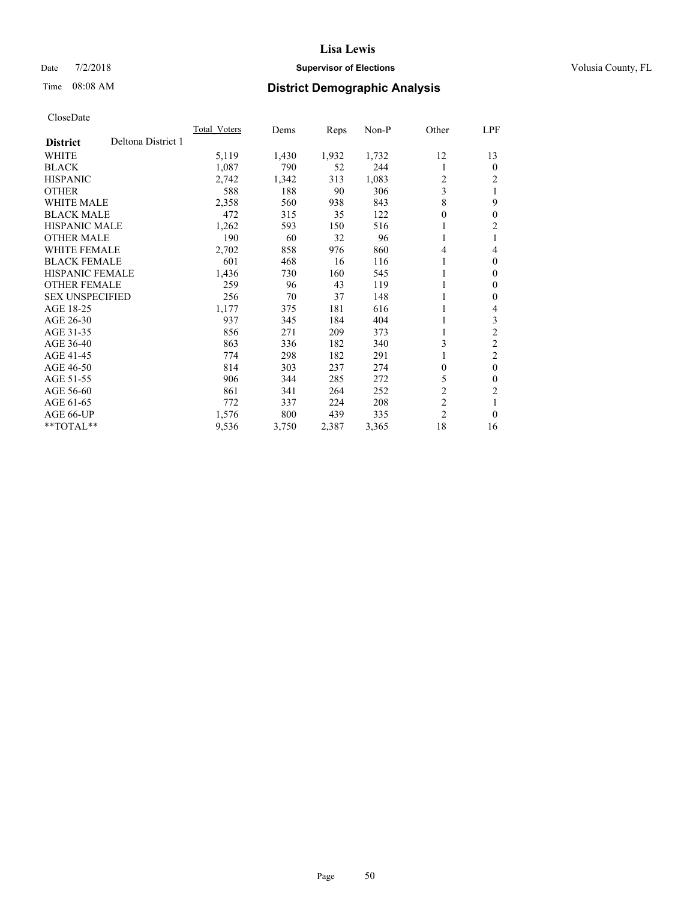# District Demographic Analysis

CloseDate

| District | Deltona District 1 | Total_Voters | Dems | Reps | Non-P | Other | LPF |
|---|---|---|---|---|---|---|---|
| WHITE | | 5,119 | 1,430 | 1,932 | 1,732 | 12 | 13 |
| BLACK | | 1,087 | 790 | 52 | 244 | 1 | 0 |
| HISPANIC | | 2,742 | 1,342 | 313 | 1,083 | 2 | 2 |
| OTHER | | 588 | 188 | 90 | 306 | 3 | 1 |
| WHITE MALE | | 2,358 | 560 | 938 | 843 | 8 | 9 |
| BLACK MALE | | 472 | 315 | 35 | 122 | 0 | 0 |
| HISPANIC MALE | | 1,262 | 593 | 150 | 516 | 1 | 2 |
| OTHER MALE | | 190 | 60 | 32 | 96 | 1 | 1 |
| WHITE FEMALE | | 2,702 | 858 | 976 | 860 | 4 | 4 |
| BLACK FEMALE | | 601 | 468 | 16 | 116 | 1 | 0 |
| HISPANIC FEMALE | | 1,436 | 730 | 160 | 545 | 1 | 0 |
| OTHER FEMALE | | 259 | 96 | 43 | 119 | 1 | 0 |
| SEX UNSPECIFIED | | 256 | 70 | 37 | 148 | 1 | 0 |
| AGE 18-25 | | 1,177 | 375 | 181 | 616 | 1 | 4 |
| AGE 26-30 | | 937 | 345 | 184 | 404 | 1 | 3 |
| AGE 31-35 | | 856 | 271 | 209 | 373 | 1 | 2 |
| AGE 36-40 | | 863 | 336 | 182 | 340 | 3 | 2 |
| AGE 41-45 | | 774 | 298 | 182 | 291 | 1 | 2 |
| AGE 46-50 | | 814 | 303 | 237 | 274 | 0 | 0 |
| AGE 51-55 | | 906 | 344 | 285 | 272 | 5 | 0 |
| AGE 56-60 | | 861 | 341 | 264 | 252 | 2 | 2 |
| AGE 61-65 | | 772 | 337 | 224 | 208 | 2 | 1 |
| AGE 66-UP | | 1,576 | 800 | 439 | 335 | 2 | 0 |
| **TOTAL** | | 9,536 | 3,750 | 2,387 | 3,365 | 18 | 16 |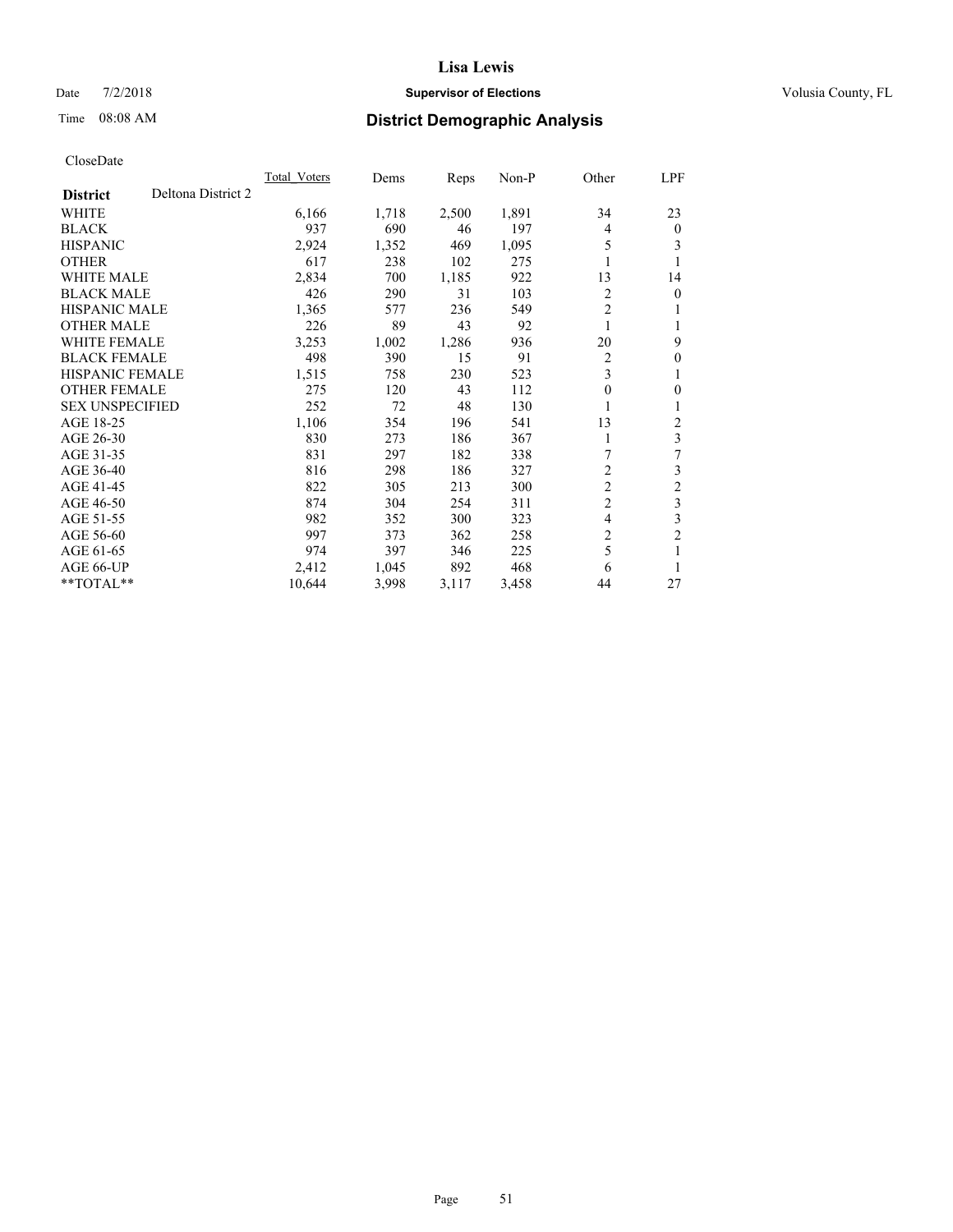# Lisa Lewis

Date 7/2/2018 **Supervisor of Elections** Volusia County, FL

Time 08:08 AM **District Demographic Analysis**

CloseDate

| **District** Deltona District 2 | Total_Voters | Dems | Reps | Non-P | Other | LPF |
|---|---|---|---|---|---|---|
| WHITE | 6,166 | 1,718 | 2,500 | 1,891 | 34 | 23 |
| BLACK | 937 | 690 | 46 | 197 | 4 | 0 |
| HISPANIC | 2,924 | 1,352 | 469 | 1,095 | 5 | 3 |
| OTHER | 617 | 238 | 102 | 275 | 1 | 1 |
| WHITE MALE | 2,834 | 700 | 1,185 | 922 | 13 | 14 |
| BLACK MALE | 426 | 290 | 31 | 103 | 2 | 0 |
| HISPANIC MALE | 1,365 | 577 | 236 | 549 | 2 | 1 |
| OTHER MALE | 226 | 89 | 43 | 92 | 1 | 1 |
| WHITE FEMALE | 3,253 | 1,002 | 1,286 | 936 | 20 | 9 |
| BLACK FEMALE | 498 | 390 | 15 | 91 | 2 | 0 |
| HISPANIC FEMALE | 1,515 | 758 | 230 | 523 | 3 | 1 |
| OTHER FEMALE | 275 | 120 | 43 | 112 | 0 | 0 |
| SEX UNSPECIFIED | 252 | 72 | 48 | 130 | 1 | 1 |
| AGE 18-25 | 1,106 | 354 | 196 | 541 | 13 | 2 |
| AGE 26-30 | 830 | 273 | 186 | 367 | 1 | 3 |
| AGE 31-35 | 831 | 297 | 182 | 338 | 7 | 7 |
| AGE 36-40 | 816 | 298 | 186 | 327 | 2 | 3 |
| AGE 41-45 | 822 | 305 | 213 | 300 | 2 | 2 |
| AGE 46-50 | 874 | 304 | 254 | 311 | 2 | 3 |
| AGE 51-55 | 982 | 352 | 300 | 323 | 4 | 3 |
| AGE 56-60 | 997 | 373 | 362 | 258 | 2 | 2 |
| AGE 61-65 | 974 | 397 | 346 | 225 | 5 | 1 |
| AGE 66-UP | 2,412 | 1,045 | 892 | 468 | 6 | 1 |
| **TOTAL** | 10,644 | 3,998 | 3,117 | 3,458 | 44 | 27 |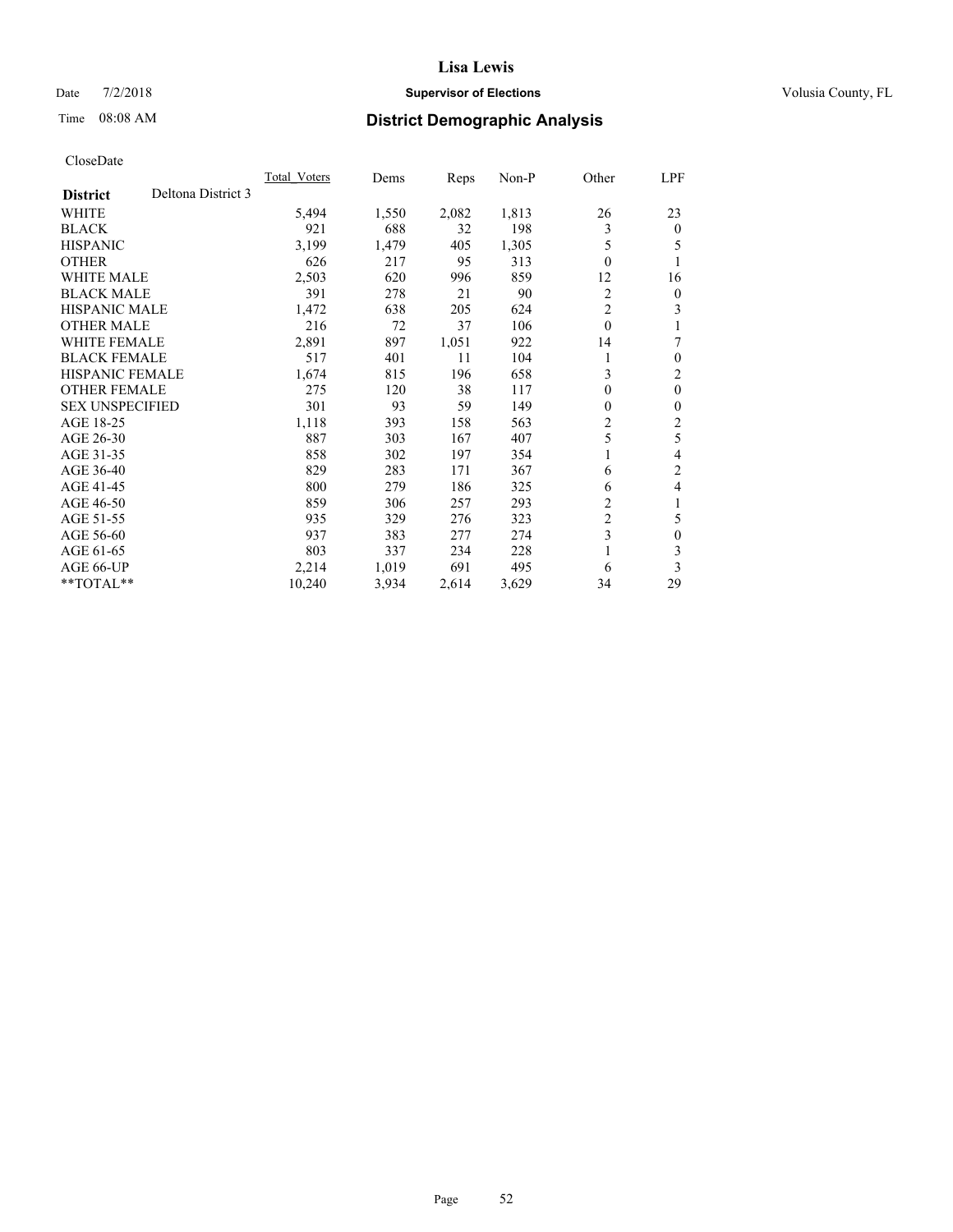Lisa Lewis

Date 7/2/2018 **Supervisor of Elections** Volusia County, FL

Time 08:08 AM **District Demographic Analysis**

CloseDate

| District | Deltona District 3 | Total_Voters | Dems | Reps | Non-P | Other | LPF |
|---|---|---|---|---|---|---|---|
| WHITE | | 5,494 | 1,550 | 2,082 | 1,813 | 26 | 23 |
| BLACK | | 921 | 688 | 32 | 198 | 3 | 0 |
| HISPANIC | | 3,199 | 1,479 | 405 | 1,305 | 5 | 5 |
| OTHER | | 626 | 217 | 95 | 313 | 0 | 1 |
| WHITE MALE | | 2,503 | 620 | 996 | 859 | 12 | 16 |
| BLACK MALE | | 391 | 278 | 21 | 90 | 2 | 0 |
| HISPANIC MALE | | 1,472 | 638 | 205 | 624 | 2 | 3 |
| OTHER MALE | | 216 | 72 | 37 | 106 | 0 | 1 |
| WHITE FEMALE | | 2,891 | 897 | 1,051 | 922 | 14 | 7 |
| BLACK FEMALE | | 517 | 401 | 11 | 104 | 1 | 0 |
| HISPANIC FEMALE | | 1,674 | 815 | 196 | 658 | 3 | 2 |
| OTHER FEMALE | | 275 | 120 | 38 | 117 | 0 | 0 |
| SEX UNSPECIFIED | | 301 | 93 | 59 | 149 | 0 | 0 |
| AGE 18-25 | | 1,118 | 393 | 158 | 563 | 2 | 2 |
| AGE 26-30 | | 887 | 303 | 167 | 407 | 5 | 5 |
| AGE 31-35 | | 858 | 302 | 197 | 354 | 1 | 4 |
| AGE 36-40 | | 829 | 283 | 171 | 367 | 6 | 2 |
| AGE 41-45 | | 800 | 279 | 186 | 325 | 6 | 4 |
| AGE 46-50 | | 859 | 306 | 257 | 293 | 2 | 1 |
| AGE 51-55 | | 935 | 329 | 276 | 323 | 2 | 5 |
| AGE 56-60 | | 937 | 383 | 277 | 274 | 3 | 0 |
| AGE 61-65 | | 803 | 337 | 234 | 228 | 1 | 3 |
| AGE 66-UP | | 2,214 | 1,019 | 691 | 495 | 6 | 3 |
| **TOTAL** | | 10,240 | 3,934 | 2,614 | 3,629 | 34 | 29 |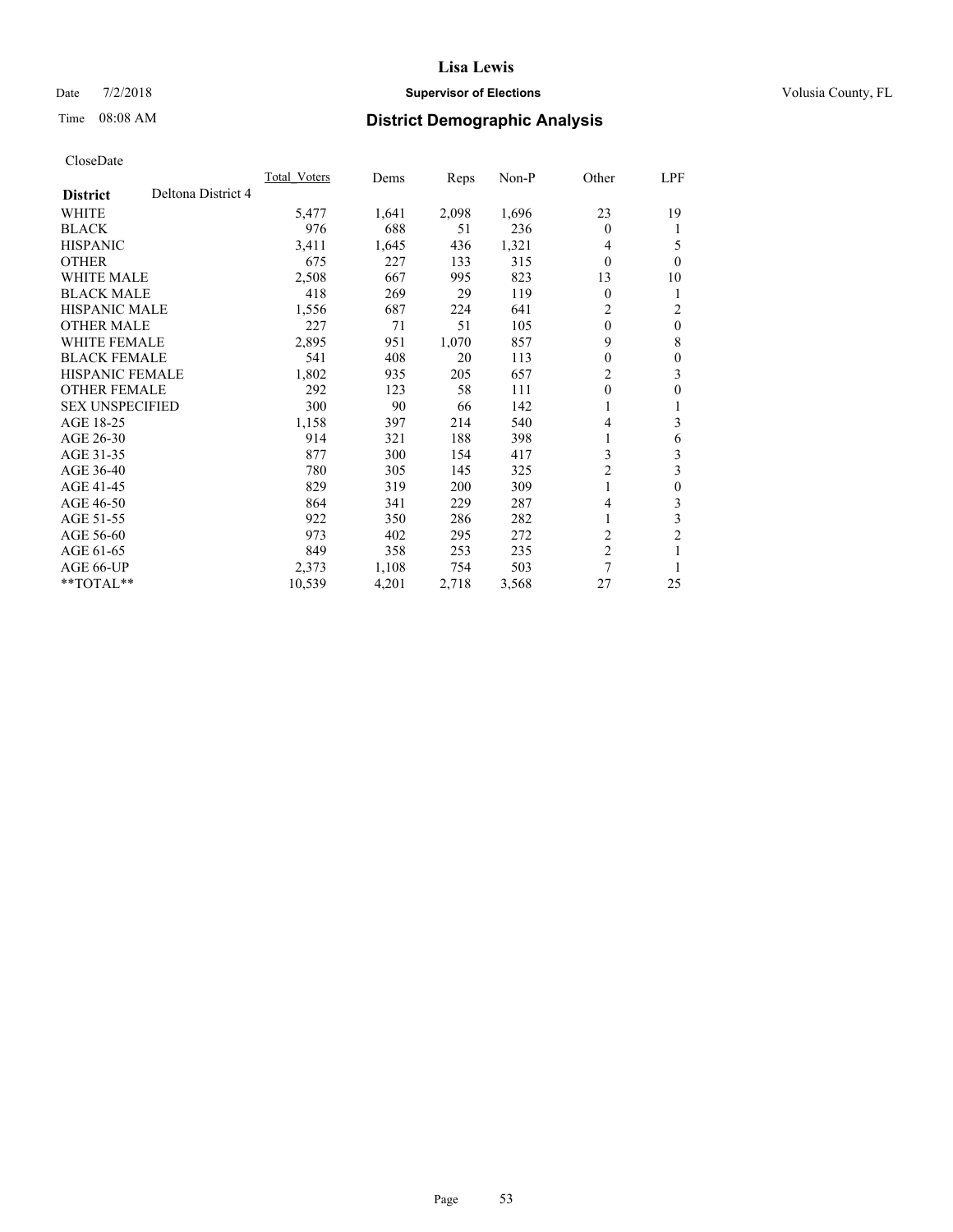# Lisa Lewis

Date 7/2/2018 **Supervisor of Elections** Volusia County, FL

Time 08:08 AM **District Demographic Analysis**

CloseDate

| **District** Deltona District 4 | Total_Voters | Dems | Reps | Non-P | Other | LPF |
|---|---|---|---|---|---|---|
| WHITE | 5,477 | 1,641 | 2,098 | 1,696 | 23 | 19 |
| BLACK | 976 | 688 | 51 | 236 | 0 | 1 |
| HISPANIC | 3,411 | 1,645 | 436 | 1,321 | 4 | 5 |
| OTHER | 675 | 227 | 133 | 315 | 0 | 0 |
| WHITE MALE | 2,508 | 667 | 995 | 823 | 13 | 10 |
| BLACK MALE | 418 | 269 | 29 | 119 | 0 | 1 |
| HISPANIC MALE | 1,556 | 687 | 224 | 641 | 2 | 2 |
| OTHER MALE | 227 | 71 | 51 | 105 | 0 | 0 |
| WHITE FEMALE | 2,895 | 951 | 1,070 | 857 | 9 | 8 |
| BLACK FEMALE | 541 | 408 | 20 | 113 | 0 | 0 |
| HISPANIC FEMALE | 1,802 | 935 | 205 | 657 | 2 | 3 |
| OTHER FEMALE | 292 | 123 | 58 | 111 | 0 | 0 |
| SEX UNSPECIFIED | 300 | 90 | 66 | 142 | 1 | 1 |
| AGE 18-25 | 1,158 | 397 | 214 | 540 | 4 | 3 |
| AGE 26-30 | 914 | 321 | 188 | 398 | 1 | 6 |
| AGE 31-35 | 877 | 300 | 154 | 417 | 3 | 3 |
| AGE 36-40 | 780 | 305 | 145 | 325 | 2 | 3 |
| AGE 41-45 | 829 | 319 | 200 | 309 | 1 | 0 |
| AGE 46-50 | 864 | 341 | 229 | 287 | 4 | 3 |
| AGE 51-55 | 922 | 350 | 286 | 282 | 1 | 3 |
| AGE 56-60 | 973 | 402 | 295 | 272 | 2 | 2 |
| AGE 61-65 | 849 | 358 | 253 | 235 | 2 | 1 |
| AGE 66-UP | 2,373 | 1,108 | 754 | 503 | 7 | 1 |
| **TOTAL** | 10,539 | 4,201 | 2,718 | 3,568 | 27 | 25 |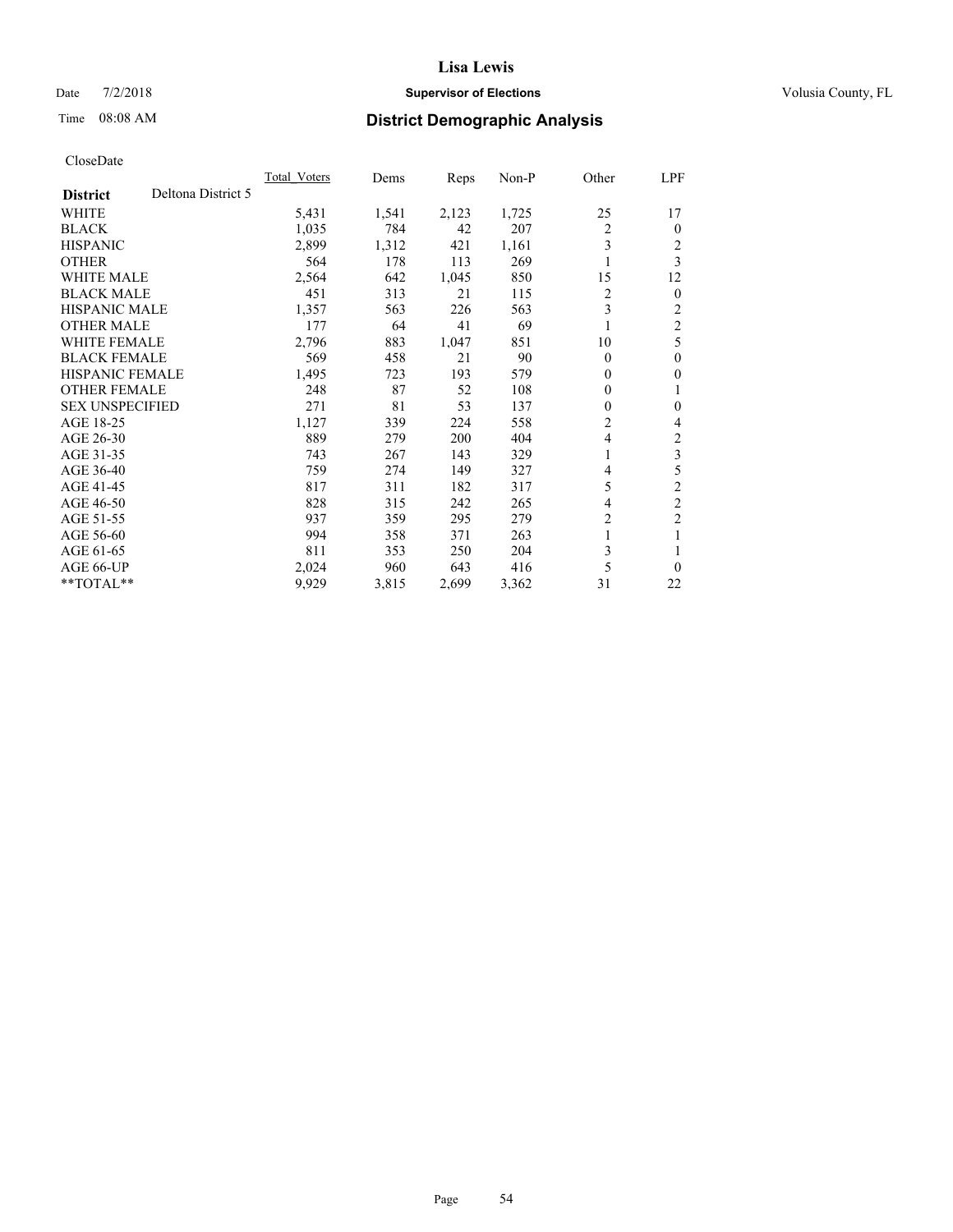# Lisa Lewis

Date 7/2/2018 **Supervisor of Elections** Volusia County, FL

Time 08:08 AM **District Demographic Analysis**

CloseDate

| District | Deltona District 5 | Total_Voters | Dems | Reps | Non-P | Other | LPF |
|---|---|---|---|---|---|---|---|
| WHITE | | 5,431 | 1,541 | 2,123 | 1,725 | 25 | 17 |
| BLACK | | 1,035 | 784 | 42 | 207 | 2 | 0 |
| HISPANIC | | 2,899 | 1,312 | 421 | 1,161 | 3 | 2 |
| OTHER | | 564 | 178 | 113 | 269 | 1 | 3 |
| WHITE MALE | | 2,564 | 642 | 1,045 | 850 | 15 | 12 |
| BLACK MALE | | 451 | 313 | 21 | 115 | 2 | 0 |
| HISPANIC MALE | | 1,357 | 563 | 226 | 563 | 3 | 2 |
| OTHER MALE | | 177 | 64 | 41 | 69 | 1 | 2 |
| WHITE FEMALE | | 2,796 | 883 | 1,047 | 851 | 10 | 5 |
| BLACK FEMALE | | 569 | 458 | 21 | 90 | 0 | 0 |
| HISPANIC FEMALE | | 1,495 | 723 | 193 | 579 | 0 | 0 |
| OTHER FEMALE | | 248 | 87 | 52 | 108 | 0 | 1 |
| SEX UNSPECIFIED | | 271 | 81 | 53 | 137 | 0 | 0 |
| AGE 18-25 | | 1,127 | 339 | 224 | 558 | 2 | 4 |
| AGE 26-30 | | 889 | 279 | 200 | 404 | 4 | 2 |
| AGE 31-35 | | 743 | 267 | 143 | 329 | 1 | 3 |
| AGE 36-40 | | 759 | 274 | 149 | 327 | 4 | 5 |
| AGE 41-45 | | 817 | 311 | 182 | 317 | 5 | 2 |
| AGE 46-50 | | 828 | 315 | 242 | 265 | 4 | 2 |
| AGE 51-55 | | 937 | 359 | 295 | 279 | 2 | 2 |
| AGE 56-60 | | 994 | 358 | 371 | 263 | 1 | 1 |
| AGE 61-65 | | 811 | 353 | 250 | 204 | 3 | 1 |
| AGE 66-UP | | 2,024 | 960 | 643 | 416 | 5 | 0 |
| **TOTAL** | | 9,929 | 3,815 | 2,699 | 3,362 | 31 | 22 |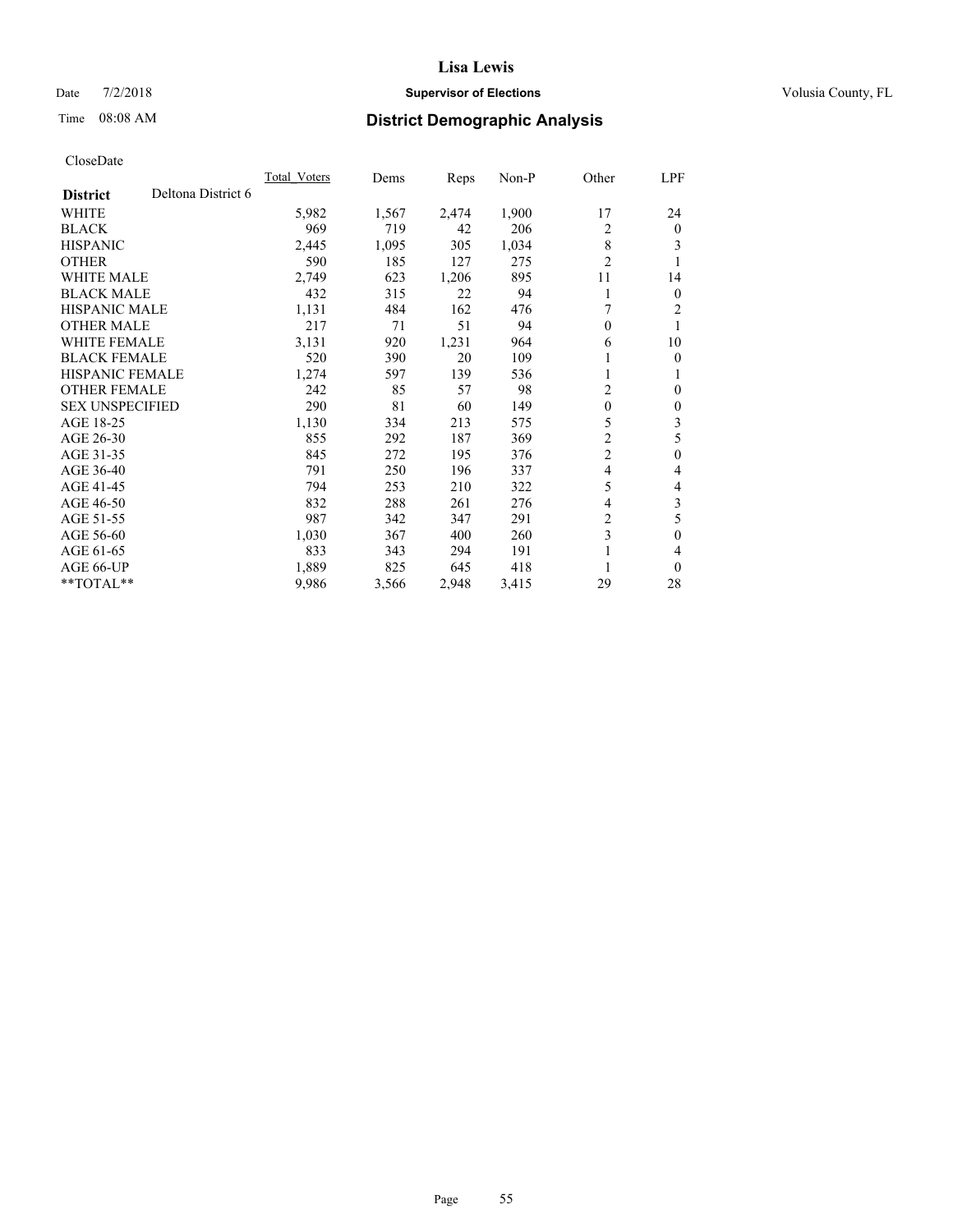# Lisa Lewis

Date 7/2/2018 **Supervisor of Elections** Volusia County, FL

Time 08:08 AM **District Demographic Analysis**

CloseDate

| District | Deltona District 6 | Total_Voters | Dems | Reps | Non-P | Other | LPF |
|---|---|---|---|---|---|---|---|
| WHITE | | 5,982 | 1,567 | 2,474 | 1,900 | 17 | 24 |
| BLACK | | 969 | 719 | 42 | 206 | 2 | 0 |
| HISPANIC | | 2,445 | 1,095 | 305 | 1,034 | 8 | 3 |
| OTHER | | 590 | 185 | 127 | 275 | 2 | 1 |
| WHITE MALE | | 2,749 | 623 | 1,206 | 895 | 11 | 14 |
| BLACK MALE | | 432 | 315 | 22 | 94 | 1 | 0 |
| HISPANIC MALE | | 1,131 | 484 | 162 | 476 | 7 | 2 |
| OTHER MALE | | 217 | 71 | 51 | 94 | 0 | 1 |
| WHITE FEMALE | | 3,131 | 920 | 1,231 | 964 | 6 | 10 |
| BLACK FEMALE | | 520 | 390 | 20 | 109 | 1 | 0 |
| HISPANIC FEMALE | | 1,274 | 597 | 139 | 536 | 1 | 1 |
| OTHER FEMALE | | 242 | 85 | 57 | 98 | 2 | 0 |
| SEX UNSPECIFIED | | 290 | 81 | 60 | 149 | 0 | 0 |
| AGE 18-25 | | 1,130 | 334 | 213 | 575 | 5 | 3 |
| AGE 26-30 | | 855 | 292 | 187 | 369 | 2 | 5 |
| AGE 31-35 | | 845 | 272 | 195 | 376 | 2 | 0 |
| AGE 36-40 | | 791 | 250 | 196 | 337 | 4 | 4 |
| AGE 41-45 | | 794 | 253 | 210 | 322 | 5 | 4 |
| AGE 46-50 | | 832 | 288 | 261 | 276 | 4 | 3 |
| AGE 51-55 | | 987 | 342 | 347 | 291 | 2 | 5 |
| AGE 56-60 | | 1,030 | 367 | 400 | 260 | 3 | 0 |
| AGE 61-65 | | 833 | 343 | 294 | 191 | 1 | 4 |
| AGE 66-UP | | 1,889 | 825 | 645 | 418 | 1 | 0 |
| **TOTAL** | | 9,986 | 3,566 | 2,948 | 3,415 | 29 | 28 |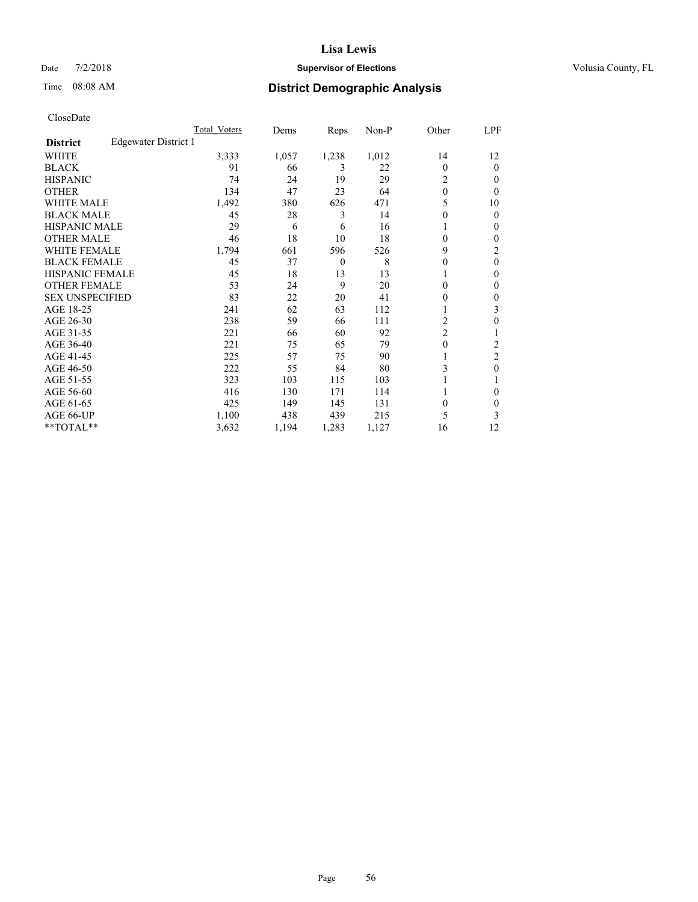# District Demographic Analysis

CloseDate

| District: Edgewater District 1 | Total Voters | Dems | Reps | Non-P | Other | LPF |
|---|---|---|---|---|---|---|
| WHITE | 3,333 | 1,057 | 1,238 | 1,012 | 14 | 12 |
| BLACK | 91 | 66 | 3 | 22 | 0 | 0 |
| HISPANIC | 74 | 24 | 19 | 29 | 2 | 0 |
| OTHER | 134 | 47 | 23 | 64 | 0 | 0 |
| WHITE MALE | 1,492 | 380 | 626 | 471 | 5 | 10 |
| BLACK MALE | 45 | 28 | 3 | 14 | 0 | 0 |
| HISPANIC MALE | 29 | 6 | 6 | 16 | 1 | 0 |
| OTHER MALE | 46 | 18 | 10 | 18 | 0 | 0 |
| WHITE FEMALE | 1,794 | 661 | 596 | 526 | 9 | 2 |
| BLACK FEMALE | 45 | 37 | 0 | 8 | 0 | 0 |
| HISPANIC FEMALE | 45 | 18 | 13 | 13 | 1 | 0 |
| OTHER FEMALE | 53 | 24 | 9 | 20 | 0 | 0 |
| SEX UNSPECIFIED | 83 | 22 | 20 | 41 | 0 | 0 |
| AGE 18-25 | 241 | 62 | 63 | 112 | 1 | 3 |
| AGE 26-30 | 238 | 59 | 66 | 111 | 2 | 0 |
| AGE 31-35 | 221 | 66 | 60 | 92 | 2 | 1 |
| AGE 36-40 | 221 | 75 | 65 | 79 | 0 | 2 |
| AGE 41-45 | 225 | 57 | 75 | 90 | 1 | 2 |
| AGE 46-50 | 222 | 55 | 84 | 80 | 3 | 0 |
| AGE 51-55 | 323 | 103 | 115 | 103 | 1 | 1 |
| AGE 56-60 | 416 | 130 | 171 | 114 | 1 | 0 |
| AGE 61-65 | 425 | 149 | 145 | 131 | 0 | 0 |
| AGE 66-UP | 1,100 | 438 | 439 | 215 | 5 | 3 |
| **TOTAL** | 3,632 | 1,194 | 1,283 | 1,127 | 16 | 12 |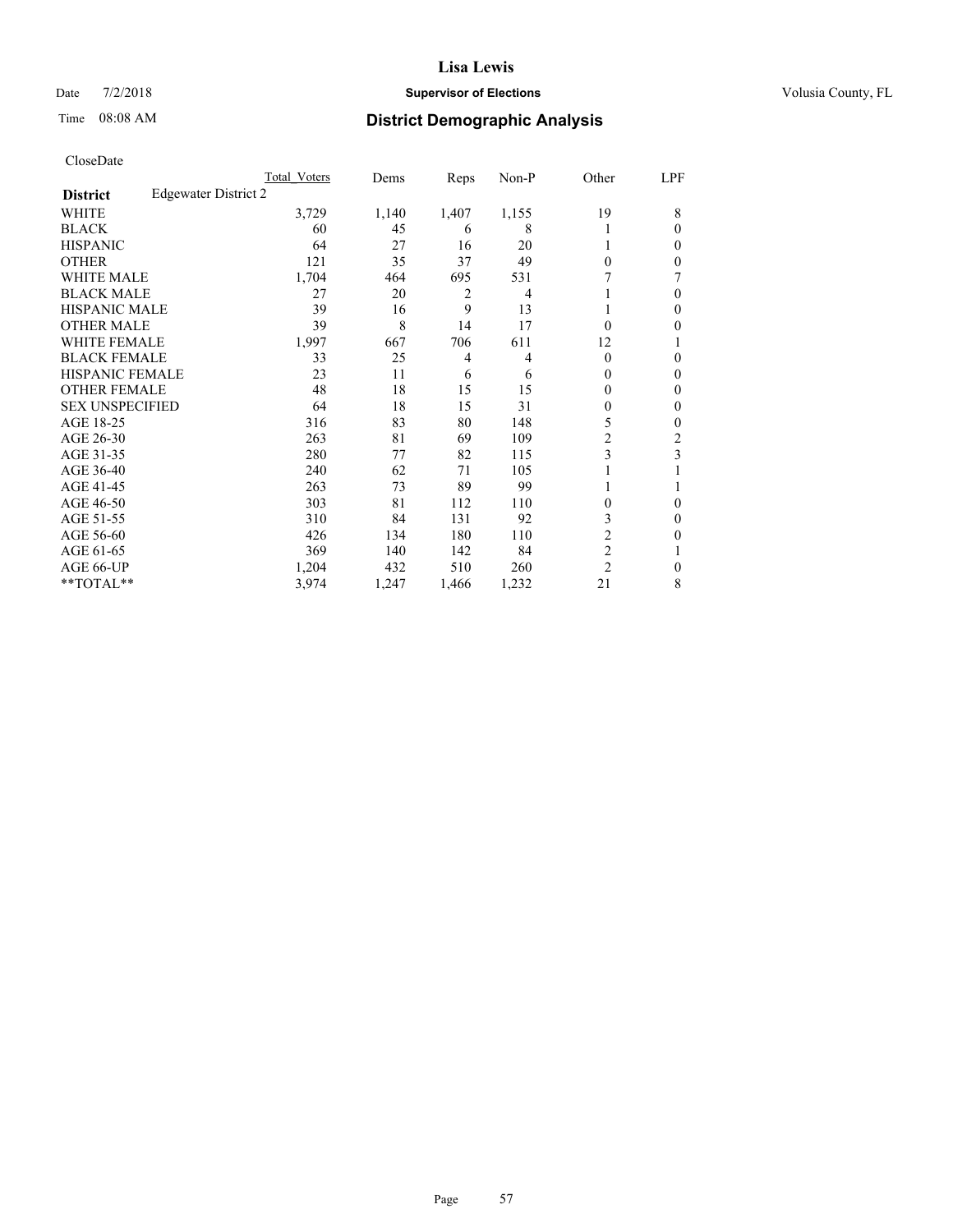CloseDate

| District | Edgewater District 2 | Total Voters | Dems | Reps | Non-P | Other | LPF |
|---|---|---|---|---|---|---|---|
| WHITE | | 3,729 | 1,140 | 1,407 | 1,155 | 19 | 8 |
| BLACK | | 60 | 45 | 6 | 8 | 1 | 0 |
| HISPANIC | | 64 | 27 | 16 | 20 | 1 | 0 |
| OTHER | | 121 | 35 | 37 | 49 | 0 | 0 |
| WHITE MALE | | 1,704 | 464 | 695 | 531 | 7 | 7 |
| BLACK MALE | | 27 | 20 | 2 | 4 | 1 | 0 |
| HISPANIC MALE | | 39 | 16 | 9 | 13 | 1 | 0 |
| OTHER MALE | | 39 | 8 | 14 | 17 | 0 | 0 |
| WHITE FEMALE | | 1,997 | 667 | 706 | 611 | 12 | 1 |
| BLACK FEMALE | | 33 | 25 | 4 | 4 | 0 | 0 |
| HISPANIC FEMALE | | 23 | 11 | 6 | 6 | 0 | 0 |
| OTHER FEMALE | | 48 | 18 | 15 | 15 | 0 | 0 |
| SEX UNSPECIFIED | | 64 | 18 | 15 | 31 | 0 | 0 |
| AGE 18-25 | | 316 | 83 | 80 | 148 | 5 | 0 |
| AGE 26-30 | | 263 | 81 | 69 | 109 | 2 | 2 |
| AGE 31-35 | | 280 | 77 | 82 | 115 | 3 | 3 |
| AGE 36-40 | | 240 | 62 | 71 | 105 | 1 | 1 |
| AGE 41-45 | | 263 | 73 | 89 | 99 | 1 | 1 |
| AGE 46-50 | | 303 | 81 | 112 | 110 | 0 | 0 |
| AGE 51-55 | | 310 | 84 | 131 | 92 | 3 | 0 |
| AGE 56-60 | | 426 | 134 | 180 | 110 | 2 | 0 |
| AGE 61-65 | | 369 | 140 | 142 | 84 | 2 | 1 |
| AGE 66-UP | | 1,204 | 432 | 510 | 260 | 2 | 0 |
| **TOTAL** | | 3,974 | 1,247 | 1,466 | 1,232 | 21 | 8 |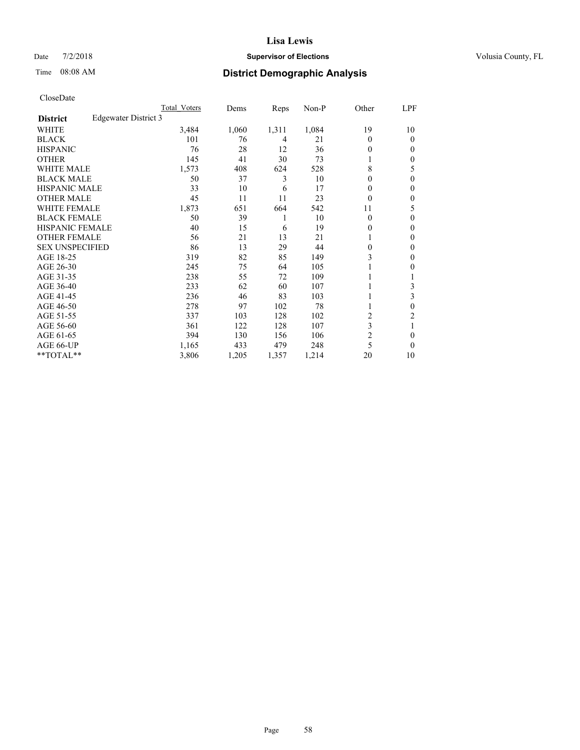CloseDate

| District | Edgewater District 3 | Total_Voters | Dems | Reps | Non-P | Other | LPF |
|---|---|---|---|---|---|---|---|
| WHITE | | 3,484 | 1,060 | 1,311 | 1,084 | 19 | 10 |
| BLACK | | 101 | 76 | 4 | 21 | 0 | 0 |
| HISPANIC | | 76 | 28 | 12 | 36 | 0 | 0 |
| OTHER | | 145 | 41 | 30 | 73 | 1 | 0 |
| WHITE MALE | | 1,573 | 408 | 624 | 528 | 8 | 5 |
| BLACK MALE | | 50 | 37 | 3 | 10 | 0 | 0 |
| HISPANIC MALE | | 33 | 10 | 6 | 17 | 0 | 0 |
| OTHER MALE | | 45 | 11 | 11 | 23 | 0 | 0 |
| WHITE FEMALE | | 1,873 | 651 | 664 | 542 | 11 | 5 |
| BLACK FEMALE | | 50 | 39 | 1 | 10 | 0 | 0 |
| HISPANIC FEMALE | | 40 | 15 | 6 | 19 | 0 | 0 |
| OTHER FEMALE | | 56 | 21 | 13 | 21 | 1 | 0 |
| SEX UNSPECIFIED | | 86 | 13 | 29 | 44 | 0 | 0 |
| AGE 18-25 | | 319 | 82 | 85 | 149 | 3 | 0 |
| AGE 26-30 | | 245 | 75 | 64 | 105 | 1 | 0 |
| AGE 31-35 | | 238 | 55 | 72 | 109 | 1 | 1 |
| AGE 36-40 | | 233 | 62 | 60 | 107 | 1 | 3 |
| AGE 41-45 | | 236 | 46 | 83 | 103 | 1 | 3 |
| AGE 46-50 | | 278 | 97 | 102 | 78 | 1 | 0 |
| AGE 51-55 | | 337 | 103 | 128 | 102 | 2 | 2 |
| AGE 56-60 | | 361 | 122 | 128 | 107 | 3 | 1 |
| AGE 61-65 | | 394 | 130 | 156 | 106 | 2 | 0 |
| AGE 66-UP | | 1,165 | 433 | 479 | 248 | 5 | 0 |
| **TOTAL** | | 3,806 | 1,205 | 1,357 | 1,214 | 20 | 10 |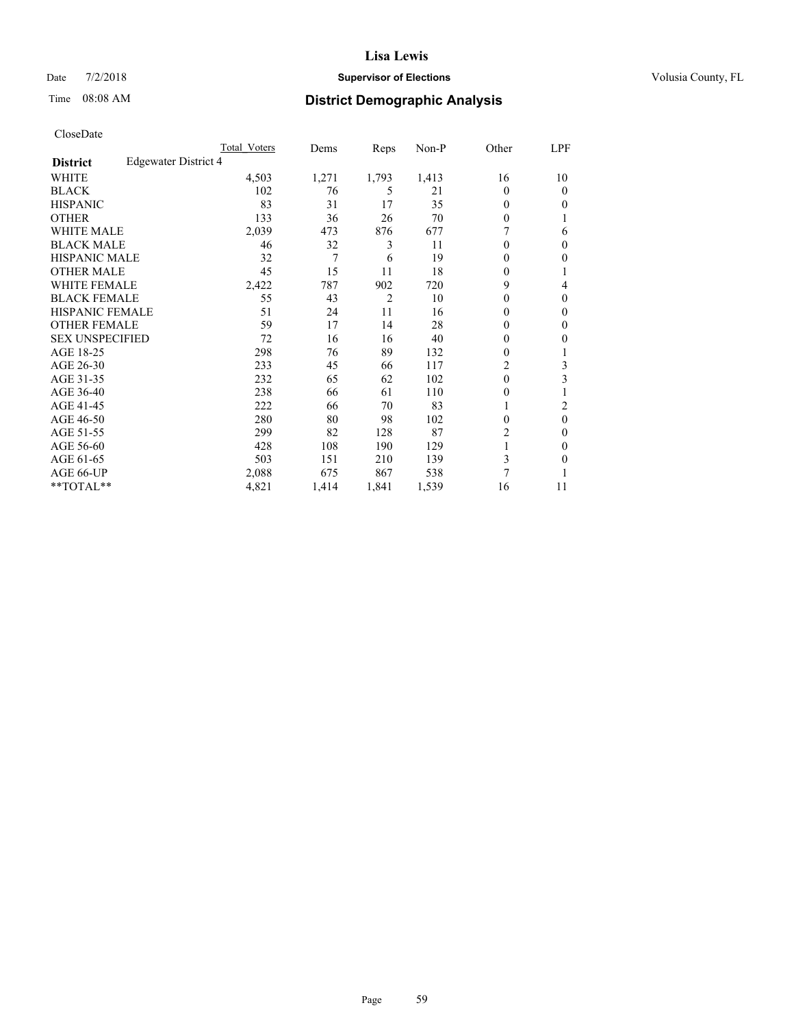# Lisa Lewis

Date 7/2/2018 **Supervisor of Elections** Volusia County, FL

Time 08:08 AM **District Demographic Analysis**

CloseDate

| | Total_Voters | Dems | Reps | Non-P | Other | LPF |
|---|---|---|---|---|---|---|
| **District** Edgewater District 4 | | | | | | |
| WHITE | 4,503 | 1,271 | 1,793 | 1,413 | 16 | 10 |
| BLACK | 102 | 76 | 5 | 21 | 0 | 0 |
| HISPANIC | 83 | 31 | 17 | 35 | 0 | 0 |
| OTHER | 133 | 36 | 26 | 70 | 0 | 1 |
| WHITE MALE | 2,039 | 473 | 876 | 677 | 7 | 6 |
| BLACK MALE | 46 | 32 | 3 | 11 | 0 | 0 |
| HISPANIC MALE | 32 | 7 | 6 | 19 | 0 | 0 |
| OTHER MALE | 45 | 15 | 11 | 18 | 0 | 1 |
| WHITE FEMALE | 2,422 | 787 | 902 | 720 | 9 | 4 |
| BLACK FEMALE | 55 | 43 | 2 | 10 | 0 | 0 |
| HISPANIC FEMALE | 51 | 24 | 11 | 16 | 0 | 0 |
| OTHER FEMALE | 59 | 17 | 14 | 28 | 0 | 0 |
| SEX UNSPECIFIED | 72 | 16 | 16 | 40 | 0 | 0 |
| AGE 18-25 | 298 | 76 | 89 | 132 | 0 | 1 |
| AGE 26-30 | 233 | 45 | 66 | 117 | 2 | 3 |
| AGE 31-35 | 232 | 65 | 62 | 102 | 0 | 3 |
| AGE 36-40 | 238 | 66 | 61 | 110 | 0 | 1 |
| AGE 41-45 | 222 | 66 | 70 | 83 | 1 | 2 |
| AGE 46-50 | 280 | 80 | 98 | 102 | 0 | 0 |
| AGE 51-55 | 299 | 82 | 128 | 87 | 2 | 0 |
| AGE 56-60 | 428 | 108 | 190 | 129 | 1 | 0 |
| AGE 61-65 | 503 | 151 | 210 | 139 | 3 | 0 |
| AGE 66-UP | 2,088 | 675 | 867 | 538 | 7 | 1 |
| **TOTAL** | 4,821 | 1,414 | 1,841 | 1,539 | 16 | 11 |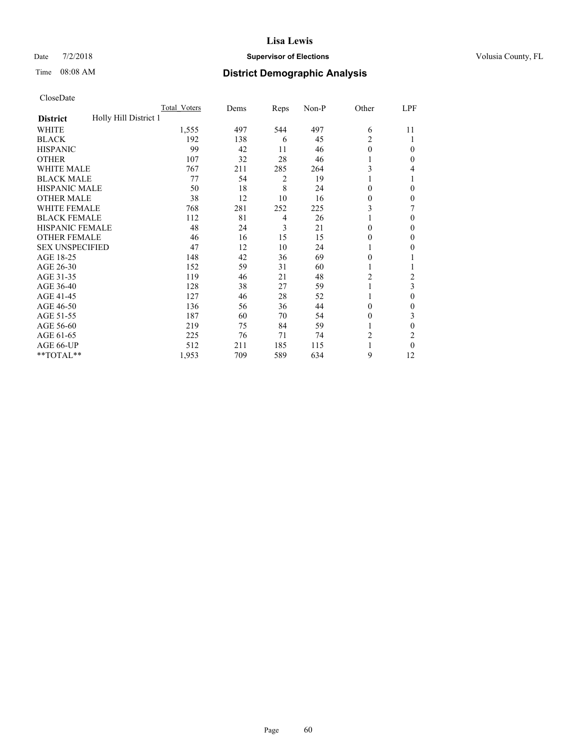# Lisa Lewis

Date 7/2/2018 **Supervisor of Elections** Volusia County, FL

Time 08:08 AM **District Demographic Analysis**

CloseDate

| District | Holly Hill District 1 | Total_Voters | Dems | Reps | Non-P | Other | LPF |
|---|---|---|---|---|---|---|---|
| WHITE | | 1,555 | 497 | 544 | 497 | 6 | 11 |
| BLACK | | 192 | 138 | 6 | 45 | 2 | 1 |
| HISPANIC | | 99 | 42 | 11 | 46 | 0 | 0 |
| OTHER | | 107 | 32 | 28 | 46 | 1 | 0 |
| WHITE MALE | | 767 | 211 | 285 | 264 | 3 | 4 |
| BLACK MALE | | 77 | 54 | 2 | 19 | 1 | 1 |
| HISPANIC MALE | | 50 | 18 | 8 | 24 | 0 | 0 |
| OTHER MALE | | 38 | 12 | 10 | 16 | 0 | 0 |
| WHITE FEMALE | | 768 | 281 | 252 | 225 | 3 | 7 |
| BLACK FEMALE | | 112 | 81 | 4 | 26 | 1 | 0 |
| HISPANIC FEMALE | | 48 | 24 | 3 | 21 | 0 | 0 |
| OTHER FEMALE | | 46 | 16 | 15 | 15 | 0 | 0 |
| SEX UNSPECIFIED | | 47 | 12 | 10 | 24 | 1 | 0 |
| AGE 18-25 | | 148 | 42 | 36 | 69 | 0 | 1 |
| AGE 26-30 | | 152 | 59 | 31 | 60 | 1 | 1 |
| AGE 31-35 | | 119 | 46 | 21 | 48 | 2 | 2 |
| AGE 36-40 | | 128 | 38 | 27 | 59 | 1 | 3 |
| AGE 41-45 | | 127 | 46 | 28 | 52 | 1 | 0 |
| AGE 46-50 | | 136 | 56 | 36 | 44 | 0 | 0 |
| AGE 51-55 | | 187 | 60 | 70 | 54 | 0 | 3 |
| AGE 56-60 | | 219 | 75 | 84 | 59 | 1 | 0 |
| AGE 61-65 | | 225 | 76 | 71 | 74 | 2 | 2 |
| AGE 66-UP | | 512 | 211 | 185 | 115 | 1 | 0 |
| **TOTAL** | | 1,953 | 709 | 589 | 634 | 9 | 12 |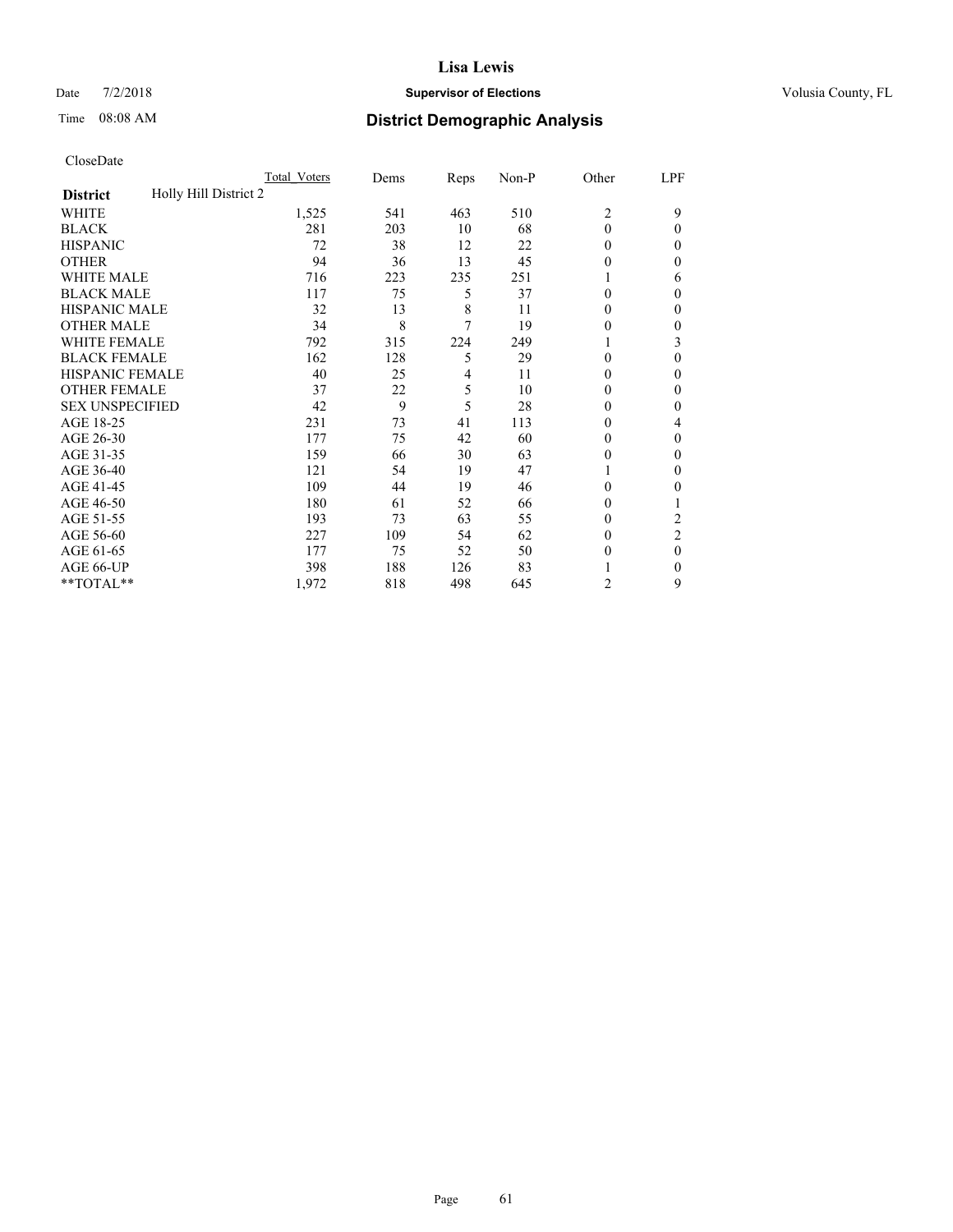# Lisa Lewis

Date 7/2/2018 **Supervisor of Elections** Volusia County, FL

Time 08:08 AM **District Demographic Analysis**

CloseDate

| | Total_Voters | Dems | Reps | Non-P | Other | LPF |
|---|---|---|---|---|---|---|
| **District** Holly Hill District 2 | | | | | | |
| WHITE | 1,525 | 541 | 463 | 510 | 2 | 9 |
| BLACK | 281 | 203 | 10 | 68 | 0 | 0 |
| HISPANIC | 72 | 38 | 12 | 22 | 0 | 0 |
| OTHER | 94 | 36 | 13 | 45 | 0 | 0 |
| WHITE MALE | 716 | 223 | 235 | 251 | 1 | 6 |
| BLACK MALE | 117 | 75 | 5 | 37 | 0 | 0 |
| HISPANIC MALE | 32 | 13 | 8 | 11 | 0 | 0 |
| OTHER MALE | 34 | 8 | 7 | 19 | 0 | 0 |
| WHITE FEMALE | 792 | 315 | 224 | 249 | 1 | 3 |
| BLACK FEMALE | 162 | 128 | 5 | 29 | 0 | 0 |
| HISPANIC FEMALE | 40 | 25 | 4 | 11 | 0 | 0 |
| OTHER FEMALE | 37 | 22 | 5 | 10 | 0 | 0 |
| SEX UNSPECIFIED | 42 | 9 | 5 | 28 | 0 | 0 |
| AGE 18-25 | 231 | 73 | 41 | 113 | 0 | 4 |
| AGE 26-30 | 177 | 75 | 42 | 60 | 0 | 0 |
| AGE 31-35 | 159 | 66 | 30 | 63 | 0 | 0 |
| AGE 36-40 | 121 | 54 | 19 | 47 | 1 | 0 |
| AGE 41-45 | 109 | 44 | 19 | 46 | 0 | 0 |
| AGE 46-50 | 180 | 61 | 52 | 66 | 0 | 1 |
| AGE 51-55 | 193 | 73 | 63 | 55 | 0 | 2 |
| AGE 56-60 | 227 | 109 | 54 | 62 | 0 | 2 |
| AGE 61-65 | 177 | 75 | 52 | 50 | 0 | 0 |
| AGE 66-UP | 398 | 188 | 126 | 83 | 1 | 0 |
| **TOTAL** | 1,972 | 818 | 498 | 645 | 2 | 9 |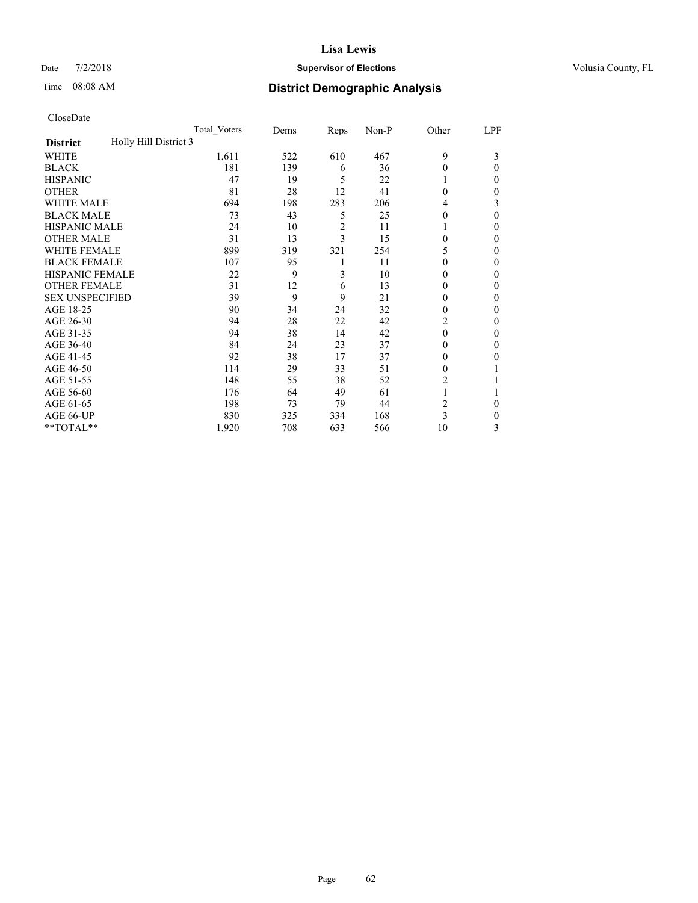CloseDate

| District | Holly Hill District 3 | Total_Voters | Dems | Reps | Non-P | Other | LPF |
|---|---|---|---|---|---|---|---|
| WHITE | | 1,611 | 522 | 610 | 467 | 9 | 3 |
| BLACK | | 181 | 139 | 6 | 36 | 0 | 0 |
| HISPANIC | | 47 | 19 | 5 | 22 | 1 | 0 |
| OTHER | | 81 | 28 | 12 | 41 | 0 | 0 |
| WHITE MALE | | 694 | 198 | 283 | 206 | 4 | 3 |
| BLACK MALE | | 73 | 43 | 5 | 25 | 0 | 0 |
| HISPANIC MALE | | 24 | 10 | 2 | 11 | 1 | 0 |
| OTHER MALE | | 31 | 13 | 3 | 15 | 0 | 0 |
| WHITE FEMALE | | 899 | 319 | 321 | 254 | 5 | 0 |
| BLACK FEMALE | | 107 | 95 | 1 | 11 | 0 | 0 |
| HISPANIC FEMALE | | 22 | 9 | 3 | 10 | 0 | 0 |
| OTHER FEMALE | | 31 | 12 | 6 | 13 | 0 | 0 |
| SEX UNSPECIFIED | | 39 | 9 | 9 | 21 | 0 | 0 |
| AGE 18-25 | | 90 | 34 | 24 | 32 | 0 | 0 |
| AGE 26-30 | | 94 | 28 | 22 | 42 | 2 | 0 |
| AGE 31-35 | | 94 | 38 | 14 | 42 | 0 | 0 |
| AGE 36-40 | | 84 | 24 | 23 | 37 | 0 | 0 |
| AGE 41-45 | | 92 | 38 | 17 | 37 | 0 | 0 |
| AGE 46-50 | | 114 | 29 | 33 | 51 | 0 | 1 |
| AGE 51-55 | | 148 | 55 | 38 | 52 | 2 | 1 |
| AGE 56-60 | | 176 | 64 | 49 | 61 | 1 | 1 |
| AGE 61-65 | | 198 | 73 | 79 | 44 | 2 | 0 |
| AGE 66-UP | | 830 | 325 | 334 | 168 | 3 | 0 |
| **TOTAL** | | 1,920 | 708 | 633 | 566 | 10 | 3 |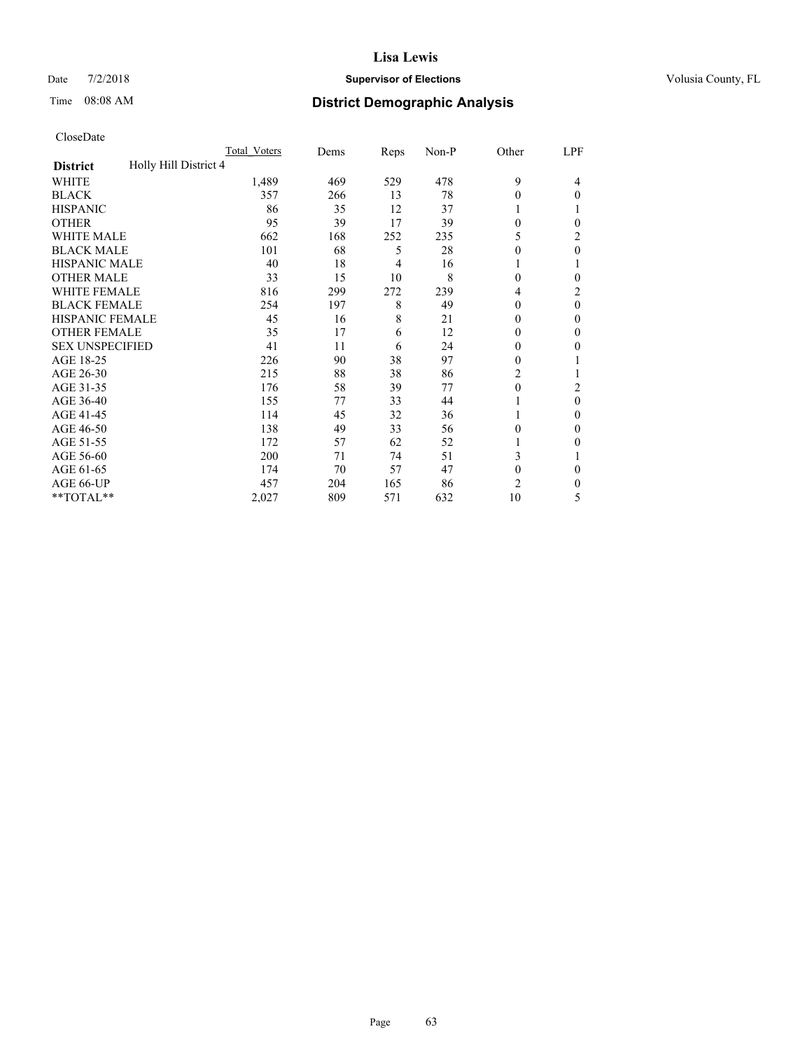# Lisa Lewis

Date 7/2/2018 **Supervisor of Elections** Volusia County, FL

Time 08:08 AM **District Demographic Analysis**

CloseDate

| | Total_Voters | Dems | Reps | Non-P | Other | LPF |
|---|---|---|---|---|---|---|
| **District** Holly Hill District 4 | | | | | | |
| WHITE | 1,489 | 469 | 529 | 478 | 9 | 4 |
| BLACK | 357 | 266 | 13 | 78 | 0 | 0 |
| HISPANIC | 86 | 35 | 12 | 37 | 1 | 1 |
| OTHER | 95 | 39 | 17 | 39 | 0 | 0 |
| WHITE MALE | 662 | 168 | 252 | 235 | 5 | 2 |
| BLACK MALE | 101 | 68 | 5 | 28 | 0 | 0 |
| HISPANIC MALE | 40 | 18 | 4 | 16 | 1 | 1 |
| OTHER MALE | 33 | 15 | 10 | 8 | 0 | 0 |
| WHITE FEMALE | 816 | 299 | 272 | 239 | 4 | 2 |
| BLACK FEMALE | 254 | 197 | 8 | 49 | 0 | 0 |
| HISPANIC FEMALE | 45 | 16 | 8 | 21 | 0 | 0 |
| OTHER FEMALE | 35 | 17 | 6 | 12 | 0 | 0 |
| SEX UNSPECIFIED | 41 | 11 | 6 | 24 | 0 | 0 |
| AGE 18-25 | 226 | 90 | 38 | 97 | 0 | 1 |
| AGE 26-30 | 215 | 88 | 38 | 86 | 2 | 1 |
| AGE 31-35 | 176 | 58 | 39 | 77 | 0 | 2 |
| AGE 36-40 | 155 | 77 | 33 | 44 | 1 | 0 |
| AGE 41-45 | 114 | 45 | 32 | 36 | 1 | 0 |
| AGE 46-50 | 138 | 49 | 33 | 56 | 0 | 0 |
| AGE 51-55 | 172 | 57 | 62 | 52 | 1 | 0 |
| AGE 56-60 | 200 | 71 | 74 | 51 | 3 | 1 |
| AGE 61-65 | 174 | 70 | 57 | 47 | 0 | 0 |
| AGE 66-UP | 457 | 204 | 165 | 86 | 2 | 0 |
| **TOTAL** | 2,027 | 809 | 571 | 632 | 10 | 5 |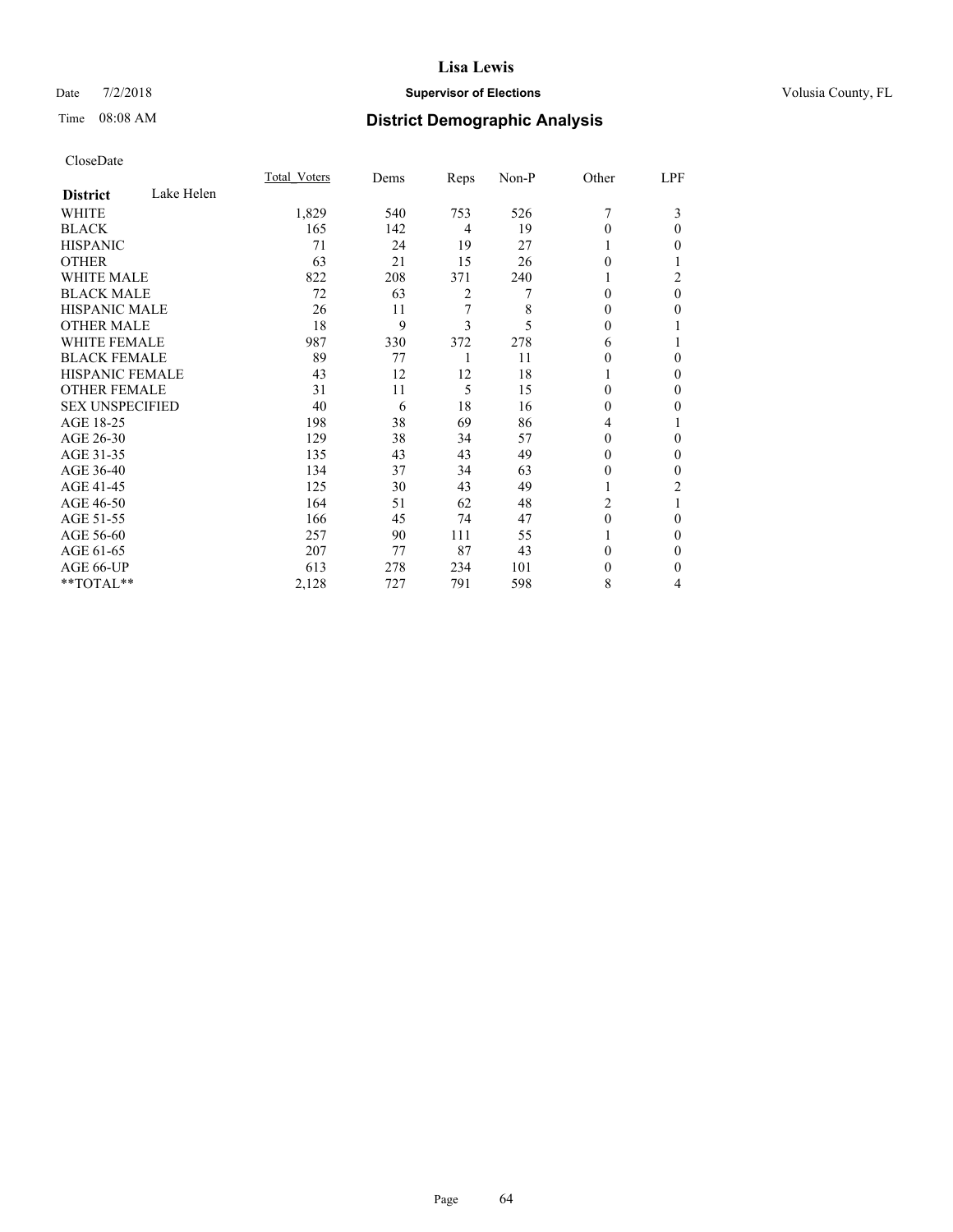# Lisa Lewis

Date 7/2/2018 **Supervisor of Elections** Volusia County, FL

Time 08:08 AM **District Demographic Analysis**

CloseDate

| District: Lake Helen | Total_Voters | Dems | Reps | Non-P | Other | LPF |
|---|---|---|---|---|---|---|
| WHITE | 1,829 | 540 | 753 | 526 | 7 | 3 |
| BLACK | 165 | 142 | 4 | 19 | 0 | 0 |
| HISPANIC | 71 | 24 | 19 | 27 | 1 | 0 |
| OTHER | 63 | 21 | 15 | 26 | 0 | 1 |
| WHITE MALE | 822 | 208 | 371 | 240 | 1 | 2 |
| BLACK MALE | 72 | 63 | 2 | 7 | 0 | 0 |
| HISPANIC MALE | 26 | 11 | 7 | 8 | 0 | 0 |
| OTHER MALE | 18 | 9 | 3 | 5 | 0 | 1 |
| WHITE FEMALE | 987 | 330 | 372 | 278 | 6 | 1 |
| BLACK FEMALE | 89 | 77 | 1 | 11 | 0 | 0 |
| HISPANIC FEMALE | 43 | 12 | 12 | 18 | 1 | 0 |
| OTHER FEMALE | 31 | 11 | 5 | 15 | 0 | 0 |
| SEX UNSPECIFIED | 40 | 6 | 18 | 16 | 0 | 0 |
| AGE 18-25 | 198 | 38 | 69 | 86 | 4 | 1 |
| AGE 26-30 | 129 | 38 | 34 | 57 | 0 | 0 |
| AGE 31-35 | 135 | 43 | 43 | 49 | 0 | 0 |
| AGE 36-40 | 134 | 37 | 34 | 63 | 0 | 0 |
| AGE 41-45 | 125 | 30 | 43 | 49 | 1 | 2 |
| AGE 46-50 | 164 | 51 | 62 | 48 | 2 | 1 |
| AGE 51-55 | 166 | 45 | 74 | 47 | 0 | 0 |
| AGE 56-60 | 257 | 90 | 111 | 55 | 1 | 0 |
| AGE 61-65 | 207 | 77 | 87 | 43 | 0 | 0 |
| AGE 66-UP | 613 | 278 | 234 | 101 | 0 | 0 |
| **TOTAL** | 2,128 | 727 | 791 | 598 | 8 | 4 |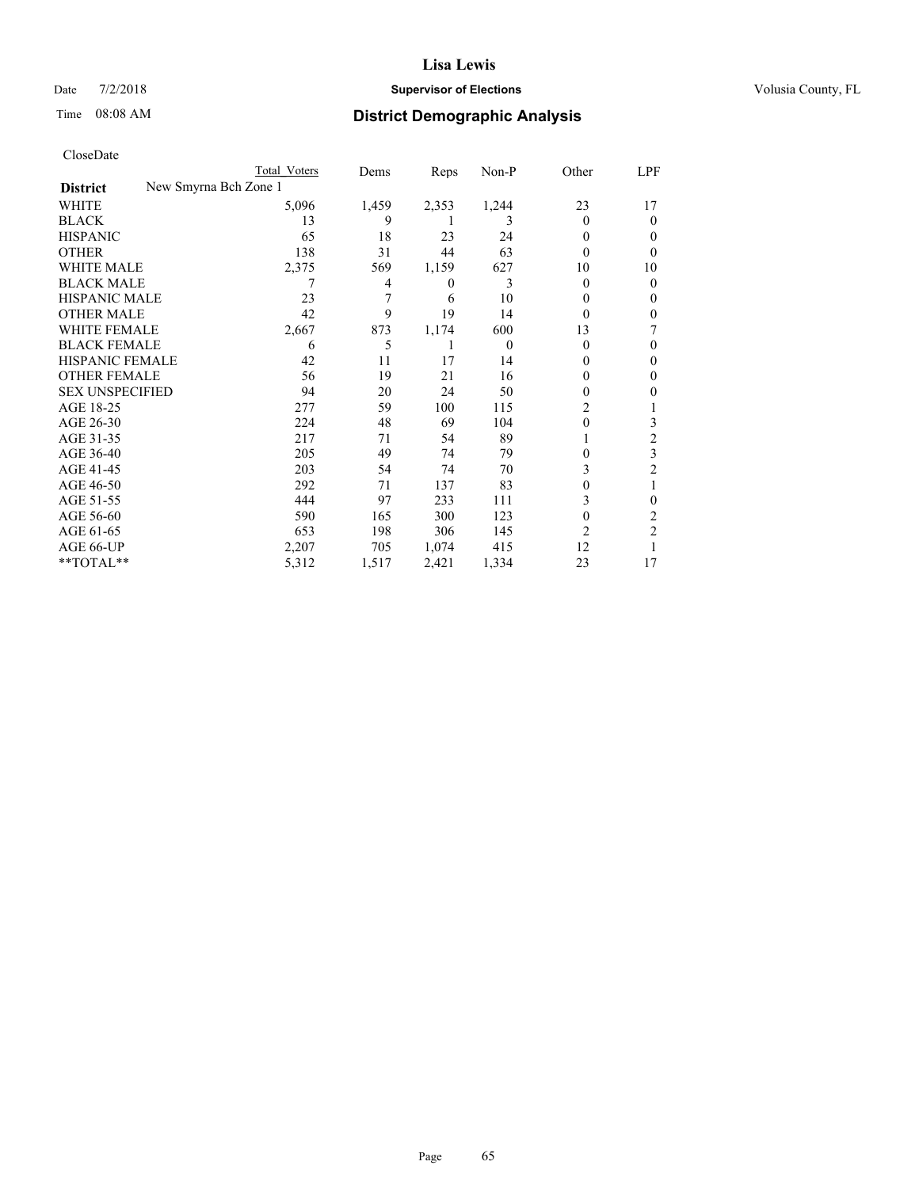# Lisa Lewis

Date 7/2/2018 **Supervisor of Elections** Volusia County, FL

Time 08:08 AM **District Demographic Analysis**

CloseDate

| District | Total Voters | Dems | Reps | Non-P | Other | LPF |
|---|---|---|---|---|---|---|
| **New Smyrna Bch Zone 1** | | | | | | |
| WHITE | 5,096 | 1,459 | 2,353 | 1,244 | 23 | 17 |
| BLACK | 13 | 9 | 1 | 3 | 0 | 0 |
| HISPANIC | 65 | 18 | 23 | 24 | 0 | 0 |
| OTHER | 138 | 31 | 44 | 63 | 0 | 0 |
| WHITE MALE | 2,375 | 569 | 1,159 | 627 | 10 | 10 |
| BLACK MALE | 7 | 4 | 0 | 3 | 0 | 0 |
| HISPANIC MALE | 23 | 7 | 6 | 10 | 0 | 0 |
| OTHER MALE | 42 | 9 | 19 | 14 | 0 | 0 |
| WHITE FEMALE | 2,667 | 873 | 1,174 | 600 | 13 | 7 |
| BLACK FEMALE | 6 | 5 | 1 | 0 | 0 | 0 |
| HISPANIC FEMALE | 42 | 11 | 17 | 14 | 0 | 0 |
| OTHER FEMALE | 56 | 19 | 21 | 16 | 0 | 0 |
| SEX UNSPECIFIED | 94 | 20 | 24 | 50 | 0 | 0 |
| AGE 18-25 | 277 | 59 | 100 | 115 | 2 | 1 |
| AGE 26-30 | 224 | 48 | 69 | 104 | 0 | 3 |
| AGE 31-35 | 217 | 71 | 54 | 89 | 1 | 2 |
| AGE 36-40 | 205 | 49 | 74 | 79 | 0 | 3 |
| AGE 41-45 | 203 | 54 | 74 | 70 | 3 | 2 |
| AGE 46-50 | 292 | 71 | 137 | 83 | 0 | 1 |
| AGE 51-55 | 444 | 97 | 233 | 111 | 3 | 0 |
| AGE 56-60 | 590 | 165 | 300 | 123 | 0 | 2 |
| AGE 61-65 | 653 | 198 | 306 | 145 | 2 | 2 |
| AGE 66-UP | 2,207 | 705 | 1,074 | 415 | 12 | 1 |
| **TOTAL** | 5,312 | 1,517 | 2,421 | 1,334 | 23 | 17 |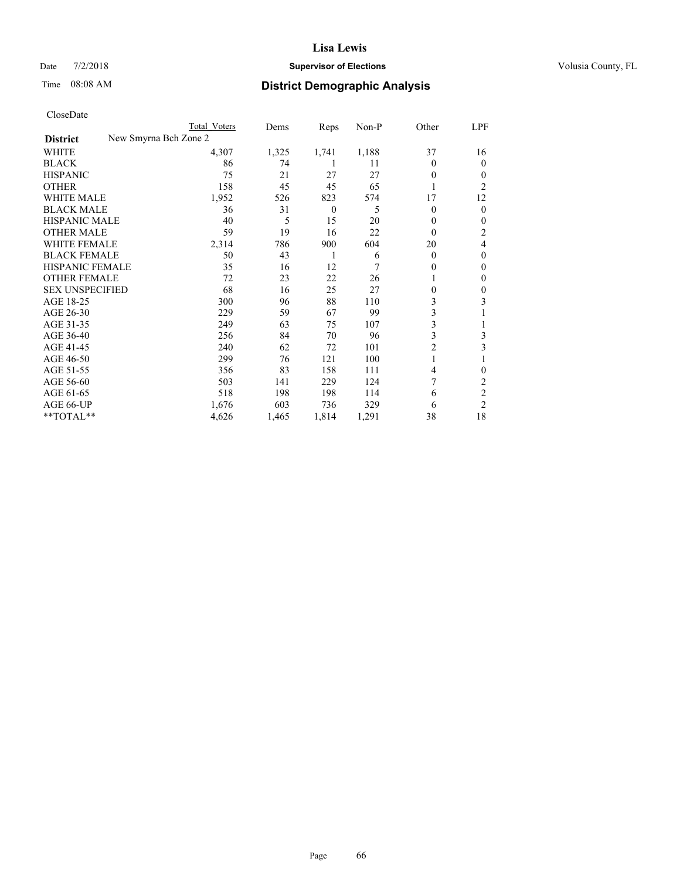# Lisa Lewis

Date 7/2/2018 **Supervisor of Elections** Volusia County, FL

Time 08:08 AM **District Demographic Analysis**

CloseDate

| | Total Voters | Dems | Reps | Non-P | Other | LPF |
|---|---|---|---|---|---|---|
| **District** New Smyrna Bch Zone 2 | | | | | | |
| WHITE | 4,307 | 1,325 | 1,741 | 1,188 | 37 | 16 |
| BLACK | 86 | 74 | 1 | 11 | 0 | 0 |
| HISPANIC | 75 | 21 | 27 | 27 | 0 | 0 |
| OTHER | 158 | 45 | 45 | 65 | 1 | 2 |
| WHITE MALE | 1,952 | 526 | 823 | 574 | 17 | 12 |
| BLACK MALE | 36 | 31 | 0 | 5 | 0 | 0 |
| HISPANIC MALE | 40 | 5 | 15 | 20 | 0 | 0 |
| OTHER MALE | 59 | 19 | 16 | 22 | 0 | 2 |
| WHITE FEMALE | 2,314 | 786 | 900 | 604 | 20 | 4 |
| BLACK FEMALE | 50 | 43 | 1 | 6 | 0 | 0 |
| HISPANIC FEMALE | 35 | 16 | 12 | 7 | 0 | 0 |
| OTHER FEMALE | 72 | 23 | 22 | 26 | 1 | 0 |
| SEX UNSPECIFIED | 68 | 16 | 25 | 27 | 0 | 0 |
| AGE 18-25 | 300 | 96 | 88 | 110 | 3 | 3 |
| AGE 26-30 | 229 | 59 | 67 | 99 | 3 | 1 |
| AGE 31-35 | 249 | 63 | 75 | 107 | 3 | 1 |
| AGE 36-40 | 256 | 84 | 70 | 96 | 3 | 3 |
| AGE 41-45 | 240 | 62 | 72 | 101 | 2 | 3 |
| AGE 46-50 | 299 | 76 | 121 | 100 | 1 | 1 |
| AGE 51-55 | 356 | 83 | 158 | 111 | 4 | 0 |
| AGE 56-60 | 503 | 141 | 229 | 124 | 7 | 2 |
| AGE 61-65 | 518 | 198 | 198 | 114 | 6 | 2 |
| AGE 66-UP | 1,676 | 603 | 736 | 329 | 6 | 2 |
| **TOTAL** | 4,626 | 1,465 | 1,814 | 1,291 | 38 | 18 |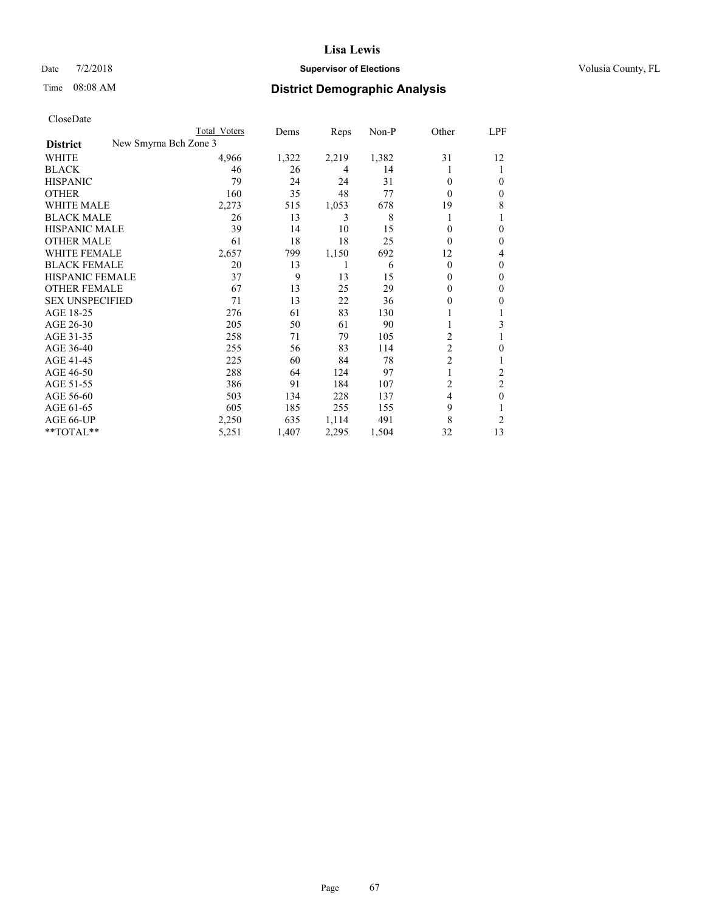# Lisa Lewis

Date 7/2/2018 **Supervisor of Elections** Volusia County, FL

Time 08:08 AM **District Demographic Analysis**

CloseDate

| | Total Voters | Dems | Reps | Non-P | Other | LPF |
|---|---|---|---|---|---|---|
| **District** New Smyrna Bch Zone 3 | | | | | | |
| WHITE | 4,966 | 1,322 | 2,219 | 1,382 | 31 | 12 |
| BLACK | 46 | 26 | 4 | 14 | 1 | 1 |
| HISPANIC | 79 | 24 | 24 | 31 | 0 | 0 |
| OTHER | 160 | 35 | 48 | 77 | 0 | 0 |
| WHITE MALE | 2,273 | 515 | 1,053 | 678 | 19 | 8 |
| BLACK MALE | 26 | 13 | 3 | 8 | 1 | 1 |
| HISPANIC MALE | 39 | 14 | 10 | 15 | 0 | 0 |
| OTHER MALE | 61 | 18 | 18 | 25 | 0 | 0 |
| WHITE FEMALE | 2,657 | 799 | 1,150 | 692 | 12 | 4 |
| BLACK FEMALE | 20 | 13 | 1 | 6 | 0 | 0 |
| HISPANIC FEMALE | 37 | 9 | 13 | 15 | 0 | 0 |
| OTHER FEMALE | 67 | 13 | 25 | 29 | 0 | 0 |
| SEX UNSPECIFIED | 71 | 13 | 22 | 36 | 0 | 0 |
| AGE 18-25 | 276 | 61 | 83 | 130 | 1 | 1 |
| AGE 26-30 | 205 | 50 | 61 | 90 | 1 | 3 |
| AGE 31-35 | 258 | 71 | 79 | 105 | 2 | 1 |
| AGE 36-40 | 255 | 56 | 83 | 114 | 2 | 0 |
| AGE 41-45 | 225 | 60 | 84 | 78 | 2 | 1 |
| AGE 46-50 | 288 | 64 | 124 | 97 | 1 | 2 |
| AGE 51-55 | 386 | 91 | 184 | 107 | 2 | 2 |
| AGE 56-60 | 503 | 134 | 228 | 137 | 4 | 0 |
| AGE 61-65 | 605 | 185 | 255 | 155 | 9 | 1 |
| AGE 66-UP | 2,250 | 635 | 1,114 | 491 | 8 | 2 |
| **TOTAL** | 5,251 | 1,407 | 2,295 | 1,504 | 32 | 13 |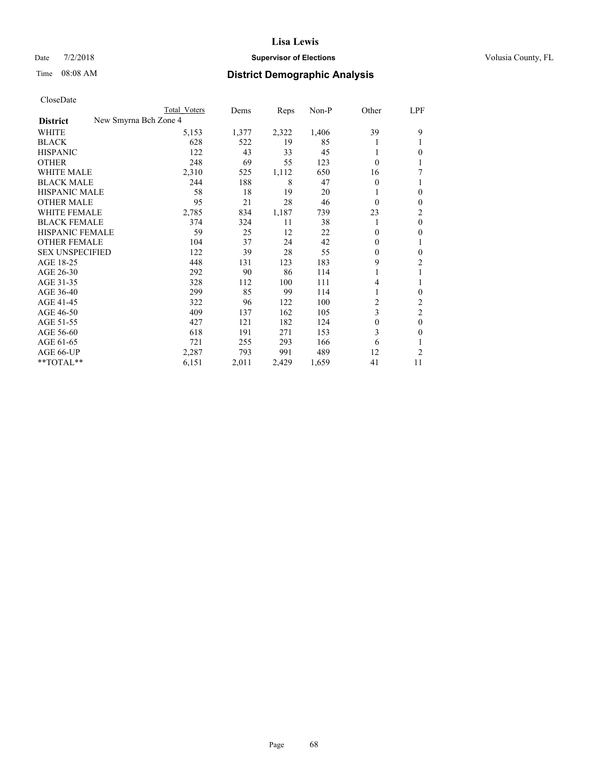# Lisa Lewis

Date 7/2/2018 **Supervisor of Elections** Volusia County, FL

Time 08:08 AM **District Demographic Analysis**

CloseDate

| District | Total Voters | Dems | Reps | Non-P | Other | LPF |
|---|---|---|---|---|---|---|
| New Smyrna Bch Zone 4 | | | | | | |
| WHITE | 5,153 | 1,377 | 2,322 | 1,406 | 39 | 9 |
| BLACK | 628 | 522 | 19 | 85 | 1 | 1 |
| HISPANIC | 122 | 43 | 33 | 45 | 1 | 0 |
| OTHER | 248 | 69 | 55 | 123 | 0 | 1 |
| WHITE MALE | 2,310 | 525 | 1,112 | 650 | 16 | 7 |
| BLACK MALE | 244 | 188 | 8 | 47 | 0 | 1 |
| HISPANIC MALE | 58 | 18 | 19 | 20 | 1 | 0 |
| OTHER MALE | 95 | 21 | 28 | 46 | 0 | 0 |
| WHITE FEMALE | 2,785 | 834 | 1,187 | 739 | 23 | 2 |
| BLACK FEMALE | 374 | 324 | 11 | 38 | 1 | 0 |
| HISPANIC FEMALE | 59 | 25 | 12 | 22 | 0 | 0 |
| OTHER FEMALE | 104 | 37 | 24 | 42 | 0 | 1 |
| SEX UNSPECIFIED | 122 | 39 | 28 | 55 | 0 | 0 |
| AGE 18-25 | 448 | 131 | 123 | 183 | 9 | 2 |
| AGE 26-30 | 292 | 90 | 86 | 114 | 1 | 1 |
| AGE 31-35 | 328 | 112 | 100 | 111 | 4 | 1 |
| AGE 36-40 | 299 | 85 | 99 | 114 | 1 | 0 |
| AGE 41-45 | 322 | 96 | 122 | 100 | 2 | 2 |
| AGE 46-50 | 409 | 137 | 162 | 105 | 3 | 2 |
| AGE 51-55 | 427 | 121 | 182 | 124 | 0 | 0 |
| AGE 56-60 | 618 | 191 | 271 | 153 | 3 | 0 |
| AGE 61-65 | 721 | 255 | 293 | 166 | 6 | 1 |
| AGE 66-UP | 2,287 | 793 | 991 | 489 | 12 | 2 |
| **TOTAL** | 6,151 | 2,011 | 2,429 | 1,659 | 41 | 11 |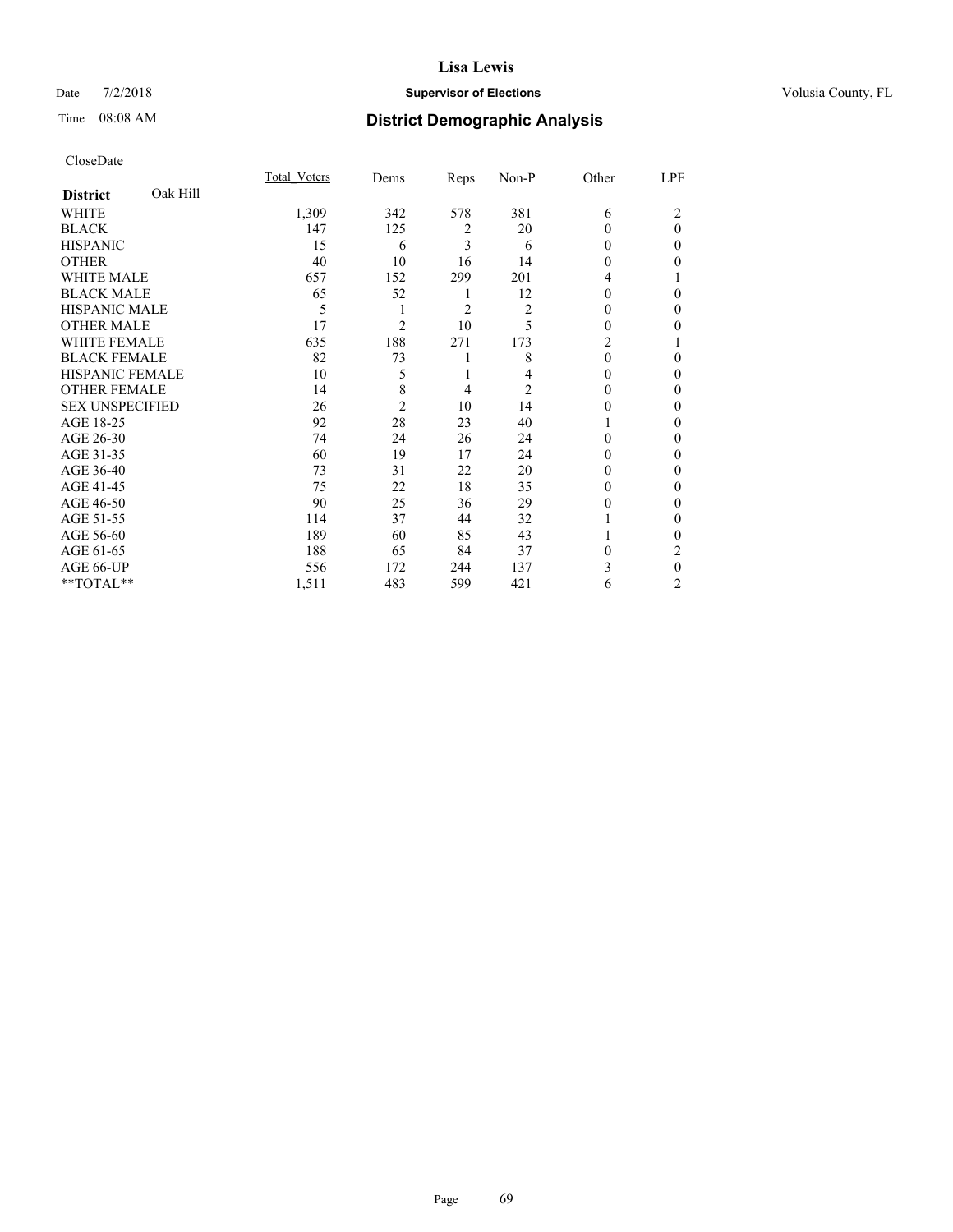# Lisa Lewis

Date 7/2/2018 **Supervisor of Elections** Volusia County, FL

Time 08:08 AM **District Demographic Analysis**

CloseDate

| **District** Oak Hill | Total_Voters | Dems | Reps | Non-P | Other | LPF |
|---|---|---|---|---|---|---|
| WHITE | 1,309 | 342 | 578 | 381 | 6 | 2 |
| BLACK | 147 | 125 | 2 | 20 | 0 | 0 |
| HISPANIC | 15 | 6 | 3 | 6 | 0 | 0 |
| OTHER | 40 | 10 | 16 | 14 | 0 | 0 |
| WHITE MALE | 657 | 152 | 299 | 201 | 4 | 1 |
| BLACK MALE | 65 | 52 | 1 | 12 | 0 | 0 |
| HISPANIC MALE | 5 | 1 | 2 | 2 | 0 | 0 |
| OTHER MALE | 17 | 2 | 10 | 5 | 0 | 0 |
| WHITE FEMALE | 635 | 188 | 271 | 173 | 2 | 1 |
| BLACK FEMALE | 82 | 73 | 1 | 8 | 0 | 0 |
| HISPANIC FEMALE | 10 | 5 | 1 | 4 | 0 | 0 |
| OTHER FEMALE | 14 | 8 | 4 | 2 | 0 | 0 |
| SEX UNSPECIFIED | 26 | 2 | 10 | 14 | 0 | 0 |
| AGE 18-25 | 92 | 28 | 23 | 40 | 1 | 0 |
| AGE 26-30 | 74 | 24 | 26 | 24 | 0 | 0 |
| AGE 31-35 | 60 | 19 | 17 | 24 | 0 | 0 |
| AGE 36-40 | 73 | 31 | 22 | 20 | 0 | 0 |
| AGE 41-45 | 75 | 22 | 18 | 35 | 0 | 0 |
| AGE 46-50 | 90 | 25 | 36 | 29 | 0 | 0 |
| AGE 51-55 | 114 | 37 | 44 | 32 | 1 | 0 |
| AGE 56-60 | 189 | 60 | 85 | 43 | 1 | 0 |
| AGE 61-65 | 188 | 65 | 84 | 37 | 0 | 2 |
| AGE 66-UP | 556 | 172 | 244 | 137 | 3 | 0 |
| **TOTAL** | 1,511 | 483 | 599 | 421 | 6 | 2 |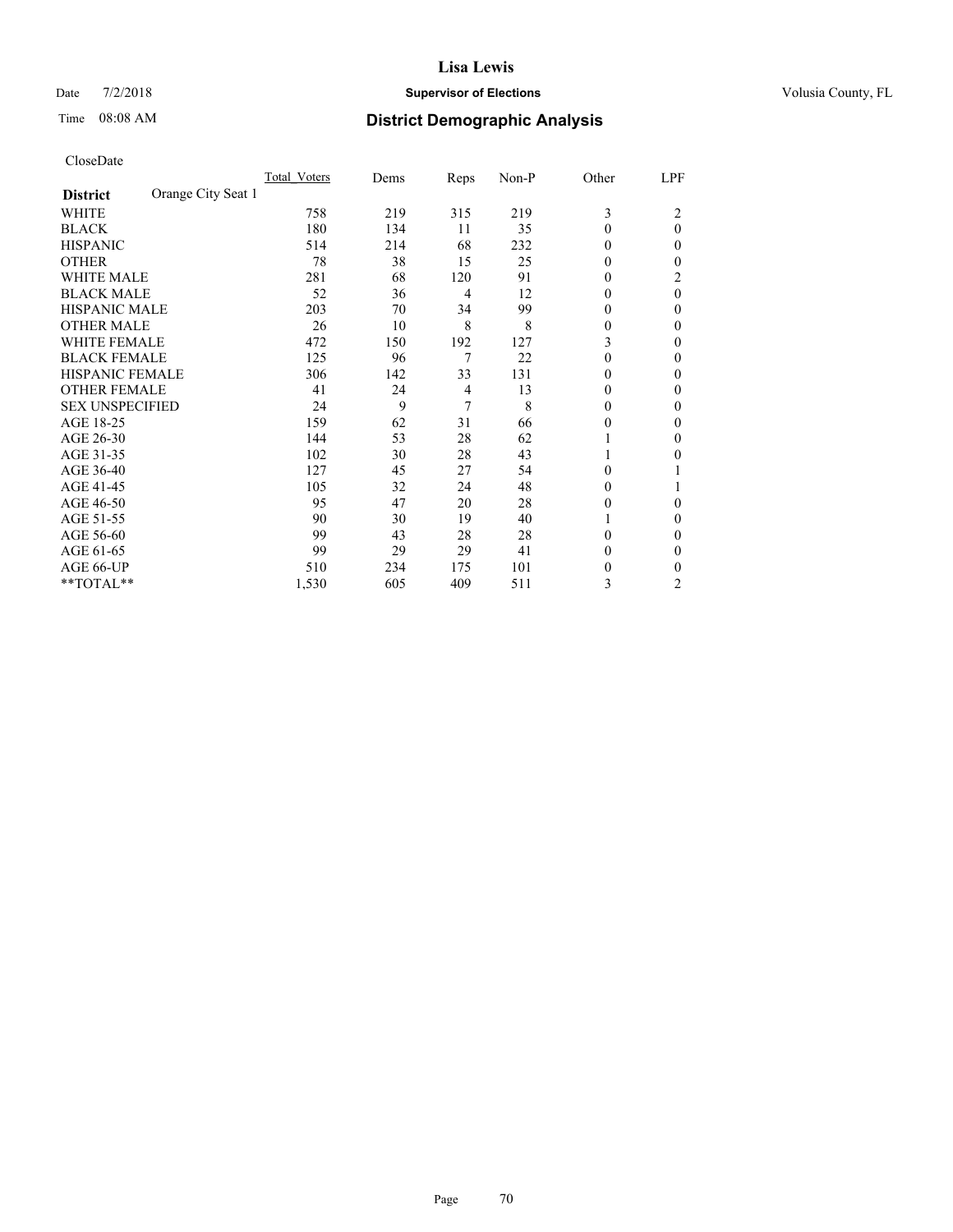# Lisa Lewis

Date 7/2/2018 **Supervisor of Elections** Volusia County, FL

Time 08:08 AM **District Demographic Analysis**

CloseDate

| | Total_Voters | Dems | Reps | Non-P | Other | LPF |
|---|---|---|---|---|---|---|
| **District** Orange City Seat 1 | | | | | | |
| WHITE | 758 | 219 | 315 | 219 | 3 | 2 |
| BLACK | 180 | 134 | 11 | 35 | 0 | 0 |
| HISPANIC | 514 | 214 | 68 | 232 | 0 | 0 |
| OTHER | 78 | 38 | 15 | 25 | 0 | 0 |
| WHITE MALE | 281 | 68 | 120 | 91 | 0 | 2 |
| BLACK MALE | 52 | 36 | 4 | 12 | 0 | 0 |
| HISPANIC MALE | 203 | 70 | 34 | 99 | 0 | 0 |
| OTHER MALE | 26 | 10 | 8 | 8 | 0 | 0 |
| WHITE FEMALE | 472 | 150 | 192 | 127 | 3 | 0 |
| BLACK FEMALE | 125 | 96 | 7 | 22 | 0 | 0 |
| HISPANIC FEMALE | 306 | 142 | 33 | 131 | 0 | 0 |
| OTHER FEMALE | 41 | 24 | 4 | 13 | 0 | 0 |
| SEX UNSPECIFIED | 24 | 9 | 7 | 8 | 0 | 0 |
| AGE 18-25 | 159 | 62 | 31 | 66 | 0 | 0 |
| AGE 26-30 | 144 | 53 | 28 | 62 | 1 | 0 |
| AGE 31-35 | 102 | 30 | 28 | 43 | 1 | 0 |
| AGE 36-40 | 127 | 45 | 27 | 54 | 0 | 1 |
| AGE 41-45 | 105 | 32 | 24 | 48 | 0 | 1 |
| AGE 46-50 | 95 | 47 | 20 | 28 | 0 | 0 |
| AGE 51-55 | 90 | 30 | 19 | 40 | 1 | 0 |
| AGE 56-60 | 99 | 43 | 28 | 28 | 0 | 0 |
| AGE 61-65 | 99 | 29 | 29 | 41 | 0 | 0 |
| AGE 66-UP | 510 | 234 | 175 | 101 | 0 | 0 |
| **TOTAL** | 1,530 | 605 | 409 | 511 | 3 | 2 |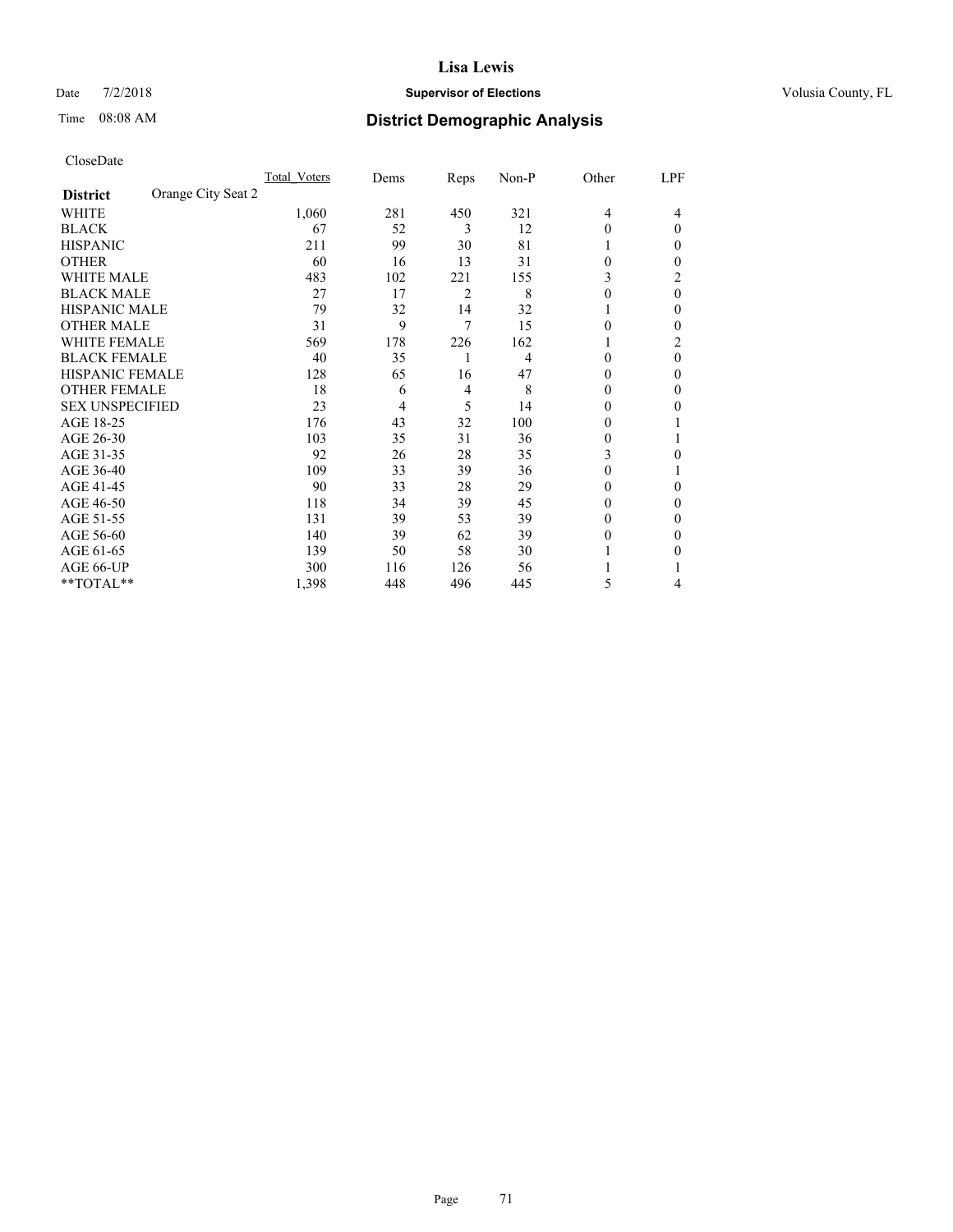# Lisa Lewis

Date 7/2/2018 **Supervisor of Elections** Volusia County, FL

Time 08:08 AM **District Demographic Analysis**

CloseDate

| | Total_Voters | Dems | Reps | Non-P | Other | LPF |
|---|---|---|---|---|---|---|
| **District** Orange City Seat 2 | | | | | | |
| WHITE | 1,060 | 281 | 450 | 321 | 4 | 4 |
| BLACK | 67 | 52 | 3 | 12 | 0 | 0 |
| HISPANIC | 211 | 99 | 30 | 81 | 1 | 0 |
| OTHER | 60 | 16 | 13 | 31 | 0 | 0 |
| WHITE MALE | 483 | 102 | 221 | 155 | 3 | 2 |
| BLACK MALE | 27 | 17 | 2 | 8 | 0 | 0 |
| HISPANIC MALE | 79 | 32 | 14 | 32 | 1 | 0 |
| OTHER MALE | 31 | 9 | 7 | 15 | 0 | 0 |
| WHITE FEMALE | 569 | 178 | 226 | 162 | 1 | 2 |
| BLACK FEMALE | 40 | 35 | 1 | 4 | 0 | 0 |
| HISPANIC FEMALE | 128 | 65 | 16 | 47 | 0 | 0 |
| OTHER FEMALE | 18 | 6 | 4 | 8 | 0 | 0 |
| SEX UNSPECIFIED | 23 | 4 | 5 | 14 | 0 | 0 |
| AGE 18-25 | 176 | 43 | 32 | 100 | 0 | 1 |
| AGE 26-30 | 103 | 35 | 31 | 36 | 0 | 1 |
| AGE 31-35 | 92 | 26 | 28 | 35 | 3 | 0 |
| AGE 36-40 | 109 | 33 | 39 | 36 | 0 | 1 |
| AGE 41-45 | 90 | 33 | 28 | 29 | 0 | 0 |
| AGE 46-50 | 118 | 34 | 39 | 45 | 0 | 0 |
| AGE 51-55 | 131 | 39 | 53 | 39 | 0 | 0 |
| AGE 56-60 | 140 | 39 | 62 | 39 | 0 | 0 |
| AGE 61-65 | 139 | 50 | 58 | 30 | 1 | 0 |
| AGE 66-UP | 300 | 116 | 126 | 56 | 1 | 1 |
| **TOTAL** | 1,398 | 448 | 496 | 445 | 5 | 4 |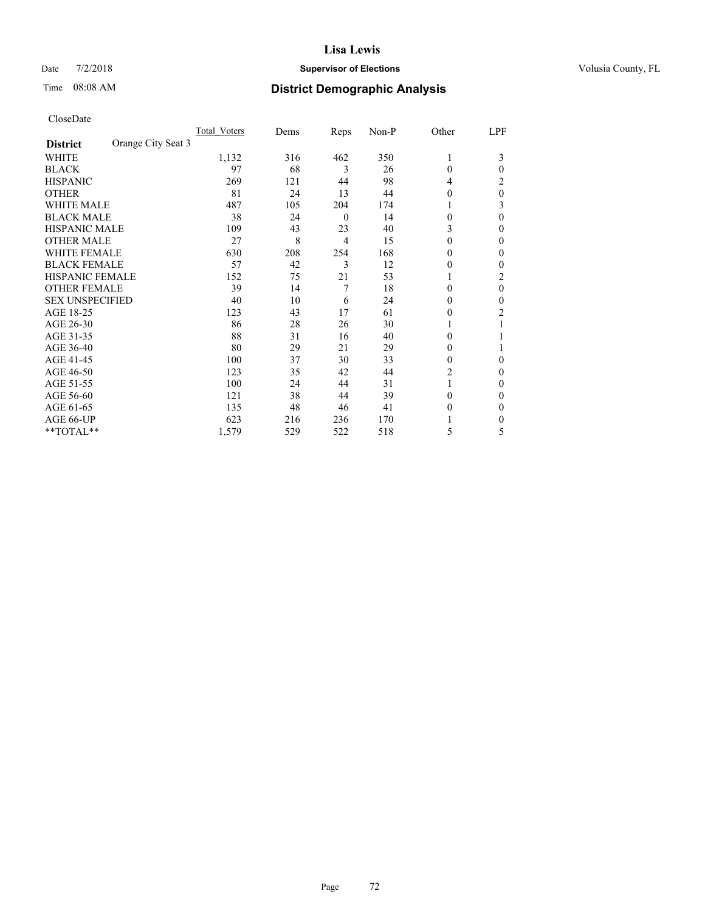# Lisa Lewis

Date 7/2/2018 **Supervisor of Elections** Volusia County, FL

Time 08:08 AM **District Demographic Analysis**

CloseDate

| **District** Orange City Seat 3 | Total_Voters | Dems | Reps | Non-P | Other | LPF |
|---|---|---|---|---|---|---|
| WHITE | 1,132 | 316 | 462 | 350 | 1 | 3 |
| BLACK | 97 | 68 | 3 | 26 | 0 | 0 |
| HISPANIC | 269 | 121 | 44 | 98 | 4 | 2 |
| OTHER | 81 | 24 | 13 | 44 | 0 | 0 |
| WHITE MALE | 487 | 105 | 204 | 174 | 1 | 3 |
| BLACK MALE | 38 | 24 | 0 | 14 | 0 | 0 |
| HISPANIC MALE | 109 | 43 | 23 | 40 | 3 | 0 |
| OTHER MALE | 27 | 8 | 4 | 15 | 0 | 0 |
| WHITE FEMALE | 630 | 208 | 254 | 168 | 0 | 0 |
| BLACK FEMALE | 57 | 42 | 3 | 12 | 0 | 0 |
| HISPANIC FEMALE | 152 | 75 | 21 | 53 | 1 | 2 |
| OTHER FEMALE | 39 | 14 | 7 | 18 | 0 | 0 |
| SEX UNSPECIFIED | 40 | 10 | 6 | 24 | 0 | 0 |
| AGE 18-25 | 123 | 43 | 17 | 61 | 0 | 2 |
| AGE 26-30 | 86 | 28 | 26 | 30 | 1 | 1 |
| AGE 31-35 | 88 | 31 | 16 | 40 | 0 | 1 |
| AGE 36-40 | 80 | 29 | 21 | 29 | 0 | 1 |
| AGE 41-45 | 100 | 37 | 30 | 33 | 0 | 0 |
| AGE 46-50 | 123 | 35 | 42 | 44 | 2 | 0 |
| AGE 51-55 | 100 | 24 | 44 | 31 | 1 | 0 |
| AGE 56-60 | 121 | 38 | 44 | 39 | 0 | 0 |
| AGE 61-65 | 135 | 48 | 46 | 41 | 0 | 0 |
| AGE 66-UP | 623 | 216 | 236 | 170 | 1 | 0 |
| **TOTAL** | 1,579 | 529 | 522 | 518 | 5 | 5 |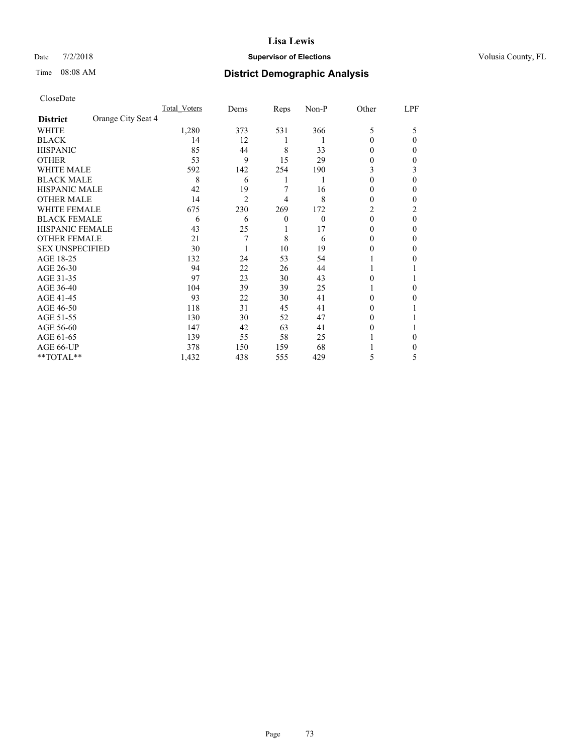# Lisa Lewis

Date 7/2/2018 **Supervisor of Elections** Volusia County, FL

Time 08:08 AM **District Demographic Analysis**

CloseDate

| | Total_Voters | Dems | Reps | Non-P | Other | LPF |
|---|---|---|---|---|---|---|
| **District** Orange City Seat 4 | | | | | | |
| WHITE | 1,280 | 373 | 531 | 366 | 5 | 5 |
| BLACK | 14 | 12 | 1 | 1 | 0 | 0 |
| HISPANIC | 85 | 44 | 8 | 33 | 0 | 0 |
| OTHER | 53 | 9 | 15 | 29 | 0 | 0 |
| WHITE MALE | 592 | 142 | 254 | 190 | 3 | 3 |
| BLACK MALE | 8 | 6 | 1 | 1 | 0 | 0 |
| HISPANIC MALE | 42 | 19 | 7 | 16 | 0 | 0 |
| OTHER MALE | 14 | 2 | 4 | 8 | 0 | 0 |
| WHITE FEMALE | 675 | 230 | 269 | 172 | 2 | 2 |
| BLACK FEMALE | 6 | 6 | 0 | 0 | 0 | 0 |
| HISPANIC FEMALE | 43 | 25 | 1 | 17 | 0 | 0 |
| OTHER FEMALE | 21 | 7 | 8 | 6 | 0 | 0 |
| SEX UNSPECIFIED | 30 | 1 | 10 | 19 | 0 | 0 |
| AGE 18-25 | 132 | 24 | 53 | 54 | 1 | 0 |
| AGE 26-30 | 94 | 22 | 26 | 44 | 1 | 1 |
| AGE 31-35 | 97 | 23 | 30 | 43 | 0 | 1 |
| AGE 36-40 | 104 | 39 | 39 | 25 | 1 | 0 |
| AGE 41-45 | 93 | 22 | 30 | 41 | 0 | 0 |
| AGE 46-50 | 118 | 31 | 45 | 41 | 0 | 1 |
| AGE 51-55 | 130 | 30 | 52 | 47 | 0 | 1 |
| AGE 56-60 | 147 | 42 | 63 | 41 | 0 | 1 |
| AGE 61-65 | 139 | 55 | 58 | 25 | 1 | 0 |
| AGE 66-UP | 378 | 150 | 159 | 68 | 1 | 0 |
| **TOTAL** | 1,432 | 438 | 555 | 429 | 5 | 5 |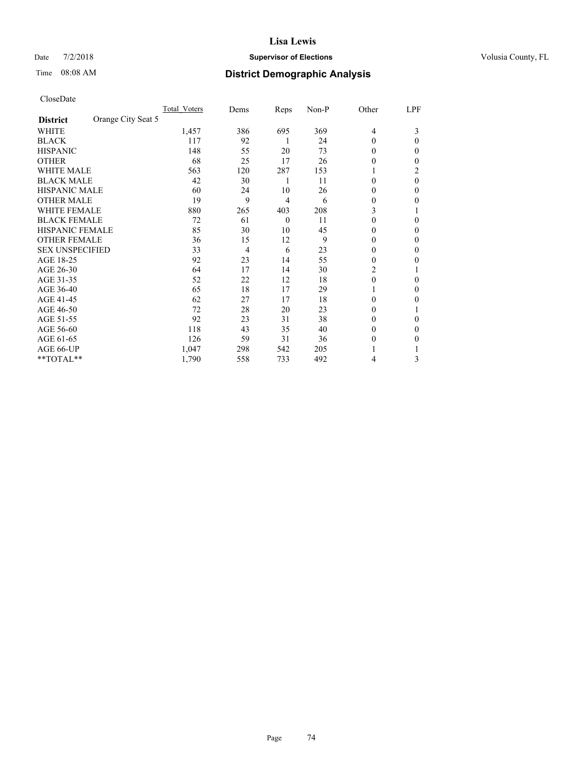CloseDate

| District: Orange City Seat 5 | Total_Voters | Dems | Reps | Non-P | Other | LPF |
|---|---|---|---|---|---|---|
| WHITE | 1,457 | 386 | 695 | 369 | 4 | 3 |
| BLACK | 117 | 92 | 1 | 24 | 0 | 0 |
| HISPANIC | 148 | 55 | 20 | 73 | 0 | 0 |
| OTHER | 68 | 25 | 17 | 26 | 0 | 0 |
| WHITE MALE | 563 | 120 | 287 | 153 | 1 | 2 |
| BLACK MALE | 42 | 30 | 1 | 11 | 0 | 0 |
| HISPANIC MALE | 60 | 24 | 10 | 26 | 0 | 0 |
| OTHER MALE | 19 | 9 | 4 | 6 | 0 | 0 |
| WHITE FEMALE | 880 | 265 | 403 | 208 | 3 | 1 |
| BLACK FEMALE | 72 | 61 | 0 | 11 | 0 | 0 |
| HISPANIC FEMALE | 85 | 30 | 10 | 45 | 0 | 0 |
| OTHER FEMALE | 36 | 15 | 12 | 9 | 0 | 0 |
| SEX UNSPECIFIED | 33 | 4 | 6 | 23 | 0 | 0 |
| AGE 18-25 | 92 | 23 | 14 | 55 | 0 | 0 |
| AGE 26-30 | 64 | 17 | 14 | 30 | 2 | 1 |
| AGE 31-35 | 52 | 22 | 12 | 18 | 0 | 0 |
| AGE 36-40 | 65 | 18 | 17 | 29 | 1 | 0 |
| AGE 41-45 | 62 | 27 | 17 | 18 | 0 | 0 |
| AGE 46-50 | 72 | 28 | 20 | 23 | 0 | 1 |
| AGE 51-55 | 92 | 23 | 31 | 38 | 0 | 0 |
| AGE 56-60 | 118 | 43 | 35 | 40 | 0 | 0 |
| AGE 61-65 | 126 | 59 | 31 | 36 | 0 | 0 |
| AGE 66-UP | 1,047 | 298 | 542 | 205 | 1 | 1 |
| **TOTAL** | 1,790 | 558 | 733 | 492 | 4 | 3 |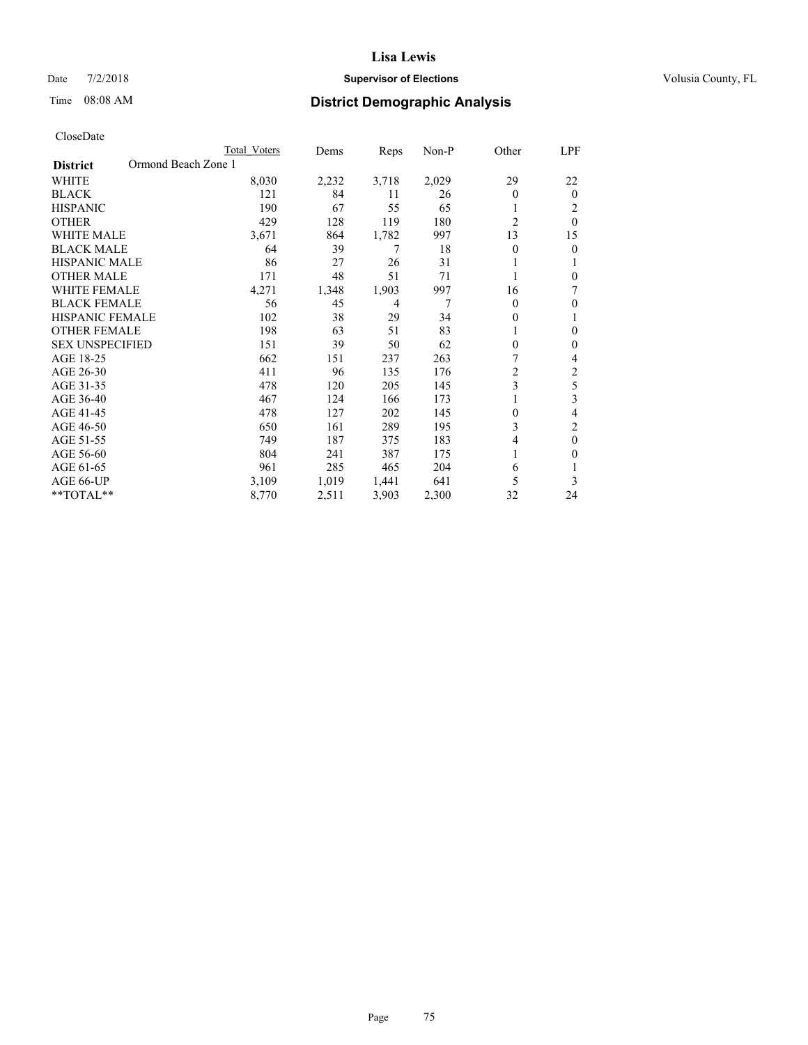CloseDate

| District | Ormond Beach Zone 1 | Total Voters | Dems | Reps | Non-P | Other | LPF |
|---|---|---|---|---|---|---|---|
| WHITE | | 8,030 | 2,232 | 3,718 | 2,029 | 29 | 22 |
| BLACK | | 121 | 84 | 11 | 26 | 0 | 0 |
| HISPANIC | | 190 | 67 | 55 | 65 | 1 | 2 |
| OTHER | | 429 | 128 | 119 | 180 | 2 | 0 |
| WHITE MALE | | 3,671 | 864 | 1,782 | 997 | 13 | 15 |
| BLACK MALE | | 64 | 39 | 7 | 18 | 0 | 0 |
| HISPANIC MALE | | 86 | 27 | 26 | 31 | 1 | 1 |
| OTHER MALE | | 171 | 48 | 51 | 71 | 1 | 0 |
| WHITE FEMALE | | 4,271 | 1,348 | 1,903 | 997 | 16 | 7 |
| BLACK FEMALE | | 56 | 45 | 4 | 7 | 0 | 0 |
| HISPANIC FEMALE | | 102 | 38 | 29 | 34 | 0 | 1 |
| OTHER FEMALE | | 198 | 63 | 51 | 83 | 1 | 0 |
| SEX UNSPECIFIED | | 151 | 39 | 50 | 62 | 0 | 0 |
| AGE 18-25 | | 662 | 151 | 237 | 263 | 7 | 4 |
| AGE 26-30 | | 411 | 96 | 135 | 176 | 2 | 2 |
| AGE 31-35 | | 478 | 120 | 205 | 145 | 3 | 5 |
| AGE 36-40 | | 467 | 124 | 166 | 173 | 1 | 3 |
| AGE 41-45 | | 478 | 127 | 202 | 145 | 0 | 4 |
| AGE 46-50 | | 650 | 161 | 289 | 195 | 3 | 2 |
| AGE 51-55 | | 749 | 187 | 375 | 183 | 4 | 0 |
| AGE 56-60 | | 804 | 241 | 387 | 175 | 1 | 0 |
| AGE 61-65 | | 961 | 285 | 465 | 204 | 6 | 1 |
| AGE 66-UP | | 3,109 | 1,019 | 1,441 | 641 | 5 | 3 |
| **TOTAL** | | 8,770 | 2,511 | 3,903 | 2,300 | 32 | 24 |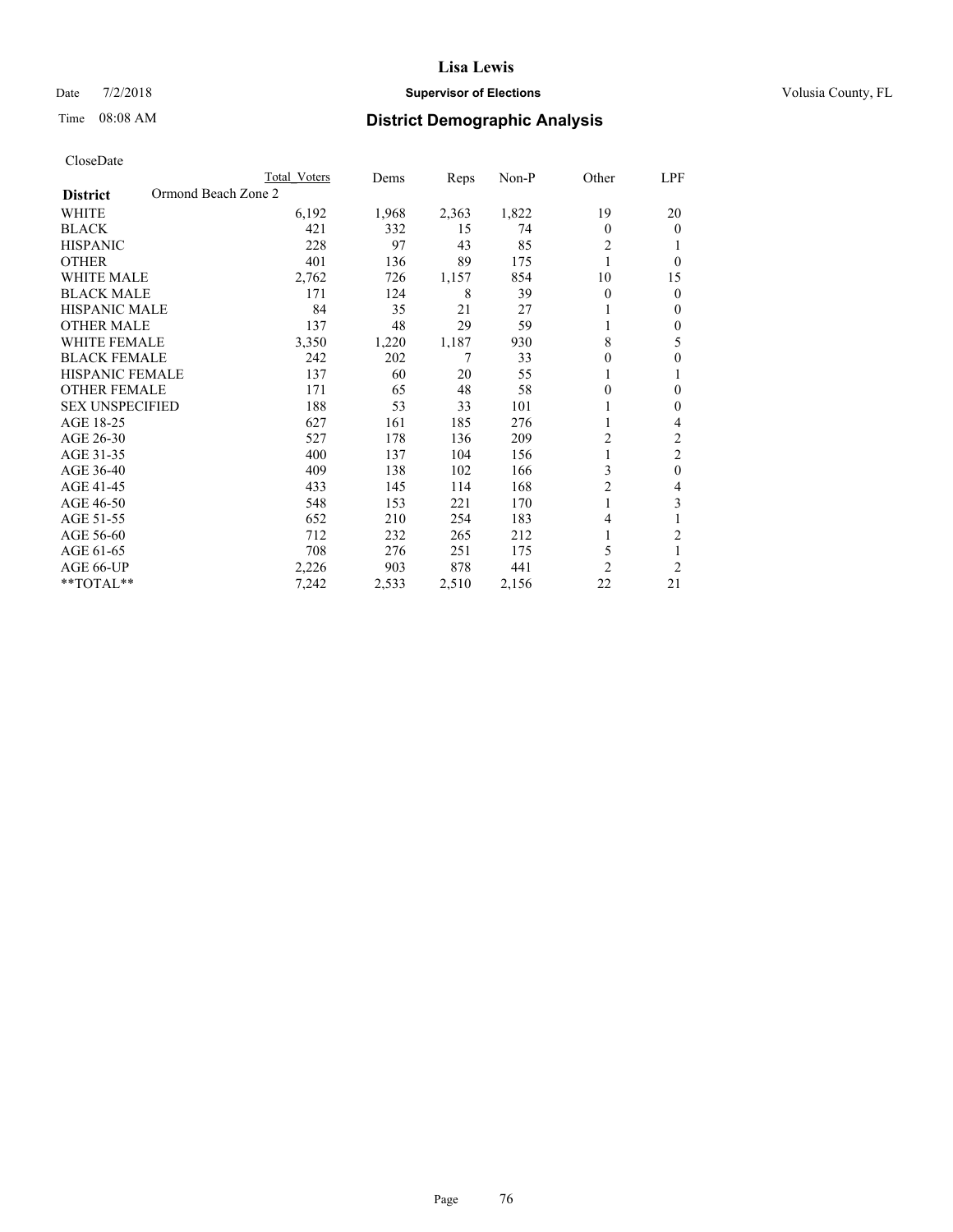# Lisa Lewis

Date 7/2/2018 **Supervisor of Elections** Volusia County, FL

Time 08:08 AM **District Demographic Analysis**

CloseDate

| District | Total Voters | Dems | Reps | Non-P | Other | LPF |
|---|---|---|---|---|---|---|
| **Ormond Beach Zone 2** | | | | | | |
| WHITE | 6,192 | 1,968 | 2,363 | 1,822 | 19 | 20 |
| BLACK | 421 | 332 | 15 | 74 | 0 | 0 |
| HISPANIC | 228 | 97 | 43 | 85 | 2 | 1 |
| OTHER | 401 | 136 | 89 | 175 | 1 | 0 |
| WHITE MALE | 2,762 | 726 | 1,157 | 854 | 10 | 15 |
| BLACK MALE | 171 | 124 | 8 | 39 | 0 | 0 |
| HISPANIC MALE | 84 | 35 | 21 | 27 | 1 | 0 |
| OTHER MALE | 137 | 48 | 29 | 59 | 1 | 0 |
| WHITE FEMALE | 3,350 | 1,220 | 1,187 | 930 | 8 | 5 |
| BLACK FEMALE | 242 | 202 | 7 | 33 | 0 | 0 |
| HISPANIC FEMALE | 137 | 60 | 20 | 55 | 1 | 1 |
| OTHER FEMALE | 171 | 65 | 48 | 58 | 0 | 0 |
| SEX UNSPECIFIED | 188 | 53 | 33 | 101 | 1 | 0 |
| AGE 18-25 | 627 | 161 | 185 | 276 | 1 | 4 |
| AGE 26-30 | 527 | 178 | 136 | 209 | 2 | 2 |
| AGE 31-35 | 400 | 137 | 104 | 156 | 1 | 2 |
| AGE 36-40 | 409 | 138 | 102 | 166 | 3 | 0 |
| AGE 41-45 | 433 | 145 | 114 | 168 | 2 | 4 |
| AGE 46-50 | 548 | 153 | 221 | 170 | 1 | 3 |
| AGE 51-55 | 652 | 210 | 254 | 183 | 4 | 1 |
| AGE 56-60 | 712 | 232 | 265 | 212 | 1 | 2 |
| AGE 61-65 | 708 | 276 | 251 | 175 | 5 | 1 |
| AGE 66-UP | 2,226 | 903 | 878 | 441 | 2 | 2 |
| **TOTAL** | 7,242 | 2,533 | 2,510 | 2,156 | 22 | 21 |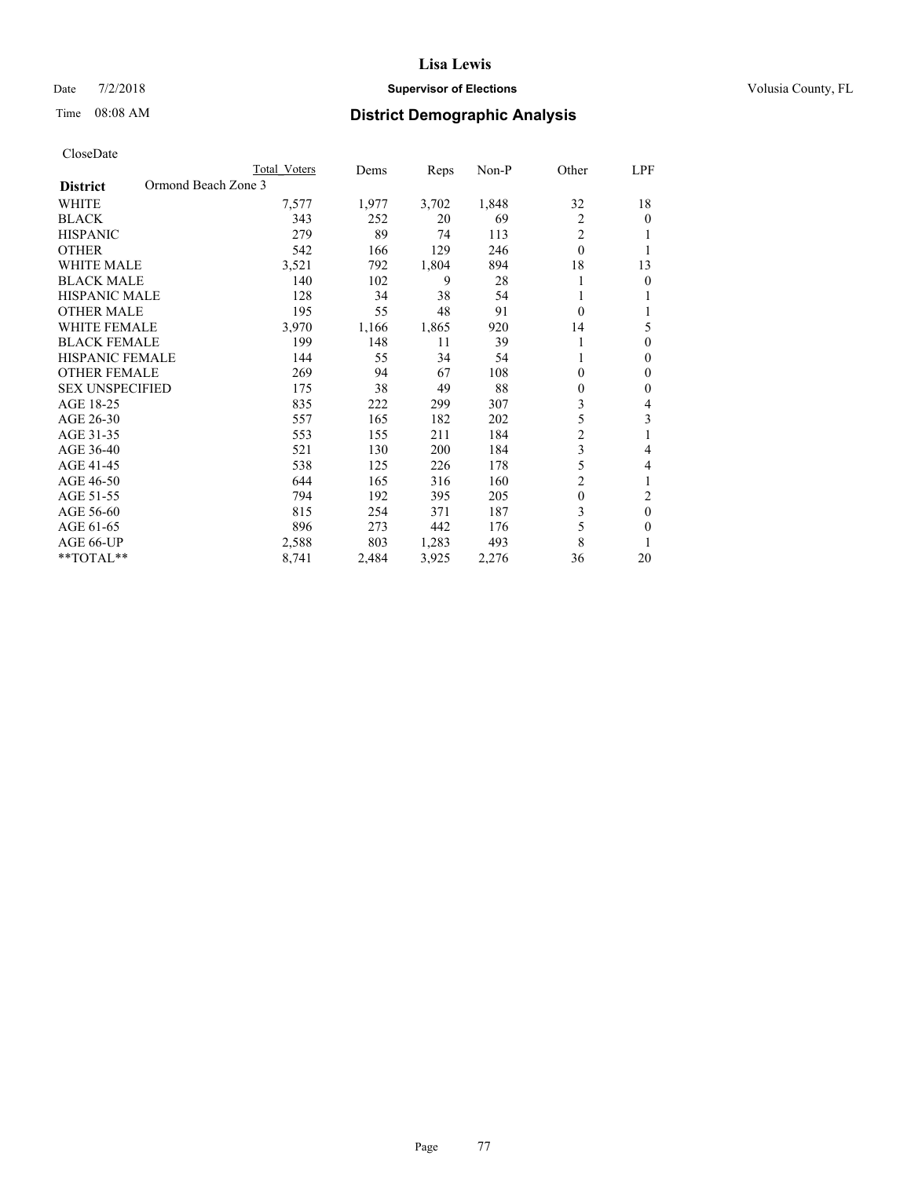**Lisa Lewis**

Date 7/2/2018 **Supervisor of Elections** Volusia County, FL

Time 08:08 AM **District Demographic Analysis**

CloseDate

| **District** Ormond Beach Zone 3 | Total Voters | Dems | Reps | Non-P | Other | LPF |
|---|---|---|---|---|---|---|
| WHITE | 7,577 | 1,977 | 3,702 | 1,848 | 32 | 18 |
| BLACK | 343 | 252 | 20 | 69 | 2 | 0 |
| HISPANIC | 279 | 89 | 74 | 113 | 2 | 1 |
| OTHER | 542 | 166 | 129 | 246 | 0 | 1 |
| WHITE MALE | 3,521 | 792 | 1,804 | 894 | 18 | 13 |
| BLACK MALE | 140 | 102 | 9 | 28 | 1 | 0 |
| HISPANIC MALE | 128 | 34 | 38 | 54 | 1 | 1 |
| OTHER MALE | 195 | 55 | 48 | 91 | 0 | 1 |
| WHITE FEMALE | 3,970 | 1,166 | 1,865 | 920 | 14 | 5 |
| BLACK FEMALE | 199 | 148 | 11 | 39 | 1 | 0 |
| HISPANIC FEMALE | 144 | 55 | 34 | 54 | 1 | 0 |
| OTHER FEMALE | 269 | 94 | 67 | 108 | 0 | 0 |
| SEX UNSPECIFIED | 175 | 38 | 49 | 88 | 0 | 0 |
| AGE 18-25 | 835 | 222 | 299 | 307 | 3 | 4 |
| AGE 26-30 | 557 | 165 | 182 | 202 | 5 | 3 |
| AGE 31-35 | 553 | 155 | 211 | 184 | 2 | 1 |
| AGE 36-40 | 521 | 130 | 200 | 184 | 3 | 4 |
| AGE 41-45 | 538 | 125 | 226 | 178 | 5 | 4 |
| AGE 46-50 | 644 | 165 | 316 | 160 | 2 | 1 |
| AGE 51-55 | 794 | 192 | 395 | 205 | 0 | 2 |
| AGE 56-60 | 815 | 254 | 371 | 187 | 3 | 0 |
| AGE 61-65 | 896 | 273 | 442 | 176 | 5 | 0 |
| AGE 66-UP | 2,588 | 803 | 1,283 | 493 | 8 | 1 |
| **TOTAL** | 8,741 | 2,484 | 3,925 | 2,276 | 36 | 20 |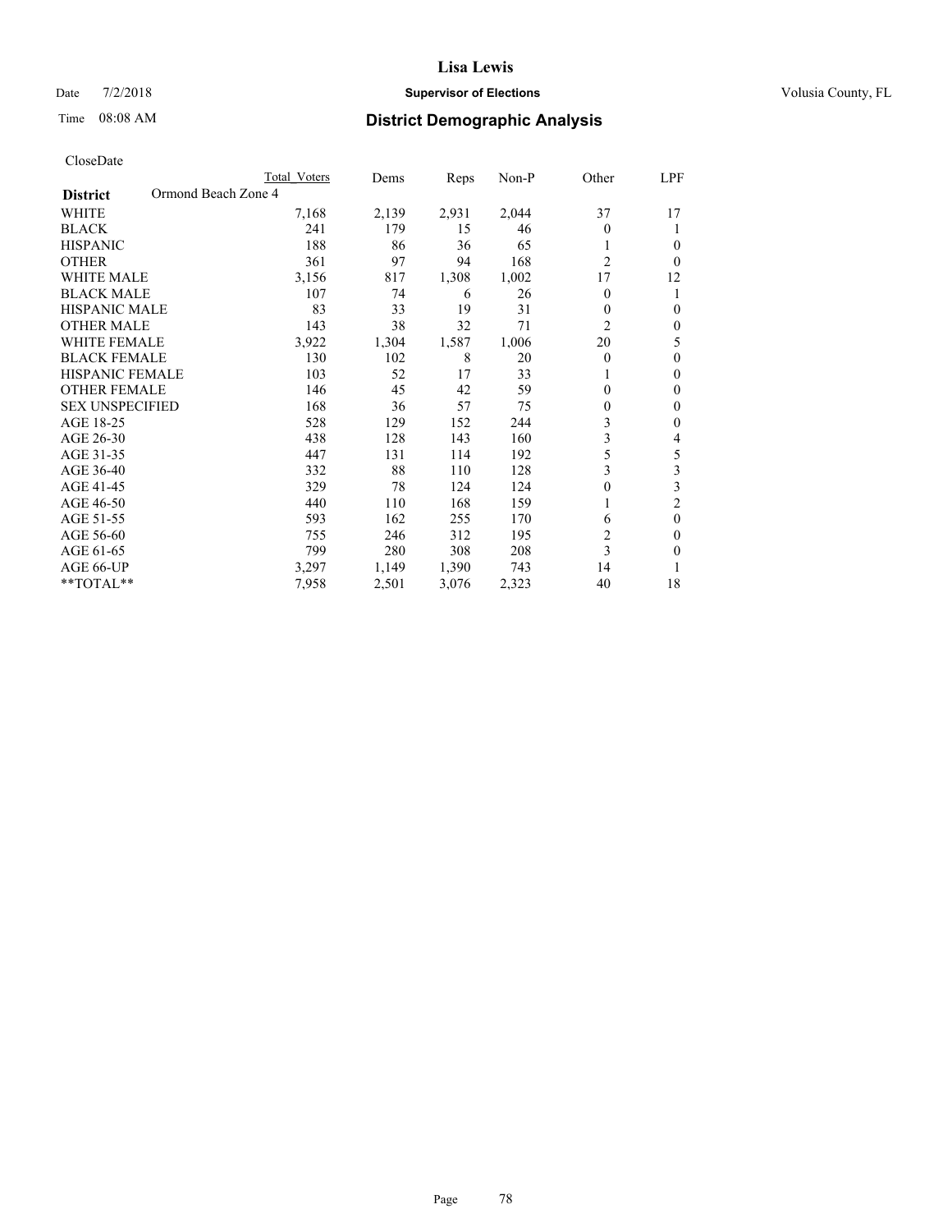# District Demographic Analysis

CloseDate

| District | Ormond Beach Zone 4 | Total Voters | Dems | Reps | Non-P | Other | LPF |
|---|---|---|---|---|---|---|---|
| WHITE | | 7,168 | 2,139 | 2,931 | 2,044 | 37 | 17 |
| BLACK | | 241 | 179 | 15 | 46 | 0 | 1 |
| HISPANIC | | 188 | 86 | 36 | 65 | 1 | 0 |
| OTHER | | 361 | 97 | 94 | 168 | 2 | 0 |
| WHITE MALE | | 3,156 | 817 | 1,308 | 1,002 | 17 | 12 |
| BLACK MALE | | 107 | 74 | 6 | 26 | 0 | 1 |
| HISPANIC MALE | | 83 | 33 | 19 | 31 | 0 | 0 |
| OTHER MALE | | 143 | 38 | 32 | 71 | 2 | 0 |
| WHITE FEMALE | | 3,922 | 1,304 | 1,587 | 1,006 | 20 | 5 |
| BLACK FEMALE | | 130 | 102 | 8 | 20 | 0 | 0 |
| HISPANIC FEMALE | | 103 | 52 | 17 | 33 | 1 | 0 |
| OTHER FEMALE | | 146 | 45 | 42 | 59 | 0 | 0 |
| SEX UNSPECIFIED | | 168 | 36 | 57 | 75 | 0 | 0 |
| AGE 18-25 | | 528 | 129 | 152 | 244 | 3 | 0 |
| AGE 26-30 | | 438 | 128 | 143 | 160 | 3 | 4 |
| AGE 31-35 | | 447 | 131 | 114 | 192 | 5 | 5 |
| AGE 36-40 | | 332 | 88 | 110 | 128 | 3 | 3 |
| AGE 41-45 | | 329 | 78 | 124 | 124 | 0 | 3 |
| AGE 46-50 | | 440 | 110 | 168 | 159 | 1 | 2 |
| AGE 51-55 | | 593 | 162 | 255 | 170 | 6 | 0 |
| AGE 56-60 | | 755 | 246 | 312 | 195 | 2 | 0 |
| AGE 61-65 | | 799 | 280 | 308 | 208 | 3 | 0 |
| AGE 66-UP | | 3,297 | 1,149 | 1,390 | 743 | 14 | 1 |
| **TOTAL** | | 7,958 | 2,501 | 3,076 | 2,323 | 40 | 18 |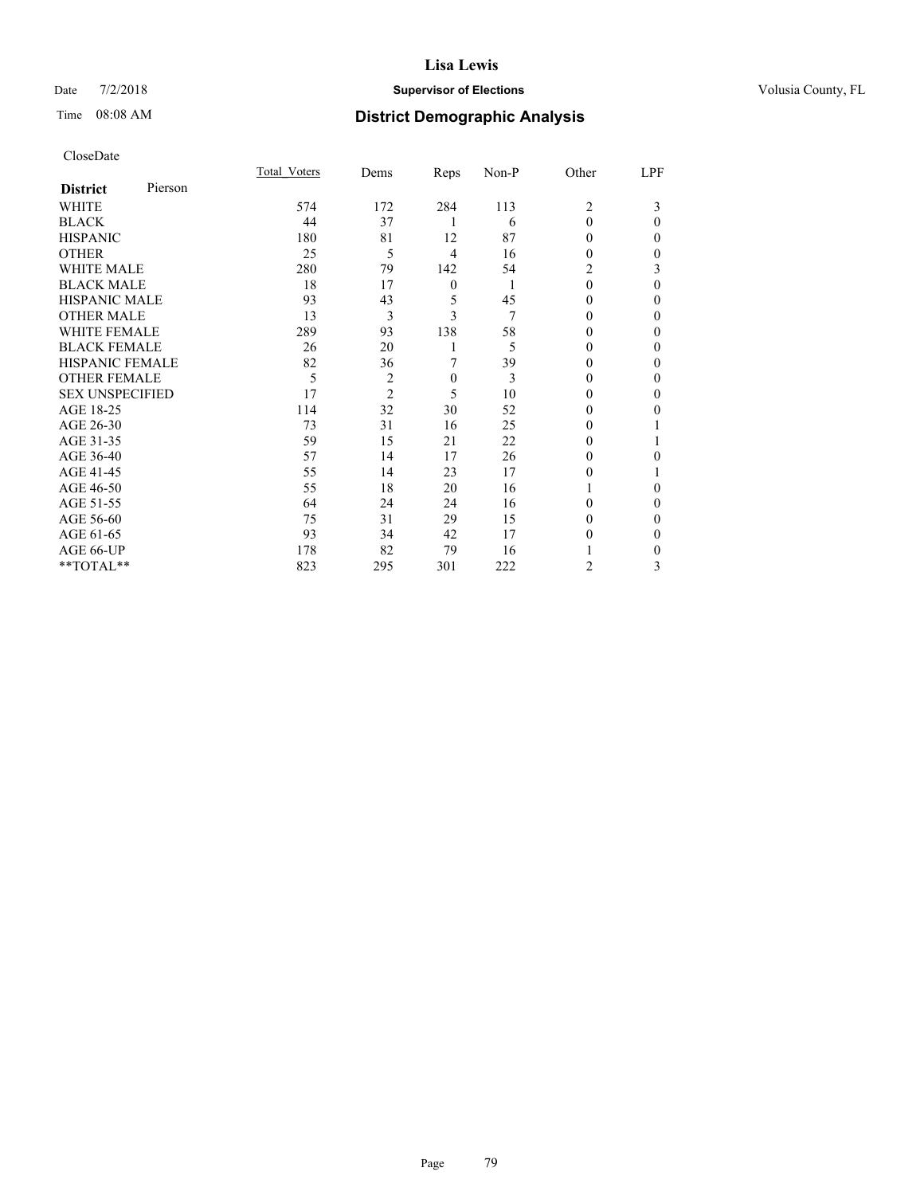Date 7/2/2018

Time 08:08 AM

# Lisa Lewis

## Supervisor of Elections

Volusia County, FL

## District Demographic Analysis

CloseDate

| District Pierson | Total_Voters | Dems | Reps | Non-P | Other | LPF |
|---|---|---|---|---|---|---|
| WHITE | 574 | 172 | 284 | 113 | 2 | 3 |
| BLACK | 44 | 37 | 1 | 6 | 0 | 0 |
| HISPANIC | 180 | 81 | 12 | 87 | 0 | 0 |
| OTHER | 25 | 5 | 4 | 16 | 0 | 0 |
| WHITE MALE | 280 | 79 | 142 | 54 | 2 | 3 |
| BLACK MALE | 18 | 17 | 0 | 1 | 0 | 0 |
| HISPANIC MALE | 93 | 43 | 5 | 45 | 0 | 0 |
| OTHER MALE | 13 | 3 | 3 | 7 | 0 | 0 |
| WHITE FEMALE | 289 | 93 | 138 | 58 | 0 | 0 |
| BLACK FEMALE | 26 | 20 | 1 | 5 | 0 | 0 |
| HISPANIC FEMALE | 82 | 36 | 7 | 39 | 0 | 0 |
| OTHER FEMALE | 5 | 2 | 0 | 3 | 0 | 0 |
| SEX UNSPECIFIED | 17 | 2 | 5 | 10 | 0 | 0 |
| AGE 18-25 | 114 | 32 | 30 | 52 | 0 | 0 |
| AGE 26-30 | 73 | 31 | 16 | 25 | 0 | 1 |
| AGE 31-35 | 59 | 15 | 21 | 22 | 0 | 1 |
| AGE 36-40 | 57 | 14 | 17 | 26 | 0 | 0 |
| AGE 41-45 | 55 | 14 | 23 | 17 | 0 | 1 |
| AGE 46-50 | 55 | 18 | 20 | 16 | 1 | 0 |
| AGE 51-55 | 64 | 24 | 24 | 16 | 0 | 0 |
| AGE 56-60 | 75 | 31 | 29 | 15 | 0 | 0 |
| AGE 61-65 | 93 | 34 | 42 | 17 | 0 | 0 |
| AGE 66-UP | 178 | 82 | 79 | 16 | 1 | 0 |
| **TOTAL** | 823 | 295 | 301 | 222 | 2 | 3 |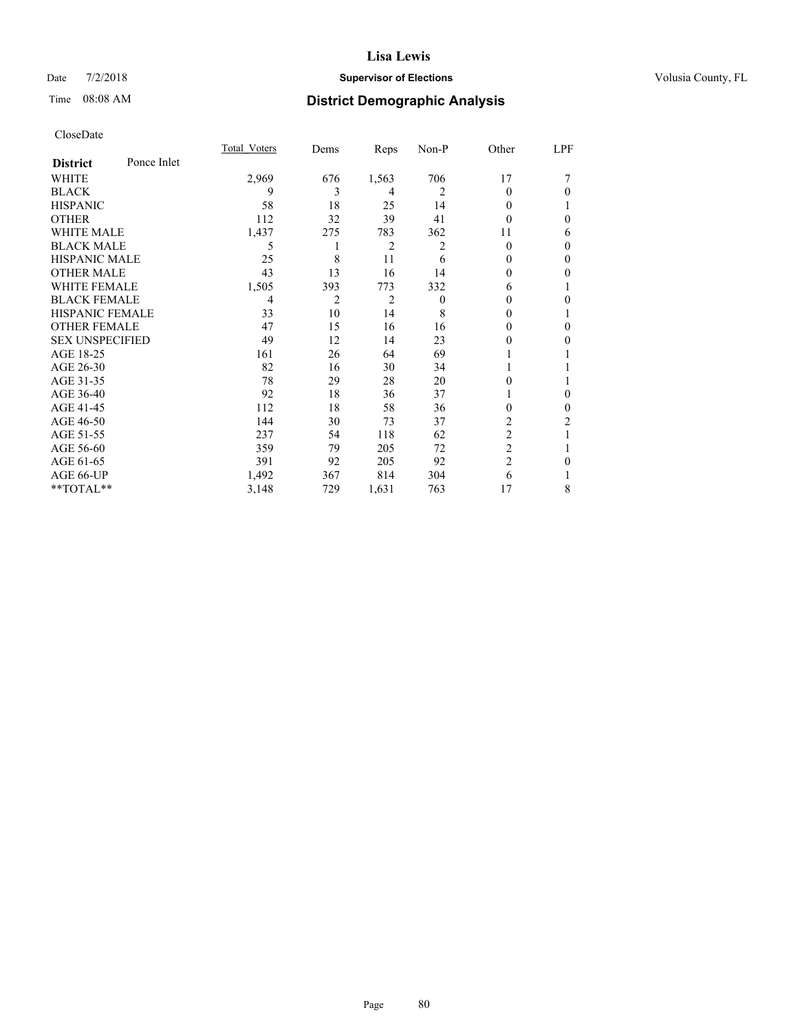# Lisa Lewis

Date 7/2/2018 **Supervisor of Elections** Volusia County, FL

Time 08:08 AM **District Demographic Analysis**

CloseDate

| **District** Ponce Inlet | Total_Voters | Dems | Reps | Non-P | Other | LPF |
|---|---|---|---|---|---|---|
| WHITE | 2,969 | 676 | 1,563 | 706 | 17 | 7 |
| BLACK | 9 | 3 | 4 | 2 | 0 | 0 |
| HISPANIC | 58 | 18 | 25 | 14 | 0 | 1 |
| OTHER | 112 | 32 | 39 | 41 | 0 | 0 |
| WHITE MALE | 1,437 | 275 | 783 | 362 | 11 | 6 |
| BLACK MALE | 5 | 1 | 2 | 2 | 0 | 0 |
| HISPANIC MALE | 25 | 8 | 11 | 6 | 0 | 0 |
| OTHER MALE | 43 | 13 | 16 | 14 | 0 | 0 |
| WHITE FEMALE | 1,505 | 393 | 773 | 332 | 6 | 1 |
| BLACK FEMALE | 4 | 2 | 2 | 0 | 0 | 0 |
| HISPANIC FEMALE | 33 | 10 | 14 | 8 | 0 | 1 |
| OTHER FEMALE | 47 | 15 | 16 | 16 | 0 | 0 |
| SEX UNSPECIFIED | 49 | 12 | 14 | 23 | 0 | 0 |
| AGE 18-25 | 161 | 26 | 64 | 69 | 1 | 1 |
| AGE 26-30 | 82 | 16 | 30 | 34 | 1 | 1 |
| AGE 31-35 | 78 | 29 | 28 | 20 | 0 | 1 |
| AGE 36-40 | 92 | 18 | 36 | 37 | 1 | 0 |
| AGE 41-45 | 112 | 18 | 58 | 36 | 0 | 0 |
| AGE 46-50 | 144 | 30 | 73 | 37 | 2 | 2 |
| AGE 51-55 | 237 | 54 | 118 | 62 | 2 | 1 |
| AGE 56-60 | 359 | 79 | 205 | 72 | 2 | 1 |
| AGE 61-65 | 391 | 92 | 205 | 92 | 2 | 0 |
| AGE 66-UP | 1,492 | 367 | 814 | 304 | 6 | 1 |
| **TOTAL** | 3,148 | 729 | 1,631 | 763 | 17 | 8 |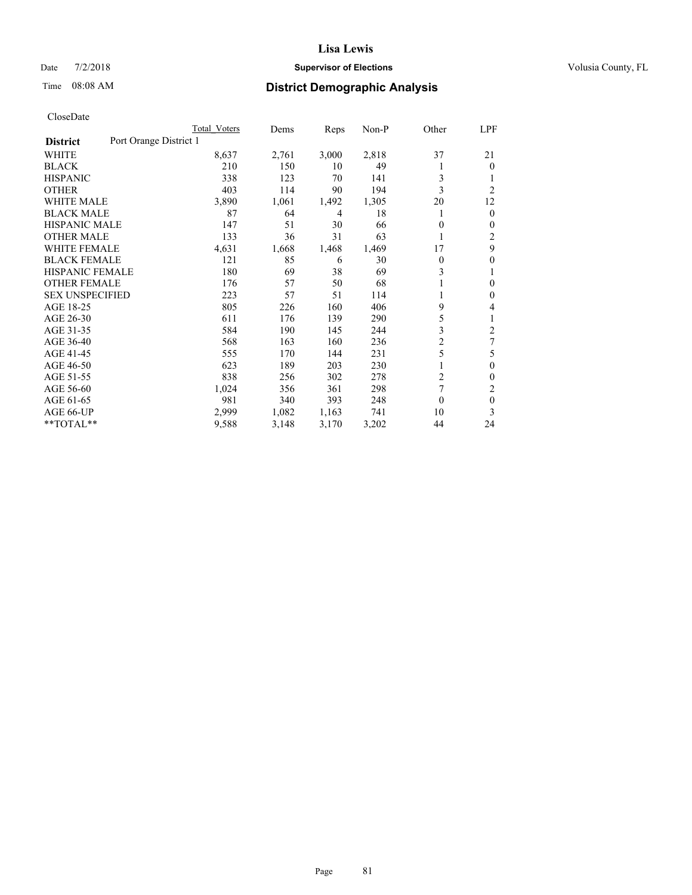# Lisa Lewis

Date 7/2/2018 **Supervisor of Elections** Volusia County, FL

Time 08:08 AM **District Demographic Analysis**

CloseDate

| | Total Voters | Dems | Reps | Non-P | Other | LPF |
|---|---|---|---|---|---|---|
| **District** Port Orange District 1 | | | | | | |
| WHITE | 8,637 | 2,761 | 3,000 | 2,818 | 37 | 21 |
| BLACK | 210 | 150 | 10 | 49 | 1 | 0 |
| HISPANIC | 338 | 123 | 70 | 141 | 3 | 1 |
| OTHER | 403 | 114 | 90 | 194 | 3 | 2 |
| WHITE MALE | 3,890 | 1,061 | 1,492 | 1,305 | 20 | 12 |
| BLACK MALE | 87 | 64 | 4 | 18 | 1 | 0 |
| HISPANIC MALE | 147 | 51 | 30 | 66 | 0 | 0 |
| OTHER MALE | 133 | 36 | 31 | 63 | 1 | 2 |
| WHITE FEMALE | 4,631 | 1,668 | 1,468 | 1,469 | 17 | 9 |
| BLACK FEMALE | 121 | 85 | 6 | 30 | 0 | 0 |
| HISPANIC FEMALE | 180 | 69 | 38 | 69 | 3 | 1 |
| OTHER FEMALE | 176 | 57 | 50 | 68 | 1 | 0 |
| SEX UNSPECIFIED | 223 | 57 | 51 | 114 | 1 | 0 |
| AGE 18-25 | 805 | 226 | 160 | 406 | 9 | 4 |
| AGE 26-30 | 611 | 176 | 139 | 290 | 5 | 1 |
| AGE 31-35 | 584 | 190 | 145 | 244 | 3 | 2 |
| AGE 36-40 | 568 | 163 | 160 | 236 | 2 | 7 |
| AGE 41-45 | 555 | 170 | 144 | 231 | 5 | 5 |
| AGE 46-50 | 623 | 189 | 203 | 230 | 1 | 0 |
| AGE 51-55 | 838 | 256 | 302 | 278 | 2 | 0 |
| AGE 56-60 | 1,024 | 356 | 361 | 298 | 7 | 2 |
| AGE 61-65 | 981 | 340 | 393 | 248 | 0 | 0 |
| AGE 66-UP | 2,999 | 1,082 | 1,163 | 741 | 10 | 3 |
| **TOTAL** | 9,588 | 3,148 | 3,170 | 3,202 | 44 | 24 |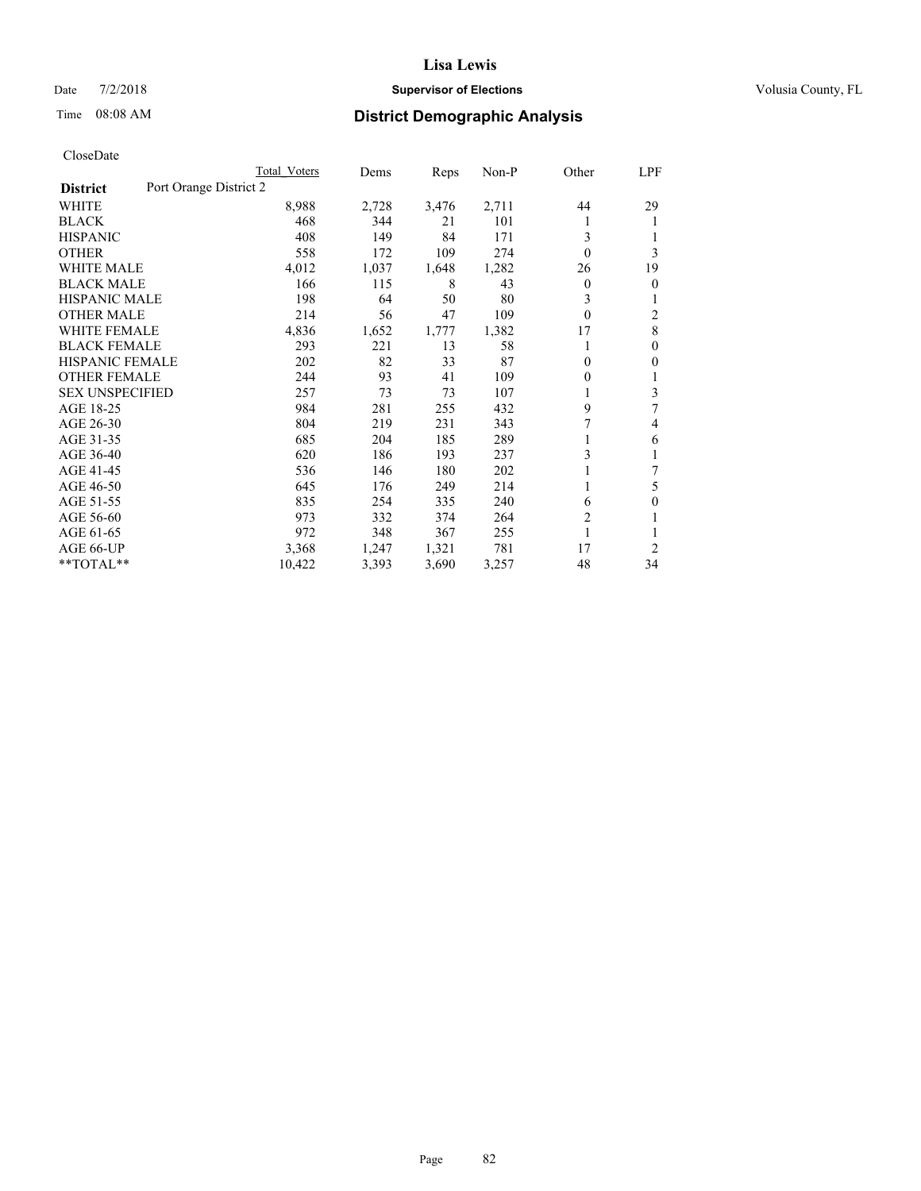# Lisa Lewis

Date 7/2/2018 **Supervisor of Elections** Volusia County, FL

Time 08:08 AM **District Demographic Analysis**

CloseDate

| District | Port Orange District 2 | Total Voters | Dems | Reps | Non-P | Other | LPF |
|---|---|---|---|---|---|---|---|
| WHITE | | 8,988 | 2,728 | 3,476 | 2,711 | 44 | 29 |
| BLACK | | 468 | 344 | 21 | 101 | 1 | 1 |
| HISPANIC | | 408 | 149 | 84 | 171 | 3 | 1 |
| OTHER | | 558 | 172 | 109 | 274 | 0 | 3 |
| WHITE MALE | | 4,012 | 1,037 | 1,648 | 1,282 | 26 | 19 |
| BLACK MALE | | 166 | 115 | 8 | 43 | 0 | 0 |
| HISPANIC MALE | | 198 | 64 | 50 | 80 | 3 | 1 |
| OTHER MALE | | 214 | 56 | 47 | 109 | 0 | 2 |
| WHITE FEMALE | | 4,836 | 1,652 | 1,777 | 1,382 | 17 | 8 |
| BLACK FEMALE | | 293 | 221 | 13 | 58 | 1 | 0 |
| HISPANIC FEMALE | | 202 | 82 | 33 | 87 | 0 | 0 |
| OTHER FEMALE | | 244 | 93 | 41 | 109 | 0 | 1 |
| SEX UNSPECIFIED | | 257 | 73 | 73 | 107 | 1 | 3 |
| AGE 18-25 | | 984 | 281 | 255 | 432 | 9 | 7 |
| AGE 26-30 | | 804 | 219 | 231 | 343 | 7 | 4 |
| AGE 31-35 | | 685 | 204 | 185 | 289 | 1 | 6 |
| AGE 36-40 | | 620 | 186 | 193 | 237 | 3 | 1 |
| AGE 41-45 | | 536 | 146 | 180 | 202 | 1 | 7 |
| AGE 46-50 | | 645 | 176 | 249 | 214 | 1 | 5 |
| AGE 51-55 | | 835 | 254 | 335 | 240 | 6 | 0 |
| AGE 56-60 | | 973 | 332 | 374 | 264 | 2 | 1 |
| AGE 61-65 | | 972 | 348 | 367 | 255 | 1 | 1 |
| AGE 66-UP | | 3,368 | 1,247 | 1,321 | 781 | 17 | 2 |
| **TOTAL** | | 10,422 | 3,393 | 3,690 | 3,257 | 48 | 34 |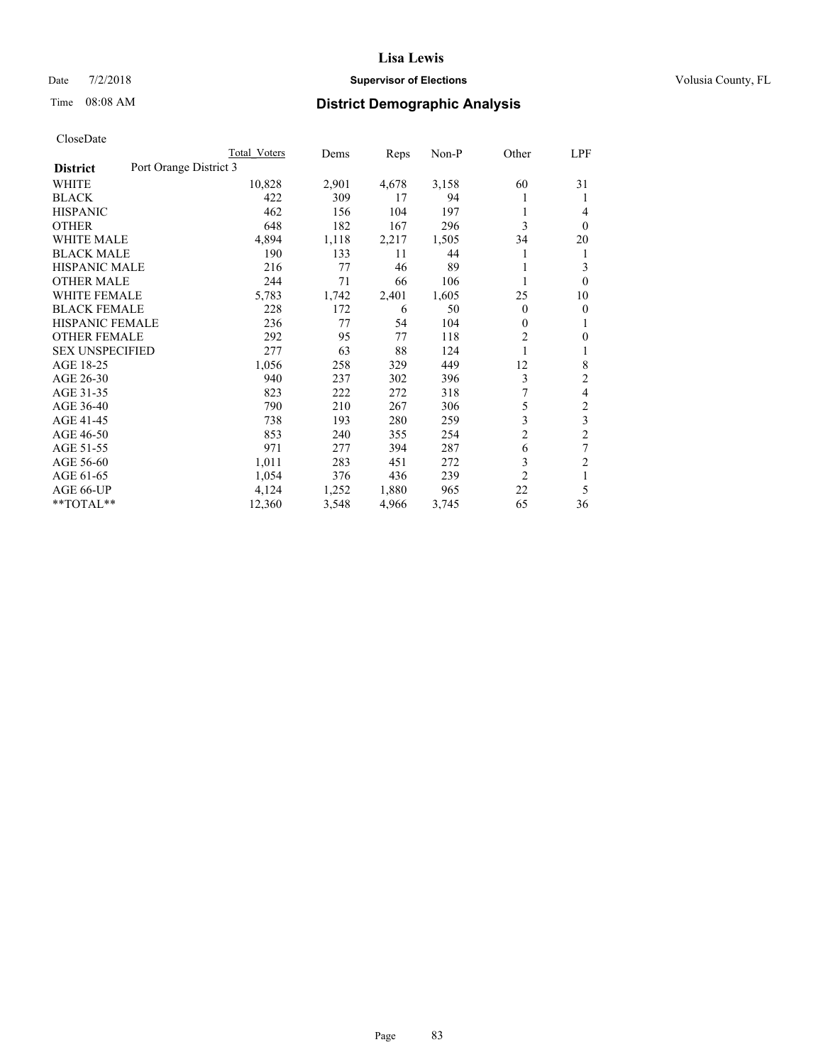# District Demographic Analysis

CloseDate

| District | Port Orange District 3 | Total Voters | Dems | Reps | Non-P | Other | LPF |
|---|---|---|---|---|---|---|---|
| WHITE | | 10,828 | 2,901 | 4,678 | 3,158 | 60 | 31 |
| BLACK | | 422 | 309 | 17 | 94 | 1 | 1 |
| HISPANIC | | 462 | 156 | 104 | 197 | 1 | 4 |
| OTHER | | 648 | 182 | 167 | 296 | 3 | 0 |
| WHITE MALE | | 4,894 | 1,118 | 2,217 | 1,505 | 34 | 20 |
| BLACK MALE | | 190 | 133 | 11 | 44 | 1 | 1 |
| HISPANIC MALE | | 216 | 77 | 46 | 89 | 1 | 3 |
| OTHER MALE | | 244 | 71 | 66 | 106 | 1 | 0 |
| WHITE FEMALE | | 5,783 | 1,742 | 2,401 | 1,605 | 25 | 10 |
| BLACK FEMALE | | 228 | 172 | 6 | 50 | 0 | 0 |
| HISPANIC FEMALE | | 236 | 77 | 54 | 104 | 0 | 1 |
| OTHER FEMALE | | 292 | 95 | 77 | 118 | 2 | 0 |
| SEX UNSPECIFIED | | 277 | 63 | 88 | 124 | 1 | 1 |
| AGE 18-25 | | 1,056 | 258 | 329 | 449 | 12 | 8 |
| AGE 26-30 | | 940 | 237 | 302 | 396 | 3 | 2 |
| AGE 31-35 | | 823 | 222 | 272 | 318 | 7 | 4 |
| AGE 36-40 | | 790 | 210 | 267 | 306 | 5 | 2 |
| AGE 41-45 | | 738 | 193 | 280 | 259 | 3 | 3 |
| AGE 46-50 | | 853 | 240 | 355 | 254 | 2 | 2 |
| AGE 51-55 | | 971 | 277 | 394 | 287 | 6 | 7 |
| AGE 56-60 | | 1,011 | 283 | 451 | 272 | 3 | 2 |
| AGE 61-65 | | 1,054 | 376 | 436 | 239 | 2 | 1 |
| AGE 66-UP | | 4,124 | 1,252 | 1,880 | 965 | 22 | 5 |
| **TOTAL** | | 12,360 | 3,548 | 4,966 | 3,745 | 65 | 36 |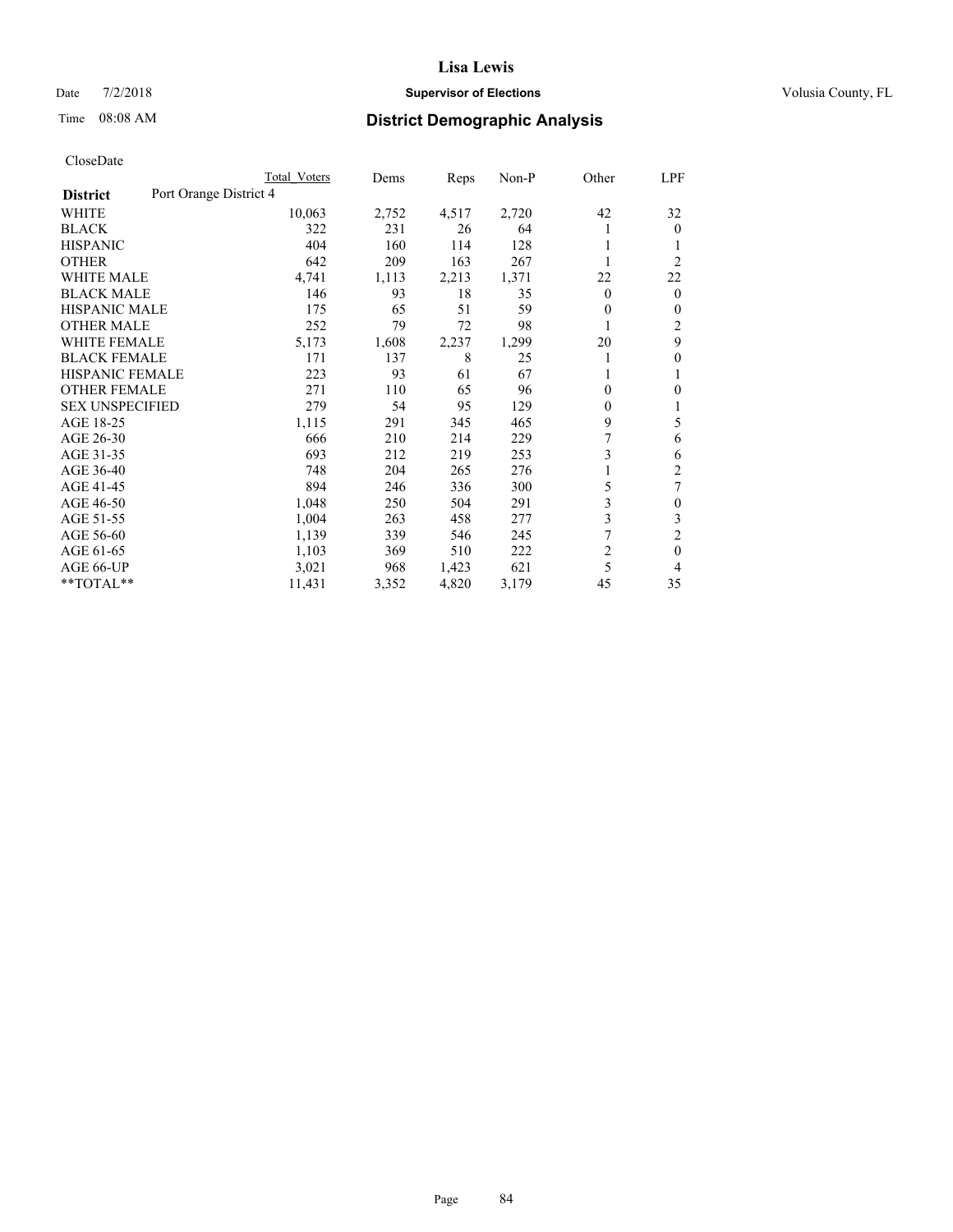# Lisa Lewis

Date 7/2/2018 **Supervisor of Elections** Volusia County, FL

Time 08:08 AM **District Demographic Analysis**

CloseDate

| District | Port Orange District 4 | Total Voters | Dems | Reps | Non-P | Other | LPF |
|---|---|---|---|---|---|---|---|
| WHITE | | 10,063 | 2,752 | 4,517 | 2,720 | 42 | 32 |
| BLACK | | 322 | 231 | 26 | 64 | 1 | 0 |
| HISPANIC | | 404 | 160 | 114 | 128 | 1 | 1 |
| OTHER | | 642 | 209 | 163 | 267 | 1 | 2 |
| WHITE MALE | | 4,741 | 1,113 | 2,213 | 1,371 | 22 | 22 |
| BLACK MALE | | 146 | 93 | 18 | 35 | 0 | 0 |
| HISPANIC MALE | | 175 | 65 | 51 | 59 | 0 | 0 |
| OTHER MALE | | 252 | 79 | 72 | 98 | 1 | 2 |
| WHITE FEMALE | | 5,173 | 1,608 | 2,237 | 1,299 | 20 | 9 |
| BLACK FEMALE | | 171 | 137 | 8 | 25 | 1 | 0 |
| HISPANIC FEMALE | | 223 | 93 | 61 | 67 | 1 | 1 |
| OTHER FEMALE | | 271 | 110 | 65 | 96 | 0 | 0 |
| SEX UNSPECIFIED | | 279 | 54 | 95 | 129 | 0 | 1 |
| AGE 18-25 | | 1,115 | 291 | 345 | 465 | 9 | 5 |
| AGE 26-30 | | 666 | 210 | 214 | 229 | 7 | 6 |
| AGE 31-35 | | 693 | 212 | 219 | 253 | 3 | 6 |
| AGE 36-40 | | 748 | 204 | 265 | 276 | 1 | 2 |
| AGE 41-45 | | 894 | 246 | 336 | 300 | 5 | 7 |
| AGE 46-50 | | 1,048 | 250 | 504 | 291 | 3 | 0 |
| AGE 51-55 | | 1,004 | 263 | 458 | 277 | 3 | 3 |
| AGE 56-60 | | 1,139 | 339 | 546 | 245 | 7 | 2 |
| AGE 61-65 | | 1,103 | 369 | 510 | 222 | 2 | 0 |
| AGE 66-UP | | 3,021 | 968 | 1,423 | 621 | 5 | 4 |
| **TOTAL** | | 11,431 | 3,352 | 4,820 | 3,179 | 45 | 35 |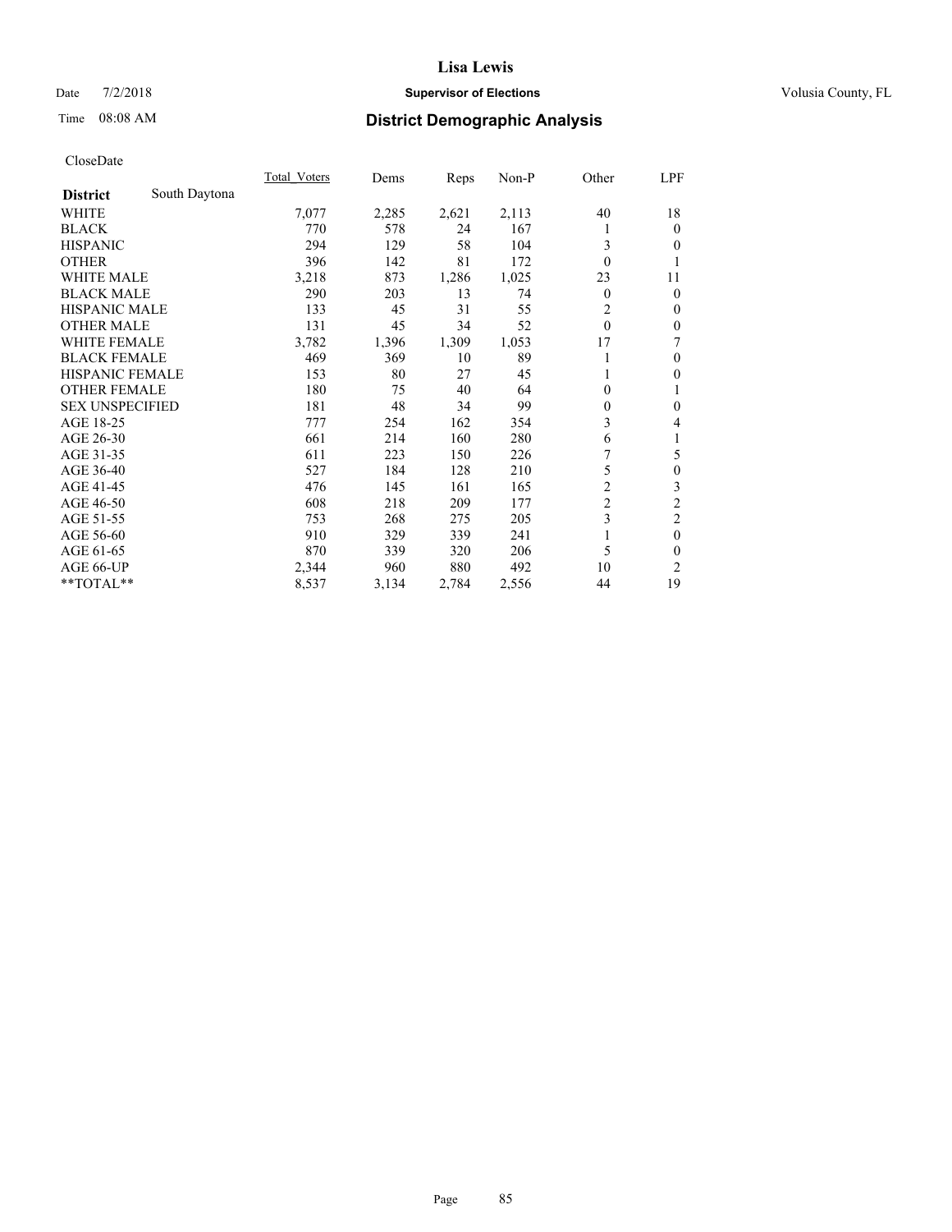# Lisa Lewis

Date 7/2/2018 **Supervisor of Elections** Volusia County, FL

Time 08:08 AM **District Demographic Analysis**

CloseDate

| District: South Daytona | Total_Voters | Dems | Reps | Non-P | Other | LPF |
|---|---|---|---|---|---|---|
| WHITE | 7,077 | 2,285 | 2,621 | 2,113 | 40 | 18 |
| BLACK | 770 | 578 | 24 | 167 | 1 | 0 |
| HISPANIC | 294 | 129 | 58 | 104 | 3 | 0 |
| OTHER | 396 | 142 | 81 | 172 | 0 | 1 |
| WHITE MALE | 3,218 | 873 | 1,286 | 1,025 | 23 | 11 |
| BLACK MALE | 290 | 203 | 13 | 74 | 0 | 0 |
| HISPANIC MALE | 133 | 45 | 31 | 55 | 2 | 0 |
| OTHER MALE | 131 | 45 | 34 | 52 | 0 | 0 |
| WHITE FEMALE | 3,782 | 1,396 | 1,309 | 1,053 | 17 | 7 |
| BLACK FEMALE | 469 | 369 | 10 | 89 | 1 | 0 |
| HISPANIC FEMALE | 153 | 80 | 27 | 45 | 1 | 0 |
| OTHER FEMALE | 180 | 75 | 40 | 64 | 0 | 1 |
| SEX UNSPECIFIED | 181 | 48 | 34 | 99 | 0 | 0 |
| AGE 18-25 | 777 | 254 | 162 | 354 | 3 | 4 |
| AGE 26-30 | 661 | 214 | 160 | 280 | 6 | 1 |
| AGE 31-35 | 611 | 223 | 150 | 226 | 7 | 5 |
| AGE 36-40 | 527 | 184 | 128 | 210 | 5 | 0 |
| AGE 41-45 | 476 | 145 | 161 | 165 | 2 | 3 |
| AGE 46-50 | 608 | 218 | 209 | 177 | 2 | 2 |
| AGE 51-55 | 753 | 268 | 275 | 205 | 3 | 2 |
| AGE 56-60 | 910 | 329 | 339 | 241 | 1 | 0 |
| AGE 61-65 | 870 | 339 | 320 | 206 | 5 | 0 |
| AGE 66-UP | 2,344 | 960 | 880 | 492 | 10 | 2 |
| **TOTAL** | 8,537 | 3,134 | 2,784 | 2,556 | 44 | 19 |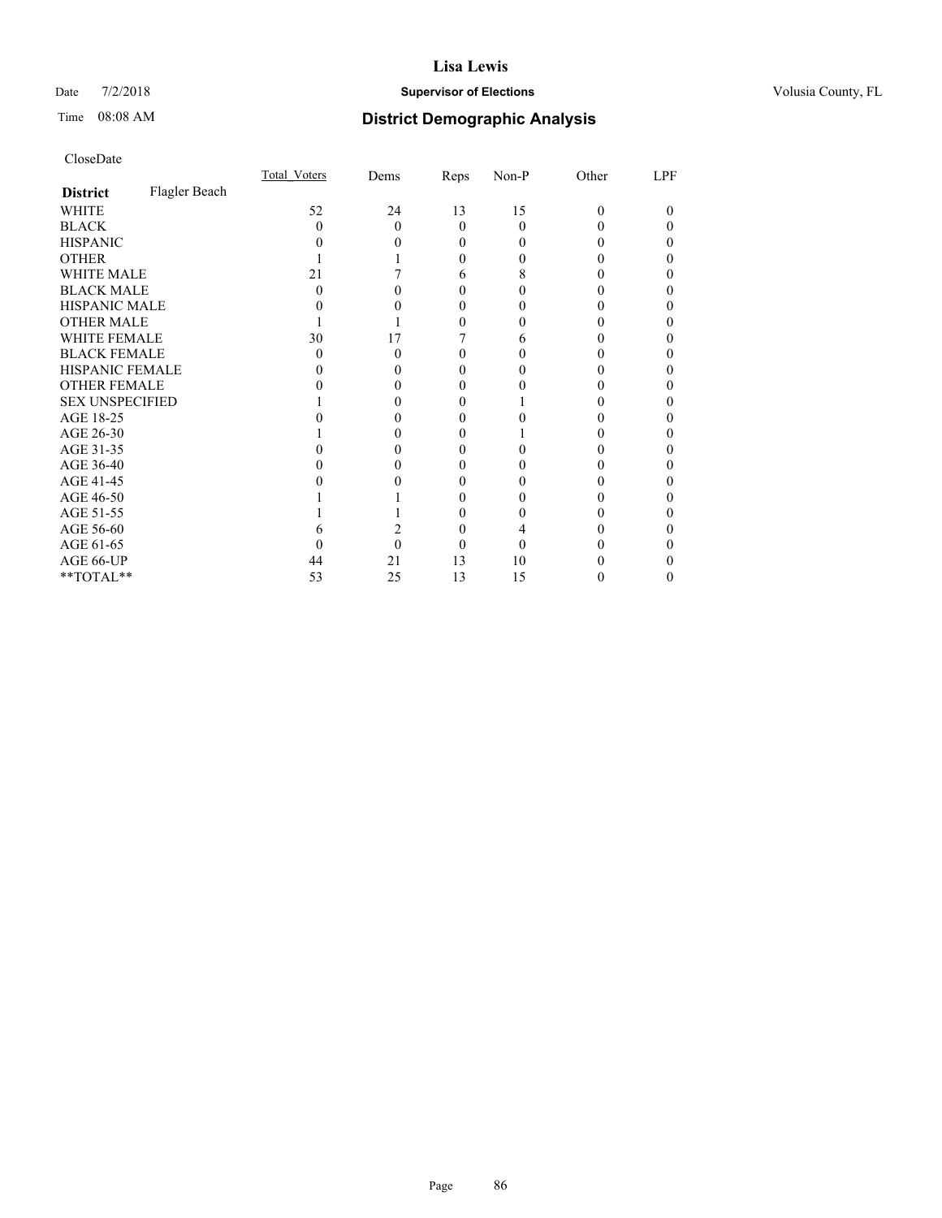# Lisa Lewis

Date 7/2/2018 **Supervisor of Elections** Volusia County, FL

Time 08:08 AM **District Demographic Analysis**

CloseDate

| | Total_Voters | Dems | Reps | Non-P | Other | LPF |
|---|---|---|---|---|---|---|
| **District** Flagler Beach | | | | | | |
| WHITE | 52 | 24 | 13 | 15 | 0 | 0 |
| BLACK | 0 | 0 | 0 | 0 | 0 | 0 |
| HISPANIC | 0 | 0 | 0 | 0 | 0 | 0 |
| OTHER | 1 | 1 | 0 | 0 | 0 | 0 |
| WHITE MALE | 21 | 7 | 6 | 8 | 0 | 0 |
| BLACK MALE | 0 | 0 | 0 | 0 | 0 | 0 |
| HISPANIC MALE | 0 | 0 | 0 | 0 | 0 | 0 |
| OTHER MALE | 1 | 1 | 0 | 0 | 0 | 0 |
| WHITE FEMALE | 30 | 17 | 7 | 6 | 0 | 0 |
| BLACK FEMALE | 0 | 0 | 0 | 0 | 0 | 0 |
| HISPANIC FEMALE | 0 | 0 | 0 | 0 | 0 | 0 |
| OTHER FEMALE | 0 | 0 | 0 | 0 | 0 | 0 |
| SEX UNSPECIFIED | 1 | 0 | 0 | 1 | 0 | 0 |
| AGE 18-25 | 0 | 0 | 0 | 0 | 0 | 0 |
| AGE 26-30 | 1 | 0 | 0 | 1 | 0 | 0 |
| AGE 31-35 | 0 | 0 | 0 | 0 | 0 | 0 |
| AGE 36-40 | 0 | 0 | 0 | 0 | 0 | 0 |
| AGE 41-45 | 0 | 0 | 0 | 0 | 0 | 0 |
| AGE 46-50 | 1 | 1 | 0 | 0 | 0 | 0 |
| AGE 51-55 | 1 | 1 | 0 | 0 | 0 | 0 |
| AGE 56-60 | 6 | 2 | 0 | 4 | 0 | 0 |
| AGE 61-65 | 0 | 0 | 0 | 0 | 0 | 0 |
| AGE 66-UP | 44 | 21 | 13 | 10 | 0 | 0 |
| **TOTAL** | 53 | 25 | 13 | 15 | 0 | 0 |